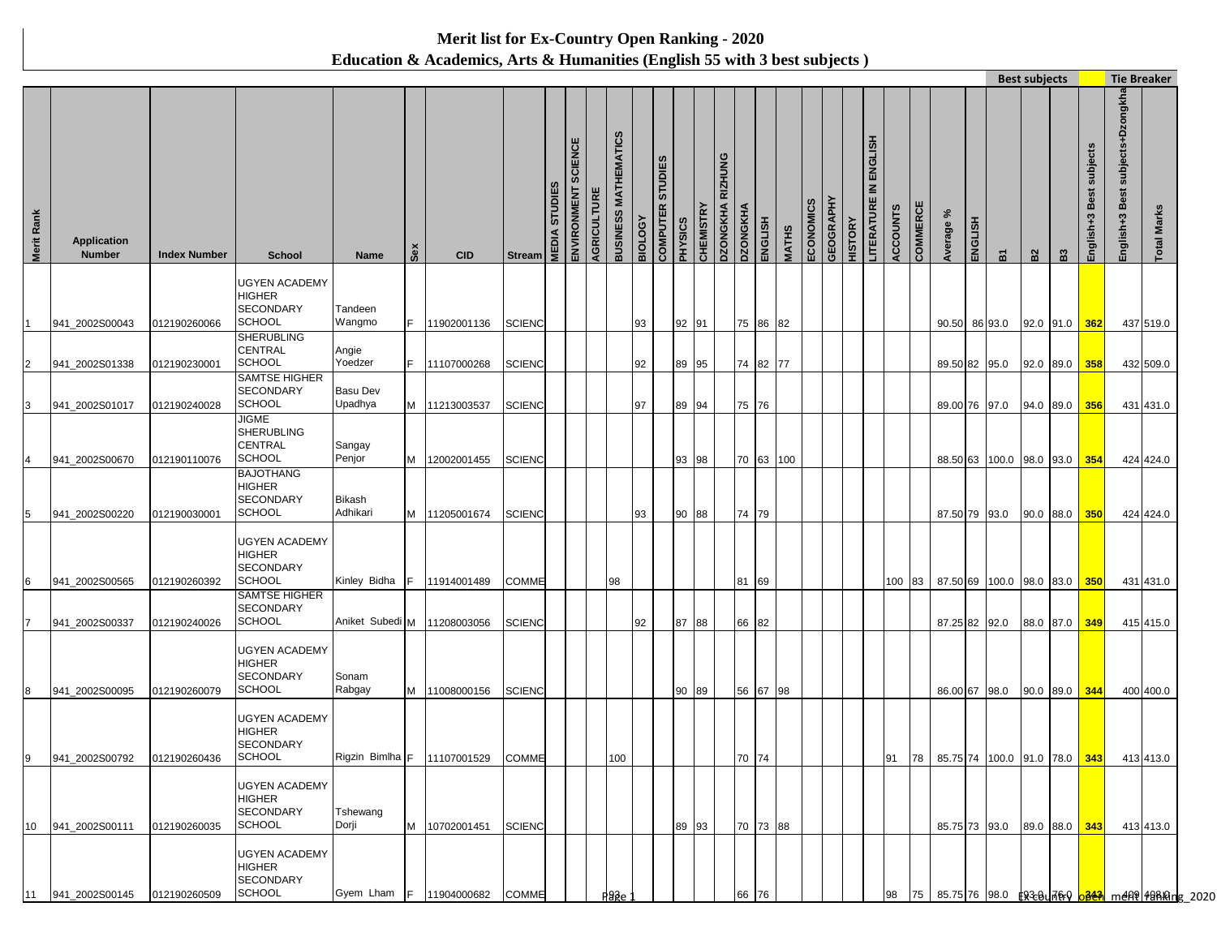# Merit list for Ex-Country Open Ranking - 2020

## Education & Academics, Arts & Humanities (English 55 with 3 best subjects )

| Merit Rank | Application Number | Index Number | School | Name | Sex | CID | Stream | MEDIA STUDIES | ENVIRONMENT SCIENCE | AGRICULTURE | BUSINESS MATHEMATICS | BIOLOGY | COMPUTER STUDIES | PHYSICS | CHEMISTRY | DZONGKHA RIZHUNG | DZONGKHA | ENGLISH | MATHS | ECONOMICS | GEOGRAPHY | HISTORY | LITERATURE IN ENGLISH | ACCOUNTS | COMMERCE | Average % | ENGLISH | Best subjects | | | | Tie Breaker | |
|---|---|---|---|---|---|---|---|---|---|---|---|---|---|---|---|---|---|---|---|---|---|---|---|---|---|---|---|---|---|---|---|---|---|
| | | | | | | | | | | | | | | | | | | | | | | | | | | | | B1 | B2 | B3 | English+3 Best subjects | English+3 Best subjects+Dzongkha | Total Marks |
| 1 | 941_2002S00043 | 012190260066 | UGYEN ACADEMY HIGHER SECONDARY SCHOOL | Tandeen Wangmo | F | 11902001136 | SCIENC | | | | | 93 | | 92 | 91 | | 75 | 86 | 82 | | | | | | | 90.50 | 86 | 93.0 | 92.0 | 91.0 | 362 | 437 | 519.0 |
| 2 | 941_2002S01338 | 012190230001 | SHERUBLING CENTRAL SCHOOL | Angie Yoedzer | F | 11107000268 | SCIENC | | | | | 92 | | 89 | 95 | | 74 | 82 | 77 | | | | | | | 89.50 | 82 | 95.0 | 92.0 | 89.0 | 358 | 432 | 509.0 |
| 3 | 941_2002S01017 | 012190240028 | SAMTSE HIGHER SECONDARY SCHOOL | Basu Dev Upadhya | M | 11213003537 | SCIENC | | | | | 97 | | 89 | 94 | | 75 | 76 | | | | | | | | 89.00 | 76 | 97.0 | 94.0 | 89.0 | 356 | 431 | 431.0 |
| 4 | 941_2002S00670 | 012190110076 | JIGME SHERUBLING CENTRAL SCHOOL | Sangay Penjor | M | 12002001455 | SCIENC | | | | | | | 93 | 98 | | 70 | 63 | 100 | | | | | | | 88.50 | 63 | 100.0 | 98.0 | 93.0 | 354 | 424 | 424.0 |
| 5 | 941_2002S00220 | 012190030001 | BAJOTHANG HIGHER SECONDARY SCHOOL | Bikash Adhikari | M | 11205001674 | SCIENC | | | | | 93 | | 90 | 88 | | 74 | 79 | | | | | | | | 87.50 | 79 | 93.0 | 90.0 | 88.0 | 350 | 424 | 424.0 |
| 6 | 941_2002S00565 | 012190260392 | UGYEN ACADEMY HIGHER SECONDARY SCHOOL | Kinley Bidha | F | 11914001489 | COMME | | | | 98 | | | | | | 81 | 69 | | | | | | 100 | 83 | 87.50 | 69 | 100.0 | 98.0 | 83.0 | 350 | 431 | 431.0 |
| 7 | 941_2002S00337 | 012190240026 | SAMTSE HIGHER SECONDARY SCHOOL | Aniket Subedi | M | 11208003056 | SCIENC | | | | | 92 | | 87 | 88 | | 66 | 82 | | | | | | | | 87.25 | 82 | 92.0 | 88.0 | 87.0 | 349 | 415 | 415.0 |
| 8 | 941_2002S00095 | 012190260079 | UGYEN ACADEMY HIGHER SECONDARY SCHOOL | Sonam Rabgay | M | 11008000156 | SCIENC | | | | | | | 90 | 89 | | 56 | 67 | 98 | | | | | | | 86.00 | 67 | 98.0 | 90.0 | 89.0 | 344 | 400 | 400.0 |
| 9 | 941_2002S00792 | 012190260436 | UGYEN ACADEMY HIGHER SECONDARY SCHOOL | Rigzin Bimlha | F | 11107001529 | COMME | | | | 100 | | | | | | 70 | 74 | | | | | | 91 | 78 | 85.75 | 74 | 100.0 | 91.0 | 78.0 | 343 | 413 | 413.0 |
| 10 | 941_2002S00111 | 012190260035 | UGYEN ACADEMY HIGHER SECONDARY SCHOOL | Tshewang Dorji | M | 10702001451 | SCIENC | | | | | | | 89 | 93 | | 70 | 73 | 88 | | | | | | | 85.75 | 73 | 93.0 | 89.0 | 88.0 | 343 | 413 | 413.0 |
| 11 | 941_2002S00145 | 012190260509 | UGYEN ACADEMY HIGHER SECONDARY SCHOOL | Gyem Lham | F | 11904000682 | COMME | | | | 93 | | | | | | 66 | 76 | | | | | | 98 | 75 | 85.75 | 76 | 98.0 | 93.0 | 76.0 | 343 | 409 | 409.0 |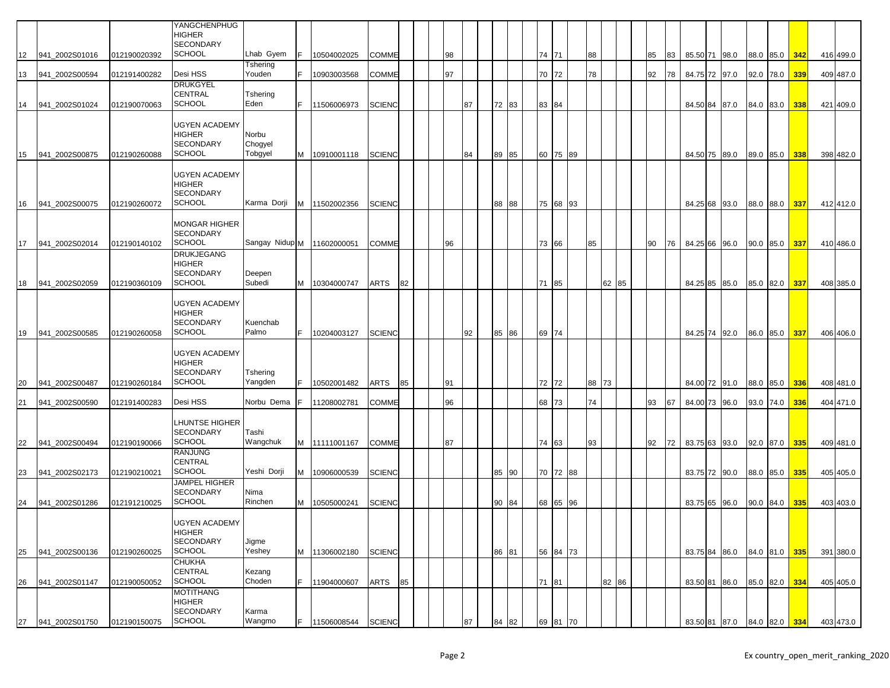| | | | | | | | | | | | | | | | | | | | | | | | | | | | | | | | | | |
|---|---|---|---|---|---|---|---|---|---|---|---|---|---|---|---|---|---|---|---|---|---|---|---|---|---|---|---|---|---|---|---|---|---|
| 12 | 941_2002S01016 | 012190020392 | YANGCHENPHUG HIGHER SECONDARY SCHOOL | Lhab Gyem | F | 10504002025 | COMME | | | | 98 | | | | | | 74 | 71 | | 88 | | | | 85 | 83 | 85.50 | 71 | 98.0 | 88.0 | 85.0 | 342 | | 416 | 499.0 |
| 13 | 941_2002S00594 | 012191400282 | Desi HSS | Tshering Youden | F | 10903003568 | COMME | | | | 97 | | | | | | 70 | 72 | | 78 | | | | 92 | 78 | 84.75 | 72 | 97.0 | 92.0 | 78.0 | 339 | | 409 | 487.0 |
| 14 | 941_2002S01024 | 012190070063 | DRUKGYEL CENTRAL SCHOOL | Tshering Eden | F | 11506006973 | SCIENC | | | | | 87 | | 72 | 83 | | 83 | 84 | | | | | | | | 84.50 | 84 | 87.0 | 84.0 | 83.0 | 338 | | 421 | 409.0 |
| 15 | 941_2002S00875 | 012190260088 | UGYEN ACADEMY HIGHER SECONDARY SCHOOL | Norbu Chogyel Tobgyel | M | 10910001118 | SCIENC | | | | | 84 | | 89 | 85 | | 60 | 75 | 89 | | | | | | | 84.50 | 75 | 89.0 | 89.0 | 85.0 | 338 | | 398 | 482.0 |
| 16 | 941_2002S00075 | 012190260072 | UGYEN ACADEMY HIGHER SECONDARY SCHOOL | Karma Dorji | M | 11502002356 | SCIENC | | | | | | | 88 | 88 | | 75 | 68 | 93 | | | | | | | 84.25 | 68 | 93.0 | 88.0 | 88.0 | 337 | | 412 | 412.0 |
| 17 | 941_2002S02014 | 012190140102 | MONGAR HIGHER SECONDARY SCHOOL | Sangay Nidup | M | 11602000051 | COMME | | | | 96 | | | | | | 73 | 66 | | 85 | | | | 90 | 76 | 84.25 | 66 | 96.0 | 90.0 | 85.0 | 337 | | 410 | 486.0 |
| 18 | 941_2002S02059 | 012190360109 | DRUKJEGANG HIGHER SECONDARY SCHOOL | Deepen Subedi | M | 10304000747 | ARTS | 82 | | | | | | | | | 71 | 85 | | | 62 | 85 | | | | 84.25 | 85 | 85.0 | 85.0 | 82.0 | 337 | | 408 | 385.0 |
| 19 | 941_2002S00585 | 012190260058 | UGYEN ACADEMY HIGHER SECONDARY SCHOOL | Kuenchab Palmo | F | 10204003127 | SCIENC | | | | | 92 | | 85 | 86 | | 69 | 74 | | | | | | | | 84.25 | 74 | 92.0 | 86.0 | 85.0 | 337 | | 406 | 406.0 |
| 20 | 941_2002S00487 | 012190260184 | UGYEN ACADEMY HIGHER SECONDARY SCHOOL | Tshering Yangden | F | 10502001482 | ARTS | 85 | | | 91 | | | | | | 72 | 72 | | 88 | 73 | | | | | 84.00 | 72 | 91.0 | 88.0 | 85.0 | 336 | | 408 | 481.0 |
| 21 | 941_2002S00590 | 012191400283 | Desi HSS | Norbu Dema | F | 11208002781 | COMME | | | | 96 | | | | | | 68 | 73 | | 74 | | | | 93 | 67 | 84.00 | 73 | 96.0 | 93.0 | 74.0 | 336 | | 404 | 471.0 |
| 22 | 941_2002S00494 | 012190190066 | LHUNTSE HIGHER SECONDARY SCHOOL | Tashi Wangchuk | M | 11111001167 | COMME | | | | 87 | | | | | | 74 | 63 | | 93 | | | | 92 | 72 | 83.75 | 63 | 93.0 | 92.0 | 87.0 | 335 | | 409 | 481.0 |
| 23 | 941_2002S02173 | 012190210021 | RANJUNG CENTRAL SCHOOL | Yeshi Dorji | M | 10906000539 | SCIENC | | | | | | | 85 | 90 | | 70 | 72 | 88 | | | | | | | 83.75 | 72 | 90.0 | 88.0 | 85.0 | 335 | | 405 | 405.0 |
| 24 | 941_2002S01286 | 012191210025 | JAMPEL HIGHER SECONDARY SCHOOL | Nima Rinchen | M | 10505000241 | SCIENC | | | | | | | 90 | 84 | | 68 | 65 | 96 | | | | | | | 83.75 | 65 | 96.0 | 90.0 | 84.0 | 335 | | 403 | 403.0 |
| 25 | 941_2002S00136 | 012190260025 | UGYEN ACADEMY HIGHER SECONDARY SCHOOL | Jigme Yeshey | M | 11306002180 | SCIENC | | | | | | | 86 | 81 | | 56 | 84 | 73 | | | | | | | 83.75 | 84 | 86.0 | 84.0 | 81.0 | 335 | | 391 | 380.0 |
| 26 | 941_2002S01147 | 012190050052 | CHUKHA CENTRAL SCHOOL | Kezang Choden | F | 11904000607 | ARTS | 85 | | | | | | | | | 71 | 81 | | | 82 | 86 | | | | 83.50 | 81 | 86.0 | 85.0 | 82.0 | 334 | | 405 | 405.0 |
| 27 | 941_2002S01750 | 012190150075 | MOTITHANG HIGHER SECONDARY SCHOOL | Karma Wangmo | F | 11506008544 | SCIENC | | | | | 87 | | 84 | 82 | | 69 | 81 | 70 | | | | | | | 83.50 | 81 | 87.0 | 84.0 | 82.0 | 334 | | 403 | 473.0 |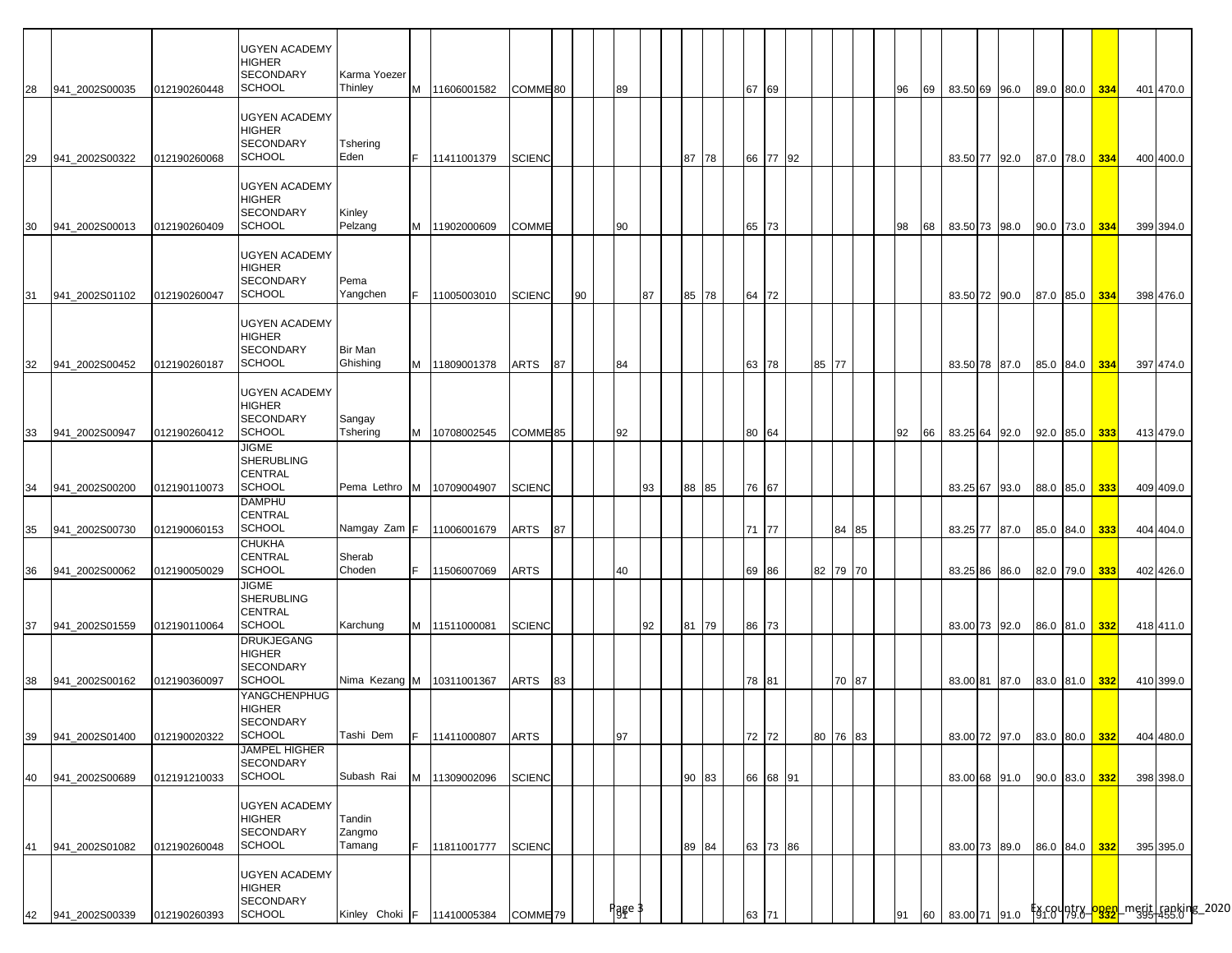| | | | | | | | | | | | | | | | | | | | | | | | | | | | | | | | | | | |
|---|---|---|---|---|---|---|---|---|---|---|---|---|---|---|---|---|---|---|---|---|---|---|---|---|---|---|---|---|---|---|---|---|---|---|
| 28 | 941_2002S00035 | 012190260448 | UGYEN ACADEMY HIGHER SECONDARY SCHOOL | Karma Yoezer Thinley | M | 11606001582 | COMME | 80 | | | 89 | | | | | | 67 | 69 | | | | | | 96 | 69 | 83.50 | 69 | 96.0 | 89.0 | 80.0 | 334 | | 401 | 470.0 |
| 29 | 941_2002S00322 | 012190260068 | UGYEN ACADEMY HIGHER SECONDARY SCHOOL | Tshering Eden | F | 11411001379 | SCIENC | | | | | | | 87 | 78 | | 66 | 77 | 92 | | | | | | | 83.50 | 77 | 92.0 | 87.0 | 78.0 | 334 | | 400 | 400.0 |
| 30 | 941_2002S00013 | 012190260409 | UGYEN ACADEMY HIGHER SECONDARY SCHOOL | Kinley Pelzang | M | 11902000609 | COMME | | | | 90 | | | | | | 65 | 73 | | | | | | 98 | 68 | 83.50 | 73 | 98.0 | 90.0 | 73.0 | 334 | | 399 | 394.0 |
| 31 | 941_2002S01102 | 012190260047 | UGYEN ACADEMY HIGHER SECONDARY SCHOOL | Pema Yangchen | F | 11005003010 | SCIENC | | 90 | | | 87 | | 85 | 78 | | 64 | 72 | | | | | | | | 83.50 | 72 | 90.0 | 87.0 | 85.0 | 334 | | 398 | 476.0 |
| 32 | 941_2002S00452 | 012190260187 | UGYEN ACADEMY HIGHER SECONDARY SCHOOL | Bir Man Ghishing | M | 11809001378 | ARTS | 87 | | | 84 | | | | | | 63 | 78 | | 85 | 77 | | | | | 83.50 | 78 | 87.0 | 85.0 | 84.0 | 334 | | 397 | 474.0 |
| 33 | 941_2002S00947 | 012190260412 | UGYEN ACADEMY HIGHER SECONDARY SCHOOL | Sangay Tshering | M | 10708002545 | COMME | 85 | | | 92 | | | | | | 80 | 64 | | | | | | 92 | 66 | 83.25 | 64 | 92.0 | 92.0 | 85.0 | 333 | | 413 | 479.0 |
| 34 | 941_2002S00200 | 012190110073 | JIGME SHERUBLING CENTRAL SCHOOL | Pema Lethro | M | 10709004907 | SCIENC | | | | | 93 | | 88 | 85 | | 76 | 67 | | | | | | | | 83.25 | 67 | 93.0 | 88.0 | 85.0 | 333 | | 409 | 409.0 |
| 35 | 941_2002S00730 | 012190060153 | DAMPHU CENTRAL SCHOOL | Namgay Zam | F | 11006001679 | ARTS | 87 | | | | | | | | | 71 | 77 | | | 84 | 85 | | | | 83.25 | 77 | 87.0 | 85.0 | 84.0 | 333 | | 404 | 404.0 |
| 36 | 941_2002S00062 | 012190050029 | CHUKHA CENTRAL SCHOOL | Sherab Choden | F | 11506007069 | ARTS | | | | 40 | | | | | | 69 | 86 | | 82 | 79 | 70 | | | | 83.25 | 86 | 86.0 | 82.0 | 79.0 | 333 | | 402 | 426.0 |
| 37 | 941_2002S01559 | 012190110064 | JIGME SHERUBLING CENTRAL SCHOOL | Karchung | M | 11511000081 | SCIENC | | | | | 92 | | 81 | 79 | | 86 | 73 | | | | | | | | 83.00 | 73 | 92.0 | 86.0 | 81.0 | 332 | | 418 | 411.0 |
| 38 | 941_2002S00162 | 012190360097 | DRUKJEGANG HIGHER SECONDARY SCHOOL | Nima Kezang | M | 10311001367 | ARTS | 83 | | | | | | | | | 78 | 81 | | | 70 | 87 | | | | 83.00 | 81 | 87.0 | 83.0 | 81.0 | 332 | | 410 | 399.0 |
| 39 | 941_2002S01400 | 012190020322 | YANGCHENPHUG HIGHER SECONDARY SCHOOL | Tashi Dem | F | 11411000807 | ARTS | | | | 97 | | | | | | 72 | 72 | | 80 | 76 | 83 | | | | 83.00 | 72 | 97.0 | 83.0 | 80.0 | 332 | | 404 | 480.0 |
| 40 | 941_2002S00689 | 012191210033 | JAMPEL HIGHER SECONDARY SCHOOL | Subash Rai | M | 11309002096 | SCIENC | | | | | | | 90 | 83 | | 66 | 68 | 91 | | | | | | | 83.00 | 68 | 91.0 | 90.0 | 83.0 | 332 | | 398 | 398.0 |
| 41 | 941_2002S01082 | 012190260048 | UGYEN ACADEMY HIGHER SECONDARY SCHOOL | Tandin Zangmo Tamang | F | 11811001777 | SCIENC | | | | | | | 89 | 84 | | 63 | 73 | 86 | | | | | | | 83.00 | 73 | 89.0 | 86.0 | 84.0 | 332 | | 395 | 395.0 |
| 42 | 941_2002S00339 | 012190260393 | UGYEN ACADEMY HIGHER SECONDARY SCHOOL | Kinley Choki | F | 11410005384 | COMME | 79 | | | 91 | | | | | | 63 | 71 | | | | | | 91 | 60 | 83.00 | 71 | 91.0 | 91.0 | 79.0 | 332 | | 395 | 455.0 |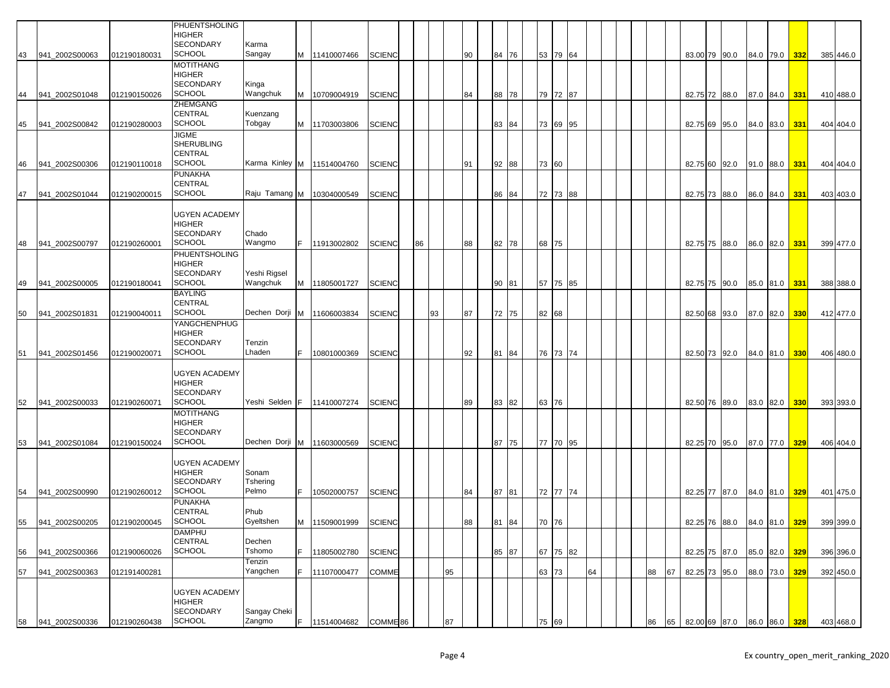| | | | | | | | | | | | | | | | | | | | | | | | | | | | | | | | | | |
|---|---|---|---|---|---|---|---|---|---|---|---|---|---|---|---|---|---|---|---|---|---|---|---|---|---|---|---|---|---|---|---|---|---|
| 43 | 941_2002S00063 | 012190180031 | PHUENTSHOLING HIGHER SECONDARY SCHOOL | Karma Sangay | M | 11410007466 | SCIENC | | | | | 90 | | 84 | 76 | | 53 | 79 | 64 | | | | | | | 83.00 | 79 | 90.0 | 84.0 | 79.0 | **332** | 385 | 446.0 |
| 44 | 941_2002S01048 | 012190150026 | MOTITHANG HIGHER SECONDARY SCHOOL | Kinga Wangchuk | M | 10709004919 | SCIENC | | | | | 84 | | 88 | 78 | | 79 | 72 | 87 | | | | | | | 82.75 | 72 | 88.0 | 87.0 | 84.0 | **331** | 410 | 488.0 |
| 45 | 941_2002S00842 | 012190280003 | ZHEMGANG CENTRAL SCHOOL | Kuenzang Tobgay | M | 11703003806 | SCIENC | | | | | | | 83 | 84 | | 73 | 69 | 95 | | | | | | | 82.75 | 69 | 95.0 | 84.0 | 83.0 | **331** | 404 | 404.0 |
| 46 | 941_2002S00306 | 012190110018 | JIGME SHERUBLING CENTRAL SCHOOL | Karma Kinley | M | 11514004760 | SCIENC | | | | | 91 | | 92 | 88 | | 73 | 60 | | | | | | | | 82.75 | 60 | 92.0 | 91.0 | 88.0 | **331** | 404 | 404.0 |
| 47 | 941_2002S01044 | 012190200015 | PUNAKHA CENTRAL SCHOOL | Raju Tamang | M | 10304000549 | SCIENC | | | | | | | 86 | 84 | | 72 | 73 | 88 | | | | | | | 82.75 | 73 | 88.0 | 86.0 | 84.0 | **331** | 403 | 403.0 |
| 48 | 941_2002S00797 | 012190260001 | UGYEN ACADEMY HIGHER SECONDARY SCHOOL | Chado Wangmo | F | 11913002802 | SCIENC | | 86 | | | 88 | | 82 | 78 | | 68 | 75 | | | | | | | | 82.75 | 75 | 88.0 | 86.0 | 82.0 | **331** | 399 | 477.0 |
| 49 | 941_2002S00005 | 012190180041 | PHUENTSHOLING HIGHER SECONDARY SCHOOL | Yeshi Rigsel Wangchuk | M | 11805001727 | SCIENC | | | | | | | 90 | 81 | | 57 | 75 | 85 | | | | | | | 82.75 | 75 | 90.0 | 85.0 | 81.0 | **331** | 388 | 388.0 |
| 50 | 941_2002S01831 | 012190040011 | BAYLING CENTRAL SCHOOL | Dechen Dorji | M | 11606003834 | SCIENC | | | 93 | | 87 | | 72 | 75 | | 82 | 68 | | | | | | | | 82.50 | 68 | 93.0 | 87.0 | 82.0 | **330** | 412 | 477.0 |
| 51 | 941_2002S01456 | 012190020071 | YANGCHENPHUG HIGHER SECONDARY SCHOOL | Tenzin Lhaden | F | 10801000369 | SCIENC | | | | | 92 | | 81 | 84 | | 76 | 73 | 74 | | | | | | | 82.50 | 73 | 92.0 | 84.0 | 81.0 | **330** | 406 | 480.0 |
| 52 | 941_2002S00033 | 012190260071 | UGYEN ACADEMY HIGHER SECONDARY SCHOOL | Yeshi Selden | F | 11410007274 | SCIENC | | | | | 89 | | 83 | 82 | | 63 | 76 | | | | | | | | 82.50 | 76 | 89.0 | 83.0 | 82.0 | **330** | 393 | 393.0 |
| 53 | 941_2002S01084 | 012190150024 | MOTITHANG HIGHER SECONDARY SCHOOL | Dechen Dorji | M | 11603000569 | SCIENC | | | | | | | 87 | 75 | | 77 | 70 | 95 | | | | | | | 82.25 | 70 | 95.0 | 87.0 | 77.0 | **329** | 406 | 404.0 |
| 54 | 941_2002S00990 | 012190260012 | UGYEN ACADEMY HIGHER SECONDARY SCHOOL | Sonam Tshering Pelmo | F | 10502000757 | SCIENC | | | | | 84 | | 87 | 81 | | 72 | 77 | 74 | | | | | | | 82.25 | 77 | 87.0 | 84.0 | 81.0 | **329** | 401 | 475.0 |
| 55 | 941_2002S00205 | 012190200045 | PUNAKHA CENTRAL SCHOOL | Phub Gyeltshen | M | 11509001999 | SCIENC | | | | | 88 | | 81 | 84 | | 70 | 76 | | | | | | | | 82.25 | 76 | 88.0 | 84.0 | 81.0 | **329** | 399 | 399.0 |
| 56 | 941_2002S00366 | 012190060026 | DAMPHU CENTRAL SCHOOL | Dechen Tshomo | F | 11805002780 | SCIENC | | | | | | | 85 | 87 | | 67 | 75 | 82 | | | | | | | 82.25 | 75 | 87.0 | 85.0 | 82.0 | **329** | 396 | 396.0 |
| 57 | 941_2002S00363 | 012191400281 | | Tenzin Yangchen | F | 11107000477 | COMME | | | | 95 | | | | | | 63 | 73 | | 64 | | | | 88 | 67 | 82.25 | 73 | 95.0 | 88.0 | 73.0 | **329** | 392 | 450.0 |
| 58 | 941_2002S00336 | 012190260438 | UGYEN ACADEMY HIGHER SECONDARY SCHOOL | Sangay Cheki Zangmo | F | 11514004682 | COMME | 86 | | | 87 | | | | | | 75 | 69 | | | | | | 86 | 65 | 82.00 | 69 | 87.0 | 86.0 | 86.0 | **328** | 403 | 468.0 |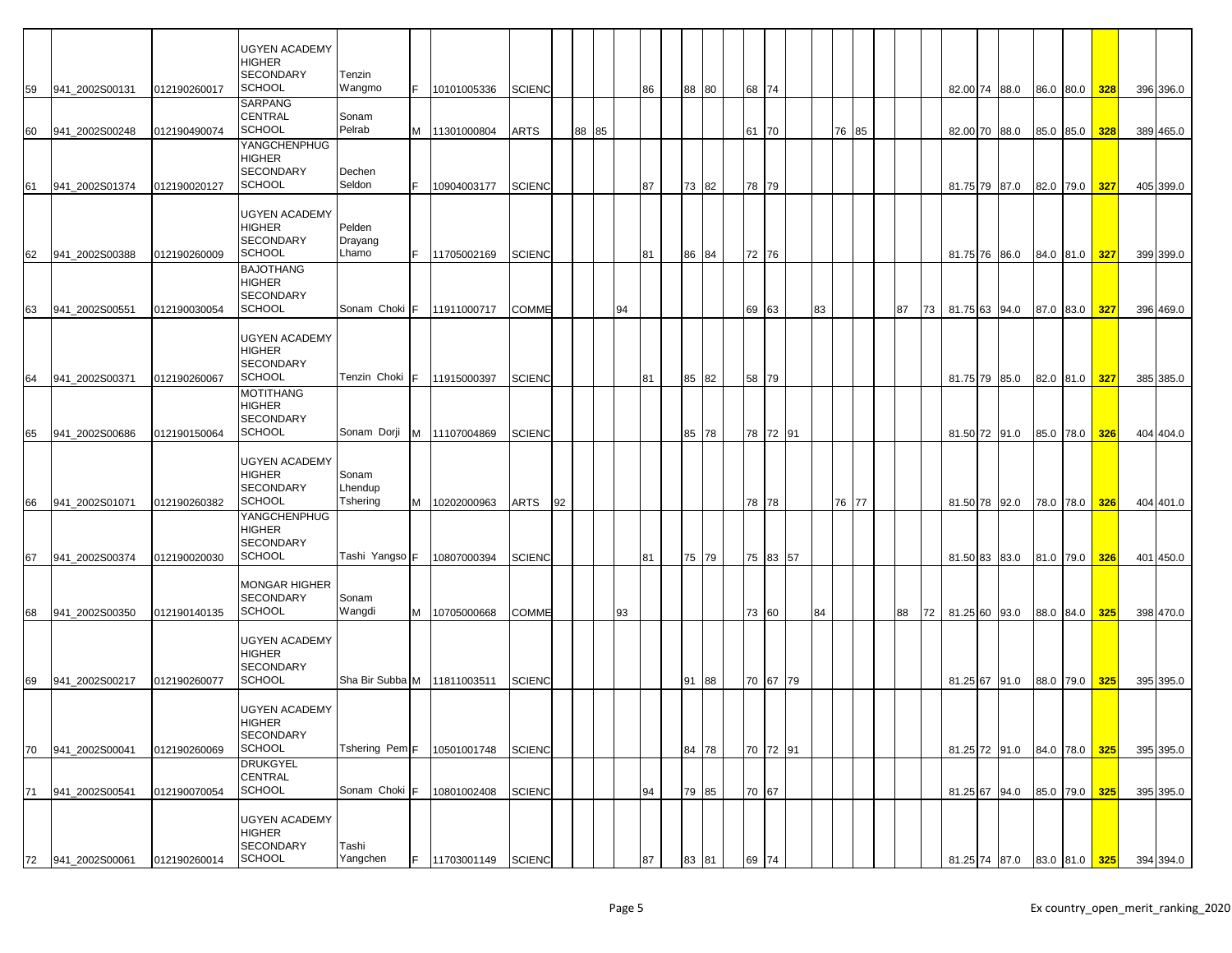| | | | | | | | | | | | | | | | | | | | | | | | | | | | | | | | | | | | |
|---|---|---|---|---|---|---|---|---|---|---|---|---|---|---|---|---|---|---|---|---|---|---|---|---|---|---|---|---|---|---|---|---|---|---|---|
| 59 | 941_2002S00131 | 012190260017 | UGYEN ACADEMY HIGHER SECONDARY SCHOOL | Tenzin Wangmo | F | 10101005336 | SCIENC | | | | | 86 | | 88 | 80 | | 68 | 74 | | | | | | | | | 82.00 | 74 | 88.0 | 86.0 | 80.0 | 328 | 396 | 396.0 |
| 60 | 941_2002S00248 | 012190490074 | SARPANG CENTRAL SCHOOL | Sonam Pelrab | M | 11301000804 | ARTS | | 88 | 85 | | | | | | | 61 | 70 | | | 76 | 85 | | | | | 82.00 | 70 | 88.0 | 85.0 | 85.0 | 328 | 389 | 465.0 |
| 61 | 941_2002S01374 | 012190020127 | YANGCHENPHUG HIGHER SECONDARY SCHOOL | Dechen Seldon | F | 10904003177 | SCIENC | | | | | 87 | | 73 | 82 | | 78 | 79 | | | | | | | | | 81.75 | 79 | 87.0 | 82.0 | 79.0 | 327 | 405 | 399.0 |
| 62 | 941_2002S00388 | 012190260009 | UGYEN ACADEMY HIGHER SECONDARY SCHOOL | Pelden Drayang Lhamo | F | 11705002169 | SCIENC | | | | | 81 | | 86 | 84 | | 72 | 76 | | | | | | | | | 81.75 | 76 | 86.0 | 84.0 | 81.0 | 327 | 399 | 399.0 |
| 63 | 941_2002S00551 | 012190030054 | BAJOTHANG HIGHER SECONDARY SCHOOL | Sonam Choki | F | 11911000717 | COMME | | | | 94 | | | | | | 69 | 63 | | 83 | | | | | 87 | 73 | 81.75 | 63 | 94.0 | 87.0 | 83.0 | 327 | 396 | 469.0 |
| 64 | 941_2002S00371 | 012190260067 | UGYEN ACADEMY HIGHER SECONDARY SCHOOL | Tenzin Choki | F | 11915000397 | SCIENC | | | | | 81 | | 85 | 82 | | 58 | 79 | | | | | | | | | 81.75 | 79 | 85.0 | 82.0 | 81.0 | 327 | 385 | 385.0 |
| 65 | 941_2002S00686 | 012190150064 | MOTITHANG HIGHER SECONDARY SCHOOL | Sonam Dorji | M | 11107004869 | SCIENC | | | | | | | 85 | 78 | | 78 | 72 | 91 | | | | | | | | 81.50 | 72 | 91.0 | 85.0 | 78.0 | 326 | 404 | 404.0 |
| 66 | 941_2002S01071 | 012190260382 | UGYEN ACADEMY HIGHER SECONDARY SCHOOL | Sonam Lhendup Tshering | M | 10202000963 | ARTS | 92 | | | | | | | | | 78 | 78 | | | 76 | 77 | | | | | 81.50 | 78 | 92.0 | 78.0 | 78.0 | 326 | 404 | 401.0 |
| 67 | 941_2002S00374 | 012190020030 | YANGCHENPHUG HIGHER SECONDARY SCHOOL | Tashi Yangso | F | 10807000394 | SCIENC | | | | | 81 | | 75 | 79 | | 75 | 83 | 57 | | | | | | | | 81.50 | 83 | 83.0 | 81.0 | 79.0 | 326 | 401 | 450.0 |
| 68 | 941_2002S00350 | 012190140135 | MONGAR HIGHER SECONDARY SCHOOL | Sonam Wangdi | M | 10705000668 | COMME | | | | 93 | | | | | | 73 | 60 | | 84 | | | | | 88 | 72 | 81.25 | 60 | 93.0 | 88.0 | 84.0 | 325 | 398 | 470.0 |
| 69 | 941_2002S00217 | 012190260077 | UGYEN ACADEMY HIGHER SECONDARY SCHOOL | Sha Bir Subba | M | 11811003511 | SCIENC | | | | | | | 91 | 88 | | 70 | 67 | 79 | | | | | | | | 81.25 | 67 | 91.0 | 88.0 | 79.0 | 325 | 395 | 395.0 |
| 70 | 941_2002S00041 | 012190260069 | UGYEN ACADEMY HIGHER SECONDARY SCHOOL | Tshering Pem | F | 10501001748 | SCIENC | | | | | | | 84 | 78 | | 70 | 72 | 91 | | | | | | | | 81.25 | 72 | 91.0 | 84.0 | 78.0 | 325 | 395 | 395.0 |
| 71 | 941_2002S00541 | 012190070054 | DRUKGYEL CENTRAL SCHOOL | Sonam Choki | F | 10801002408 | SCIENC | | | | | 94 | | 79 | 85 | | 70 | 67 | | | | | | | | | 81.25 | 67 | 94.0 | 85.0 | 79.0 | 325 | 395 | 395.0 |
| 72 | 941_2002S00061 | 012190260014 | UGYEN ACADEMY HIGHER SECONDARY SCHOOL | Tashi Yangchen | F | 11703001149 | SCIENC | | | | | 87 | | 83 | 81 | | 69 | 74 | | | | | | | | | 81.25 | 74 | 87.0 | 83.0 | 81.0 | 325 | 394 | 394.0 |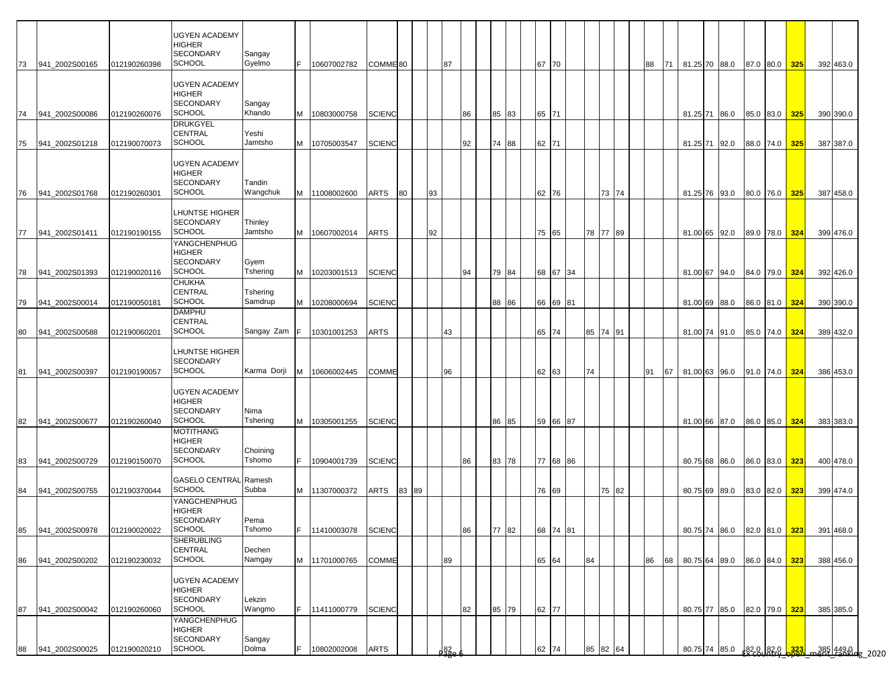| | | | | | | | | | | | | | | | | | | | | | | | | | | | | | | | | | |
|---|---|---|---|---|---|---|---|---|---|---|---|---|---|---|---|---|---|---|---|---|---|---|---|---|---|---|---|---|---|---|---|---|---|
| 73 | 941_2002S00165 | 012190260398 | UGYEN ACADEMY HIGHER SECONDARY SCHOOL | Sangay Gyelmo | F | 10607002782 | COMME | 80 | | | 87 | | | | | | 67 | 70 | | | | | | 88 | 71 | 81.25 | 70 | 88.0 | 87.0 | 80.0 | 325 | 392 | 463.0 |
| 74 | 941_2002S00086 | 012190260076 | UGYEN ACADEMY HIGHER SECONDARY SCHOOL | Sangay Khando | M | 10803000758 | SCIENC | | | | | 86 | | 85 | 83 | | 65 | 71 | | | | | | | | 81.25 | 71 | 86.0 | 85.0 | 83.0 | 325 | 390 | 390.0 |
| 75 | 941_2002S01218 | 012190070073 | DRUKGYEL CENTRAL SCHOOL | Yeshi Jamtsho | M | 10705003547 | SCIENC | | | | | 92 | | 74 | 88 | | 62 | 71 | | | | | | | | 81.25 | 71 | 92.0 | 88.0 | 74.0 | 325 | 387 | 387.0 |
| 76 | 941_2002S01768 | 012190260301 | UGYEN ACADEMY HIGHER SECONDARY SCHOOL | Tandin Wangchuk | M | 11008002600 | ARTS | 80 | | 93 | | | | | | | 62 | 76 | | | 73 | 74 | | | | 81.25 | 76 | 93.0 | 80.0 | 76.0 | 325 | 387 | 458.0 |
| 77 | 941_2002S01411 | 012190190155 | LHUNTSE HIGHER SECONDARY SCHOOL | Thinley Jamtsho | M | 10607002014 | ARTS | | | 92 | | | | | | | 75 | 65 | | 78 | 77 | 89 | | | | 81.00 | 65 | 92.0 | 89.0 | 78.0 | 324 | 399 | 476.0 |
| 78 | 941_2002S01393 | 012190020116 | YANGCHENPHUG HIGHER SECONDARY SCHOOL | Gyem Tshering | M | 10203001513 | SCIENC | | | | | 94 | | 79 | 84 | | 68 | 67 | 34 | | | | | | | 81.00 | 67 | 94.0 | 84.0 | 79.0 | 324 | 392 | 426.0 |
| 79 | 941_2002S00014 | 012190050181 | CHUKHA CENTRAL SCHOOL | Tshering Samdrup | M | 10208000694 | SCIENC | | | | | | | 88 | 86 | | 66 | 69 | 81 | | | | | | | 81.00 | 69 | 88.0 | 86.0 | 81.0 | 324 | 390 | 390.0 |
| 80 | 941_2002S00588 | 012190060201 | DAMPHU CENTRAL SCHOOL | Sangay Zam | F | 10301001253 | ARTS | | | | 43 | | | | | | 65 | 74 | | 85 | 74 | 91 | | | | 81.00 | 74 | 91.0 | 85.0 | 74.0 | 324 | 389 | 432.0 |
| 81 | 941_2002S00397 | 012190190057 | LHUNTSE HIGHER SECONDARY SCHOOL | Karma Dorji | M | 10606002445 | COMME | | | | 96 | | | | | | 62 | 63 | | 74 | | | | 91 | 67 | 81.00 | 63 | 96.0 | 91.0 | 74.0 | 324 | 386 | 453.0 |
| 82 | 941_2002S00677 | 012190260040 | UGYEN ACADEMY HIGHER SECONDARY SCHOOL | Nima Tshering | M | 10305001255 | SCIENC | | | | | | | 86 | 85 | | 59 | 66 | 87 | | | | | | | 81.00 | 66 | 87.0 | 86.0 | 85.0 | 324 | 383 | 383.0 |
| 83 | 941_2002S00729 | 012190150070 | MOTITHANG HIGHER SECONDARY SCHOOL | Choining Tshomo | F | 10904001739 | SCIENC | | | | | 86 | | 83 | 78 | | 77 | 68 | 86 | | | | | | | 80.75 | 68 | 86.0 | 86.0 | 83.0 | 323 | 400 | 478.0 |
| 84 | 941_2002S00755 | 012190370044 | GASELO CENTRAL SCHOOL | Ramesh Subba | M | 11307000372 | ARTS | 83 | 89 | | | | | | | | 76 | 69 | | | 75 | 82 | | | | 80.75 | 69 | 89.0 | 83.0 | 82.0 | 323 | 399 | 474.0 |
| 85 | 941_2002S00978 | 012190020022 | YANGCHENPHUG HIGHER SECONDARY SCHOOL | Pema Tshomo | F | 11410003078 | SCIENC | | | | | 86 | | 77 | 82 | | 68 | 74 | 81 | | | | | | | 80.75 | 74 | 86.0 | 82.0 | 81.0 | 323 | 391 | 468.0 |
| 86 | 941_2002S00202 | 012190230032 | SHERUBLING CENTRAL SCHOOL | Dechen Namgay | M | 11701000765 | COMME | | | | 89 | | | | | | 65 | 64 | | 84 | | | | 86 | 68 | 80.75 | 64 | 89.0 | 86.0 | 84.0 | 323 | 388 | 456.0 |
| 87 | 941_2002S00042 | 012190260060 | UGYEN ACADEMY HIGHER SECONDARY SCHOOL | Lekzin Wangmo | F | 11411000779 | SCIENC | | | | | 82 | | 85 | 79 | | 62 | 77 | | | | | | | | 80.75 | 77 | 85.0 | 82.0 | 79.0 | 323 | 385 | 385.0 |
| 88 | 941_2002S00025 | 012190020210 | YANGCHENPHUG HIGHER SECONDARY SCHOOL | Sangay Dolma | F | 10802002008 | ARTS | | | | 82 | | | | | | 62 | 74 | | 85 | 82 | 64 | | | | 80.75 | 74 | 85.0 | 82.0 | 82.0 | 323 | 385 | 449.0 |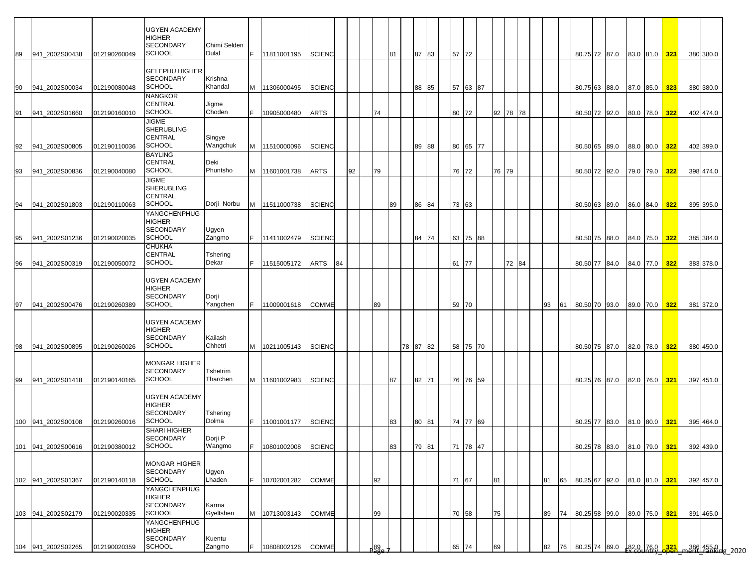| | | | | | | | | | | | | | | | | | | | | | | | | | | | | | | |
|---|---|---|---|---|---|---|---|---|---|---|---|---|---|---|---|---|---|---|---|---|---|---|---|---|---|---|---|---|---|---|
| 89 | 941_2002S00438 | 012190260049 | UGYEN ACADEMY HIGHER SECONDARY SCHOOL | Chimi Selden Dulal | F | 11811001195 | SCIENC | | | | 81 | | 87 | 83 | 57 | 72 | | | | | | | 80.75 | 72 | 87.0 | 83.0 | 81.0 | 323 | 380 | 380.0 |
| 90 | 941_2002S00034 | 012190080048 | GELEPHU HIGHER SECONDARY SCHOOL | Krishna Khandal | M | 11306000495 | SCIENC | | | | | | 88 | 85 | 57 | 63 | 87 | | | | | | 80.75 | 63 | 88.0 | 87.0 | 85.0 | 323 | 380 | 380.0 |
| 91 | 941_2002S01660 | 012190160010 | NANGKOR CENTRAL SCHOOL | Jigme Choden | F | 10905000480 | ARTS | | | 74 | | | | | 80 | 72 | | 92 | 78 | 78 | | | 80.50 | 72 | 92.0 | 80.0 | 78.0 | 322 | 402 | 474.0 |
| 92 | 941_2002S00805 | 012190110036 | JIGME SHERUBLING CENTRAL SCHOOL | Singye Wangchuk | M | 11510000096 | SCIENC | | | | | | 89 | 88 | 80 | 65 | 77 | | | | | | 80.50 | 65 | 89.0 | 88.0 | 80.0 | 322 | 402 | 399.0 |
| 93 | 941_2002S00836 | 012190040080 | BAYLING CENTRAL SCHOOL | Deki Phuntsho | M | 11601001738 | ARTS | | 92 | 79 | | | | | 76 | 72 | | 76 | 79 | | | | 80.50 | 72 | 92.0 | 79.0 | 79.0 | 322 | 398 | 474.0 |
| 94 | 941_2002S01803 | 012190110063 | JIGME SHERUBLING CENTRAL SCHOOL | Dorji Norbu | M | 11511000738 | SCIENC | | | | 89 | | 86 | 84 | 73 | 63 | | | | | | | 80.50 | 63 | 89.0 | 86.0 | 84.0 | 322 | 395 | 395.0 |
| 95 | 941_2002S01236 | 012190020035 | YANGCHENPHUG HIGHER SECONDARY SCHOOL | Ugyen Zangmo | F | 11411002479 | SCIENC | | | | | | 84 | 74 | 63 | 75 | 88 | | | | | | 80.50 | 75 | 88.0 | 84.0 | 75.0 | 322 | 385 | 384.0 |
| 96 | 941_2002S00319 | 012190050072 | CHUKHA CENTRAL SCHOOL | Tshering Dekar | F | 11515005172 | ARTS | 84 | | | | | | | 61 | 77 | | | 72 | 84 | | | 80.50 | 77 | 84.0 | 84.0 | 77.0 | 322 | 383 | 378.0 |
| 97 | 941_2002S00476 | 012190260389 | UGYEN ACADEMY HIGHER SECONDARY SCHOOL | Dorji Yangchen | F | 11009001618 | COMME | | | 89 | | | | | 59 | 70 | | | | | 93 | 61 | 80.50 | 70 | 93.0 | 89.0 | 70.0 | 322 | 381 | 372.0 |
| 98 | 941_2002S00895 | 012190260026 | UGYEN ACADEMY HIGHER SECONDARY SCHOOL | Kailash Chhetri | M | 10211005143 | SCIENC | | | | | 78 | 87 | 82 | 58 | 75 | 70 | | | | | | 80.50 | 75 | 87.0 | 82.0 | 78.0 | 322 | 380 | 450.0 |
| 99 | 941_2002S01418 | 012190140165 | MONGAR HIGHER SECONDARY SCHOOL | Tshetrim Tharchen | M | 11601002983 | SCIENC | | | | 87 | | 82 | 71 | 76 | 76 | 59 | | | | | | 80.25 | 76 | 87.0 | 82.0 | 76.0 | 321 | 397 | 451.0 |
| 100 | 941_2002S00108 | 012190260016 | UGYEN ACADEMY HIGHER SECONDARY SCHOOL | Tshering Dolma | F | 11001001177 | SCIENC | | | | 83 | | 80 | 81 | 74 | 77 | 69 | | | | | | 80.25 | 77 | 83.0 | 81.0 | 80.0 | 321 | 395 | 464.0 |
| 101 | 941_2002S00616 | 012190380012 | SHARI HIGHER SECONDARY SCHOOL | Dorji P Wangmo | F | 10801002008 | SCIENC | | | | 83 | | 79 | 81 | 71 | 78 | 47 | | | | | | 80.25 | 78 | 83.0 | 81.0 | 79.0 | 321 | 392 | 439.0 |
| 102 | 941_2002S01367 | 012190140118 | MONGAR HIGHER SECONDARY SCHOOL | Ugyen Lhaden | F | 10702001282 | COMME | | | 92 | | | | | 71 | 67 | | 81 | | | 81 | 65 | 80.25 | 67 | 92.0 | 81.0 | 81.0 | 321 | 392 | 457.0 |
| 103 | 941_2002S02179 | 012190020335 | YANGCHENPHUG HIGHER SECONDARY SCHOOL | Karma Gyeltshen | M | 10713003143 | COMME | | | 99 | | | | | 70 | 58 | | 75 | | | 89 | 74 | 80.25 | 58 | 99.0 | 89.0 | 75.0 | 321 | 391 | 465.0 |
| 104 | 941_2002S02265 | 012190020359 | YANGCHENPHUG HIGHER SECONDARY SCHOOL | Kuentu Zangmo | F | 10808002126 | COMME | | | 89 | | | | | 65 | 74 | | 69 | | | 82 | 76 | 80.25 | 74 | 89.0 | 82.0 | 76.0 | 321 | 386 | 455.0 |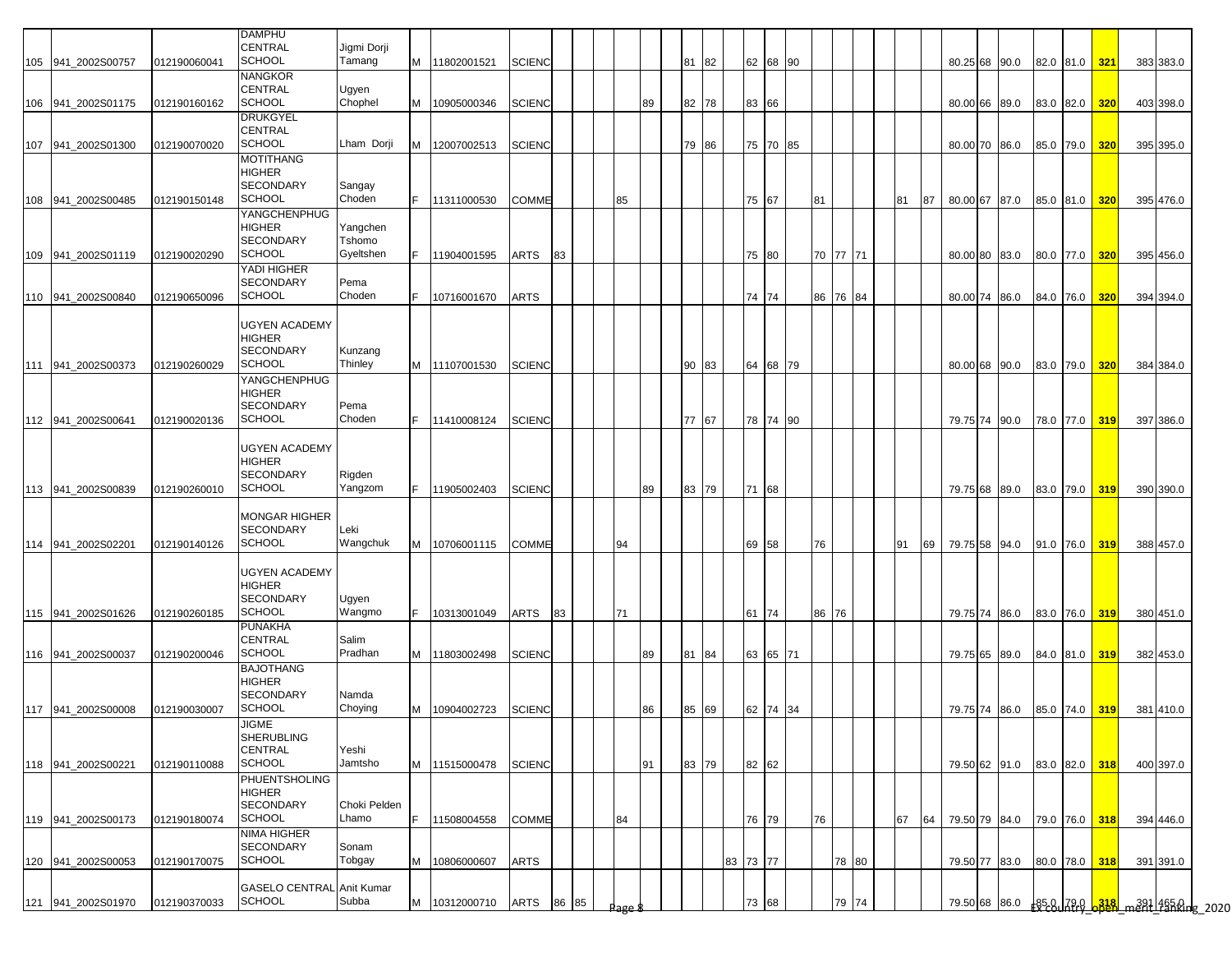| | | | | | | | | | | | | | | | | | | | | | | | | | | | | | | | | | |
|---|---|---|---|---|---|---|---|---|---|---|---|---|---|---|---|---|---|---|---|---|---|---|---|---|---|---|---|---|---|---|---|---|---|
| 105 | 941_2002S00757 | 012190060041 | DAMPHU CENTRAL SCHOOL | Jigmi Dorji Tamang | M | 11802001521 | SCIENC | | | | | | | 81 | 82 | | 62 | 68 | 90 | | | | | | | 80.25 | 68 | 90.0 | 82.0 | 81.0 | 321 | 383 | 383.0 |
| 106 | 941_2002S01175 | 012190160162 | NANGKOR CENTRAL SCHOOL | Ugyen Chophel | M | 10905000346 | SCIENC | | | | | 89 | | 82 | 78 | | 83 | 66 | | | | | | | | 80.00 | 66 | 89.0 | 83.0 | 82.0 | 320 | 403 | 398.0 |
| 107 | 941_2002S01300 | 012190070020 | DRUKGYEL CENTRAL SCHOOL | Lham Dorji | M | 12007002513 | SCIENC | | | | | | | 79 | 86 | | 75 | 70 | 85 | | | | | | | 80.00 | 70 | 86.0 | 85.0 | 79.0 | 320 | 395 | 395.0 |
| 108 | 941_2002S00485 | 012190150148 | MOTITHANG HIGHER SECONDARY SCHOOL | Sangay Choden | F | 11311000530 | COMME | | | | 85 | | | | | | 75 | 67 | | 81 | | | | 81 | 87 | 80.00 | 67 | 87.0 | 85.0 | 81.0 | 320 | 395 | 476.0 |
| 109 | 941_2002S01119 | 012190020290 | YANGCHENPHUG HIGHER SECONDARY SCHOOL | Yangchen Tshomo Gyeltshen | F | 11904001595 | ARTS | 83 | | | | | | | | | 75 | 80 | | 70 | 77 | 71 | | | | 80.00 | 80 | 83.0 | 80.0 | 77.0 | 320 | 395 | 456.0 |
| 110 | 941_2002S00840 | 012190650096 | YADI HIGHER SECONDARY SCHOOL | Pema Choden | F | 10716001670 | ARTS | | | | | | | | | | 74 | 74 | | 86 | 76 | 84 | | | | 80.00 | 74 | 86.0 | 84.0 | 76.0 | 320 | 394 | 394.0 |
| 111 | 941_2002S00373 | 012190260029 | UGYEN ACADEMY HIGHER SECONDARY SCHOOL | Kunzang Thinley | M | 11107001530 | SCIENC | | | | | | | 90 | 83 | | 64 | 68 | 79 | | | | | | | 80.00 | 68 | 90.0 | 83.0 | 79.0 | 320 | 384 | 384.0 |
| 112 | 941_2002S00641 | 012190020136 | YANGCHENPHUG HIGHER SECONDARY SCHOOL | Pema Choden | F | 11410008124 | SCIENC | | | | | | | 77 | 67 | | 78 | 74 | 90 | | | | | | | 79.75 | 74 | 90.0 | 78.0 | 77.0 | 319 | 397 | 386.0 |
| 113 | 941_2002S00839 | 012190260010 | UGYEN ACADEMY HIGHER SECONDARY SCHOOL | Rigden Yangzom | F | 11905002403 | SCIENC | | | | | 89 | | 83 | 79 | | 71 | 68 | | | | | | | | 79.75 | 68 | 89.0 | 83.0 | 79.0 | 319 | 390 | 390.0 |
| 114 | 941_2002S02201 | 012190140126 | MONGAR HIGHER SECONDARY SCHOOL | Leki Wangchuk | M | 10706001115 | COMME | | | | 94 | | | | | | 69 | 58 | | 76 | | | | 91 | 69 | 79.75 | 58 | 94.0 | 91.0 | 76.0 | 319 | 388 | 457.0 |
| 115 | 941_2002S01626 | 012190260185 | UGYEN ACADEMY HIGHER SECONDARY SCHOOL | Ugyen Wangmo | F | 10313001049 | ARTS | 83 | | | 71 | | | | | | 61 | 74 | | 86 | 76 | | | | | 79.75 | 74 | 86.0 | 83.0 | 76.0 | 319 | 380 | 451.0 |
| 116 | 941_2002S00037 | 012190200046 | PUNAKHA CENTRAL SCHOOL | Salim Pradhan | M | 11803002498 | SCIENC | | | | | 89 | | 81 | 84 | | 63 | 65 | 71 | | | | | | | 79.75 | 65 | 89.0 | 84.0 | 81.0 | 319 | 382 | 453.0 |
| 117 | 941_2002S00008 | 012190030007 | BAJOTHANG HIGHER SECONDARY SCHOOL | Namda Choying | M | 10904002723 | SCIENC | | | | | 86 | | 85 | 69 | | 62 | 74 | 34 | | | | | | | 79.75 | 74 | 86.0 | 85.0 | 74.0 | 319 | 381 | 410.0 |
| 118 | 941_2002S00221 | 012190110088 | JIGME SHERUBLING CENTRAL SCHOOL | Yeshi Jamtsho | M | 11515000478 | SCIENC | | | | | 91 | | 83 | 79 | | 82 | 62 | | | | | | | | 79.50 | 62 | 91.0 | 83.0 | 82.0 | 318 | 400 | 397.0 |
| 119 | 941_2002S00173 | 012190180074 | PHUENTSHOLING HIGHER SECONDARY SCHOOL | Choki Pelden Lhamo | F | 11508004558 | COMME | | | | 84 | | | | | | 76 | 79 | | 76 | | | | 67 | 64 | 79.50 | 79 | 84.0 | 79.0 | 76.0 | 318 | 394 | 446.0 |
| 120 | 941_2002S00053 | 012190170075 | NIMA HIGHER SECONDARY SCHOOL | Sonam Tobgay | M | 10806000607 | ARTS | | | | | | | | | 83 | 73 | 77 | | | 78 | 80 | | | | 79.50 | 77 | 83.0 | 80.0 | 78.0 | 318 | 391 | 391.0 |
| 121 | 941_2002S01970 | 012190370033 | GASELO CENTRAL SCHOOL | Anit Kumar Subba | M | 10312000710 | ARTS | 86 | 85 | | | | | | | | 73 | 68 | | | 79 | 74 | | | | 79.50 | 68 | 86.0 | 85.0 | 79.0 | 318 | 391 | 465.0 |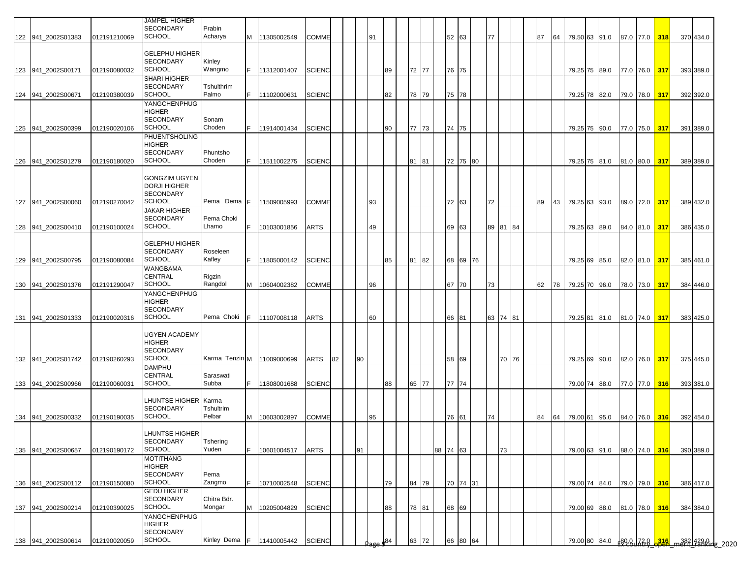| | | | | | | | | | | | | | | | | | | | | | | | | | | | | | | | | | |
|---|---|---|---|---|---|---|---|---|---|---|---|---|---|---|---|---|---|---|---|---|---|---|---|---|---|---|---|---|---|---|---|---|---|
| 122 | 941_2002S01383 | 012191210069 | JAMPEL HIGHER SECONDARY SCHOOL | Prabin Acharya | M | 11305002549 | COMME | | | | 91 | | | | | | 52 | 63 | | 77 | | | | 87 | 64 | 79.50 | 63 | 91.0 | 87.0 | 77.0 | 318 | 370 | 434.0 |
| 123 | 941_2002S00171 | 012190080032 | GELEPHU HIGHER SECONDARY SCHOOL | Kinley Wangmo | F | 11312001407 | SCIENC | | | | | 89 | | 72 | 77 | | 76 | 75 | | | | | | | | 79.25 | 75 | 89.0 | 77.0 | 76.0 | 317 | 393 | 389.0 |
| 124 | 941_2002S00671 | 012190380039 | SHARI HIGHER SECONDARY SCHOOL | Tshulthrim Palmo | F | 11102000631 | SCIENC | | | | | 82 | | 78 | 79 | | 75 | 78 | | | | | | | | 79.25 | 78 | 82.0 | 79.0 | 78.0 | 317 | 392 | 392.0 |
| 125 | 941_2002S00399 | 012190020106 | YANGCHENPHUG HIGHER SECONDARY SCHOOL | Sonam Choden | F | 11914001434 | SCIENC | | | | | 90 | | 77 | 73 | | 74 | 75 | | | | | | | | 79.25 | 75 | 90.0 | 77.0 | 75.0 | 317 | 391 | 389.0 |
| 126 | 941_2002S01279 | 012190180020 | PHUENTSHOLING HIGHER SECONDARY SCHOOL | Phuntsho Choden | F | 11511002275 | SCIENC | | | | | | | 81 | 81 | | 72 | 75 | 80 | | | | | | | 79.25 | 75 | 81.0 | 81.0 | 80.0 | 317 | 389 | 389.0 |
| 127 | 941_2002S00060 | 012190270042 | GONGZIM UGYEN DORJI HIGHER SECONDARY SCHOOL | Pema Dema | F | 11509005993 | COMME | | | | 93 | | | | | | 72 | 63 | | 72 | | | | 89 | 43 | 79.25 | 63 | 93.0 | 89.0 | 72.0 | 317 | 389 | 432.0 |
| 128 | 941_2002S00410 | 012190100024 | JAKAR HIGHER SECONDARY SCHOOL | Pema Choki Lhamo | F | 10103001856 | ARTS | | | | 49 | | | | | | 69 | 63 | | 89 | 81 | 84 | | | | 79.25 | 63 | 89.0 | 84.0 | 81.0 | 317 | 386 | 435.0 |
| 129 | 941_2002S00795 | 012190080084 | GELEPHU HIGHER SECONDARY SCHOOL | Roseleen Kafley | F | 11805000142 | SCIENC | | | | | 85 | | 81 | 82 | | 68 | 69 | 76 | | | | | | | 79.25 | 69 | 85.0 | 82.0 | 81.0 | 317 | 385 | 461.0 |
| 130 | 941_2002S01376 | 012191290047 | WANGBAMA CENTRAL SCHOOL | Rigzin Rangdol | M | 10604002382 | COMME | | | | 96 | | | | | | 67 | 70 | | 73 | | | | 62 | 78 | 79.25 | 70 | 96.0 | 78.0 | 73.0 | 317 | 384 | 446.0 |
| 131 | 941_2002S01333 | 012190020316 | YANGCHENPHUG HIGHER SECONDARY SCHOOL | Pema Choki | F | 11107008118 | ARTS | | | | 60 | | | | | | 66 | 81 | | 63 | 74 | 81 | | | | 79.25 | 81 | 81.0 | 81.0 | 74.0 | 317 | 383 | 425.0 |
| 132 | 941_2002S01742 | 012190260293 | UGYEN ACADEMY HIGHER SECONDARY SCHOOL | Karma Tenzin | M | 11009000699 | ARTS | 82 | | 90 | | | | | | | 58 | 69 | | | 70 | 76 | | | | 79.25 | 69 | 90.0 | 82.0 | 76.0 | 317 | 375 | 445.0 |
| 133 | 941_2002S00966 | 012190060031 | DAMPHU CENTRAL SCHOOL | Saraswati Subba | F | 11808001688 | SCIENC | | | | | 88 | | 65 | 77 | | 77 | 74 | | | | | | | | 79.00 | 74 | 88.0 | 77.0 | 77.0 | 316 | 393 | 381.0 |
| 134 | 941_2002S00332 | 012190190035 | LHUNTSE HIGHER SECONDARY SCHOOL | Karma Tshultrim Pelbar | M | 10603002897 | COMME | | | | 95 | | | | | | 76 | 61 | | 74 | | | | 84 | 64 | 79.00 | 61 | 95.0 | 84.0 | 76.0 | 316 | 392 | 454.0 |
| 135 | 941_2002S00657 | 012190190172 | LHUNTSE HIGHER SECONDARY SCHOOL | Tshering Yuden | F | 10601004517 | ARTS | | | 91 | | | | | | 88 | 74 | 63 | | | 73 | | | | | 79.00 | 63 | 91.0 | 88.0 | 74.0 | 316 | 390 | 389.0 |
| 136 | 941_2002S00112 | 012190150080 | MOTITHANG HIGHER SECONDARY SCHOOL | Pema Zangmo | F | 10710002548 | SCIENC | | | | | 79 | | 84 | 79 | | 70 | 74 | 31 | | | | | | | 79.00 | 74 | 84.0 | 79.0 | 79.0 | 316 | 386 | 417.0 |
| 137 | 941_2002S00214 | 012190390025 | GEDU HIGHER SECONDARY SCHOOL | Chitra Bdr. Mongar | M | 10205004829 | SCIENC | | | | | 88 | | 78 | 81 | | 68 | 69 | | | | | | | | 79.00 | 69 | 88.0 | 81.0 | 78.0 | 316 | 384 | 384.0 |
| 138 | 941_2002S00614 | 012190020059 | YANGCHENPHUG HIGHER SECONDARY SCHOOL | Kinley Dema | F | 11410005442 | SCIENC | | | | | 84 | | 63 | 72 | | 66 | 80 | 64 | | | | | | | 79.00 | 80 | 84.0 | 80.0 | 72.0 | 316 | 382 | 429.0 |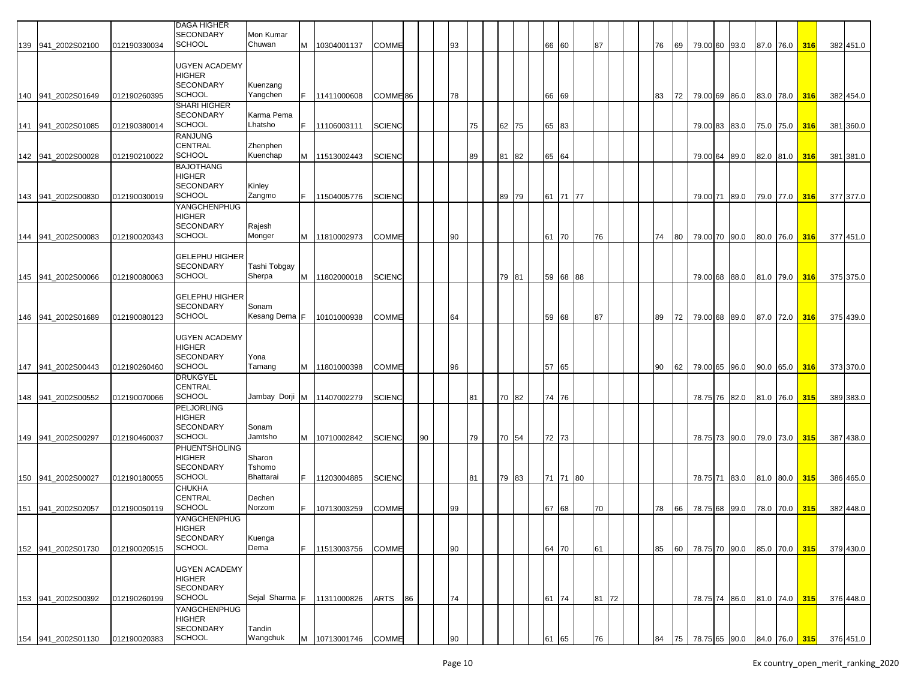| | | | | | | | | | | | | | | | | | | | | | | | | | | | | | | | | | | |
|---|---|---|---|---|---|---|---|---|---|---|---|---|---|---|---|---|---|---|---|---|---|---|---|---|---|---|---|---|---|---|---|---|---|---|
| 139 | 941_2002S02100 | 012190330034 | DAGA HIGHER SECONDARY SCHOOL | Mon Kumar Chuwan | M | 10304001137 | COMME | | | | | 93 | | | | | | 66 | 60 | | 87 | | | | 76 | 69 | 79.00 | 60 | 93.0 | 87.0 | 76.0 | 316 | 382 | 451.0 |
| 140 | 941_2002S01649 | 012190260395 | UGYEN ACADEMY HIGHER SECONDARY SCHOOL | Kuenzang Yangchen | F | 11411000608 | COMME | 86 | | | | 78 | | | | | | 66 | 69 | | | | | | 83 | 72 | 79.00 | 69 | 86.0 | 83.0 | 78.0 | 316 | 382 | 454.0 |
| 141 | 941_2002S01085 | 012190380014 | SHARI HIGHER SECONDARY SCHOOL | Karma Pema Lhatsho | F | 11106003111 | SCIENC | | | | | | 75 | | 62 | 75 | | 65 | 83 | | | | | | | | 79.00 | 83 | 83.0 | 75.0 | 75.0 | 316 | 381 | 360.0 |
| 142 | 941_2002S00028 | 012190210022 | RANJUNG CENTRAL SCHOOL | Zhenphen Kuenchap | M | 11513002443 | SCIENC | | | | | | 89 | | 81 | 82 | | 65 | 64 | | | | | | | | 79.00 | 64 | 89.0 | 82.0 | 81.0 | 316 | 381 | 381.0 |
| 143 | 941_2002S00830 | 012190030019 | BAJOTHANG HIGHER SECONDARY SCHOOL | Kinley Zangmo | F | 11504005776 | SCIENC | | | | | | | | 89 | 79 | | 61 | 71 | 77 | | | | | | | 79.00 | 71 | 89.0 | 79.0 | 77.0 | 316 | 377 | 377.0 |
| 144 | 941_2002S00083 | 012190020343 | YANGCHENPHUG HIGHER SECONDARY SCHOOL | Rajesh Monger | M | 11810002973 | COMME | | | | | 90 | | | | | | 61 | 70 | | 76 | | | | 74 | 80 | 79.00 | 70 | 90.0 | 80.0 | 76.0 | 316 | 377 | 451.0 |
| 145 | 941_2002S00066 | 012190080063 | GELEPHU HIGHER SECONDARY SCHOOL | Tashi Tobgay Sherpa | M | 11802000018 | SCIENC | | | | | | | | 79 | 81 | | 59 | 68 | 88 | | | | | | | 79.00 | 68 | 88.0 | 81.0 | 79.0 | 316 | 375 | 375.0 |
| 146 | 941_2002S01689 | 012190080123 | GELEPHU HIGHER SECONDARY SCHOOL | Sonam Kesang Dema | F | 10101000938 | COMME | | | | | 64 | | | | | | 59 | 68 | | 87 | | | | 89 | 72 | 79.00 | 68 | 89.0 | 87.0 | 72.0 | 316 | 375 | 439.0 |
| 147 | 941_2002S00443 | 012190260460 | UGYEN ACADEMY HIGHER SECONDARY SCHOOL | Yona Tamang | M | 11801000398 | COMME | | | | | 96 | | | | | | 57 | 65 | | | | | | 90 | 62 | 79.00 | 65 | 96.0 | 90.0 | 65.0 | 316 | 373 | 370.0 |
| 148 | 941_2002S00552 | 012190070066 | DRUKGYEL CENTRAL SCHOOL | Jambay Dorji | M | 11407002279 | SCIENC | | | | | | 81 | | 70 | 82 | | 74 | 76 | | | | | | | | 78.75 | 76 | 82.0 | 81.0 | 76.0 | 315 | 389 | 383.0 |
| 149 | 941_2002S00297 | 012190460037 | PELJORLING HIGHER SECONDARY SCHOOL | Sonam Jamtsho | M | 10710002842 | SCIENC | | | 90 | | | 79 | | 70 | 54 | | 72 | 73 | | | | | | | | 78.75 | 73 | 90.0 | 79.0 | 73.0 | 315 | 387 | 438.0 |
| 150 | 941_2002S00027 | 012190180055 | PHUENTSHOLING HIGHER SECONDARY SCHOOL | Sharon Tshomo Bhattarai | F | 11203004885 | SCIENC | | | | | | 81 | | 79 | 83 | | 71 | 71 | 80 | | | | | | | 78.75 | 71 | 83.0 | 81.0 | 80.0 | 315 | 386 | 465.0 |
| 151 | 941_2002S02057 | 012190050119 | CHUKHA CENTRAL SCHOOL | Dechen Norzom | F | 10713003259 | COMME | | | | | 99 | | | | | | 67 | 68 | | 70 | | | | 78 | 66 | 78.75 | 68 | 99.0 | 78.0 | 70.0 | 315 | 382 | 448.0 |
| 152 | 941_2002S01730 | 012190020515 | YANGCHENPHUG HIGHER SECONDARY SCHOOL | Kuenga Dema | F | 11513003756 | COMME | | | | | 90 | | | | | | 64 | 70 | | 61 | | | | 85 | 60 | 78.75 | 70 | 90.0 | 85.0 | 70.0 | 315 | 379 | 430.0 |
| 153 | 941_2002S00392 | 012190260199 | UGYEN ACADEMY HIGHER SECONDARY SCHOOL | Sejal Sharma | F | 11311000826 | ARTS | 86 | | | | 74 | | | | | | 61 | 74 | | 81 | 72 | | | | | 78.75 | 74 | 86.0 | 81.0 | 74.0 | 315 | 376 | 448.0 |
| 154 | 941_2002S01130 | 012190020383 | YANGCHENPHUG HIGHER SECONDARY SCHOOL | Tandin Wangchuk | M | 10713001746 | COMME | | | | | 90 | | | | | | 61 | 65 | | 76 | | | | 84 | 75 | 78.75 | 65 | 90.0 | 84.0 | 76.0 | 315 | 376 | 451.0 |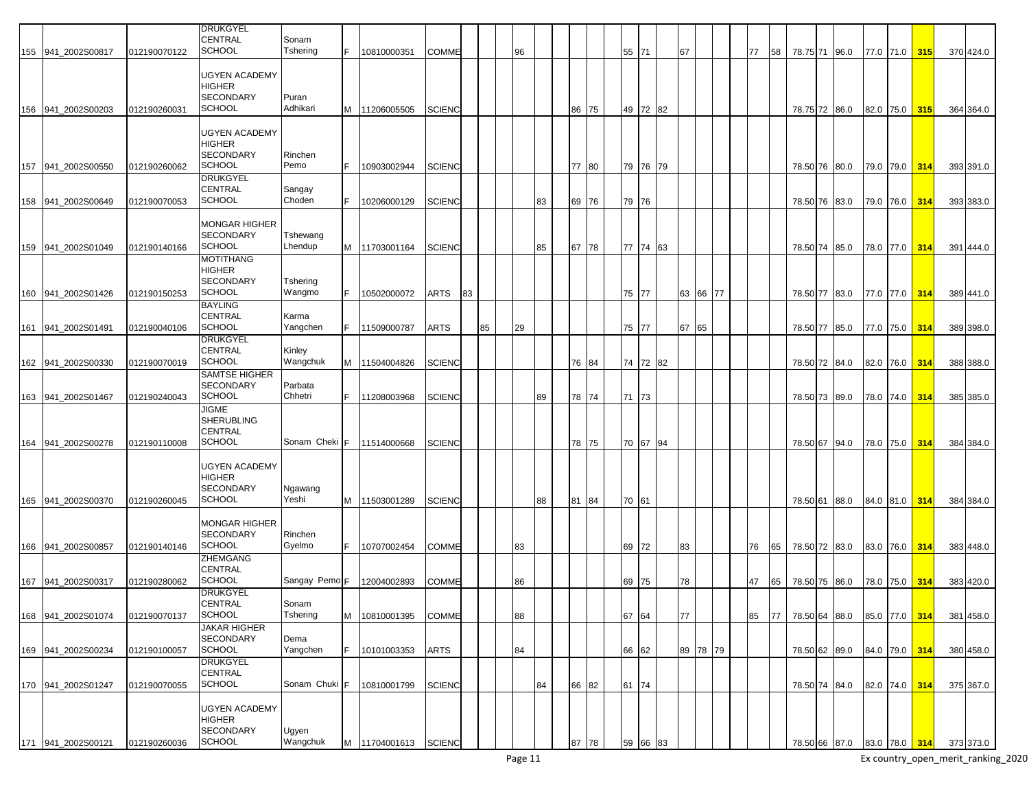| | | | | | | | | | | | | | | | | | | | | | | | | | | | | | | | | | |
|---|---|---|---|---|---|---|---|---|---|---|---|---|---|---|---|---|---|---|---|---|---|---|---|---|---|---|---|---|---|---|---|---|---|
| 155 | 941_2002S00817 | 012190070122 | DRUKGYEL CENTRAL SCHOOL | Sonam Tshering | F | 10810000351 | COMME | | | | 96 | | | | | | 55 | 71 | | 67 | | | | 77 | 58 | 78.75 | 71 | 96.0 | 77.0 | 71.0 | **315** | 370 | 424.0 |
| 156 | 941_2002S00203 | 012190260031 | UGYEN ACADEMY HIGHER SECONDARY SCHOOL | Puran Adhikari | M | 11206005505 | SCIENC | | | | | | | 86 | 75 | | 49 | 72 | 82 | | | | | | | 78.75 | 72 | 86.0 | 82.0 | 75.0 | **315** | 364 | 364.0 |
| 157 | 941_2002S00550 | 012190260062 | UGYEN ACADEMY HIGHER SECONDARY SCHOOL | Rinchen Pemo | F | 10903002944 | SCIENC | | | | | | | 77 | 80 | | 79 | 76 | 79 | | | | | | | 78.50 | 76 | 80.0 | 79.0 | 79.0 | **314** | 393 | 391.0 |
| 158 | 941_2002S00649 | 012190070053 | DRUKGYEL CENTRAL SCHOOL | Sangay Choden | F | 10206000129 | SCIENC | | | | | 83 | | 69 | 76 | | 79 | 76 | | | | | | | | 78.50 | 76 | 83.0 | 79.0 | 76.0 | **314** | 393 | 383.0 |
| 159 | 941_2002S01049 | 012190140166 | MONGAR HIGHER SECONDARY SCHOOL | Tshewang Lhendup | M | 11703001164 | SCIENC | | | | | 85 | | 67 | 78 | | 77 | 74 | 63 | | | | | | | 78.50 | 74 | 85.0 | 78.0 | 77.0 | **314** | 391 | 444.0 |
| 160 | 941_2002S01426 | 012190150253 | MOTITHANG HIGHER SECONDARY SCHOOL | Tshering Wangmo | F | 10502000072 | ARTS | 83 | | | | | | | | | 75 | 77 | | 63 | 66 | 77 | | | | 78.50 | 77 | 83.0 | 77.0 | 77.0 | **314** | 389 | 441.0 |
| 161 | 941_2002S01491 | 012190040106 | BAYLING CENTRAL SCHOOL | Karma Yangchen | F | 11509000787 | ARTS | | 85 | | 29 | | | | | | 75 | 77 | | 67 | 65 | | | | | 78.50 | 77 | 85.0 | 77.0 | 75.0 | **314** | 389 | 398.0 |
| 162 | 941_2002S00330 | 012190070019 | DRUKGYEL CENTRAL SCHOOL | Kinley Wangchuk | M | 11504004826 | SCIENC | | | | | | | 76 | 84 | | 74 | 72 | 82 | | | | | | | 78.50 | 72 | 84.0 | 82.0 | 76.0 | **314** | 388 | 388.0 |
| 163 | 941_2002S01467 | 012190240043 | SAMTSE HIGHER SECONDARY SCHOOL | Parbata Chhetri | F | 11208003968 | SCIENC | | | | | 89 | | 78 | 74 | | 71 | 73 | | | | | | | | 78.50 | 73 | 89.0 | 78.0 | 74.0 | **314** | 385 | 385.0 |
| 164 | 941_2002S00278 | 012190110008 | JIGME SHERUBLING CENTRAL SCHOOL | Sonam Cheki | F | 11514000668 | SCIENC | | | | | | | 78 | 75 | | 70 | 67 | 94 | | | | | | | 78.50 | 67 | 94.0 | 78.0 | 75.0 | **314** | 384 | 384.0 |
| 165 | 941_2002S00370 | 012190260045 | UGYEN ACADEMY HIGHER SECONDARY SCHOOL | Ngawang Yeshi | M | 11503001289 | SCIENC | | | | | 88 | | 81 | 84 | | 70 | 61 | | | | | | | | 78.50 | 61 | 88.0 | 84.0 | 81.0 | **314** | 384 | 384.0 |
| 166 | 941_2002S00857 | 012190140146 | MONGAR HIGHER SECONDARY SCHOOL | Rinchen Gyelmo | F | 10707002454 | COMME | | | | 83 | | | | | | 69 | 72 | | 83 | | | | 76 | 65 | 78.50 | 72 | 83.0 | 83.0 | 76.0 | **314** | 383 | 448.0 |
| 167 | 941_2002S00317 | 012190280062 | ZHEMGANG CENTRAL SCHOOL | Sangay Pemo | F | 12004002893 | COMME | | | | 86 | | | | | | 69 | 75 | | 78 | | | | 47 | 65 | 78.50 | 75 | 86.0 | 78.0 | 75.0 | **314** | 383 | 420.0 |
| 168 | 941_2002S01074 | 012190070137 | DRUKGYEL CENTRAL SCHOOL | Sonam Tshering | M | 10810001395 | COMME | | | | 88 | | | | | | 67 | 64 | | 77 | | | | 85 | 77 | 78.50 | 64 | 88.0 | 85.0 | 77.0 | **314** | 381 | 458.0 |
| 169 | 941_2002S00234 | 012190100057 | JAKAR HIGHER SECONDARY SCHOOL | Dema Yangchen | F | 10101003353 | ARTS | | | | 84 | | | | | | 66 | 62 | | 89 | 78 | 79 | | | | 78.50 | 62 | 89.0 | 84.0 | 79.0 | **314** | 380 | 458.0 |
| 170 | 941_2002S01247 | 012190070055 | DRUKGYEL CENTRAL SCHOOL | Sonam Chuki | F | 10810001799 | SCIENC | | | | | 84 | | 66 | 82 | | 61 | 74 | | | | | | | | 78.50 | 74 | 84.0 | 82.0 | 74.0 | **314** | 375 | 367.0 |
| 171 | 941_2002S00121 | 012190260036 | UGYEN ACADEMY HIGHER SECONDARY SCHOOL | Ugyen Wangchuk | M | 11704001613 | SCIENC | | | | | | | 87 | 78 | | 59 | 66 | 83 | | | | | | | 78.50 | 66 | 87.0 | 83.0 | 78.0 | **314** | 373 | 373.0 |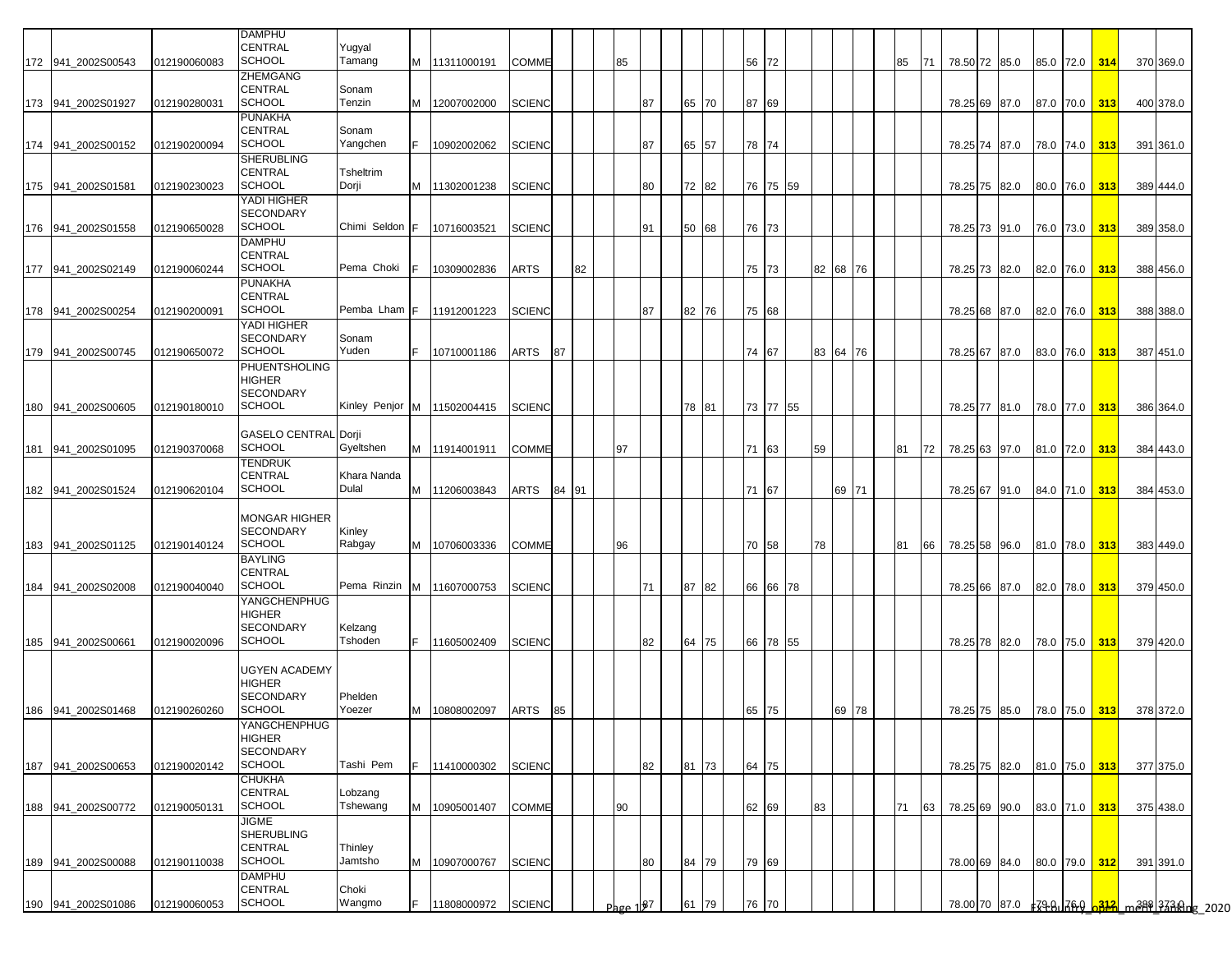| | | | | | | | | | | | | | | | | | | | | | | | | | | | | | | | | |
|---|---|---|---|---|---|---|---|---|---|---|---|---|---|---|---|---|---|---|---|---|---|---|---|---|---|---|---|---|---|---|---|---|
| 172 | 941_2002S00543 | 012190060083 | DAMPHU CENTRAL SCHOOL | Yugyal Tamang | M | 11311000191 | COMME | | | | 85 | | | | | | 56 | 72 | | | | | | 85 | 71 | 78.50 | 72 | 85.0 | 85.0 | 72.0 | 314 | 370 | 369.0 |
| 173 | 941_2002S01927 | 012190280031 | ZHEMGANG CENTRAL SCHOOL | Sonam Tenzin | M | 12007002000 | SCIENC | | | | | 87 | | 65 | 70 | | 87 | 69 | | | | | | | | 78.25 | 69 | 87.0 | 87.0 | 70.0 | 313 | 400 | 378.0 |
| 174 | 941_2002S00152 | 012190200094 | PUNAKHA CENTRAL SCHOOL | Sonam Yangchen | F | 10902002062 | SCIENC | | | | | 87 | | 65 | 57 | | 78 | 74 | | | | | | | | 78.25 | 74 | 87.0 | 78.0 | 74.0 | 313 | 391 | 361.0 |
| 175 | 941_2002S01581 | 012190230023 | SHERUBLING CENTRAL SCHOOL | Tsheltrim Dorji | M | 11302001238 | SCIENC | | | | | 80 | | 72 | 82 | | 76 | 75 | 59 | | | | | | | 78.25 | 75 | 82.0 | 80.0 | 76.0 | 313 | 389 | 444.0 |
| 176 | 941_2002S01558 | 012190650028 | YADI HIGHER SECONDARY SCHOOL | Chimi Seldon | F | 10716003521 | SCIENC | | | | | 91 | | 50 | 68 | | 76 | 73 | | | | | | | | 78.25 | 73 | 91.0 | 76.0 | 73.0 | 313 | 389 | 358.0 |
| 177 | 941_2002S02149 | 012190060244 | DAMPHU CENTRAL SCHOOL | Pema Choki | F | 10309002836 | ARTS | | 82 | | | | | | | | 75 | 73 | | 82 | 68 | 76 | | | | 78.25 | 73 | 82.0 | 82.0 | 76.0 | 313 | 388 | 456.0 |
| 178 | 941_2002S00254 | 012190200091 | PUNAKHA CENTRAL SCHOOL | Pemba Lham | F | 11912001223 | SCIENC | | | | | 87 | | 82 | 76 | | 75 | 68 | | | | | | | | 78.25 | 68 | 87.0 | 82.0 | 76.0 | 313 | 388 | 388.0 |
| 179 | 941_2002S00745 | 012190650072 | YADI HIGHER SECONDARY SCHOOL | Sonam Yuden | F | 10710001186 | ARTS | 87 | | | | | | | | | 74 | 67 | | 83 | 64 | 76 | | | | 78.25 | 67 | 87.0 | 83.0 | 76.0 | 313 | 387 | 451.0 |
| 180 | 941_2002S00605 | 012190180010 | PHUENTSHOLING HIGHER SECONDARY SCHOOL | Kinley Penjor | M | 11502004415 | SCIENC | | | | | | | 78 | 81 | | 73 | 77 | 55 | | | | | | | 78.25 | 77 | 81.0 | 78.0 | 77.0 | 313 | 386 | 364.0 |
| 181 | 941_2002S01095 | 012190370068 | GASELO CENTRAL SCHOOL | Dorji Gyeltshen | M | 11914001911 | COMME | | | | 97 | | | | | | 71 | 63 | | 59 | | | | 81 | 72 | 78.25 | 63 | 97.0 | 81.0 | 72.0 | 313 | 384 | 443.0 |
| 182 | 941_2002S01524 | 012190620104 | TENDRUK CENTRAL SCHOOL | Khara Nanda Dulal | M | 11206003843 | ARTS | 84 | 91 | | | | | | | | 71 | 67 | | | 69 | 71 | | | | 78.25 | 67 | 91.0 | 84.0 | 71.0 | 313 | 384 | 453.0 |
| 183 | 941_2002S01125 | 012190140124 | MONGAR HIGHER SECONDARY SCHOOL | Kinley Rabgay | M | 10706003336 | COMME | | | | 96 | | | | | | 70 | 58 | | 78 | | | | 81 | 66 | 78.25 | 58 | 96.0 | 81.0 | 78.0 | 313 | 383 | 449.0 |
| 184 | 941_2002S02008 | 012190040040 | BAYLING CENTRAL SCHOOL | Pema Rinzin | M | 11607000753 | SCIENC | | | | | 71 | | 87 | 82 | | 66 | 66 | 78 | | | | | | | 78.25 | 66 | 87.0 | 82.0 | 78.0 | 313 | 379 | 450.0 |
| 185 | 941_2002S00661 | 012190020096 | YANGCHENPHUG HIGHER SECONDARY SCHOOL | Kelzang Tshoden | F | 11605002409 | SCIENC | | | | | 82 | | 64 | 75 | | 66 | 78 | 55 | | | | | | | 78.25 | 78 | 82.0 | 78.0 | 75.0 | 313 | 379 | 420.0 |
| 186 | 941_2002S01468 | 012190260260 | UGYEN ACADEMY HIGHER SECONDARY SCHOOL | Phelden Yoezer | M | 10808002097 | ARTS | 85 | | | | | | | | | 65 | 75 | | | 69 | 78 | | | | 78.25 | 75 | 85.0 | 78.0 | 75.0 | 313 | 378 | 372.0 |
| 187 | 941_2002S00653 | 012190020142 | YANGCHENPHUG HIGHER SECONDARY SCHOOL | Tashi Pem | F | 11410000302 | SCIENC | | | | | 82 | | 81 | 73 | | 64 | 75 | | | | | | | | 78.25 | 75 | 82.0 | 81.0 | 75.0 | 313 | 377 | 375.0 |
| 188 | 941_2002S00772 | 012190050131 | CHUKHA CENTRAL SCHOOL | Lobzang Tshewang | M | 10905001407 | COMME | | | | 90 | | | | | | 62 | 69 | | 83 | | | | 71 | 63 | 78.25 | 69 | 90.0 | 83.0 | 71.0 | 313 | 375 | 438.0 |
| 189 | 941_2002S00088 | 012190110038 | JIGME SHERUBLING CENTRAL SCHOOL | Thinley Jamtsho | M | 10907000767 | SCIENC | | | | | 80 | | 84 | 79 | | 79 | 69 | | | | | | | | 78.00 | 69 | 84.0 | 80.0 | 79.0 | 312 | 391 | 391.0 |
| 190 | 941_2002S01086 | 012190060053 | DAMPHU CENTRAL SCHOOL | Choki Wangmo | F | 11808000972 | SCIENC | | | | | 87 | | 61 | 79 | | 76 | 70 | | | | | | | | 78.00 | 70 | 87.0 | 79.0 | 76.0 | 312 | 388 | 373.0 |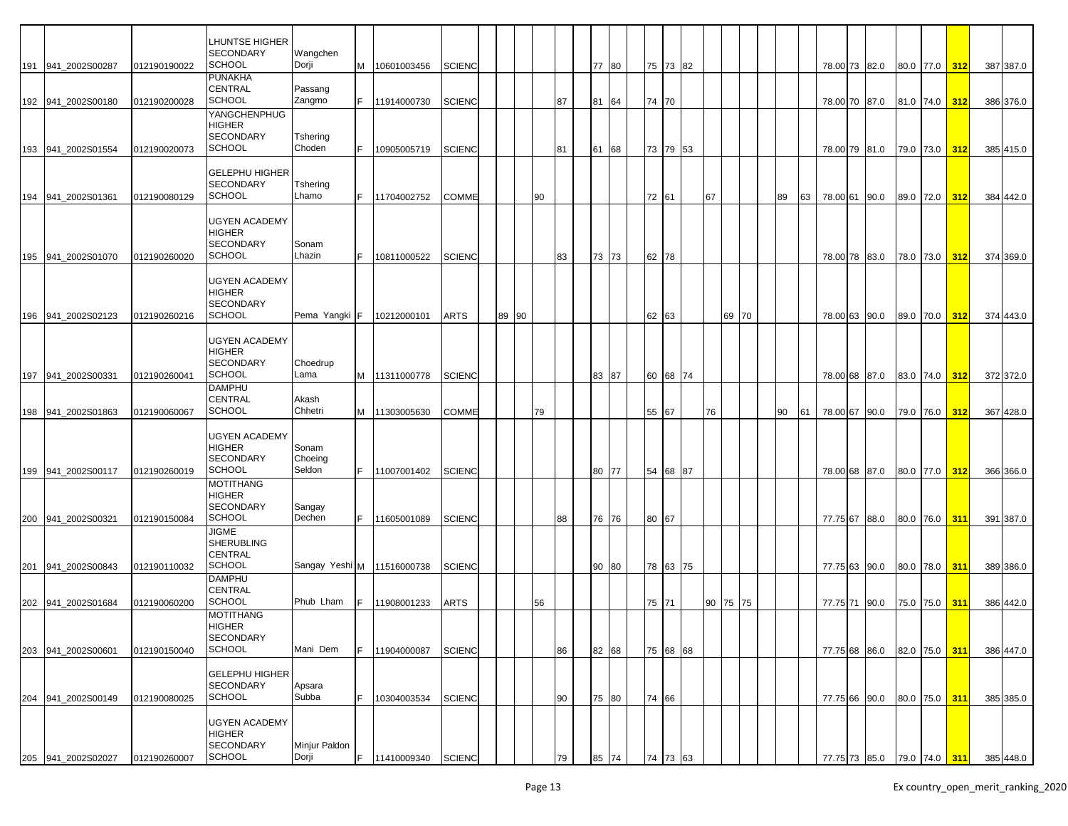| | | | | | | | | | | | | | | | | | | | | | | | | | | | | | | | | | | |
|---|---|---|---|---|---|---|---|---|---|---|---|---|---|---|---|---|---|---|---|---|---|---|---|---|---|---|---|---|---|---|---|---|---|---|
| 191 | 941_2002S00287 | 012190190022 | LHUNTSE HIGHER SECONDARY SCHOOL | Wangchen Dorji | M | 10601003456 | SCIENC | | | | | | | 77 | 80 | | 75 | 73 | 82 | | | | | | | 78.00 | 73 | 82.0 | 80.0 | 77.0 | 312 | | 387 | 387.0 |
| 192 | 941_2002S00180 | 012190200028 | PUNAKHA CENTRAL SCHOOL | Passang Zangmo | F | 11914000730 | SCIENC | | | | | 87 | | 81 | 64 | | 74 | 70 | | | | | | | | 78.00 | 70 | 87.0 | 81.0 | 74.0 | 312 | | 386 | 376.0 |
| 193 | 941_2002S01554 | 012190020073 | YANGCHENPHUG HIGHER SECONDARY SCHOOL | Tshering Choden | F | 10905005719 | SCIENC | | | | | 81 | | 61 | 68 | | 73 | 79 | 53 | | | | | | | 78.00 | 79 | 81.0 | 79.0 | 73.0 | 312 | | 385 | 415.0 |
| 194 | 941_2002S01361 | 012190080129 | GELEPHU HIGHER SECONDARY SCHOOL | Tshering Lhamo | F | 11704002752 | COMME | | | | 90 | | | | | | 72 | 61 | | 67 | | | | 89 | 63 | 78.00 | 61 | 90.0 | 89.0 | 72.0 | 312 | | 384 | 442.0 |
| 195 | 941_2002S01070 | 012190260020 | UGYEN ACADEMY HIGHER SECONDARY SCHOOL | Sonam Lhazin | F | 10811000522 | SCIENC | | | | | 83 | | 73 | 73 | | 62 | 78 | | | | | | | | 78.00 | 78 | 83.0 | 78.0 | 73.0 | 312 | | 374 | 369.0 |
| 196 | 941_2002S02123 | 012190260216 | UGYEN ACADEMY HIGHER SECONDARY SCHOOL | Pema Yangki | F | 10212000101 | ARTS | | 89 | 90 | | | | | | | 62 | 63 | | | 69 | 70 | | | | 78.00 | 63 | 90.0 | 89.0 | 70.0 | 312 | | 374 | 443.0 |
| 197 | 941_2002S00331 | 012190260041 | UGYEN ACADEMY HIGHER SECONDARY SCHOOL | Choedrup Lama | M | 11311000778 | SCIENC | | | | | | | 83 | 87 | | 60 | 68 | 74 | | | | | | | 78.00 | 68 | 87.0 | 83.0 | 74.0 | 312 | | 372 | 372.0 |
| 198 | 941_2002S01863 | 012190060067 | DAMPHU CENTRAL SCHOOL | Akash Chhetri | M | 11303005630 | COMME | | | | | 79 | | | | | 55 | 67 | | 76 | | | | 90 | 61 | 78.00 | 67 | 90.0 | 79.0 | 76.0 | 312 | | 367 | 428.0 |
| 199 | 941_2002S00117 | 012190260019 | UGYEN ACADEMY HIGHER SECONDARY SCHOOL | Sonam Choeing Seldon | F | 11007001402 | SCIENC | | | | | | | 80 | 77 | | 54 | 68 | 87 | | | | | | | 78.00 | 68 | 87.0 | 80.0 | 77.0 | 312 | | 366 | 366.0 |
| 200 | 941_2002S00321 | 012190150084 | MOTITHANG HIGHER SECONDARY SCHOOL | Sangay Dechen | F | 11605001089 | SCIENC | | | | | 88 | | 76 | 76 | | 80 | 67 | | | | | | | | 77.75 | 67 | 88.0 | 80.0 | 76.0 | 311 | | 391 | 387.0 |
| 201 | 941_2002S00843 | 012190110032 | JIGME SHERUBLING CENTRAL SCHOOL | Sangay Yeshi | M | 11516000738 | SCIENC | | | | | | | 90 | 80 | | 78 | 63 | 75 | | | | | | | 77.75 | 63 | 90.0 | 80.0 | 78.0 | 311 | | 389 | 386.0 |
| 202 | 941_2002S01684 | 012190060200 | DAMPHU CENTRAL SCHOOL | Phub Lham | F | 11908001233 | ARTS | | | | 56 | | | | | | 75 | 71 | | 90 | 75 | 75 | | | | 77.75 | 71 | 90.0 | 75.0 | 75.0 | 311 | | 386 | 442.0 |
| 203 | 941_2002S00601 | 012190150040 | MOTITHANG HIGHER SECONDARY SCHOOL | Mani Dem | F | 11904000087 | SCIENC | | | | | 86 | | 82 | 68 | | 75 | 68 | 68 | | | | | | | 77.75 | 68 | 86.0 | 82.0 | 75.0 | 311 | | 386 | 447.0 |
| 204 | 941_2002S00149 | 012190080025 | GELEPHU HIGHER SECONDARY SCHOOL | Apsara Subba | F | 10304003534 | SCIENC | | | | | 90 | | 75 | 80 | | 74 | 66 | | | | | | | | 77.75 | 66 | 90.0 | 80.0 | 75.0 | 311 | | 385 | 385.0 |
| 205 | 941_2002S02027 | 012190260007 | UGYEN ACADEMY HIGHER SECONDARY SCHOOL | Minjur Paldon Dorji | F | 11410009340 | SCIENC | | | | | 79 | | 85 | 74 | | 74 | 73 | 63 | | | | | | | 77.75 | 73 | 85.0 | 79.0 | 74.0 | 311 | | 385 | 448.0 |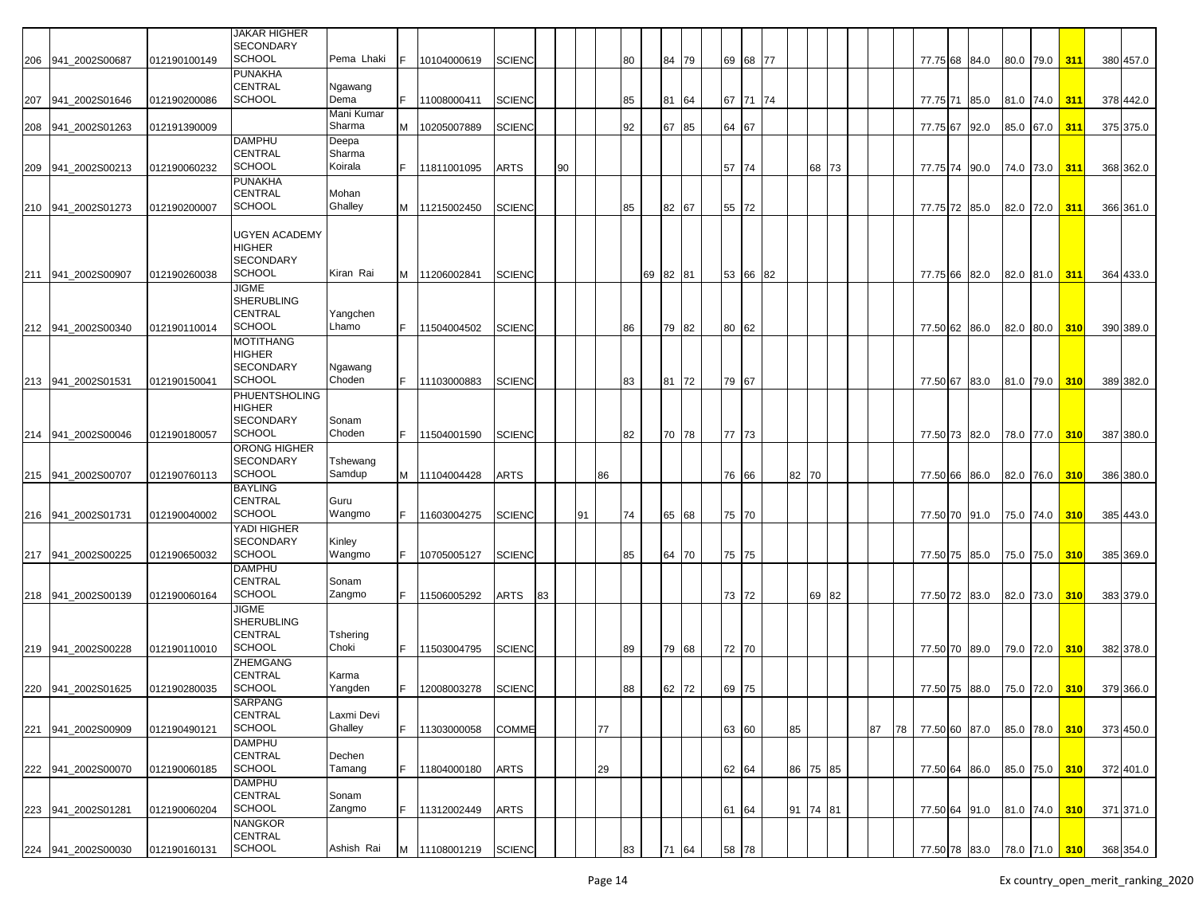| | | | | | | | | | | | | | | | | | | | | | | | | | | | | | | | | | |
|---|---|---|---|---|---|---|---|---|---|---|---|---|---|---|---|---|---|---|---|---|---|---|---|---|---|---|---|---|---|---|---|---|---|
| 206 | 941_2002S00687 | 012190100149 | JAKAR HIGHER SECONDARY SCHOOL | Pema Lhaki | F | 10104000619 | SCIENC | | | | | 80 | | 84 | 79 | | 69 | 68 | 77 | | | | | | | 77.75 | 68 | 84.0 | 80.0 | 79.0 | 311 | 380 | 457.0 |
| 207 | 941_2002S01646 | 012190200086 | PUNAKHA CENTRAL SCHOOL | Ngawang Dema | F | 11008000411 | SCIENC | | | | | 85 | | 81 | 64 | | 67 | 71 | 74 | | | | | | | 77.75 | 71 | 85.0 | 81.0 | 74.0 | 311 | 378 | 442.0 |
| 208 | 941_2002S01263 | 012191390009 | | Mani Kumar Sharma | M | 10205007889 | SCIENC | | | | | 92 | | 67 | 85 | | 64 | 67 | | | | | | | | 77.75 | 67 | 92.0 | 85.0 | 67.0 | 311 | 375 | 375.0 |
| 209 | 941_2002S00213 | 012190060232 | DAMPHU CENTRAL SCHOOL | Deepa Sharma Koirala | F | 11811001095 | ARTS | | 90 | | | | | | | | 57 | 74 | | | 68 | 73 | | | | 77.75 | 74 | 90.0 | 74.0 | 73.0 | 311 | 368 | 362.0 |
| 210 | 941_2002S01273 | 012190200007 | PUNAKHA CENTRAL SCHOOL | Mohan Ghalley | M | 11215002450 | SCIENC | | | | | 85 | | 82 | 67 | | 55 | 72 | | | | | | | | 77.75 | 72 | 85.0 | 82.0 | 72.0 | 311 | 366 | 361.0 |
| 211 | 941_2002S00907 | 012190260038 | UGYEN ACADEMY HIGHER SECONDARY SCHOOL | Kiran Rai | M | 11206002841 | SCIENC | | | | | | 69 | 82 | 81 | | 53 | 66 | 82 | | | | | | | 77.75 | 66 | 82.0 | 82.0 | 81.0 | 311 | 364 | 433.0 |
| 212 | 941_2002S00340 | 012190110014 | JIGME SHERUBLING CENTRAL SCHOOL | Yangchen Lhamo | F | 11504004502 | SCIENC | | | | | 86 | | 79 | 82 | | 80 | 62 | | | | | | | | 77.50 | 62 | 86.0 | 82.0 | 80.0 | 310 | 390 | 389.0 |
| 213 | 941_2002S01531 | 012190150041 | MOTITHANG HIGHER SECONDARY SCHOOL | Ngawang Choden | F | 11103000883 | SCIENC | | | | | 83 | | 81 | 72 | | 79 | 67 | | | | | | | | 77.50 | 67 | 83.0 | 81.0 | 79.0 | 310 | 389 | 382.0 |
| 214 | 941_2002S00046 | 012190180057 | PHUENTSHOLING HIGHER SECONDARY SCHOOL | Sonam Choden | F | 11504001590 | SCIENC | | | | | 82 | | 70 | 78 | | 77 | 73 | | | | | | | | 77.50 | 73 | 82.0 | 78.0 | 77.0 | 310 | 387 | 380.0 |
| 215 | 941_2002S00707 | 012190760113 | ORONG HIGHER SECONDARY SCHOOL | Tshewang Samdup | M | 11104004428 | ARTS | | | | 86 | | | | | | 76 | 66 | | 82 | 70 | | | | | 77.50 | 66 | 86.0 | 82.0 | 76.0 | 310 | 386 | 380.0 |
| 216 | 941_2002S01731 | 012190040002 | BAYLING CENTRAL SCHOOL | Guru Wangmo | F | 11603004275 | SCIENC | | | 91 | | 74 | | 65 | 68 | | 75 | 70 | | | | | | | | 77.50 | 70 | 91.0 | 75.0 | 74.0 | 310 | 385 | 443.0 |
| 217 | 941_2002S00225 | 012190650032 | YADI HIGHER SECONDARY SCHOOL | Kinley Wangmo | F | 10705005127 | SCIENC | | | | | 85 | | 64 | 70 | | 75 | 75 | | | | | | | | 77.50 | 75 | 85.0 | 75.0 | 75.0 | 310 | 385 | 369.0 |
| 218 | 941_2002S00139 | 012190060164 | DAMPHU CENTRAL SCHOOL | Sonam Zangmo | F | 11506005292 | ARTS | 83 | | | | | | | | | 73 | 72 | | | 69 | 82 | | | | 77.50 | 72 | 83.0 | 82.0 | 73.0 | 310 | 383 | 379.0 |
| 219 | 941_2002S00228 | 012190110010 | JIGME SHERUBLING CENTRAL SCHOOL | Tshering Choki | F | 11503004795 | SCIENC | | | | | 89 | | 79 | 68 | | 72 | 70 | | | | | | | | 77.50 | 70 | 89.0 | 79.0 | 72.0 | 310 | 382 | 378.0 |
| 220 | 941_2002S01625 | 012190280035 | ZHEMGANG CENTRAL SCHOOL | Karma Yangden | F | 12008003278 | SCIENC | | | | | 88 | | 62 | 72 | | 69 | 75 | | | | | | | | 77.50 | 75 | 88.0 | 75.0 | 72.0 | 310 | 379 | 366.0 |
| 221 | 941_2002S00909 | 012190490121 | SARPANG CENTRAL SCHOOL | Laxmi Devi Ghalley | F | 11303000058 | COMME | | | | 77 | | | | | | 63 | 60 | | 85 | | | | 87 | 78 | 77.50 | 60 | 87.0 | 85.0 | 78.0 | 310 | 373 | 450.0 |
| 222 | 941_2002S00070 | 012190060185 | DAMPHU CENTRAL SCHOOL | Dechen Tamang | F | 11804000180 | ARTS | | | | 29 | | | | | | 62 | 64 | | 86 | 75 | 85 | | | | 77.50 | 64 | 86.0 | 85.0 | 75.0 | 310 | 372 | 401.0 |
| 223 | 941_2002S01281 | 012190060204 | DAMPHU CENTRAL SCHOOL | Sonam Zangmo | F | 11312002449 | ARTS | | | | | | | | | | 61 | 64 | | 91 | 74 | 81 | | | | 77.50 | 64 | 91.0 | 81.0 | 74.0 | 310 | 371 | 371.0 |
| 224 | 941_2002S00030 | 012190160131 | NANGKOR CENTRAL SCHOOL | Ashish Rai | M | 11108001219 | SCIENC | | | | | 83 | | 71 | 64 | | 58 | 78 | | | | | | | | 77.50 | 78 | 83.0 | 78.0 | 71.0 | 310 | 368 | 354.0 |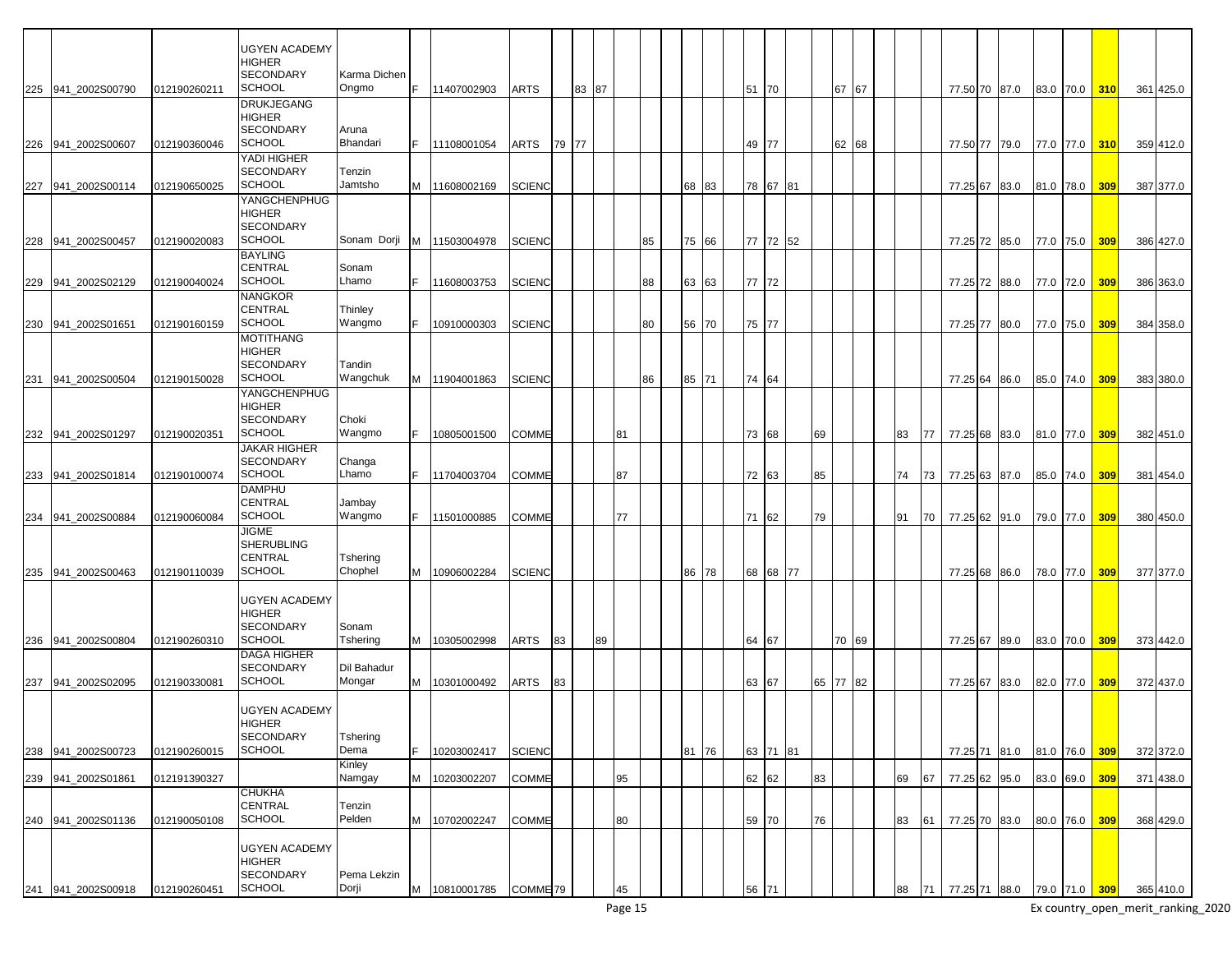| | | | | | | | | | | | | | | | | | | | | | | | | | | | | | | | | | |
|---|---|---|---|---|---|---|---|---|---|---|---|---|---|---|---|---|---|---|---|---|---|---|---|---|---|---|---|---|---|---|---|---|---|
| 225 | 941_2002S00790 | 012190260211 | UGYEN ACADEMY HIGHER SECONDARY SCHOOL | Karma Dichen Ongmo | F | 11407002903 | ARTS | | 83 | 87 | | | | | | | 51 | 70 | | | 67 | 67 | | | | 77.50 | 70 | 87.0 | 83.0 | 70.0 | 310 | 361 | 425.0 |
| 226 | 941_2002S00607 | 012190360046 | DRUKJEGANG HIGHER SECONDARY SCHOOL | Aruna Bhandari | F | 11108001054 | ARTS | 79 | 77 | | | | | | | | 49 | 77 | | | 62 | 68 | | | | 77.50 | 77 | 79.0 | 77.0 | 77.0 | 310 | 359 | 412.0 |
| 227 | 941_2002S00114 | 012190650025 | YADI HIGHER SECONDARY SCHOOL | Tenzin Jamtsho | M | 11608002169 | SCIENC | | | | | | | 68 | 83 | | 78 | 67 | 81 | | | | | | | 77.25 | 67 | 83.0 | 81.0 | 78.0 | 309 | 387 | 377.0 |
| 228 | 941_2002S00457 | 012190020083 | YANGCHENPHUG HIGHER SECONDARY SCHOOL | Sonam Dorji | M | 11503004978 | SCIENC | | | | | 85 | | 75 | 66 | | 77 | 72 | 52 | | | | | | | 77.25 | 72 | 85.0 | 77.0 | 75.0 | 309 | 386 | 427.0 |
| 229 | 941_2002S02129 | 012190040024 | BAYLING CENTRAL SCHOOL | Sonam Lhamo | F | 11608003753 | SCIENC | | | | | 88 | | 63 | 63 | | 77 | 72 | | | | | | | | 77.25 | 72 | 88.0 | 77.0 | 72.0 | 309 | 386 | 363.0 |
| 230 | 941_2002S01651 | 012190160159 | NANGKOR CENTRAL SCHOOL | Thinley Wangmo | F | 10910000303 | SCIENC | | | | | 80 | | 56 | 70 | | 75 | 77 | | | | | | | | 77.25 | 77 | 80.0 | 77.0 | 75.0 | 309 | 384 | 358.0 |
| 231 | 941_2002S00504 | 012190150028 | MOTITHANG HIGHER SECONDARY SCHOOL | Tandin Wangchuk | M | 11904001863 | SCIENC | | | | | 86 | | 85 | 71 | | 74 | 64 | | | | | | | | 77.25 | 64 | 86.0 | 85.0 | 74.0 | 309 | 383 | 380.0 |
| 232 | 941_2002S01297 | 012190020351 | YANGCHENPHUG HIGHER SECONDARY SCHOOL | Choki Wangmo | F | 10805001500 | COMME | | | | 81 | | | | | | 73 | 68 | | 69 | | | | 83 | 77 | 77.25 | 68 | 83.0 | 81.0 | 77.0 | 309 | 382 | 451.0 |
| 233 | 941_2002S01814 | 012190100074 | JAKAR HIGHER SECONDARY SCHOOL | Changa Lhamo | F | 11704003704 | COMME | | | | 87 | | | | | | 72 | 63 | | 85 | | | | 74 | 73 | 77.25 | 63 | 87.0 | 85.0 | 74.0 | 309 | 381 | 454.0 |
| 234 | 941_2002S00884 | 012190060084 | DAMPHU CENTRAL SCHOOL | Jambay Wangmo | F | 11501000885 | COMME | | | | 77 | | | | | | 71 | 62 | | 79 | | | | 91 | 70 | 77.25 | 62 | 91.0 | 79.0 | 77.0 | 309 | 380 | 450.0 |
| 235 | 941_2002S00463 | 012190110039 | JIGME SHERUBLING CENTRAL SCHOOL | Tshering Chophel | M | 10906002284 | SCIENC | | | | | | | 86 | 78 | | 68 | 68 | 77 | | | | | | | 77.25 | 68 | 86.0 | 78.0 | 77.0 | 309 | 377 | 377.0 |
| 236 | 941_2002S00804 | 012190260310 | UGYEN ACADEMY HIGHER SECONDARY SCHOOL | Sonam Tshering | M | 10305002998 | ARTS | 83 | | 89 | | | | | | | 64 | 67 | | | 70 | 69 | | | | 77.25 | 67 | 89.0 | 83.0 | 70.0 | 309 | 373 | 442.0 |
| 237 | 941_2002S02095 | 012190330081 | DAGA HIGHER SECONDARY SCHOOL | Dil Bahadur Mongar | M | 10301000492 | ARTS | 83 | | | | | | | | | 63 | 67 | | 65 | 77 | 82 | | | | 77.25 | 67 | 83.0 | 82.0 | 77.0 | 309 | 372 | 437.0 |
| 238 | 941_2002S00723 | 012190260015 | UGYEN ACADEMY HIGHER SECONDARY SCHOOL | Tshering Dema | F | 10203002417 | SCIENC | | | | | | | 81 | 76 | | 63 | 71 | 81 | | | | | | | 77.25 | 71 | 81.0 | 81.0 | 76.0 | 309 | 372 | 372.0 |
| 239 | 941_2002S01861 | 012191390327 | | Kinley Namgay | M | 10203002207 | COMME | | | | 95 | | | | | | 62 | 62 | | 83 | | | | 69 | 67 | 77.25 | 62 | 95.0 | 83.0 | 69.0 | 309 | 371 | 438.0 |
| 240 | 941_2002S01136 | 012190050108 | CHUKHA CENTRAL SCHOOL | Tenzin Pelden | M | 10702002247 | COMME | | | | 80 | | | | | | 59 | 70 | | 76 | | | | 83 | 61 | 77.25 | 70 | 83.0 | 80.0 | 76.0 | 309 | 368 | 429.0 |
| 241 | 941_2002S00918 | 012190260451 | UGYEN ACADEMY HIGHER SECONDARY SCHOOL | Pema Lekzin Dorji | M | 10810001785 | COMME | 79 | | | 45 | | | | | | 56 | 71 | | | | | | 88 | 71 | 77.25 | 71 | 88.0 | 79.0 | 71.0 | 309 | 365 | 410.0 |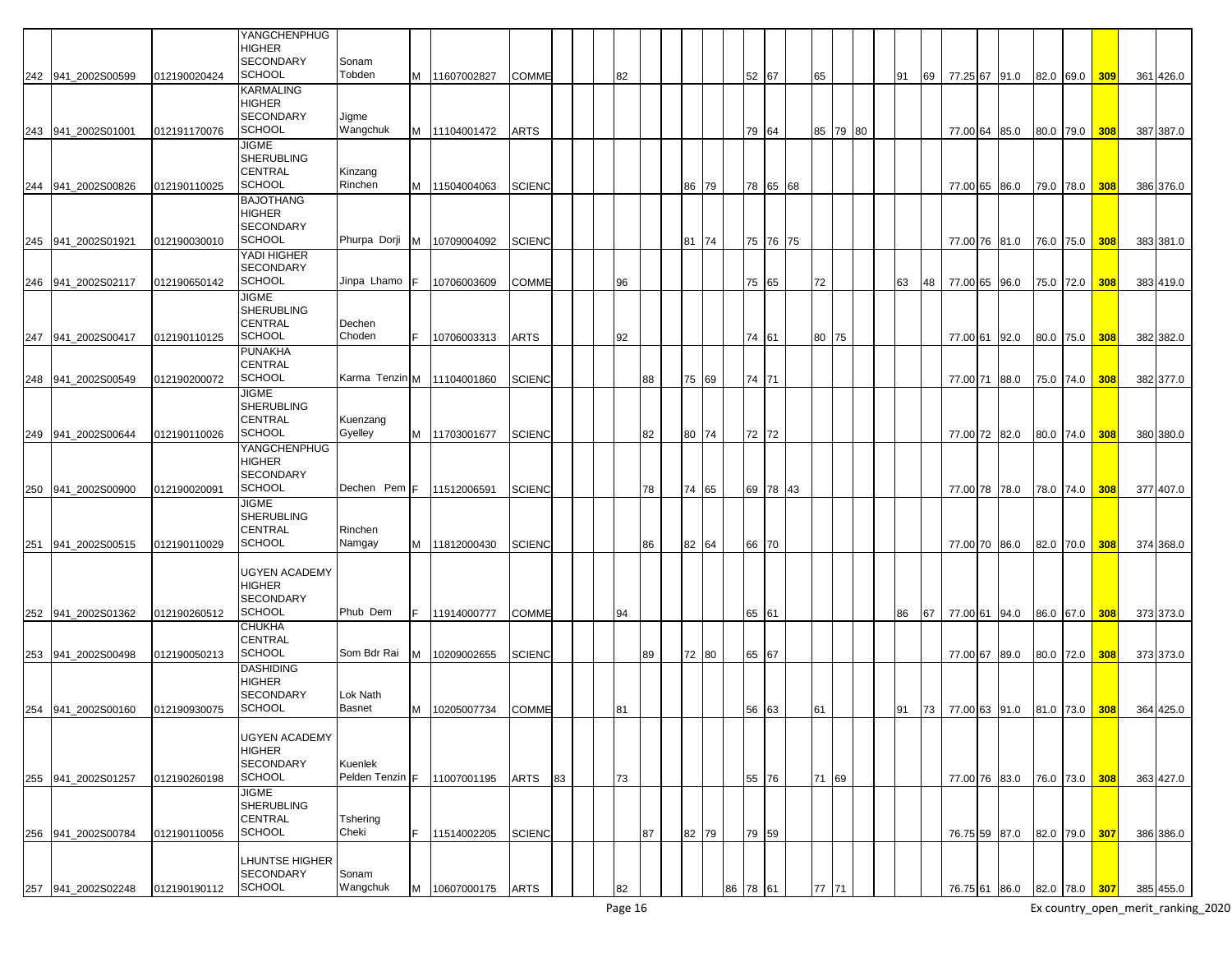| | | | | | | | | | | | | | | | | | | | | | | | | | | | | | | | | | | |
|---|---|---|---|---|---|---|---|---|---|---|---|---|---|---|---|---|---|---|---|---|---|---|---|---|---|---|---|---|---|---|---|---|---|---|
| 242 | 941_2002S00599 | 012190020424 | YANGCHENPHUG HIGHER SECONDARY SCHOOL | Sonam Tobden | M | 11607002827 | COMME | | | | 82 | | | | | | | 52 | 67 | | 65 | | | | 91 | 69 | 77.25 | 67 | 91.0 | 82.0 | 69.0 | 309 | 361 | 426.0 |
| 243 | 941_2002S01001 | 012191170076 | KARMALING HIGHER SECONDARY SCHOOL | Jigme Wangchuk | M | 11104001472 | ARTS | | | | | | | | | | | 79 | 64 | | 85 | 79 | 80 | | | | 77.00 | 64 | 85.0 | 80.0 | 79.0 | 308 | 387 | 387.0 |
| 244 | 941_2002S00826 | 012190110025 | JIGME SHERUBLING CENTRAL SCHOOL | Kinzang Rinchen | M | 11504004063 | SCIENC | | | | | | | | 86 | 79 | | 78 | 65 | 68 | | | | | | | 77.00 | 65 | 86.0 | 79.0 | 78.0 | 308 | 386 | 376.0 |
| 245 | 941_2002S01921 | 012190030010 | BAJOTHANG HIGHER SECONDARY SCHOOL | Phurpa Dorji | M | 10709004092 | SCIENC | | | | | | | | 81 | 74 | | 75 | 76 | 75 | | | | | | | 77.00 | 76 | 81.0 | 76.0 | 75.0 | 308 | 383 | 381.0 |
| 246 | 941_2002S02117 | 012190650142 | YADI HIGHER SECONDARY SCHOOL | Jinpa Lhamo | F | 10706003609 | COMME | | | | 96 | | | | | | | 75 | 65 | | 72 | | | | 63 | 48 | 77.00 | 65 | 96.0 | 75.0 | 72.0 | 308 | 383 | 419.0 |
| 247 | 941_2002S00417 | 012190110125 | JIGME SHERUBLING CENTRAL SCHOOL | Dechen Choden | F | 10706003313 | ARTS | | | | 92 | | | | | | | 74 | 61 | | 80 | 75 | | | | | 77.00 | 61 | 92.0 | 80.0 | 75.0 | 308 | 382 | 382.0 |
| 248 | 941_2002S00549 | 012190200072 | PUNAKHA CENTRAL SCHOOL | Karma Tenzin | M | 11104001860 | SCIENC | | | | | 88 | | | 75 | 69 | | 74 | 71 | | | | | | | | 77.00 | 71 | 88.0 | 75.0 | 74.0 | 308 | 382 | 377.0 |
| 249 | 941_2002S00644 | 012190110026 | JIGME SHERUBLING CENTRAL SCHOOL | Kuenzang Gyelley | M | 11703001677 | SCIENC | | | | | 82 | | | 80 | 74 | | 72 | 72 | | | | | | | | 77.00 | 72 | 82.0 | 80.0 | 74.0 | 308 | 380 | 380.0 |
| 250 | 941_2002S00900 | 012190020091 | YANGCHENPHUG HIGHER SECONDARY SCHOOL | Dechen Pem | F | 11512006591 | SCIENC | | | | | 78 | | | 74 | 65 | | 69 | 78 | 43 | | | | | | | 77.00 | 78 | 78.0 | 78.0 | 74.0 | 308 | 377 | 407.0 |
| 251 | 941_2002S00515 | 012190110029 | JIGME SHERUBLING CENTRAL SCHOOL | Rinchen Namgay | M | 11812000430 | SCIENC | | | | | 86 | | | 82 | 64 | | 66 | 70 | | | | | | | | 77.00 | 70 | 86.0 | 82.0 | 70.0 | 308 | 374 | 368.0 |
| 252 | 941_2002S01362 | 012190260512 | UGYEN ACADEMY HIGHER SECONDARY SCHOOL | Phub Dem | F | 11914000777 | COMME | | | | 94 | | | | | | | 65 | 61 | | | | | | 86 | 67 | 77.00 | 61 | 94.0 | 86.0 | 67.0 | 308 | 373 | 373.0 |
| 253 | 941_2002S00498 | 012190050213 | CHUKHA CENTRAL SCHOOL | Som Bdr Rai | M | 10209002655 | SCIENC | | | | | 89 | | | 72 | 80 | | 65 | 67 | | | | | | | | 77.00 | 67 | 89.0 | 80.0 | 72.0 | 308 | 373 | 373.0 |
| 254 | 941_2002S00160 | 012190930075 | DASHIDING HIGHER SECONDARY SCHOOL | Lok Nath Basnet | M | 10205007734 | COMME | | | | 81 | | | | | | | 56 | 63 | | 61 | | | | 91 | 73 | 77.00 | 63 | 91.0 | 81.0 | 73.0 | 308 | 364 | 425.0 |
| 255 | 941_2002S01257 | 012190260198 | UGYEN ACADEMY HIGHER SECONDARY SCHOOL | Kuenlek Pelden Tenzin | F | 11007001195 | ARTS | 83 | | | 73 | | | | | | | 55 | 76 | | 71 | 69 | | | | | 77.00 | 76 | 83.0 | 76.0 | 73.0 | 308 | 363 | 427.0 |
| 256 | 941_2002S00784 | 012190110056 | JIGME SHERUBLING CENTRAL SCHOOL | Tshering Cheki | F | 11514002205 | SCIENC | | | | | 87 | | | 82 | 79 | | 79 | 59 | | | | | | | | 76.75 | 59 | 87.0 | 82.0 | 79.0 | 307 | 386 | 386.0 |
| 257 | 941_2002S02248 | 012190190112 | LHUNTSE HIGHER SECONDARY SCHOOL | Sonam Wangchuk | M | 10607000175 | ARTS | | | | 82 | | | | | | 86 | 78 | 61 | | 77 | 71 | | | | | 76.75 | 61 | 86.0 | 82.0 | 78.0 | 307 | 385 | 455.0 |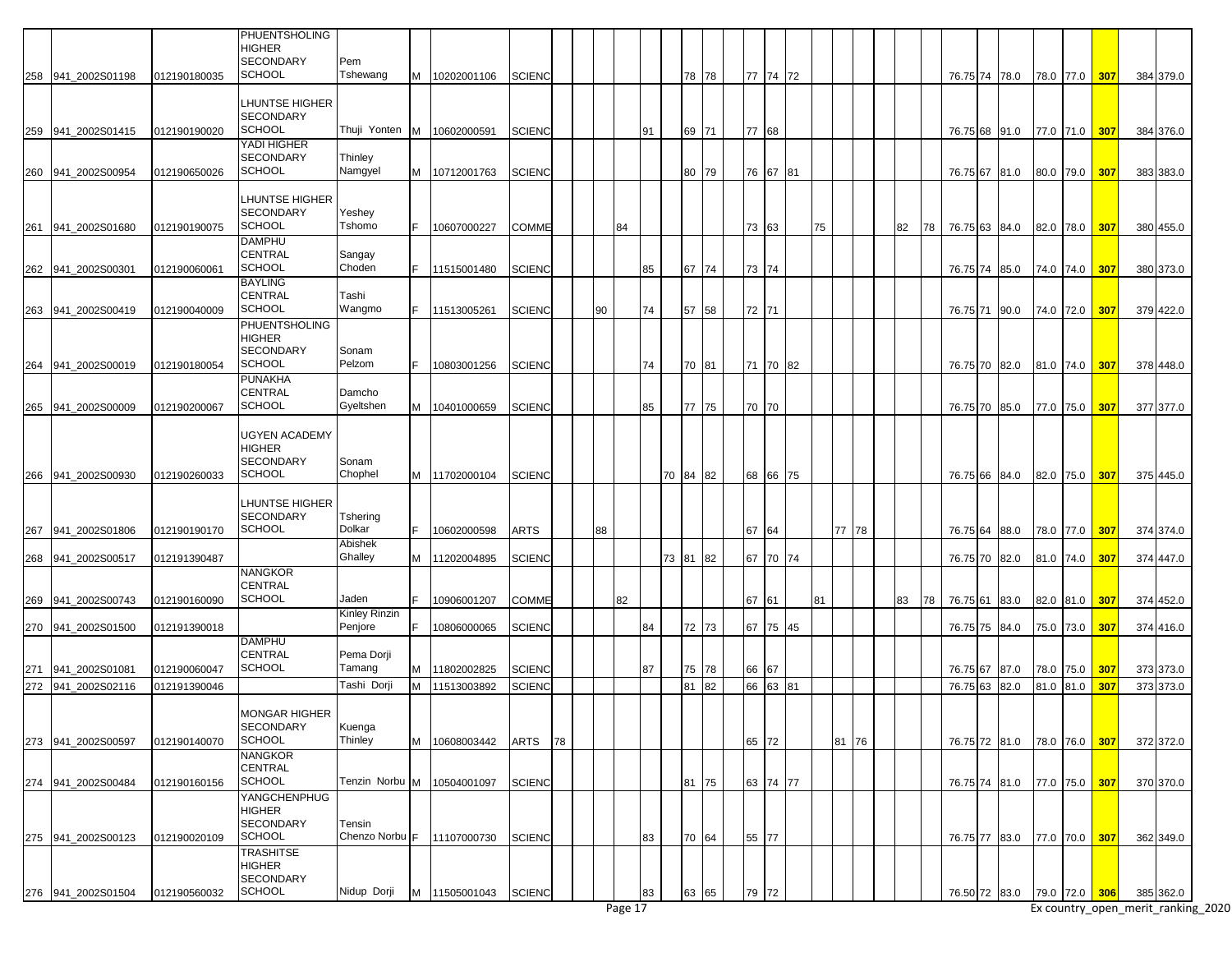| | | | | | | | | | | | | | | | | | | | | | | | | | | | | | | | | | | |
|---|---|---|---|---|---|---|---|---|---|---|---|---|---|---|---|---|---|---|---|---|---|---|---|---|---|---|---|---|---|---|---|---|---|---|
| 258 | 941_2002S01198 | 012190180035 | PHUENTSHOLING HIGHER SECONDARY SCHOOL | Pem Tshewang | M | 10202001106 | SCIENC | | | | | | | 78 | 78 | | 77 | 74 | 72 | | | | | | | 76.75 | 74 | 78.0 | 78.0 | 77.0 | 307 | | 384 | 379.0 |
| 259 | 941_2002S01415 | 012190190020 | LHUNTSE HIGHER SECONDARY SCHOOL | Thuji Yonten | M | 10602000591 | SCIENC | | | | | 91 | | 69 | 71 | | 77 | 68 | | | | | | | | 76.75 | 68 | 91.0 | 77.0 | 71.0 | 307 | | 384 | 376.0 |
| 260 | 941_2002S00954 | 012190650026 | YADI HIGHER SECONDARY SCHOOL | Thinley Namgyel | M | 10712001763 | SCIENC | | | | | | | 80 | 79 | | 76 | 67 | 81 | | | | | | | 76.75 | 67 | 81.0 | 80.0 | 79.0 | 307 | | 383 | 383.0 |
| 261 | 941_2002S01680 | 012190190075 | LHUNTSE HIGHER SECONDARY SCHOOL | Yeshey Tshomo | F | 10607000227 | COMME | | | | 84 | | | | | | 73 | 63 | | 75 | | | | 82 | 78 | 76.75 | 63 | 84.0 | 82.0 | 78.0 | 307 | | 380 | 455.0 |
| 262 | 941_2002S00301 | 012190060061 | DAMPHU CENTRAL SCHOOL | Sangay Choden | F | 11515001480 | SCIENC | | | | | 85 | | 67 | 74 | | 73 | 74 | | | | | | | | 76.75 | 74 | 85.0 | 74.0 | 74.0 | 307 | | 380 | 373.0 |
| 263 | 941_2002S00419 | 012190040009 | BAYLING CENTRAL SCHOOL | Tashi Wangmo | F | 11513005261 | SCIENC | | | 90 | | 74 | | 57 | 58 | | 72 | 71 | | | | | | | | 76.75 | 71 | 90.0 | 74.0 | 72.0 | 307 | | 379 | 422.0 |
| 264 | 941_2002S00019 | 012190180054 | PHUENTSHOLING HIGHER SECONDARY SCHOOL | Sonam Pelzom | F | 10803001256 | SCIENC | | | | | 74 | | 70 | 81 | | 71 | 70 | 82 | | | | | | | 76.75 | 70 | 82.0 | 81.0 | 74.0 | 307 | | 378 | 448.0 |
| 265 | 941_2002S00009 | 012190200067 | PUNAKHA CENTRAL SCHOOL | Damcho Gyeltshen | M | 10401000659 | SCIENC | | | | | 85 | | 77 | 75 | | 70 | 70 | | | | | | | | 76.75 | 70 | 85.0 | 77.0 | 75.0 | 307 | | 377 | 377.0 |
| 266 | 941_2002S00930 | 012190260033 | UGYEN ACADEMY HIGHER SECONDARY SCHOOL | Sonam Chophel | M | 11702000104 | SCIENC | | | | | | 70 | 84 | 82 | | 68 | 66 | 75 | | | | | | | 76.75 | 66 | 84.0 | 82.0 | 75.0 | 307 | | 375 | 445.0 |
| 267 | 941_2002S01806 | 012190190170 | LHUNTSE HIGHER SECONDARY SCHOOL | Tshering Dolkar | F | 10602000598 | ARTS | | | 88 | | | | | | | 67 | 64 | | | 77 | 78 | | | | 76.75 | 64 | 88.0 | 78.0 | 77.0 | 307 | | 374 | 374.0 |
| 268 | 941_2002S00517 | 012191390487 | | Abishek Ghalley | M | 11202004895 | SCIENC | | | | | | 73 | 81 | 82 | | 67 | 70 | 74 | | | | | | | 76.75 | 70 | 82.0 | 81.0 | 74.0 | 307 | | 374 | 447.0 |
| 269 | 941_2002S00743 | 012190160090 | NANGKOR CENTRAL SCHOOL | Jaden | F | 10906001207 | COMME | | | | 82 | | | | | | 67 | 61 | | 81 | | | | 83 | 78 | 76.75 | 61 | 83.0 | 82.0 | 81.0 | 307 | | 374 | 452.0 |
| 270 | 941_2002S01500 | 012191390018 | | Kinley Rinzin Penjore | F | 10806000065 | SCIENC | | | | | 84 | | 72 | 73 | | 67 | 75 | 45 | | | | | | | 76.75 | 75 | 84.0 | 75.0 | 73.0 | 307 | | 374 | 416.0 |
| 271 | 941_2002S01081 | 012190060047 | DAMPHU CENTRAL SCHOOL | Pema Dorji Tamang | M | 11802002825 | SCIENC | | | | | 87 | | 75 | 78 | | 66 | 67 | | | | | | | | 76.75 | 67 | 87.0 | 78.0 | 75.0 | 307 | | 373 | 373.0 |
| 272 | 941_2002S02116 | 012191390046 | | Tashi Dorji | M | 11513003892 | SCIENC | | | | | | | 81 | 82 | | 66 | 63 | 81 | | | | | | | 76.75 | 63 | 82.0 | 81.0 | 81.0 | 307 | | 373 | 373.0 |
| 273 | 941_2002S00597 | 012190140070 | MONGAR HIGHER SECONDARY SCHOOL | Kuenga Thinley | M | 10608003442 | ARTS | 78 | | | | | | | | | 65 | 72 | | | 81 | 76 | | | | 76.75 | 72 | 81.0 | 78.0 | 76.0 | 307 | | 372 | 372.0 |
| 274 | 941_2002S00484 | 012190160156 | NANGKOR CENTRAL SCHOOL | Tenzin Norbu | M | 10504001097 | SCIENC | | | | | | | 81 | 75 | | 63 | 74 | 77 | | | | | | | 76.75 | 74 | 81.0 | 77.0 | 75.0 | 307 | | 370 | 370.0 |
| 275 | 941_2002S00123 | 012190020109 | YANGCHENPHUG HIGHER SECONDARY SCHOOL | Tensin Chenzo Norbu | F | 11107000730 | SCIENC | | | | | 83 | | 70 | 64 | | 55 | 77 | | | | | | | | 76.75 | 77 | 83.0 | 77.0 | 70.0 | 307 | | 362 | 349.0 |
| 276 | 941_2002S01504 | 012190560032 | TRASHITSE HIGHER SECONDARY SCHOOL | Nidup Dorji | M | 11505001043 | SCIENC | | | | | 83 | | 63 | 65 | | 79 | 72 | | | | | | | | 76.50 | 72 | 83.0 | 79.0 | 72.0 | 306 | | 385 | 362.0 |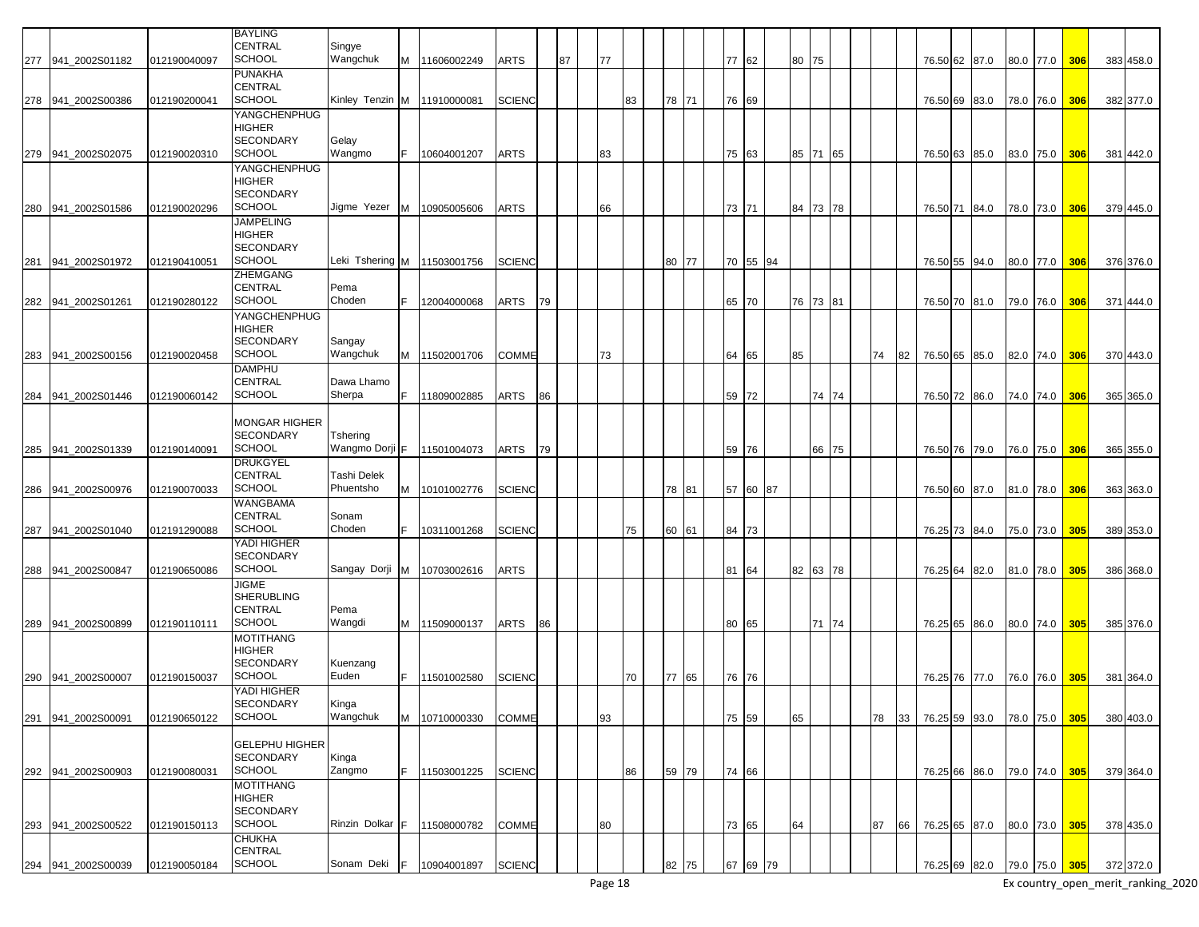| Sl | Index No. | Student Code | School | Name | Gender | CID | Stream | | | | | | | | | | | | | | | Avg | | | | | | | |
|---|---|---|---|---|---|---|---|---|---|---|---|---|---|---|---|---|---|---|---|---|---|---|---|---|---|---|---|---|---|
| 277 | 941_2002S01182 | 012190040097 | BAYLING CENTRAL SCHOOL | Singye Wangchuk | M | 11606002249 | ARTS | | 87 | 77 | | | | 77 | 62 | | 80 | 75 | | | | 76.50 | 62 | 87.0 | 80.0 | 77.0 | 306 | 383 | 458.0 |
| 278 | 941_2002S00386 | 012190200041 | PUNAKHA CENTRAL SCHOOL | Kinley Tenzin | M | 11910000081 | SCIENC | | | | 83 | 78 | 71 | 76 | 69 | | | | | | | 76.50 | 69 | 83.0 | 78.0 | 76.0 | 306 | 382 | 377.0 |
| 279 | 941_2002S02075 | 012190020310 | YANGCHENPHUG HIGHER SECONDARY SCHOOL | Gelay Wangmo | F | 10604001207 | ARTS | | | 83 | | | | 75 | 63 | | 85 | 71 | 65 | | | 76.50 | 63 | 85.0 | 83.0 | 75.0 | 306 | 381 | 442.0 |
| 280 | 941_2002S01586 | 012190020296 | YANGCHENPHUG HIGHER SECONDARY SCHOOL | Jigme Yezer | M | 10905005606 | ARTS | | | 66 | | | | 73 | 71 | | 84 | 73 | 78 | | | 76.50 | 71 | 84.0 | 78.0 | 73.0 | 306 | 379 | 445.0 |
| 281 | 941_2002S01972 | 012190410051 | JAMPELING HIGHER SECONDARY SCHOOL | Leki Tshering | M | 11503001756 | SCIENC | | | | | 80 | 77 | 70 | 55 | 94 | | | | | | 76.50 | 55 | 94.0 | 80.0 | 77.0 | 306 | 376 | 376.0 |
| 282 | 941_2002S01261 | 012190280122 | ZHEMGANG CENTRAL SCHOOL | Pema Choden | F | 12004000068 | ARTS | 79 | | | | | | 65 | 70 | | 76 | 73 | 81 | | | 76.50 | 70 | 81.0 | 79.0 | 76.0 | 306 | 371 | 444.0 |
| 283 | 941_2002S00156 | 012190020458 | YANGCHENPHUG HIGHER SECONDARY SCHOOL | Sangay Wangchuk | M | 11502001706 | COMME | | | 73 | | | | 64 | 65 | | 85 | | | 74 | 82 | 76.50 | 65 | 85.0 | 82.0 | 74.0 | 306 | 370 | 443.0 |
| 284 | 941_2002S01446 | 012190060142 | DAMPHU CENTRAL SCHOOL | Dawa Lhamo Sherpa | F | 11809002885 | ARTS | 86 | | | | | | 59 | 72 | | | 74 | 74 | | | 76.50 | 72 | 86.0 | 74.0 | 74.0 | 306 | 365 | 365.0 |
| 285 | 941_2002S01339 | 012190140091 | MONGAR HIGHER SECONDARY SCHOOL | Tshering Wangmo Dorji | F | 11501004073 | ARTS | 79 | | | | | | 59 | 76 | | | 66 | 75 | | | 76.50 | 76 | 79.0 | 76.0 | 75.0 | 306 | 365 | 355.0 |
| 286 | 941_2002S00976 | 012190070033 | DRUKGYEL CENTRAL SCHOOL | Tashi Delek Phuentsho | M | 10101002776 | SCIENC | | | | | 78 | 81 | 57 | 60 | 87 | | | | | | 76.50 | 60 | 87.0 | 81.0 | 78.0 | 306 | 363 | 363.0 |
| 287 | 941_2002S01040 | 012191290088 | WANGBAMA CENTRAL SCHOOL | Sonam Choden | F | 10311001268 | SCIENC | | | | 75 | 60 | 61 | 84 | 73 | | | | | | | 76.25 | 73 | 84.0 | 75.0 | 73.0 | 305 | 389 | 353.0 |
| 288 | 941_2002S00847 | 012190650086 | YADI HIGHER SECONDARY SCHOOL | Sangay Dorji | M | 10703002616 | ARTS | | | | | | | 81 | 64 | | 82 | 63 | 78 | | | 76.25 | 64 | 82.0 | 81.0 | 78.0 | 305 | 386 | 368.0 |
| 289 | 941_2002S00899 | 012190110111 | JIGME SHERUBLING CENTRAL SCHOOL | Pema Wangdi | M | 11509000137 | ARTS | 86 | | | | | | 80 | 65 | | | 71 | 74 | | | 76.25 | 65 | 86.0 | 80.0 | 74.0 | 305 | 385 | 376.0 |
| 290 | 941_2002S00007 | 012190150037 | MOTITHANG HIGHER SECONDARY SCHOOL | Kuenzang Euden | F | 11501002580 | SCIENC | | | | 70 | 77 | 65 | 76 | 76 | | | | | | | 76.25 | 76 | 77.0 | 76.0 | 76.0 | 305 | 381 | 364.0 |
| 291 | 941_2002S00091 | 012190650122 | YADI HIGHER SECONDARY SCHOOL | Kinga Wangchuk | M | 10710000330 | COMME | | | 93 | | | | 75 | 59 | | 65 | | | 78 | 33 | 76.25 | 59 | 93.0 | 78.0 | 75.0 | 305 | 380 | 403.0 |
| 292 | 941_2002S00903 | 012190080031 | GELEPHU HIGHER SECONDARY SCHOOL | Kinga Zangmo | F | 11503001225 | SCIENC | | | | 86 | 59 | 79 | 74 | 66 | | | | | | | 76.25 | 66 | 86.0 | 79.0 | 74.0 | 305 | 379 | 364.0 |
| 293 | 941_2002S00522 | 012190150113 | MOTITHANG HIGHER SECONDARY SCHOOL | Rinzin Dolkar | F | 11508000782 | COMME | | | 80 | | | | 73 | 65 | | 64 | | | 87 | 66 | 76.25 | 65 | 87.0 | 80.0 | 73.0 | 305 | 378 | 435.0 |
| 294 | 941_2002S00039 | 012190050184 | CHUKHA CENTRAL SCHOOL | Sonam Deki | F | 10904001897 | SCIENC | | | | | 82 | 75 | 67 | 69 | 79 | | | | | | 76.25 | 69 | 82.0 | 79.0 | 75.0 | 305 | 372 | 372.0 |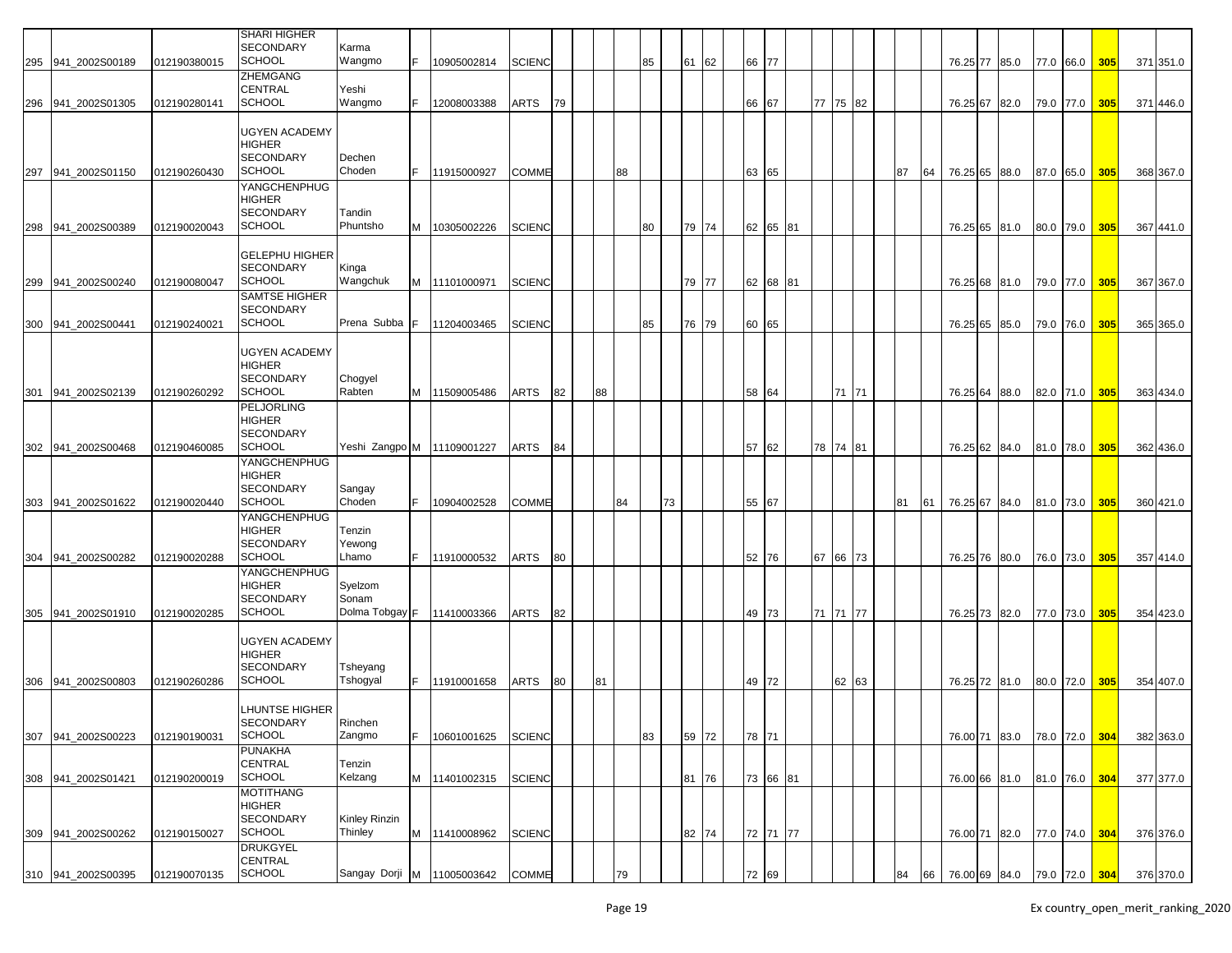| | | | | | | | | | | | | | | | | | | | | | | | | | | | | | | | | | | | |
|---|---|---|---|---|---|---|---|---|---|---|---|---|---|---|---|---|---|---|---|---|---|---|---|---|---|---|---|---|---|---|---|---|---|---|---|
| 295 | 941_2002S00189 | 012190380015 | SHARI HIGHER SECONDARY SCHOOL | Karma Wangmo | F | 10905002814 | SCIENC | | | | | | 85 | | 61 | 62 | | 66 | 77 | | | | | | | | | 76.25 | 77 | 85.0 | 77.0 | 66.0 | 305 | 371 | 351.0 |
| 296 | 941_2002S01305 | 012190280141 | ZHEMGANG CENTRAL SCHOOL | Yeshi Wangmo | F | 12008003388 | ARTS | 79 | | | | | | | | | | 66 | 67 | | 77 | 75 | 82 | | | | | 76.25 | 67 | 82.0 | 79.0 | 77.0 | 305 | 371 | 446.0 |
| 297 | 941_2002S01150 | 012190260430 | UGYEN ACADEMY HIGHER SECONDARY SCHOOL | Dechen Choden | F | 11915000927 | COMME | | | | 88 | | | | | | | 63 | 65 | | | | | | | 87 | 64 | 76.25 | 65 | 88.0 | 87.0 | 65.0 | 305 | 368 | 367.0 |
| 298 | 941_2002S00389 | 012190020043 | YANGCHENPHUG HIGHER SECONDARY SCHOOL | Tandin Phuntsho | M | 10305002226 | SCIENC | | | | | | 80 | | 79 | 74 | | 62 | 65 | 81 | | | | | | | | 76.25 | 65 | 81.0 | 80.0 | 79.0 | 305 | 367 | 441.0 |
| 299 | 941_2002S00240 | 012190080047 | GELEPHU HIGHER SECONDARY SCHOOL | Kinga Wangchuk | M | 11101000971 | SCIENC | | | | | | | | 79 | 77 | | 62 | 68 | 81 | | | | | | | | 76.25 | 68 | 81.0 | 79.0 | 77.0 | 305 | 367 | 367.0 |
| 300 | 941_2002S00441 | 012190240021 | SAMTSE HIGHER SECONDARY SCHOOL | Prena Subba | F | 11204003465 | SCIENC | | | | | | 85 | | 76 | 79 | | 60 | 65 | | | | | | | | | 76.25 | 65 | 85.0 | 79.0 | 76.0 | 305 | 365 | 365.0 |
| 301 | 941_2002S02139 | 012190260292 | UGYEN ACADEMY HIGHER SECONDARY SCHOOL | Chogyel Rabten | M | 11509005486 | ARTS | 82 | | 88 | | | | | | | | 58 | 64 | | | 71 | 71 | | | | | 76.25 | 64 | 88.0 | 82.0 | 71.0 | 305 | 363 | 434.0 |
| 302 | 941_2002S00468 | 012190460085 | PELJORLING HIGHER SECONDARY SCHOOL | Yeshi Zangpo | M | 11109001227 | ARTS | 84 | | | | | | | | | | 57 | 62 | | 78 | 74 | 81 | | | | | 76.25 | 62 | 84.0 | 81.0 | 78.0 | 305 | 362 | 436.0 |
| 303 | 941_2002S01622 | 012190020440 | YANGCHENPHUG HIGHER SECONDARY SCHOOL | Sangay Choden | F | 10904002528 | COMME | | | | 84 | | | 73 | | | | 55 | 67 | | | | | | | 81 | 61 | 76.25 | 67 | 84.0 | 81.0 | 73.0 | 305 | 360 | 421.0 |
| 304 | 941_2002S00282 | 012190020288 | YANGCHENPHUG HIGHER SECONDARY SCHOOL | Tenzin Yewong Lhamo | F | 11910000532 | ARTS | 80 | | | | | | | | | | 52 | 76 | | 67 | 66 | 73 | | | | | 76.25 | 76 | 80.0 | 76.0 | 73.0 | 305 | 357 | 414.0 |
| 305 | 941_2002S01910 | 012190020285 | YANGCHENPHUG HIGHER SECONDARY SCHOOL | Syelzom Sonam Dolma Tobgay | F | 11410003366 | ARTS | 82 | | | | | | | | | | 49 | 73 | | 71 | 71 | 77 | | | | | 76.25 | 73 | 82.0 | 77.0 | 73.0 | 305 | 354 | 423.0 |
| 306 | 941_2002S00803 | 012190260286 | UGYEN ACADEMY HIGHER SECONDARY SCHOOL | Tsheyang Tshogyal | F | 11910001658 | ARTS | 80 | | 81 | | | | | | | | 49 | 72 | | | 62 | 63 | | | | | 76.25 | 72 | 81.0 | 80.0 | 72.0 | 305 | 354 | 407.0 |
| 307 | 941_2002S00223 | 012190190031 | LHUNTSE HIGHER SECONDARY SCHOOL | Rinchen Zangmo | F | 10601001625 | SCIENC | | | | | | 83 | | 59 | 72 | | 78 | 71 | | | | | | | | | 76.00 | 71 | 83.0 | 78.0 | 72.0 | 304 | 382 | 363.0 |
| 308 | 941_2002S01421 | 012190200019 | PUNAKHA CENTRAL SCHOOL | Tenzin Kelzang | M | 11401002315 | SCIENC | | | | | | | | 81 | 76 | | 73 | 66 | 81 | | | | | | | | 76.00 | 66 | 81.0 | 81.0 | 76.0 | 304 | 377 | 377.0 |
| 309 | 941_2002S00262 | 012190150027 | MOTITHANG HIGHER SECONDARY SCHOOL | Kinley Rinzin Thinley | M | 11410008962 | SCIENC | | | | | | | | 82 | 74 | | 72 | 71 | 77 | | | | | | | | 76.00 | 71 | 82.0 | 77.0 | 74.0 | 304 | 376 | 376.0 |
| 310 | 941_2002S00395 | 012190070135 | DRUKGYEL CENTRAL SCHOOL | Sangay Dorji | M | 11005003642 | COMME | | | | 79 | | | | | | | 72 | 69 | | | | | | | 84 | 66 | 76.00 | 69 | 84.0 | 79.0 | 72.0 | 304 | 376 | 370.0 |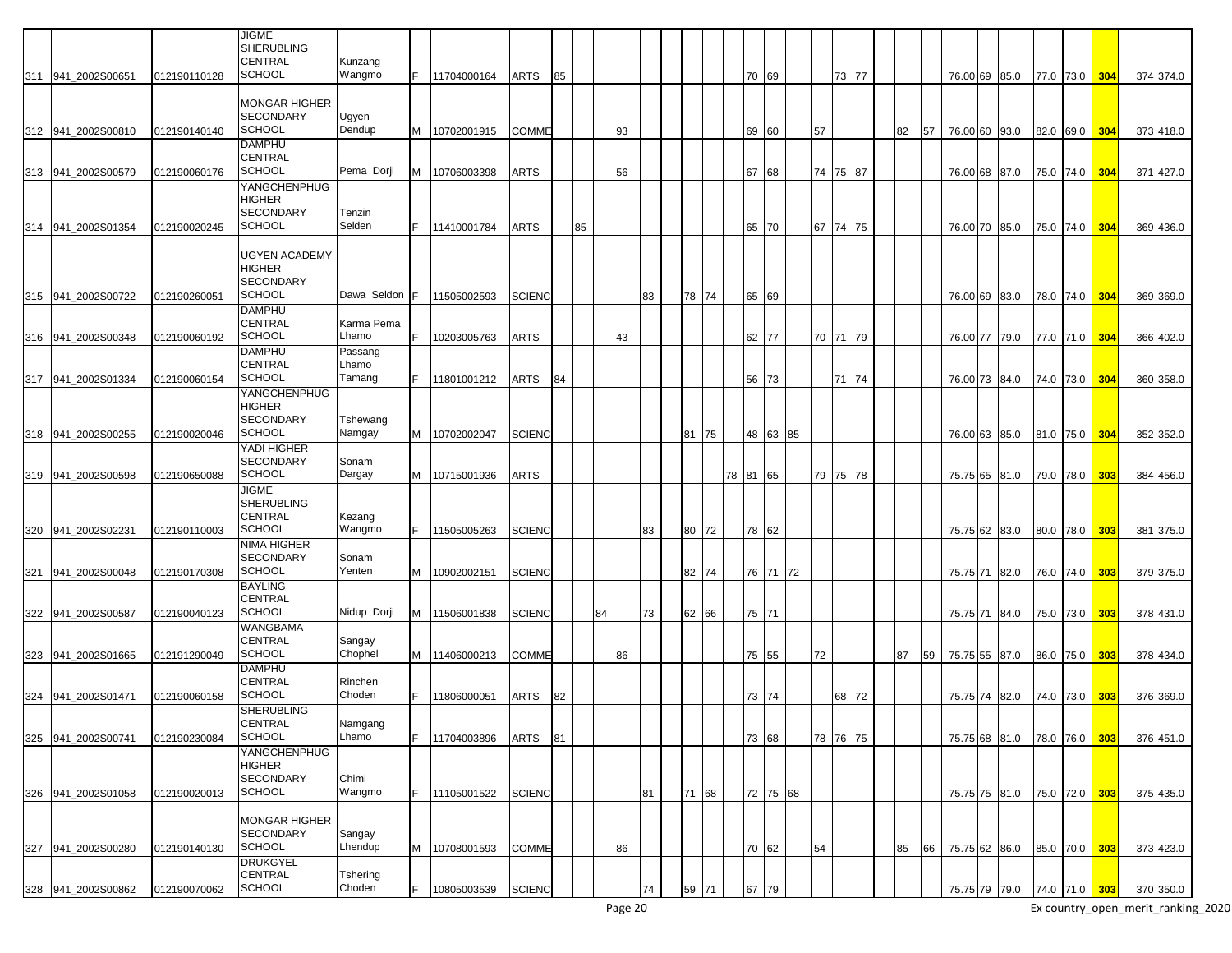| | | | | | | | | | | | | | | | | | | | | | | | | | | | | | | | | | | |
|---|---|---|---|---|---|---|---|---|---|---|---|---|---|---|---|---|---|---|---|---|---|---|---|---|---|---|---|---|---|---|---|---|---|---|
| 311 | 941_2002S00651 | 012190110128 | JIGME SHERUBLING CENTRAL SCHOOL | Kunzang Wangmo | F | 11704000164 | ARTS | 85 | | | | | | | | | 70 | 69 | | | 73 | 77 | | | | 76.00 | 69 | 85.0 | 77.0 | 73.0 | 304 | | 374 | 374.0 |
| 312 | 941_2002S00810 | 012190140140 | MONGAR HIGHER SECONDARY SCHOOL | Ugyen Dendup | M | 10702001915 | COMME | | | | 93 | | | | | | 69 | 60 | | 57 | | | | 82 | 57 | 76.00 | 60 | 93.0 | 82.0 | 69.0 | 304 | | 373 | 418.0 |
| 313 | 941_2002S00579 | 012190060176 | DAMPHU CENTRAL SCHOOL | Pema Dorji | M | 10706003398 | ARTS | | | | 56 | | | | | | 67 | 68 | | 74 | 75 | 87 | | | | 76.00 | 68 | 87.0 | 75.0 | 74.0 | 304 | | 371 | 427.0 |
| 314 | 941_2002S01354 | 012190020245 | YANGCHENPHUG HIGHER SECONDARY SCHOOL | Tenzin Selden | F | 11410001784 | ARTS | | 85 | | | | | | | | 65 | 70 | | 67 | 74 | 75 | | | | 76.00 | 70 | 85.0 | 75.0 | 74.0 | 304 | | 369 | 436.0 |
| 315 | 941_2002S00722 | 012190260051 | UGYEN ACADEMY HIGHER SECONDARY SCHOOL | Dawa Seldon | F | 11505002593 | SCIENC | | | | | 83 | | 78 | 74 | | 65 | 69 | | | | | | | | 76.00 | 69 | 83.0 | 78.0 | 74.0 | 304 | | 369 | 369.0 |
| 316 | 941_2002S00348 | 012190060192 | DAMPHU CENTRAL SCHOOL | Karma Pema Lhamo | F | 10203005763 | ARTS | | | | 43 | | | | | | 62 | 77 | | 70 | 71 | 79 | | | | 76.00 | 77 | 79.0 | 77.0 | 71.0 | 304 | | 366 | 402.0 |
| 317 | 941_2002S01334 | 012190060154 | DAMPHU CENTRAL SCHOOL | Passang Lhamo Tamang | F | 11801001212 | ARTS | 84 | | | | | | | | | 56 | 73 | | | 71 | 74 | | | | 76.00 | 73 | 84.0 | 74.0 | 73.0 | 304 | | 360 | 358.0 |
| 318 | 941_2002S00255 | 012190020046 | YANGCHENPHUG HIGHER SECONDARY SCHOOL | Tshewang Namgay | M | 10702002047 | SCIENC | | | | | | | 81 | 75 | | 48 | 63 | 85 | | | | | | | 76.00 | 63 | 85.0 | 81.0 | 75.0 | 304 | | 352 | 352.0 |
| 319 | 941_2002S00598 | 012190650088 | YADI HIGHER SECONDARY SCHOOL | Sonam Dargay | M | 10715001936 | ARTS | | | | | | | | | 78 | 81 | 65 | | 79 | 75 | 78 | | | | 75.75 | 65 | 81.0 | 79.0 | 78.0 | 303 | | 384 | 456.0 |
| 320 | 941_2002S02231 | 012190110003 | JIGME SHERUBLING CENTRAL SCHOOL | Kezang Wangmo | F | 11505005263 | SCIENC | | | | | 83 | | 80 | 72 | | 78 | 62 | | | | | | | | 75.75 | 62 | 83.0 | 80.0 | 78.0 | 303 | | 381 | 375.0 |
| 321 | 941_2002S00048 | 012190170308 | NIMA HIGHER SECONDARY SCHOOL | Sonam Yenten | M | 10902002151 | SCIENC | | | | | | | 82 | 74 | | 76 | 71 | 72 | | | | | | | 75.75 | 71 | 82.0 | 76.0 | 74.0 | 303 | | 379 | 375.0 |
| 322 | 941_2002S00587 | 012190040123 | BAYLING CENTRAL SCHOOL | Nidup Dorji | M | 11506001838 | SCIENC | | | 84 | | 73 | | 62 | 66 | | 75 | 71 | | | | | | | | 75.75 | 71 | 84.0 | 75.0 | 73.0 | 303 | | 378 | 431.0 |
| 323 | 941_2002S01665 | 012191290049 | WANGBAMA CENTRAL SCHOOL | Sangay Chophel | M | 11406000213 | COMME | | | | 86 | | | | | | 75 | 55 | | 72 | | | | 87 | 59 | 75.75 | 55 | 87.0 | 86.0 | 75.0 | 303 | | 378 | 434.0 |
| 324 | 941_2002S01471 | 012190060158 | DAMPHU CENTRAL SCHOOL | Rinchen Choden | F | 11806000051 | ARTS | 82 | | | | | | | | | 73 | 74 | | | 68 | 72 | | | | 75.75 | 74 | 82.0 | 74.0 | 73.0 | 303 | | 376 | 369.0 |
| 325 | 941_2002S00741 | 012190230084 | SHERUBLING CENTRAL SCHOOL | Namgang Lhamo | F | 11704003896 | ARTS | 81 | | | | | | | | | 73 | 68 | | 78 | 76 | 75 | | | | 75.75 | 68 | 81.0 | 78.0 | 76.0 | 303 | | 376 | 451.0 |
| 326 | 941_2002S01058 | 012190020013 | YANGCHENPHUG HIGHER SECONDARY SCHOOL | Chimi Wangmo | F | 11105001522 | SCIENC | | | | | 81 | | 71 | 68 | | 72 | 75 | 68 | | | | | | | 75.75 | 75 | 81.0 | 75.0 | 72.0 | 303 | | 375 | 435.0 |
| 327 | 941_2002S00280 | 012190140130 | MONGAR HIGHER SECONDARY SCHOOL | Sangay Lhendup | M | 10708001593 | COMME | | | | 86 | | | | | | 70 | 62 | | 54 | | | | 85 | 66 | 75.75 | 62 | 86.0 | 85.0 | 70.0 | 303 | | 373 | 423.0 |
| 328 | 941_2002S00862 | 012190070062 | DRUKGYEL CENTRAL SCHOOL | Tshering Choden | F | 10805003539 | SCIENC | | | | | 74 | | 59 | 71 | | 67 | 79 | | | | | | | | 75.75 | 79 | 79.0 | 74.0 | 71.0 | 303 | | 370 | 350.0 |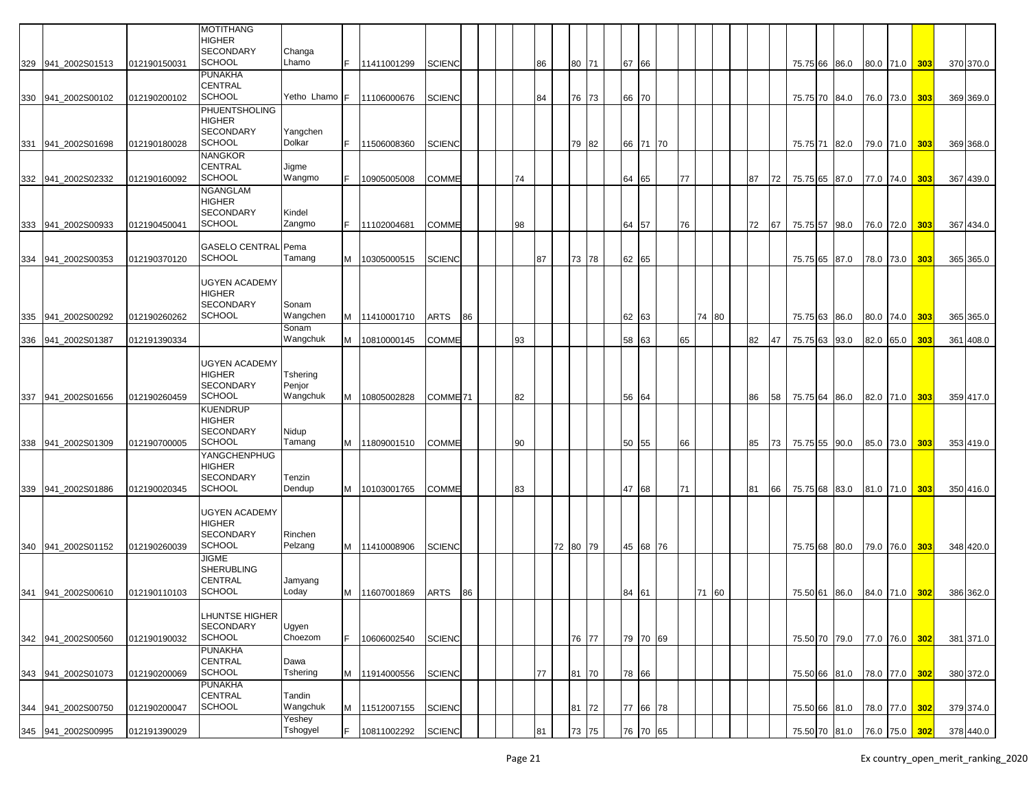| | | | | | | | | | | | | | | | | | | | | | | | | | | | | | | | | | |
|---|---|---|---|---|---|---|---|---|---|---|---|---|---|---|---|---|---|---|---|---|---|---|---|---|---|---|---|---|---|---|---|---|---|
| 329 | 941_2002S01513 | 012190150031 | MOTITHANG HIGHER SECONDARY SCHOOL | Changa Lhamo | F | 11411001299 | SCIENC | | | | | 86 | | 80 | 71 | | 67 | 66 | | | | | | | | 75.75 | 66 | 86.0 | 80.0 | 71.0 | 303 | 370 | 370.0 |
| 330 | 941_2002S00102 | 012190200102 | PUNAKHA CENTRAL SCHOOL | Yetho Lhamo | F | 11106000676 | SCIENC | | | | | 84 | | 76 | 73 | | 66 | 70 | | | | | | | | 75.75 | 70 | 84.0 | 76.0 | 73.0 | 303 | 369 | 369.0 |
| 331 | 941_2002S01698 | 012190180028 | PHUENTSHOLING HIGHER SECONDARY SCHOOL | Yangchen Dolkar | F | 11506008360 | SCIENC | | | | | | | 79 | 82 | | 66 | 71 | 70 | | | | | | | 75.75 | 71 | 82.0 | 79.0 | 71.0 | 303 | 369 | 368.0 |
| 332 | 941_2002S02332 | 012190160092 | NANGKOR CENTRAL SCHOOL | Jigme Wangmo | F | 10905005008 | COMME | | | | 74 | | | | | | 64 | 65 | | 77 | | | | 87 | 72 | 75.75 | 65 | 87.0 | 77.0 | 74.0 | 303 | 367 | 439.0 |
| 333 | 941_2002S00933 | 012190450041 | NGANGLAM HIGHER SECONDARY SCHOOL | Kindel Zangmo | F | 11102004681 | COMME | | | | 98 | | | | | | 64 | 57 | | 76 | | | | 72 | 67 | 75.75 | 57 | 98.0 | 76.0 | 72.0 | 303 | 367 | 434.0 |
| 334 | 941_2002S00353 | 012190370120 | GASELO CENTRAL SCHOOL | Pema Tamang | M | 10305000515 | SCIENC | | | | | 87 | | 73 | 78 | | 62 | 65 | | | | | | | | 75.75 | 65 | 87.0 | 78.0 | 73.0 | 303 | 365 | 365.0 |
| 335 | 941_2002S00292 | 012190260262 | UGYEN ACADEMY HIGHER SECONDARY SCHOOL | Sonam Wangchen | M | 11410001710 | ARTS | 86 | | | | | | | | | 62 | 63 | | | 74 | 80 | | | | 75.75 | 63 | 86.0 | 80.0 | 74.0 | 303 | 365 | 365.0 |
| 336 | 941_2002S01387 | 012191390334 | | Sonam Wangchuk | M | 10810000145 | COMME | | | | 93 | | | | | | 58 | 63 | | 65 | | | | 82 | 47 | 75.75 | 63 | 93.0 | 82.0 | 65.0 | 303 | 361 | 408.0 |
| 337 | 941_2002S01656 | 012190260459 | UGYEN ACADEMY HIGHER SECONDARY SCHOOL | Tshering Penjor Wangchuk | M | 10805002828 | COMME | 71 | | | 82 | | | | | | 56 | 64 | | | | | | 86 | 58 | 75.75 | 64 | 86.0 | 82.0 | 71.0 | 303 | 359 | 417.0 |
| 338 | 941_2002S01309 | 012190700005 | KUENDRUP HIGHER SECONDARY SCHOOL | Nidup Tamang | M | 11809001510 | COMME | | | | 90 | | | | | | 50 | 55 | | 66 | | | | 85 | 73 | 75.75 | 55 | 90.0 | 85.0 | 73.0 | 303 | 353 | 419.0 |
| 339 | 941_2002S01886 | 012190020345 | YANGCHENPHUG HIGHER SECONDARY SCHOOL | Tenzin Dendup | M | 10103001765 | COMME | | | | 83 | | | | | | 47 | 68 | | 71 | | | | 81 | 66 | 75.75 | 68 | 83.0 | 81.0 | 71.0 | 303 | 350 | 416.0 |
| 340 | 941_2002S01152 | 012190260039 | UGYEN ACADEMY HIGHER SECONDARY SCHOOL | Rinchen Pelzang | M | 11410008906 | SCIENC | | | | | | 72 | 80 | 79 | | 45 | 68 | 76 | | | | | | | 75.75 | 68 | 80.0 | 79.0 | 76.0 | 303 | 348 | 420.0 |
| 341 | 941_2002S00610 | 012190110103 | JIGME SHERUBLING CENTRAL SCHOOL | Jamyang Loday | M | 11607001869 | ARTS | 86 | | | | | | | | | 84 | 61 | | | 71 | 60 | | | | 75.50 | 61 | 86.0 | 84.0 | 71.0 | 302 | 386 | 362.0 |
| 342 | 941_2002S00560 | 012190190032 | LHUNTSE HIGHER SECONDARY SCHOOL | Ugyen Choezom | F | 10606002540 | SCIENC | | | | | | | 76 | 77 | | 79 | 70 | 69 | | | | | | | 75.50 | 70 | 79.0 | 77.0 | 76.0 | 302 | 381 | 371.0 |
| 343 | 941_2002S01073 | 012190200069 | PUNAKHA CENTRAL SCHOOL | Dawa Tshering | M | 11914000556 | SCIENC | | | | | 77 | | 81 | 70 | | 78 | 66 | | | | | | | | 75.50 | 66 | 81.0 | 78.0 | 77.0 | 302 | 380 | 372.0 |
| 344 | 941_2002S00750 | 012190200047 | PUNAKHA CENTRAL SCHOOL | Tandin Wangchuk | M | 11512007155 | SCIENC | | | | | | | 81 | 72 | | 77 | 66 | 78 | | | | | | | 75.50 | 66 | 81.0 | 78.0 | 77.0 | 302 | 379 | 374.0 |
| 345 | 941_2002S00995 | 012191390029 | | Yeshey Tshogyel | F | 10811002292 | SCIENC | | | | | 81 | | 73 | 75 | | 76 | 70 | 65 | | | | | | | 75.50 | 70 | 81.0 | 76.0 | 75.0 | 302 | 378 | 440.0 |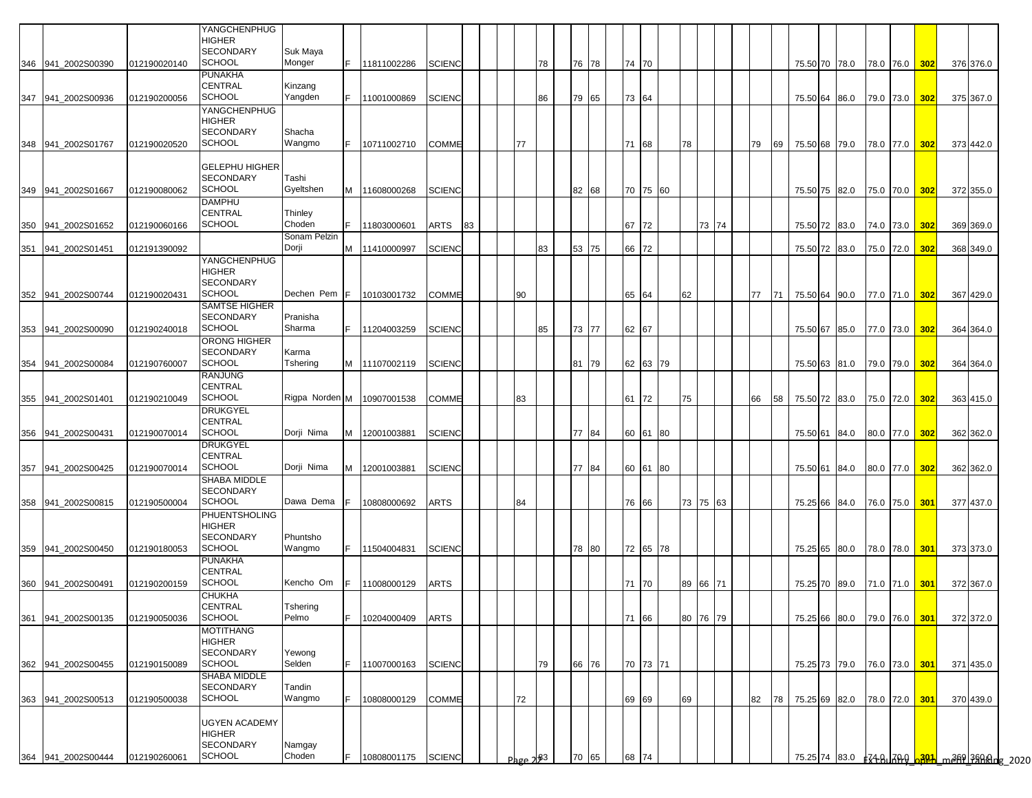| | | | | | | | | | | | | | | | | | | | | | | | | | | | | | | | | | | |
|---|---|---|---|---|---|---|---|---|---|---|---|---|---|---|---|---|---|---|---|---|---|---|---|---|---|---|---|---|---|---|---|---|---|---|
| 346 | 941_2002S00390 | 012190020140 | YANGCHENPHUG HIGHER SECONDARY SCHOOL | Suk Maya Monger | F | 11811002286 | SCIENC | | | | | 78 | | 76 | 78 | | 74 | 70 | | | | | | | | 75.50 | 70 | 78.0 | 78.0 | 76.0 | 302 | | 376 | 376.0 |
| 347 | 941_2002S00936 | 012190200056 | PUNAKHA CENTRAL SCHOOL | Kinzang Yangden | F | 11001000869 | SCIENC | | | | | 86 | | 79 | 65 | | 73 | 64 | | | | | | | | 75.50 | 64 | 86.0 | 79.0 | 73.0 | 302 | | 375 | 367.0 |
| 348 | 941_2002S01767 | 012190020520 | YANGCHENPHUG HIGHER SECONDARY SCHOOL | Shacha Wangmo | F | 10711002710 | COMME | | | | 77 | | | | | | 71 | 68 | | 78 | | | | 79 | 69 | 75.50 | 68 | 79.0 | 78.0 | 77.0 | 302 | | 373 | 442.0 |
| 349 | 941_2002S01667 | 012190080062 | GELEPHU HIGHER SECONDARY SCHOOL | Tashi Gyeltshen | M | 11608000268 | SCIENC | | | | | | | 82 | 68 | | 70 | 75 | 60 | | | | | | | 75.50 | 75 | 82.0 | 75.0 | 70.0 | 302 | | 372 | 355.0 |
| 350 | 941_2002S01652 | 012190060166 | DAMPHU CENTRAL SCHOOL | Thinley Choden | F | 11803000601 | ARTS | 83 | | | | | | | | | 67 | 72 | | | 73 | 74 | | | | 75.50 | 72 | 83.0 | 74.0 | 73.0 | 302 | | 369 | 369.0 |
| 351 | 941_2002S01451 | 012191390092 | | Sonam Pelzin Dorji | M | 11410000997 | SCIENC | | | | | 83 | | 53 | 75 | | 66 | 72 | | | | | | | | 75.50 | 72 | 83.0 | 75.0 | 72.0 | 302 | | 368 | 349.0 |
| 352 | 941_2002S00744 | 012190020431 | YANGCHENPHUG HIGHER SECONDARY SCHOOL | Dechen Pem | F | 10103001732 | COMME | | | | 90 | | | | | | 65 | 64 | | 62 | | | | 77 | 71 | 75.50 | 64 | 90.0 | 77.0 | 71.0 | 302 | | 367 | 429.0 |
| 353 | 941_2002S00090 | 012190240018 | SAMTSE HIGHER SECONDARY SCHOOL | Pranisha Sharma | F | 11204003259 | SCIENC | | | | | 85 | | 73 | 77 | | 62 | 67 | | | | | | | | 75.50 | 67 | 85.0 | 77.0 | 73.0 | 302 | | 364 | 364.0 |
| 354 | 941_2002S00084 | 012190760007 | ORONG HIGHER SECONDARY SCHOOL | Karma Tshering | M | 11107002119 | SCIENC | | | | | | | 81 | 79 | | 62 | 63 | 79 | | | | | | | 75.50 | 63 | 81.0 | 79.0 | 79.0 | 302 | | 364 | 364.0 |
| 355 | 941_2002S01401 | 012190210049 | RANJUNG CENTRAL SCHOOL | Rigpa Norden | M | 10907001538 | COMME | | | | 83 | | | | | | 61 | 72 | | 75 | | | | 66 | 58 | 75.50 | 72 | 83.0 | 75.0 | 72.0 | 302 | | 363 | 415.0 |
| 356 | 941_2002S00431 | 012190070014 | DRUKGYEL CENTRAL SCHOOL | Dorji Nima | M | 12001003881 | SCIENC | | | | | | | 77 | 84 | | 60 | 61 | 80 | | | | | | | 75.50 | 61 | 84.0 | 80.0 | 77.0 | 302 | | 362 | 362.0 |
| 357 | 941_2002S00425 | 012190070014 | DRUKGYEL CENTRAL SCHOOL | Dorji Nima | M | 12001003881 | SCIENC | | | | | | | 77 | 84 | | 60 | 61 | 80 | | | | | | | 75.50 | 61 | 84.0 | 80.0 | 77.0 | 302 | | 362 | 362.0 |
| 358 | 941_2002S00815 | 012190500004 | SHABA MIDDLE SECONDARY SCHOOL | Dawa Dema | F | 10808000692 | ARTS | | | | 84 | | | | | | 76 | 66 | | 73 | 75 | 63 | | | | 75.25 | 66 | 84.0 | 76.0 | 75.0 | 301 | | 377 | 437.0 |
| 359 | 941_2002S00450 | 012190180053 | PHUENTSHOLING HIGHER SECONDARY SCHOOL | Phuntsho Wangmo | F | 11504004831 | SCIENC | | | | | | | 78 | 80 | | 72 | 65 | 78 | | | | | | | 75.25 | 65 | 80.0 | 78.0 | 78.0 | 301 | | 373 | 373.0 |
| 360 | 941_2002S00491 | 012190200159 | PUNAKHA CENTRAL SCHOOL | Kencho Om | F | 11008000129 | ARTS | | | | | | | | | | 71 | 70 | | 89 | 66 | 71 | | | | 75.25 | 70 | 89.0 | 71.0 | 71.0 | 301 | | 372 | 367.0 |
| 361 | 941_2002S00135 | 012190050036 | CHUKHA CENTRAL SCHOOL | Tshering Pelmo | F | 10204000409 | ARTS | | | | | | | | | | 71 | 66 | | 80 | 76 | 79 | | | | 75.25 | 66 | 80.0 | 79.0 | 76.0 | 301 | | 372 | 372.0 |
| 362 | 941_2002S00455 | 012190150089 | MOTITHANG HIGHER SECONDARY SCHOOL | Yewong Selden | F | 11007000163 | SCIENC | | | | | 79 | | 66 | 76 | | 70 | 73 | 71 | | | | | | | 75.25 | 73 | 79.0 | 76.0 | 73.0 | 301 | | 371 | 435.0 |
| 363 | 941_2002S00513 | 012190500038 | SHABA MIDDLE SECONDARY SCHOOL | Tandin Wangmo | F | 10808000129 | COMME | | | | 72 | | | | | | 69 | 69 | | 69 | | | | 82 | 78 | 75.25 | 69 | 82.0 | 78.0 | 72.0 | 301 | | 370 | 439.0 |
| 364 | 941_2002S00444 | 012190260061 | UGYEN ACADEMY HIGHER SECONDARY SCHOOL | Namgay Choden | F | 10808001175 | SCIENC | | | | | 83 | | 70 | 65 | | 68 | 74 | | | | | | | | 75.25 | 74 | 83.0 | 74.0 | 70.0 | 301 | | 369 | 369.0 |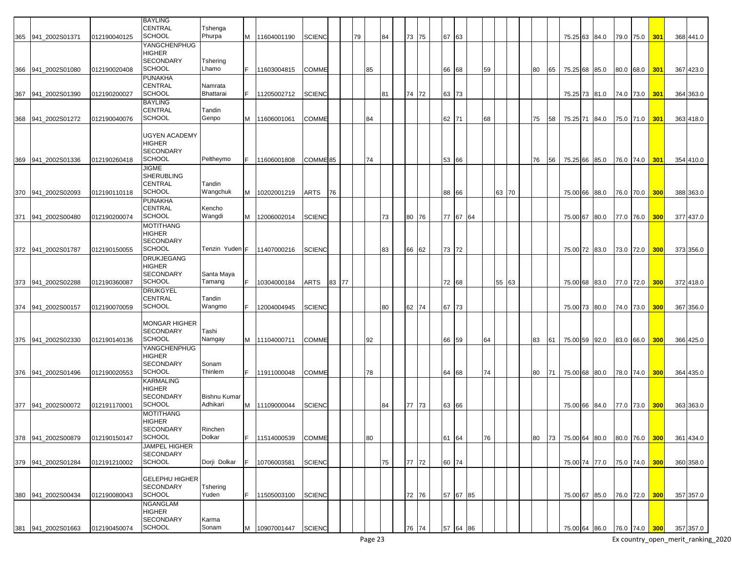| | | | | | | | | | | | | | | | | | | | | | | | | | | | | | | | | | | |
|---|---|---|---|---|---|---|---|---|---|---|---|---|---|---|---|---|---|---|---|---|---|---|---|---|---|---|---|---|---|---|---|---|---|---|
| 365 | 941_2002S01371 | 012190040125 | BAYLING CENTRAL SCHOOL | Tshenga Phurpa | M | 11604001190 | SCIENC | | | 79 | | 84 | | 73 | 75 | | 67 | 63 | | | | | | | | | 75.25 | 63 | 84.0 | 79.0 | 75.0 | 301 | 368 | 441.0 |
| 366 | 941_2002S01080 | 012190020408 | YANGCHENPHUG HIGHER SECONDARY SCHOOL | Tshering Lhamo | F | 11603004815 | COMME | | | | 85 | | | | | | 66 | 68 | | 59 | | | | | 80 | 65 | 75.25 | 68 | 85.0 | 80.0 | 68.0 | 301 | 367 | 423.0 |
| 367 | 941_2002S01390 | 012190200027 | PUNAKHA CENTRAL SCHOOL | Namrata Bhattarai | F | 11205002712 | SCIENC | | | | | 81 | | 74 | 72 | | 63 | 73 | | | | | | | | | 75.25 | 73 | 81.0 | 74.0 | 73.0 | 301 | 364 | 363.0 |
| 368 | 941_2002S01272 | 012190040076 | BAYLING CENTRAL SCHOOL | Tandin Genpo | M | 11606001061 | COMME | | | | 84 | | | | | | 62 | 71 | | 68 | | | | | 75 | 58 | 75.25 | 71 | 84.0 | 75.0 | 71.0 | 301 | 363 | 418.0 |
| 369 | 941_2002S01336 | 012190260418 | UGYEN ACADEMY HIGHER SECONDARY SCHOOL | Peltheymo | F | 11606001808 | COMME | 85 | | | 74 | | | | | | 53 | 66 | | | | | | | 76 | 56 | 75.25 | 66 | 85.0 | 76.0 | 74.0 | 301 | 354 | 410.0 |
| 370 | 941_2002S02093 | 012190110118 | JIGME SHERUBLING CENTRAL SCHOOL | Tandin Wangchuk | M | 10202001219 | ARTS | 76 | | | | | | | | | 88 | 66 | | | 63 | 70 | | | | | 75.00 | 66 | 88.0 | 76.0 | 70.0 | 300 | 388 | 363.0 |
| 371 | 941_2002S00480 | 012190200074 | PUNAKHA CENTRAL SCHOOL | Kencho Wangdi | M | 12006002014 | SCIENC | | | | | 73 | | 80 | 76 | | 77 | 67 | 64 | | | | | | | | 75.00 | 67 | 80.0 | 77.0 | 76.0 | 300 | 377 | 437.0 |
| 372 | 941_2002S01787 | 012190150055 | MOTITHANG HIGHER SECONDARY SCHOOL | Tenzin Yuden | F | 11407000216 | SCIENC | | | | | 83 | | 66 | 62 | | 73 | 72 | | | | | | | | | 75.00 | 72 | 83.0 | 73.0 | 72.0 | 300 | 373 | 356.0 |
| 373 | 941_2002S02288 | 012190360087 | DRUKJEGANG HIGHER SECONDARY SCHOOL | Santa Maya Tamang | F | 10304000184 | ARTS | 83 | 77 | | | | | | | | 72 | 68 | | | 55 | 63 | | | | | 75.00 | 68 | 83.0 | 77.0 | 72.0 | 300 | 372 | 418.0 |
| 374 | 941_2002S00157 | 012190070059 | DRUKGYEL CENTRAL SCHOOL | Tandin Wangmo | F | 12004004945 | SCIENC | | | | | 80 | | 62 | 74 | | 67 | 73 | | | | | | | | | 75.00 | 73 | 80.0 | 74.0 | 73.0 | 300 | 367 | 356.0 |
| 375 | 941_2002S02330 | 012190140136 | MONGAR HIGHER SECONDARY SCHOOL | Tashi Namgay | M | 11104000711 | COMME | | | | 92 | | | | | | 66 | 59 | | 64 | | | | | 83 | 61 | 75.00 | 59 | 92.0 | 83.0 | 66.0 | 300 | 366 | 425.0 |
| 376 | 941_2002S01496 | 012190020553 | YANGCHENPHUG HIGHER SECONDARY SCHOOL | Sonam Thinlem | F | 11911000048 | COMME | | | | 78 | | | | | | 64 | 68 | | 74 | | | | | 80 | 71 | 75.00 | 68 | 80.0 | 78.0 | 74.0 | 300 | 364 | 435.0 |
| 377 | 941_2002S00072 | 012191170001 | KARMALING HIGHER SECONDARY SCHOOL | Bishnu Kumar Adhikari | M | 11109000044 | SCIENC | | | | | 84 | | 77 | 73 | | 63 | 66 | | | | | | | | | 75.00 | 66 | 84.0 | 77.0 | 73.0 | 300 | 363 | 363.0 |
| 378 | 941_2002S00879 | 012190150147 | MOTITHANG HIGHER SECONDARY SCHOOL | Rinchen Dolkar | F | 11514000539 | COMME | | | | 80 | | | | | | 61 | 64 | | 76 | | | | | 80 | 73 | 75.00 | 64 | 80.0 | 80.0 | 76.0 | 300 | 361 | 434.0 |
| 379 | 941_2002S01284 | 012191210002 | JAMPEL HIGHER SECONDARY SCHOOL | Dorji Dolkar | F | 10706003581 | SCIENC | | | | | 75 | | 77 | 72 | | 60 | 74 | | | | | | | | | 75.00 | 74 | 77.0 | 75.0 | 74.0 | 300 | 360 | 358.0 |
| 380 | 941_2002S00434 | 012190080043 | GELEPHU HIGHER SECONDARY SCHOOL | Tshering Yuden | F | 11505003100 | SCIENC | | | | | | | 72 | 76 | | 57 | 67 | 85 | | | | | | | | 75.00 | 67 | 85.0 | 76.0 | 72.0 | 300 | 357 | 357.0 |
| 381 | 941_2002S01663 | 012190450074 | NGANGLAM HIGHER SECONDARY SCHOOL | Karma Sonam | M | 10907001447 | SCIENC | | | | | | | 76 | 74 | | 57 | 64 | 86 | | | | | | | | 75.00 | 64 | 86.0 | 76.0 | 74.0 | 300 | 357 | 357.0 |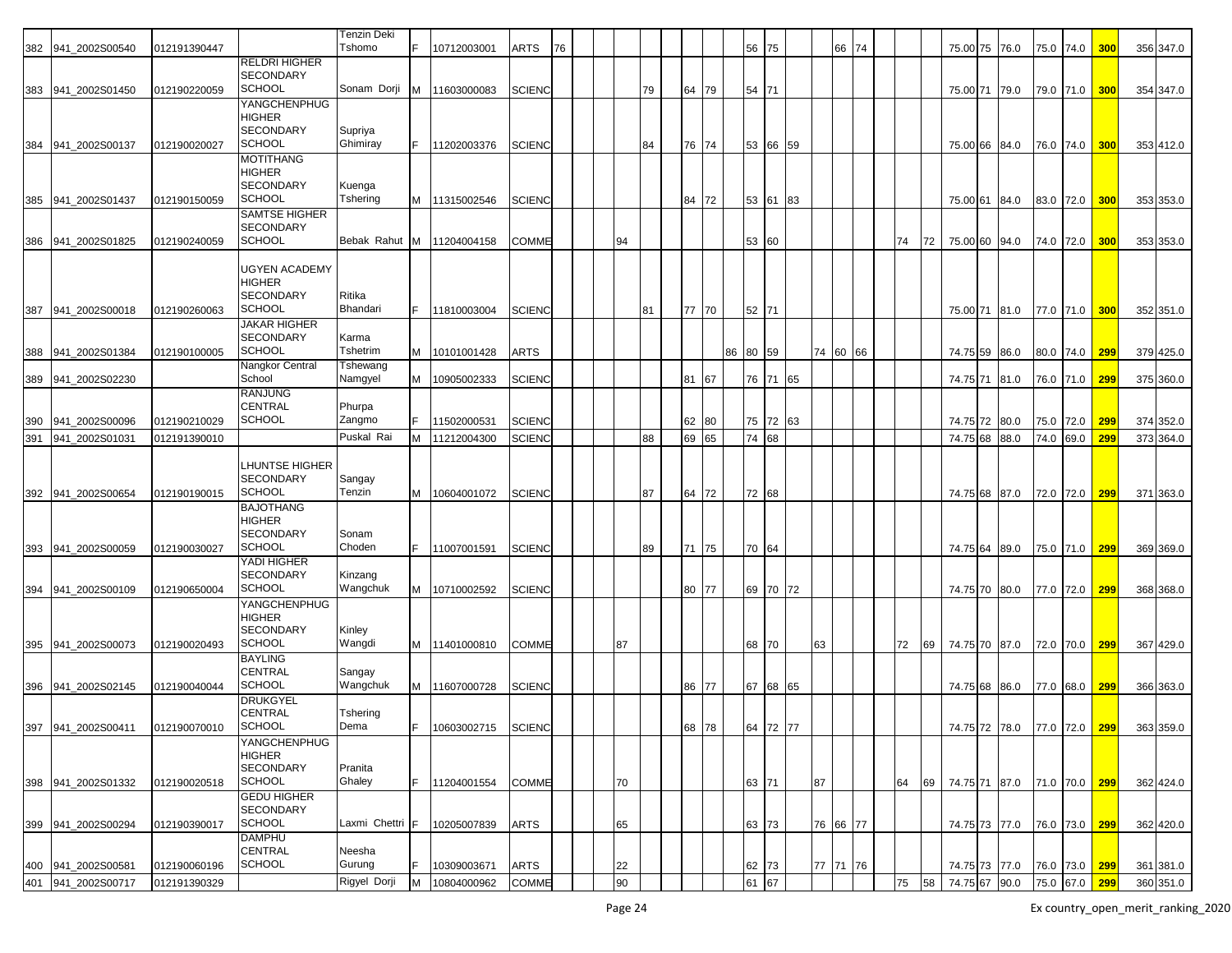| | | | | | | | | | | | | | | | | | | | | | | | | | | | | | | | | | |
|---|---|---|---|---|---|---|---|---|---|---|---|---|---|---|---|---|---|---|---|---|---|---|---|---|---|---|---|---|---|---|---|---|---|
| 382 | 941_2002S00540 | 012191390447 | | Tenzin Deki Tshomo | F | 10712003001 | ARTS | 76 | | | | | | | | | | 56 | 75 | | | 66 | 74 | | | | 75.00 | 75 | 76.0 | 75.0 | 74.0 | 300 | 356 | 347.0 |
| 383 | 941_2002S01450 | 012190220059 | RELDRI HIGHER SECONDARY SCHOOL | Sonam Dorji | M | 11603000083 | SCIENC | | | | | | 79 | | 64 | 79 | | 54 | 71 | | | | | | | | 75.00 | 71 | 79.0 | 79.0 | 71.0 | 300 | 354 | 347.0 |
| 384 | 941_2002S00137 | 012190020027 | YANGCHENPHUG HIGHER SECONDARY SCHOOL | Supriya Ghimiray | F | 11202003376 | SCIENC | | | | | | 84 | | 76 | 74 | | 53 | 66 | 59 | | | | | | | 75.00 | 66 | 84.0 | 76.0 | 74.0 | 300 | 353 | 412.0 |
| 385 | 941_2002S01437 | 012190150059 | MOTITHANG HIGHER SECONDARY SCHOOL | Kuenga Tshering | M | 11315002546 | SCIENC | | | | | | | | 84 | 72 | | 53 | 61 | 83 | | | | | | | 75.00 | 61 | 84.0 | 83.0 | 72.0 | 300 | 353 | 353.0 |
| 386 | 941_2002S01825 | 012190240059 | SAMTSE HIGHER SECONDARY SCHOOL | Bebak Rahut | M | 11204004158 | COMME | | | | 94 | | | | | | | 53 | 60 | | | | | | 74 | 72 | 75.00 | 60 | 94.0 | 74.0 | 72.0 | 300 | 353 | 353.0 |
| 387 | 941_2002S00018 | 012190260063 | UGYEN ACADEMY HIGHER SECONDARY SCHOOL | Ritika Bhandari | F | 11810003004 | SCIENC | | | | | | 81 | | 77 | 70 | | 52 | 71 | | | | | | | | 75.00 | 71 | 81.0 | 77.0 | 71.0 | 300 | 352 | 351.0 |
| 388 | 941_2002S01384 | 012190100005 | JAKAR HIGHER SECONDARY SCHOOL | Karma Tshetrim | M | 10101001428 | ARTS | | | | | | | | | | 86 | 80 | 59 | | 74 | 60 | 66 | | | | 74.75 | 59 | 86.0 | 80.0 | 74.0 | 299 | 379 | 425.0 |
| 389 | 941_2002S02230 | | Nangkor Central School | Tshewang Namgyel | M | 10905002333 | SCIENC | | | | | | | | 81 | 67 | | 76 | 71 | 65 | | | | | | | 74.75 | 71 | 81.0 | 76.0 | 71.0 | 299 | 375 | 360.0 |
| 390 | 941_2002S00096 | 012190210029 | RANJUNG CENTRAL SCHOOL | Phurpa Zangmo | F | 11502000531 | SCIENC | | | | | | | | 62 | 80 | | 75 | 72 | 63 | | | | | | | 74.75 | 72 | 80.0 | 75.0 | 72.0 | 299 | 374 | 352.0 |
| 391 | 941_2002S01031 | 012191390010 | | Puskal Rai | M | 11212004300 | SCIENC | | | | | | 88 | | 69 | 65 | | 74 | 68 | | | | | | | | 74.75 | 68 | 88.0 | 74.0 | 69.0 | 299 | 373 | 364.0 |
| 392 | 941_2002S00654 | 012190190015 | LHUNTSE HIGHER SECONDARY SCHOOL | Sangay Tenzin | M | 10604001072 | SCIENC | | | | | | 87 | | 64 | 72 | | 72 | 68 | | | | | | | | 74.75 | 68 | 87.0 | 72.0 | 72.0 | 299 | 371 | 363.0 |
| 393 | 941_2002S00059 | 012190030027 | BAJOTHANG HIGHER SECONDARY SCHOOL | Sonam Choden | F | 11007001591 | SCIENC | | | | | | 89 | | 71 | 75 | | 70 | 64 | | | | | | | | 74.75 | 64 | 89.0 | 75.0 | 71.0 | 299 | 369 | 369.0 |
| 394 | 941_2002S00109 | 012190650004 | YADI HIGHER SECONDARY SCHOOL | Kinzang Wangchuk | M | 10710002592 | SCIENC | | | | | | | | 80 | 77 | | 69 | 70 | 72 | | | | | | | 74.75 | 70 | 80.0 | 77.0 | 72.0 | 299 | 368 | 368.0 |
| 395 | 941_2002S00073 | 012190020493 | YANGCHENPHUG HIGHER SECONDARY SCHOOL | Kinley Wangdi | M | 11401000810 | COMME | | | | 87 | | | | | | | 68 | 70 | | 63 | | | | 72 | 69 | 74.75 | 70 | 87.0 | 72.0 | 70.0 | 299 | 367 | 429.0 |
| 396 | 941_2002S02145 | 012190040044 | BAYLING CENTRAL SCHOOL | Sangay Wangchuk | M | 11607000728 | SCIENC | | | | | | | | 86 | 77 | | 67 | 68 | 65 | | | | | | | 74.75 | 68 | 86.0 | 77.0 | 68.0 | 299 | 366 | 363.0 |
| 397 | 941_2002S00411 | 012190070010 | DRUKGYEL CENTRAL SCHOOL | Tshering Dema | F | 10603002715 | SCIENC | | | | | | | | 68 | 78 | | 64 | 72 | 77 | | | | | | | 74.75 | 72 | 78.0 | 77.0 | 72.0 | 299 | 363 | 359.0 |
| 398 | 941_2002S01332 | 012190020518 | YANGCHENPHUG HIGHER SECONDARY SCHOOL | Pranita Ghaley | F | 11204001554 | COMME | | | | 70 | | | | | | | 63 | 71 | | 87 | | | | 64 | 69 | 74.75 | 71 | 87.0 | 71.0 | 70.0 | 299 | 362 | 424.0 |
| 399 | 941_2002S00294 | 012190390017 | GEDU HIGHER SECONDARY SCHOOL | Laxmi Chettri | F | 10205007839 | ARTS | | | | 65 | | | | | | | 63 | 73 | | 76 | 66 | 77 | | | | 74.75 | 73 | 77.0 | 76.0 | 73.0 | 299 | 362 | 420.0 |
| 400 | 941_2002S00581 | 012190060196 | DAMPHU CENTRAL SCHOOL | Neesha Gurung | F | 10309003671 | ARTS | | | | 22 | | | | | | | 62 | 73 | | 77 | 71 | 76 | | | | 74.75 | 73 | 77.0 | 76.0 | 73.0 | 299 | 361 | 381.0 |
| 401 | 941_2002S00717 | 012191390329 | | Rigyel Dorji | M | 10804000962 | COMME | | | | 90 | | | | | | | 61 | 67 | | | | | | 75 | 58 | 74.75 | 67 | 90.0 | 75.0 | 67.0 | 299 | 360 | 351.0 |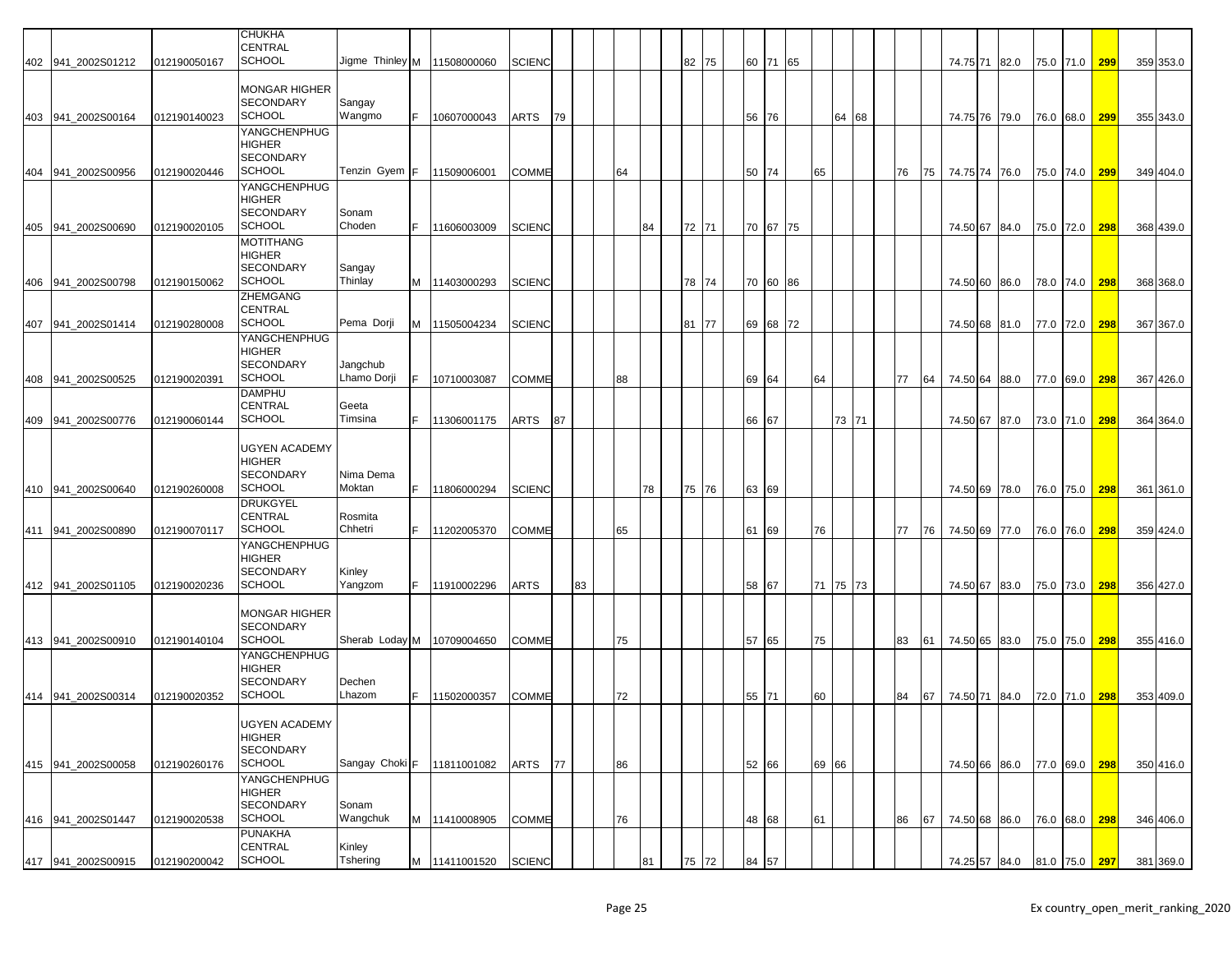| | | | | | | | | | | | | | | | | | | | | | | | | | | | | | |
|---|---|---|---|---|---|---|---|---|---|---|---|---|---|---|---|---|---|---|---|---|---|---|---|---|---|---|---|---|---|
| 402 | 941_2002S01212 | 012190050167 | CHUKHA CENTRAL SCHOOL | Jigme Thinley | M | 11508000060 | SCIENC | | | | | 82 | 75 | 60 | 71 | 65 | | | | | | 74.75 | 71 | 82.0 | 75.0 | 71.0 | 299 | 359 | 353.0 |
| 403 | 941_2002S00164 | 012190140023 | MONGAR HIGHER SECONDARY SCHOOL | Sangay Wangmo | F | 10607000043 | ARTS | 79 | | | | | | 56 | 76 | | | 64 | 68 | | | 74.75 | 76 | 79.0 | 76.0 | 68.0 | 299 | 355 | 343.0 |
| 404 | 941_2002S00956 | 012190020446 | YANGCHENPHUG HIGHER SECONDARY SCHOOL | Tenzin Gyem | F | 11509006001 | COMME | | | 64 | | | | 50 | 74 | | 65 | | | 76 | 75 | 74.75 | 74 | 76.0 | 75.0 | 74.0 | 299 | 349 | 404.0 |
| 405 | 941_2002S00690 | 012190020105 | YANGCHENPHUG HIGHER SECONDARY SCHOOL | Sonam Choden | F | 11606003009 | SCIENC | | | | 84 | 72 | 71 | 70 | 67 | 75 | | | | | | 74.50 | 67 | 84.0 | 75.0 | 72.0 | 298 | 368 | 439.0 |
| 406 | 941_2002S00798 | 012190150062 | MOTITHANG HIGHER SECONDARY SCHOOL | Sangay Thinlay | M | 11403000293 | SCIENC | | | | | 78 | 74 | 70 | 60 | 86 | | | | | | 74.50 | 60 | 86.0 | 78.0 | 74.0 | 298 | 368 | 368.0 |
| 407 | 941_2002S01414 | 012190280008 | ZHEMGANG CENTRAL SCHOOL | Pema Dorji | M | 11505004234 | SCIENC | | | | | 81 | 77 | 69 | 68 | 72 | | | | | | 74.50 | 68 | 81.0 | 77.0 | 72.0 | 298 | 367 | 367.0 |
| 408 | 941_2002S00525 | 012190020391 | YANGCHENPHUG HIGHER SECONDARY SCHOOL | Jangchub Lhamo Dorji | F | 10710003087 | COMME | | | 88 | | | | 69 | 64 | | 64 | | | 77 | 64 | 74.50 | 64 | 88.0 | 77.0 | 69.0 | 298 | 367 | 426.0 |
| 409 | 941_2002S00776 | 012190060144 | DAMPHU CENTRAL SCHOOL | Geeta Timsina | F | 11306001175 | ARTS | 87 | | | | | | 66 | 67 | | | 73 | 71 | | | 74.50 | 67 | 87.0 | 73.0 | 71.0 | 298 | 364 | 364.0 |
| 410 | 941_2002S00640 | 012190260008 | UGYEN ACADEMY HIGHER SECONDARY SCHOOL | Nima Dema Moktan | F | 11806000294 | SCIENC | | | | 78 | 75 | 76 | 63 | 69 | | | | | | | 74.50 | 69 | 78.0 | 76.0 | 75.0 | 298 | 361 | 361.0 |
| 411 | 941_2002S00890 | 012190070117 | DRUKGYEL CENTRAL SCHOOL | Rosmita Chhetri | F | 11202005370 | COMME | | | 65 | | | | 61 | 69 | | 76 | | | 77 | 76 | 74.50 | 69 | 77.0 | 76.0 | 76.0 | 298 | 359 | 424.0 |
| 412 | 941_2002S01105 | 012190020236 | YANGCHENPHUG HIGHER SECONDARY SCHOOL | Kinley Yangzom | F | 11910002296 | ARTS | | 83 | | | | | 58 | 67 | | 71 | 75 | 73 | | | 74.50 | 67 | 83.0 | 75.0 | 73.0 | 298 | 356 | 427.0 |
| 413 | 941_2002S00910 | 012190140104 | MONGAR HIGHER SECONDARY SCHOOL | Sherab Loday | M | 10709004650 | COMME | | | 75 | | | | 57 | 65 | | 75 | | | 83 | 61 | 74.50 | 65 | 83.0 | 75.0 | 75.0 | 298 | 355 | 416.0 |
| 414 | 941_2002S00314 | 012190020352 | YANGCHENPHUG HIGHER SECONDARY SCHOOL | Dechen Lhazom | F | 11502000357 | COMME | | | 72 | | | | 55 | 71 | | 60 | | | 84 | 67 | 74.50 | 71 | 84.0 | 72.0 | 71.0 | 298 | 353 | 409.0 |
| 415 | 941_2002S00058 | 012190260176 | UGYEN ACADEMY HIGHER SECONDARY SCHOOL | Sangay Choki | F | 11811001082 | ARTS | 77 | | 86 | | | | 52 | 66 | | 69 | 66 | | | | 74.50 | 66 | 86.0 | 77.0 | 69.0 | 298 | 350 | 416.0 |
| 416 | 941_2002S01447 | 012190020538 | YANGCHENPHUG HIGHER SECONDARY SCHOOL | Sonam Wangchuk | M | 11410008905 | COMME | | | 76 | | | | 48 | 68 | | 61 | | | 86 | 67 | 74.50 | 68 | 86.0 | 76.0 | 68.0 | 298 | 346 | 406.0 |
| 417 | 941_2002S00915 | 012190200042 | PUNAKHA CENTRAL SCHOOL | Kinley Tshering | M | 11411001520 | SCIENC | | | | 81 | 75 | 72 | 84 | 57 | | | | | | | 74.25 | 57 | 84.0 | 81.0 | 75.0 | 297 | 381 | 369.0 |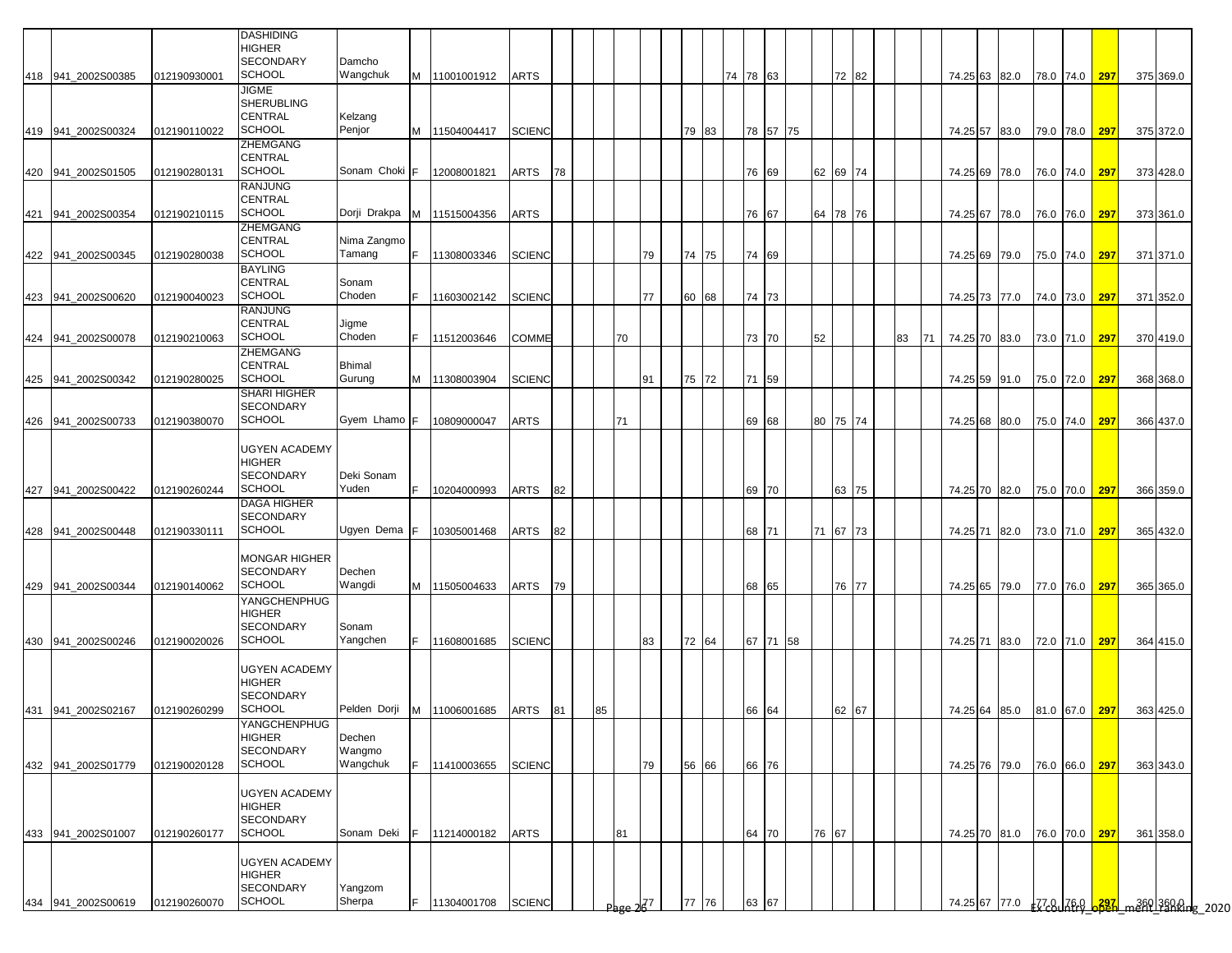| | | | | | | | | | | | | | | | | | | | | | | | | | | | | | | | | | |
|---|---|---|---|---|---|---|---|---|---|---|---|---|---|---|---|---|---|---|---|---|---|---|---|---|---|---|---|---|---|---|---|---|---|
| 418 | 941_2002S00385 | 012190930001 | DASHIDING HIGHER SECONDARY SCHOOL | Damcho Wangchuk | M | 11001001912 | ARTS | | | | | | | | | 74 | 78 | 63 | | | 72 | 82 | | | | 74.25 | 63 | 82.0 | 78.0 | 74.0 | 297 | 375 | 369.0 |
| 419 | 941_2002S00324 | 012190110022 | JIGME SHERUBLING CENTRAL SCHOOL | Kelzang Penjor | M | 11504004417 | SCIENC | | | | | | | 79 | 83 | | 78 | 57 | 75 | | | | | | | 74.25 | 57 | 83.0 | 79.0 | 78.0 | 297 | 375 | 372.0 |
| 420 | 941_2002S01505 | 012190280131 | ZHEMGANG CENTRAL SCHOOL | Sonam Choki | F | 12008001821 | ARTS | 78 | | | | | | | | | 76 | 69 | | 62 | 69 | 74 | | | | 74.25 | 69 | 78.0 | 76.0 | 74.0 | 297 | 373 | 428.0 |
| 421 | 941_2002S00354 | 012190210115 | RANJUNG CENTRAL SCHOOL | Dorji Drakpa | M | 11515004356 | ARTS | | | | | | | | | | 76 | 67 | | 64 | 78 | 76 | | | | 74.25 | 67 | 78.0 | 76.0 | 76.0 | 297 | 373 | 361.0 |
| 422 | 941_2002S00345 | 012190280038 | ZHEMGANG CENTRAL SCHOOL | Nima Zangmo Tamang | F | 11308003346 | SCIENC | | | | | 79 | | 74 | 75 | | 74 | 69 | | | | | | | | 74.25 | 69 | 79.0 | 75.0 | 74.0 | 297 | 371 | 371.0 |
| 423 | 941_2002S00620 | 012190040023 | BAYLING CENTRAL SCHOOL | Sonam Choden | F | 11603002142 | SCIENC | | | | | 77 | | 60 | 68 | | 74 | 73 | | | | | | | | 74.25 | 73 | 77.0 | 74.0 | 73.0 | 297 | 371 | 352.0 |
| 424 | 941_2002S00078 | 012190210063 | RANJUNG CENTRAL SCHOOL | Jigme Choden | F | 11512003646 | COMME | | | | 70 | | | | | | 73 | 70 | | 52 | | | | 83 | 71 | 74.25 | 70 | 83.0 | 73.0 | 71.0 | 297 | 370 | 419.0 |
| 425 | 941_2002S00342 | 012190280025 | ZHEMGANG CENTRAL SCHOOL | Bhimal Gurung | M | 11308003904 | SCIENC | | | | | 91 | | 75 | 72 | | 71 | 59 | | | | | | | | 74.25 | 59 | 91.0 | 75.0 | 72.0 | 297 | 368 | 368.0 |
| 426 | 941_2002S00733 | 012190380070 | SHARI HIGHER SECONDARY SCHOOL | Gyem Lhamo | F | 10809000047 | ARTS | | | | 71 | | | | | | 69 | 68 | | 80 | 75 | 74 | | | | 74.25 | 68 | 80.0 | 75.0 | 74.0 | 297 | 366 | 437.0 |
| 427 | 941_2002S00422 | 012190260244 | UGYEN ACADEMY HIGHER SECONDARY SCHOOL | Deki Sonam Yuden | F | 10204000993 | ARTS | 82 | | | | | | | | | 69 | 70 | | | 63 | 75 | | | | 74.25 | 70 | 82.0 | 75.0 | 70.0 | 297 | 366 | 359.0 |
| 428 | 941_2002S00448 | 012190330111 | DAGA HIGHER SECONDARY SCHOOL | Ugyen Dema | F | 10305001468 | ARTS | 82 | | | | | | | | | 68 | 71 | | 71 | 67 | 73 | | | | 74.25 | 71 | 82.0 | 73.0 | 71.0 | 297 | 365 | 432.0 |
| 429 | 941_2002S00344 | 012190140062 | MONGAR HIGHER SECONDARY SCHOOL | Dechen Wangdi | M | 11505004633 | ARTS | 79 | | | | | | | | | 68 | 65 | | | 76 | 77 | | | | 74.25 | 65 | 79.0 | 77.0 | 76.0 | 297 | 365 | 365.0 |
| 430 | 941_2002S00246 | 012190020026 | YANGCHENPHUG HIGHER SECONDARY SCHOOL | Sonam Yangchen | F | 11608001685 | SCIENC | | | | | 83 | | 72 | 64 | | 67 | 71 | 58 | | | | | | | 74.25 | 71 | 83.0 | 72.0 | 71.0 | 297 | 364 | 415.0 |
| 431 | 941_2002S02167 | 012190260299 | UGYEN ACADEMY HIGHER SECONDARY SCHOOL | Pelden Dorji | M | 11006001685 | ARTS | 81 | | 85 | | | | | | | 66 | 64 | | | 62 | 67 | | | | 74.25 | 64 | 85.0 | 81.0 | 67.0 | 297 | 363 | 425.0 |
| 432 | 941_2002S01779 | 012190020128 | YANGCHENPHUG HIGHER SECONDARY SCHOOL | Dechen Wangmo Wangchuk | F | 11410003655 | SCIENC | | | | | 79 | | 56 | 66 | | 66 | 76 | | | | | | | | 74.25 | 76 | 79.0 | 76.0 | 66.0 | 297 | 363 | 343.0 |
| 433 | 941_2002S01007 | 012190260177 | UGYEN ACADEMY HIGHER SECONDARY SCHOOL | Sonam Deki | F | 11214000182 | ARTS | | | | 81 | | | | | | 64 | 70 | | 76 | 67 | | | | | 74.25 | 70 | 81.0 | 76.0 | 70.0 | 297 | 361 | 358.0 |
| 434 | 941_2002S00619 | 012190260070 | UGYEN ACADEMY HIGHER SECONDARY SCHOOL | Yangzom Sherpa | F | 11304001708 | SCIENC | | | | | 77 | | 77 | 76 | | 63 | 67 | | | | | | | | 74.25 | 67 | 77.0 | 77.0 | 76.0 | 297 | 360 | 360.0 |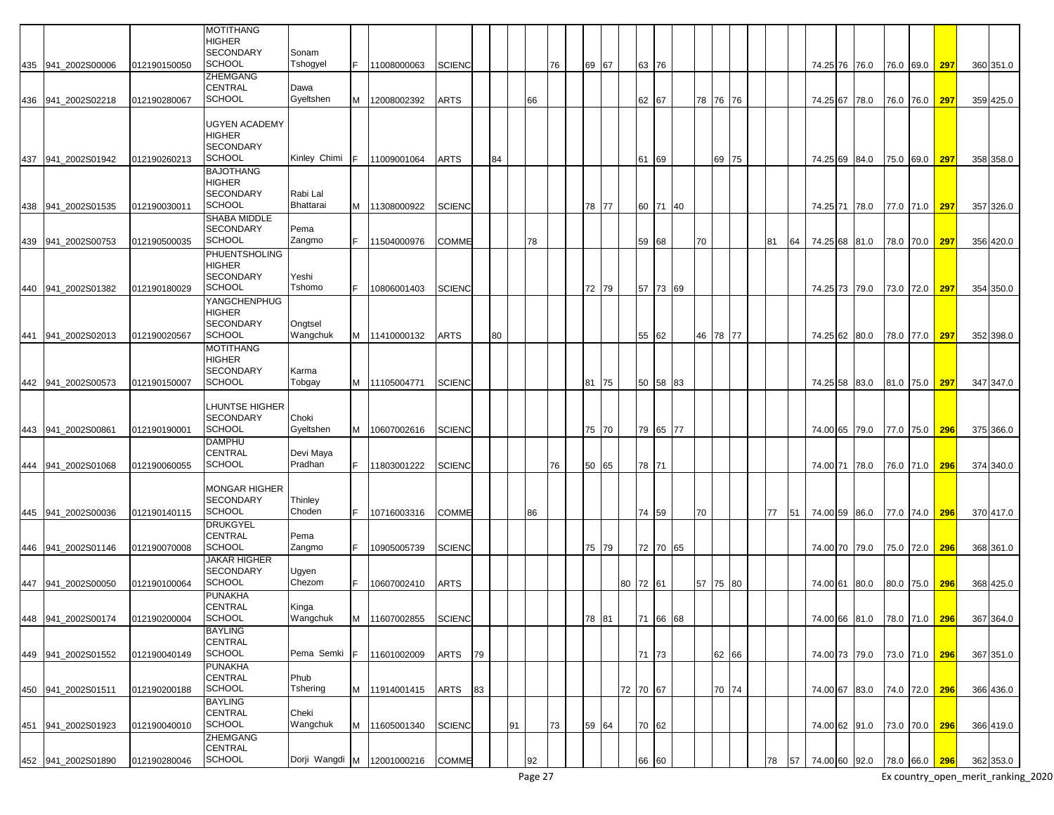| | | | | | | | | | | | | | | | | | | | | | | | | | | | | | | | | | |
|---|---|---|---|---|---|---|---|---|---|---|---|---|---|---|---|---|---|---|---|---|---|---|---|---|---|---|---|---|---|---|---|---|---|
| 435 | 941_2002S00006 | 012190150050 | MOTITHANG HIGHER SECONDARY SCHOOL | Sonam Tshogyel | F | 11008000063 | SCIENC | | | | | 76 | | 69 | 67 | | 63 | 76 | | | | | | | | 74.25 | 76 | 76.0 | 76.0 | 69.0 | **297** | 360 | 351.0 |
| 436 | 941_2002S02218 | 012190280067 | ZHEMGANG CENTRAL SCHOOL | Dawa Gyeltshen | M | 12008002392 | ARTS | | | | 66 | | | | | | 62 | 67 | | 78 | 76 | 76 | | | | 74.25 | 67 | 78.0 | 76.0 | 76.0 | **297** | 359 | 425.0 |
| 437 | 941_2002S01942 | 012190260213 | UGYEN ACADEMY HIGHER SECONDARY SCHOOL | Kinley Chimi | F | 11009001064 | ARTS | | 84 | | | | | | | | 61 | 69 | | | 69 | 75 | | | | 74.25 | 69 | 84.0 | 75.0 | 69.0 | **297** | 358 | 358.0 |
| 438 | 941_2002S01535 | 012190030011 | BAJOTHANG HIGHER SECONDARY SCHOOL | Rabi Lal Bhattarai | M | 11308000922 | SCIENC | | | | | | | 78 | 77 | | 60 | 71 | 40 | | | | | | | 74.25 | 71 | 78.0 | 77.0 | 71.0 | **297** | 357 | 326.0 |
| 439 | 941_2002S00753 | 012190500035 | SHABA MIDDLE SECONDARY SCHOOL | Pema Zangmo | F | 11504000976 | COMME | | | | 78 | | | | | | 59 | 68 | | 70 | | | | 81 | 64 | 74.25 | 68 | 81.0 | 78.0 | 70.0 | **297** | 356 | 420.0 |
| 440 | 941_2002S01382 | 012190180029 | PHUENTSHOLING HIGHER SECONDARY SCHOOL | Yeshi Tshomo | F | 10806001403 | SCIENC | | | | | | | 72 | 79 | | 57 | 73 | 69 | | | | | | | 74.25 | 73 | 79.0 | 73.0 | 72.0 | **297** | 354 | 350.0 |
| 441 | 941_2002S02013 | 012190020567 | YANGCHENPHUG HIGHER SECONDARY SCHOOL | Ongtsel Wangchuk | M | 11410000132 | ARTS | | 80 | | | | | | | | 55 | 62 | | 46 | 78 | 77 | | | | 74.25 | 62 | 80.0 | 78.0 | 77.0 | **297** | 352 | 398.0 |
| 442 | 941_2002S00573 | 012190150007 | MOTITHANG HIGHER SECONDARY SCHOOL | Karma Tobgay | M | 11105004771 | SCIENC | | | | | | | 81 | 75 | | 50 | 58 | 83 | | | | | | | 74.25 | 58 | 83.0 | 81.0 | 75.0 | **297** | 347 | 347.0 |
| 443 | 941_2002S00861 | 012190190001 | LHUNTSE HIGHER SECONDARY SCHOOL | Choki Gyeltshen | M | 10607002616 | SCIENC | | | | | | | 75 | 70 | | 79 | 65 | 77 | | | | | | | 74.00 | 65 | 79.0 | 77.0 | 75.0 | **296** | 375 | 366.0 |
| 444 | 941_2002S01068 | 012190060055 | DAMPHU CENTRAL SCHOOL | Devi Maya Pradhan | F | 11803001222 | SCIENC | | | | | 76 | | 50 | 65 | | 78 | 71 | | | | | | | | 74.00 | 71 | 78.0 | 76.0 | 71.0 | **296** | 374 | 340.0 |
| 445 | 941_2002S00036 | 012190140115 | MONGAR HIGHER SECONDARY SCHOOL | Thinley Choden | F | 10716003316 | COMME | | | | 86 | | | | | | 74 | 59 | | 70 | | | | 77 | 51 | 74.00 | 59 | 86.0 | 77.0 | 74.0 | **296** | 370 | 417.0 |
| 446 | 941_2002S01146 | 012190070008 | DRUKGYEL CENTRAL SCHOOL | Pema Zangmo | F | 10905005739 | SCIENC | | | | | | | 75 | 79 | | 72 | 70 | 65 | | | | | | | 74.00 | 70 | 79.0 | 75.0 | 72.0 | **296** | 368 | 361.0 |
| 447 | 941_2002S00050 | 012190100064 | JAKAR HIGHER SECONDARY SCHOOL | Ugyen Chezom | F | 10607002410 | ARTS | | | | | | | | | 80 | 72 | 61 | | 57 | 75 | 80 | | | | 74.00 | 61 | 80.0 | 80.0 | 75.0 | **296** | 368 | 425.0 |
| 448 | 941_2002S00174 | 012190200004 | PUNAKHA CENTRAL SCHOOL | Kinga Wangchuk | M | 11607002855 | SCIENC | | | | | | | 78 | 81 | | 71 | 66 | 68 | | | | | | | 74.00 | 66 | 81.0 | 78.0 | 71.0 | **296** | 367 | 364.0 |
| 449 | 941_2002S01552 | 012190040149 | BAYLING CENTRAL SCHOOL | Pema Semki | F | 11601002009 | ARTS | 79 | | | | | | | | | 71 | 73 | | | 62 | 66 | | | | 74.00 | 73 | 79.0 | 73.0 | 71.0 | **296** | 367 | 351.0 |
| 450 | 941_2002S01511 | 012190200188 | PUNAKHA CENTRAL SCHOOL | Phub Tshering | M | 11914001415 | ARTS | 83 | | | | | | | | 72 | 70 | 67 | | | 70 | 74 | | | | 74.00 | 67 | 83.0 | 74.0 | 72.0 | **296** | 366 | 436.0 |
| 451 | 941_2002S01923 | 012190040010 | BAYLING CENTRAL SCHOOL | Cheki Wangchuk | M | 11605001340 | SCIENC | | | 91 | | 73 | | 59 | 64 | | 70 | 62 | | | | | | | | 74.00 | 62 | 91.0 | 73.0 | 70.0 | **296** | 366 | 419.0 |
| 452 | 941_2002S01890 | 012190280046 | ZHEMGANG CENTRAL SCHOOL | Dorji Wangdi | M | 12001000216 | COMME | | | | 92 | | | | | | 66 | 60 | | | | | | 78 | 57 | 74.00 | 60 | 92.0 | 78.0 | 66.0 | **296** | 362 | 353.0 |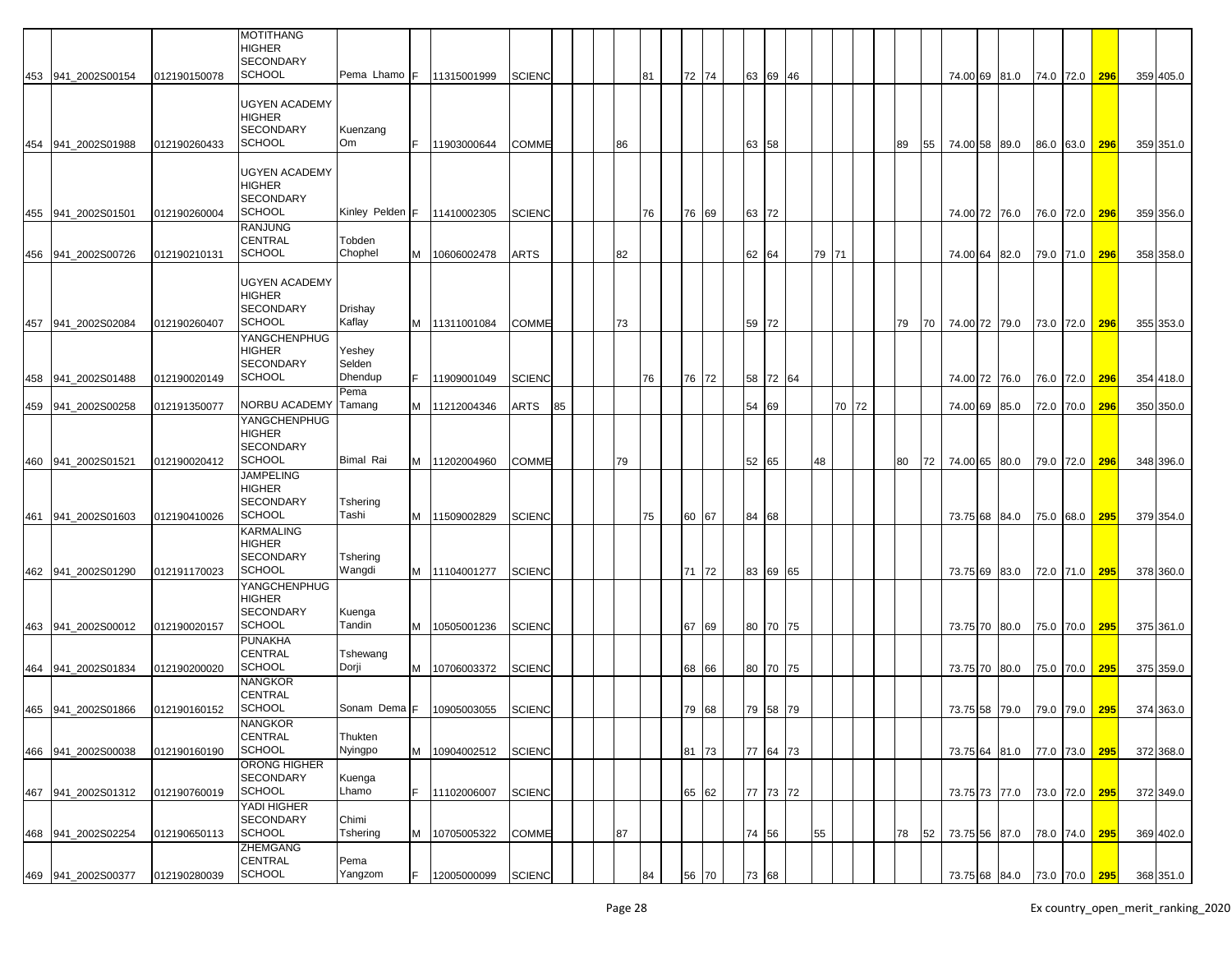| | | | | | | | | | | | | | | | | | | | | | | | | | | | | | | | | | | |
|---|---|---|---|---|---|---|---|---|---|---|---|---|---|---|---|---|---|---|---|---|---|---|---|---|---|---|---|---|---|---|---|---|---|---|
| 453 | 941_2002S00154 | 012190150078 | MOTITHANG HIGHER SECONDARY SCHOOL | Pema Lhamo | F | 11315001999 | SCIENC | | | | | 81 | | 72 | 74 | | 63 | 69 | 46 | | | | | | | | 74.00 | 69 | 81.0 | 74.0 | 72.0 | 296 | 359 | 405.0 |
| 454 | 941_2002S01988 | 012190260433 | UGYEN ACADEMY HIGHER SECONDARY SCHOOL | Kuenzang Om | F | 11903000644 | COMME | | | | 86 | | | | | | 63 | 58 | | | | | | | 89 | 55 | 74.00 | 58 | 89.0 | 86.0 | 63.0 | 296 | 359 | 351.0 |
| 455 | 941_2002S01501 | 012190260004 | UGYEN ACADEMY HIGHER SECONDARY SCHOOL | Kinley Pelden | F | 11410002305 | SCIENC | | | | | 76 | | 76 | 69 | | 63 | 72 | | | | | | | | | 74.00 | 72 | 76.0 | 76.0 | 72.0 | 296 | 359 | 356.0 |
| 456 | 941_2002S00726 | 012190210131 | RANJUNG CENTRAL SCHOOL | Tobden Chophel | M | 10606002478 | ARTS | | | | 82 | | | | | | 62 | 64 | | 79 | 71 | | | | | | 74.00 | 64 | 82.0 | 79.0 | 71.0 | 296 | 358 | 358.0 |
| 457 | 941_2002S02084 | 012190260407 | UGYEN ACADEMY HIGHER SECONDARY SCHOOL | Drishay Kaflay | M | 11311001084 | COMME | | | | 73 | | | | | | 59 | 72 | | | | | | | 79 | 70 | 74.00 | 72 | 79.0 | 73.0 | 72.0 | 296 | 355 | 353.0 |
| 458 | 941_2002S01488 | 012190020149 | YANGCHENPHUG HIGHER SECONDARY SCHOOL | Yeshey Selden Dhendup | F | 11909001049 | SCIENC | | | | | 76 | | 76 | 72 | | 58 | 72 | 64 | | | | | | | | 74.00 | 72 | 76.0 | 76.0 | 72.0 | 296 | 354 | 418.0 |
| 459 | 941_2002S00258 | 012191350077 | NORBU ACADEMY | Pema Tamang | M | 11212004346 | ARTS | 85 | | | | | | | | | 54 | 69 | | | | 70 | 72 | | | | 74.00 | 69 | 85.0 | 72.0 | 70.0 | 296 | 350 | 350.0 |
| 460 | 941_2002S01521 | 012190020412 | YANGCHENPHUG HIGHER SECONDARY SCHOOL | Bimal Rai | M | 11202004960 | COMME | | | | 79 | | | | | | 52 | 65 | | 48 | | | | | 80 | 72 | 74.00 | 65 | 80.0 | 79.0 | 72.0 | 296 | 348 | 396.0 |
| 461 | 941_2002S01603 | 012190410026 | JAMPELING HIGHER SECONDARY SCHOOL | Tshering Tashi | M | 11509002829 | SCIENC | | | | | 75 | | 60 | 67 | | 84 | 68 | | | | | | | | | 73.75 | 68 | 84.0 | 75.0 | 68.0 | 295 | 379 | 354.0 |
| 462 | 941_2002S01290 | 012191170023 | KARMALING HIGHER SECONDARY SCHOOL | Tshering Wangdi | M | 11104001277 | SCIENC | | | | | | | 71 | 72 | | 83 | 69 | 65 | | | | | | | | 73.75 | 69 | 83.0 | 72.0 | 71.0 | 295 | 378 | 360.0 |
| 463 | 941_2002S00012 | 012190020157 | YANGCHENPHUG HIGHER SECONDARY SCHOOL | Kuenga Tandin | M | 10505001236 | SCIENC | | | | | | | 67 | 69 | | 80 | 70 | 75 | | | | | | | | 73.75 | 70 | 80.0 | 75.0 | 70.0 | 295 | 375 | 361.0 |
| 464 | 941_2002S01834 | 012190200020 | PUNAKHA CENTRAL SCHOOL | Tshewang Dorji | M | 10706003372 | SCIENC | | | | | | | 68 | 66 | | 80 | 70 | 75 | | | | | | | | 73.75 | 70 | 80.0 | 75.0 | 70.0 | 295 | 375 | 359.0 |
| 465 | 941_2002S01866 | 012190160152 | NANGKOR CENTRAL SCHOOL | Sonam Dema | F | 10905003055 | SCIENC | | | | | | | 79 | 68 | | 79 | 58 | 79 | | | | | | | | 73.75 | 58 | 79.0 | 79.0 | 79.0 | 295 | 374 | 363.0 |
| 466 | 941_2002S00038 | 012190160190 | NANGKOR CENTRAL SCHOOL | Thukten Nyingpo | M | 10904002512 | SCIENC | | | | | | | 81 | 73 | | 77 | 64 | 73 | | | | | | | | 73.75 | 64 | 81.0 | 77.0 | 73.0 | 295 | 372 | 368.0 |
| 467 | 941_2002S01312 | 012190760019 | ORONG HIGHER SECONDARY SCHOOL | Kuenga Lhamo | F | 11102006007 | SCIENC | | | | | | | 65 | 62 | | 77 | 73 | 72 | | | | | | | | 73.75 | 73 | 77.0 | 73.0 | 72.0 | 295 | 372 | 349.0 |
| 468 | 941_2002S02254 | 012190650113 | YADI HIGHER SECONDARY SCHOOL | Chimi Tshering | M | 10705005322 | COMME | | | | 87 | | | | | | 74 | 56 | | 55 | | | | | 78 | 52 | 73.75 | 56 | 87.0 | 78.0 | 74.0 | 295 | 369 | 402.0 |
| 469 | 941_2002S00377 | 012190280039 | ZHEMGANG CENTRAL SCHOOL | Pema Yangzom | F | 12005000099 | SCIENC | | | | | 84 | | 56 | 70 | | 73 | 68 | | | | | | | | | 73.75 | 68 | 84.0 | 73.0 | 70.0 | 295 | 368 | 351.0 |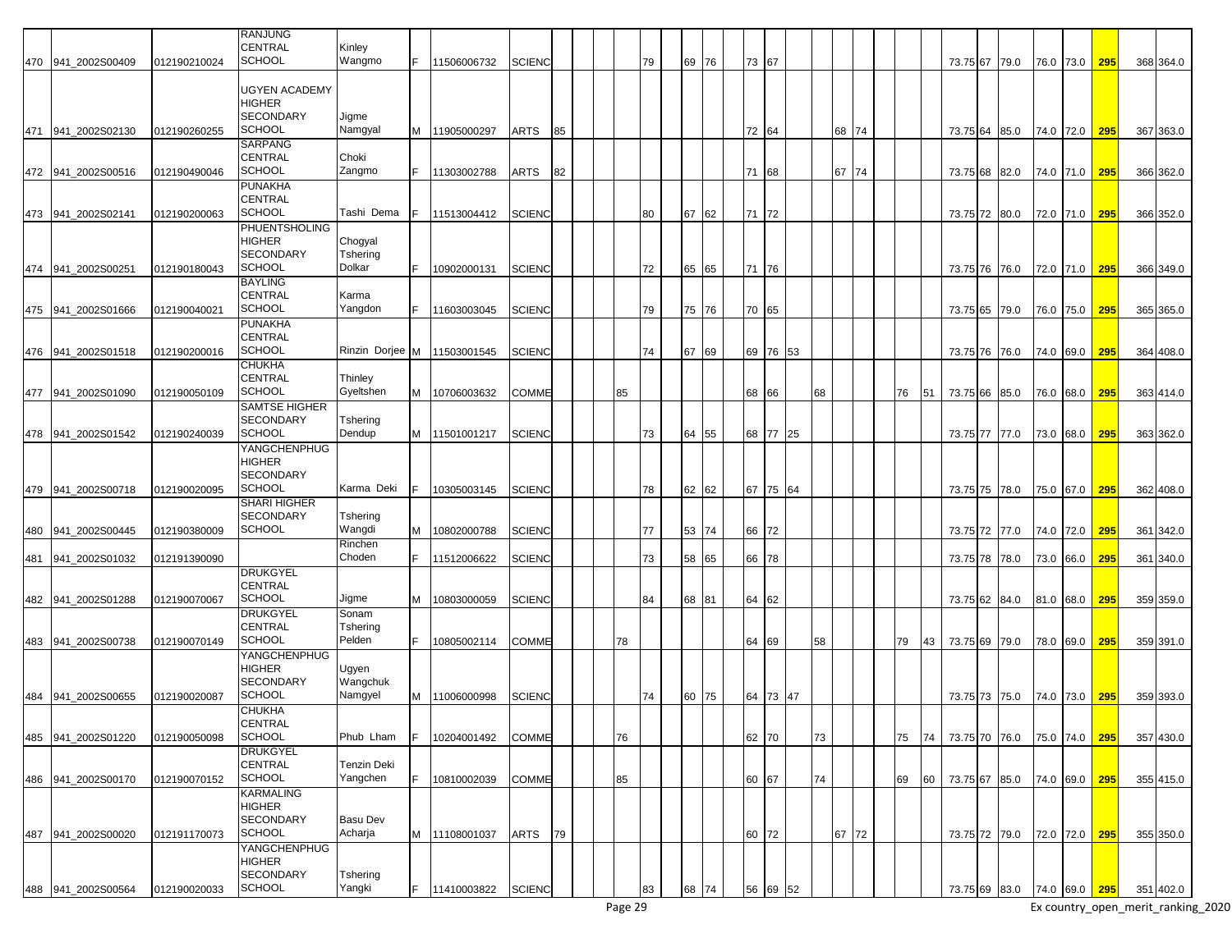| | | | | | | | | | | | | | | | | | | | | | | | | | | | |
|---|---|---|---|---|---|---|---|---|---|---|---|---|---|---|---|---|---|---|---|---|---|---|---|---|---|---|---|
| 470 | 941_2002S00409 | 012190210024 | RANJUNG CENTRAL SCHOOL | Kinley Wangmo | F | 11506006732 | SCIENC | | | 79 | 69 | 76 | 73 | 67 | | | | | | | 73.75 | 67 | 79.0 | 76.0 | 73.0 | 295 | 368 | 364.0 |
| 471 | 941_2002S02130 | 012190260255 | UGYEN ACADEMY HIGHER SECONDARY SCHOOL | Jigme Namgyal | M | 11905000297 | ARTS | 85 | | | | | 72 | 64 | | | 68 | 74 | | | 73.75 | 64 | 85.0 | 74.0 | 72.0 | 295 | 367 | 363.0 |
| 472 | 941_2002S00516 | 012190490046 | SARPANG CENTRAL SCHOOL | Choki Zangmo | F | 11303002788 | ARTS | 82 | | | | | 71 | 68 | | | 67 | 74 | | | 73.75 | 68 | 82.0 | 74.0 | 71.0 | 295 | 366 | 362.0 |
| 473 | 941_2002S02141 | 012190200063 | PUNAKHA CENTRAL SCHOOL | Tashi Dema | F | 11513004412 | SCIENC | | | 80 | 67 | 62 | 71 | 72 | | | | | | | 73.75 | 72 | 80.0 | 72.0 | 71.0 | 295 | 366 | 352.0 |
| 474 | 941_2002S00251 | 012190180043 | PHUENTSHOLING HIGHER SECONDARY SCHOOL | Chogyal Tshering Dolkar | F | 10902000131 | SCIENC | | | 72 | 65 | 65 | 71 | 76 | | | | | | | 73.75 | 76 | 76.0 | 72.0 | 71.0 | 295 | 366 | 349.0 |
| 475 | 941_2002S01666 | 012190040021 | BAYLING CENTRAL SCHOOL | Karma Yangdon | F | 11603003045 | SCIENC | | | 79 | 75 | 76 | 70 | 65 | | | | | | | 73.75 | 65 | 79.0 | 76.0 | 75.0 | 295 | 365 | 365.0 |
| 476 | 941_2002S01518 | 012190200016 | PUNAKHA CENTRAL SCHOOL | Rinzin Dorjee | M | 11503001545 | SCIENC | | | 74 | 67 | 69 | 69 | 76 | 53 | | | | | | 73.75 | 76 | 76.0 | 74.0 | 69.0 | 295 | 364 | 408.0 |
| 477 | 941_2002S01090 | 012190050109 | CHUKHA CENTRAL SCHOOL | Thinley Gyeltshen | M | 10706003632 | COMME | | 85 | | | | 68 | 66 | | 68 | | | 76 | 51 | 73.75 | 66 | 85.0 | 76.0 | 68.0 | 295 | 363 | 414.0 |
| 478 | 941_2002S01542 | 012190240039 | SAMTSE HIGHER SECONDARY SCHOOL | Tshering Dendup | M | 11501001217 | SCIENC | | | 73 | 64 | 55 | 68 | 77 | 25 | | | | | | 73.75 | 77 | 77.0 | 73.0 | 68.0 | 295 | 363 | 362.0 |
| 479 | 941_2002S00718 | 012190020095 | YANGCHENPHUG HIGHER SECONDARY SCHOOL | Karma Deki | F | 10305003145 | SCIENC | | | 78 | 62 | 62 | 67 | 75 | 64 | | | | | | 73.75 | 75 | 78.0 | 75.0 | 67.0 | 295 | 362 | 408.0 |
| 480 | 941_2002S00445 | 012190380009 | SHARI HIGHER SECONDARY SCHOOL | Tshering Wangdi | M | 10802000788 | SCIENC | | | 77 | 53 | 74 | 66 | 72 | | | | | | | 73.75 | 72 | 77.0 | 74.0 | 72.0 | 295 | 361 | 342.0 |
| 481 | 941_2002S01032 | 012191390090 | | Rinchen Choden | F | 11512006622 | SCIENC | | | 73 | 58 | 65 | 66 | 78 | | | | | | | 73.75 | 78 | 78.0 | 73.0 | 66.0 | 295 | 361 | 340.0 |
| 482 | 941_2002S01288 | 012190070067 | DRUKGYEL CENTRAL SCHOOL | Jigme | M | 10803000059 | SCIENC | | | 84 | 68 | 81 | 64 | 62 | | | | | | | 73.75 | 62 | 84.0 | 81.0 | 68.0 | 295 | 359 | 359.0 |
| 483 | 941_2002S00738 | 012190070149 | DRUKGYEL CENTRAL SCHOOL | Sonam Tshering Pelden | F | 10805002114 | COMME | | 78 | | | | 64 | 69 | | 58 | | | 79 | 43 | 73.75 | 69 | 79.0 | 78.0 | 69.0 | 295 | 359 | 391.0 |
| 484 | 941_2002S00655 | 012190020087 | YANGCHENPHUG HIGHER SECONDARY SCHOOL | Ugyen Wangchuk Namgyel | M | 11006000998 | SCIENC | | | 74 | 60 | 75 | 64 | 73 | 47 | | | | | | 73.75 | 73 | 75.0 | 74.0 | 73.0 | 295 | 359 | 393.0 |
| 485 | 941_2002S01220 | 012190050098 | CHUKHA CENTRAL SCHOOL | Phub Lham | F | 10204001492 | COMME | | 76 | | | | 62 | 70 | | 73 | | | 75 | 74 | 73.75 | 70 | 76.0 | 75.0 | 74.0 | 295 | 357 | 430.0 |
| 486 | 941_2002S00170 | 012190070152 | DRUKGYEL CENTRAL SCHOOL | Tenzin Deki Yangchen | F | 10810002039 | COMME | | 85 | | | | 60 | 67 | | 74 | | | 69 | 60 | 73.75 | 67 | 85.0 | 74.0 | 69.0 | 295 | 355 | 415.0 |
| 487 | 941_2002S00020 | 012191170073 | KARMALING HIGHER SECONDARY SCHOOL | Basu Dev Acharja | M | 11108001037 | ARTS | 79 | | | | | 60 | 72 | | | 67 | 72 | | | 73.75 | 72 | 79.0 | 72.0 | 72.0 | 295 | 355 | 350.0 |
| 488 | 941_2002S00564 | 012190020033 | YANGCHENPHUG HIGHER SECONDARY SCHOOL | Tshering Yangki | F | 11410003822 | SCIENC | | | 83 | 68 | 74 | 56 | 69 | 52 | | | | | | 73.75 | 69 | 83.0 | 74.0 | 69.0 | 295 | 351 | 402.0 |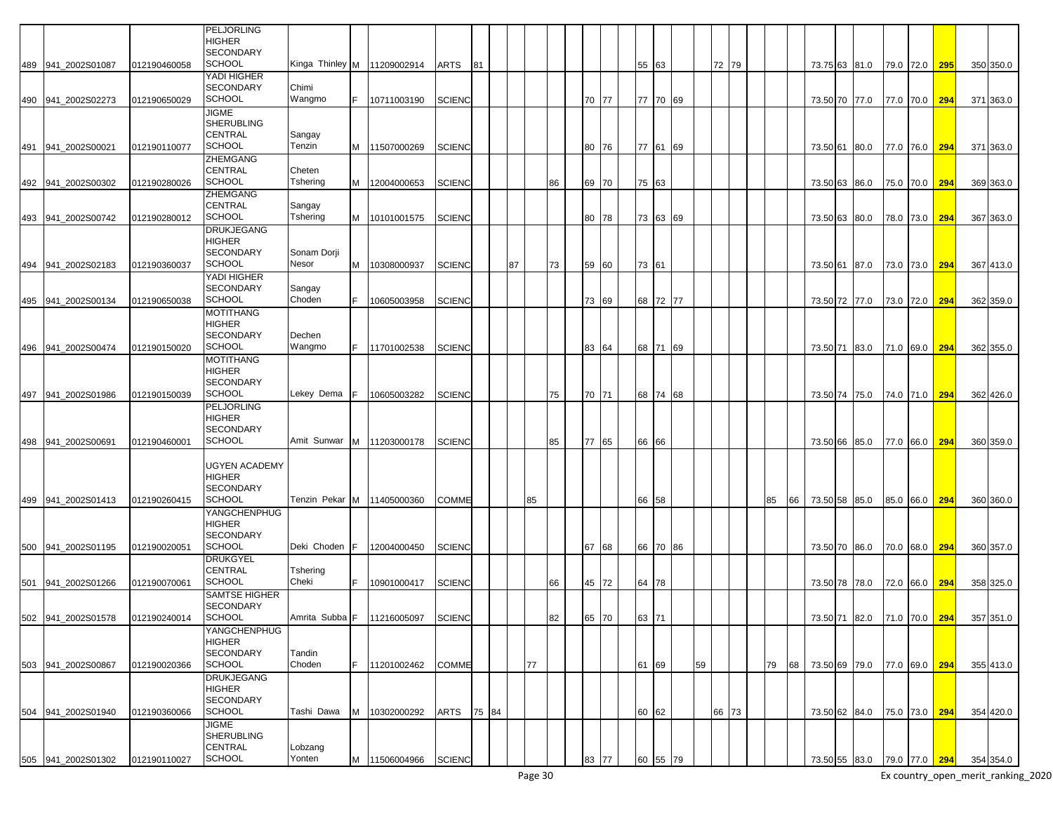| | | | | | | | | | | | | | | | | | | | | | | | | | | | | | | | | | |
|---|---|---|---|---|---|---|---|---|---|---|---|---|---|---|---|---|---|---|---|---|---|---|---|---|---|---|---|---|---|---|---|---|---|
| 489 | 941_2002S01087 | 012190460058 | PELJORLING HIGHER SECONDARY SCHOOL | Kinga Thinley | M | 11209002914 | ARTS | 81 | | | | | | | | | 55 | 63 | | | 72 | 79 | | | | 73.75 | 63 | 81.0 | 79.0 | 72.0 | 295 | 350 | 350.0 |
| 490 | 941_2002S02273 | 012190650029 | YADI HIGHER SECONDARY SCHOOL | Chimi Wangmo | F | 10711003190 | SCIENC | | | | | | | 70 | 77 | | 77 | 70 | 69 | | | | | | | 73.50 | 70 | 77.0 | 77.0 | 70.0 | 294 | 371 | 363.0 |
| 491 | 941_2002S00021 | 012190110077 | JIGME SHERUBLING CENTRAL SCHOOL | Sangay Tenzin | M | 11507000269 | SCIENC | | | | | | | 80 | 76 | | 77 | 61 | 69 | | | | | | | 73.50 | 61 | 80.0 | 77.0 | 76.0 | 294 | 371 | 363.0 |
| 492 | 941_2002S00302 | 012190280026 | ZHEMGANG CENTRAL SCHOOL | Cheten Tshering | M | 12004000653 | SCIENC | | | | | 86 | | 69 | 70 | | 75 | 63 | | | | | | | | 73.50 | 63 | 86.0 | 75.0 | 70.0 | 294 | 369 | 363.0 |
| 493 | 941_2002S00742 | 012190280012 | ZHEMGANG CENTRAL SCHOOL | Sangay Tshering | M | 10101001575 | SCIENC | | | | | | | 80 | 78 | | 73 | 63 | 69 | | | | | | | 73.50 | 63 | 80.0 | 78.0 | 73.0 | 294 | 367 | 363.0 |
| 494 | 941_2002S02183 | 012190360037 | DRUKJEGANG HIGHER SECONDARY SCHOOL | Sonam Dorji Nesor | M | 10308000937 | SCIENC | | | 87 | | 73 | | 59 | 60 | | 73 | 61 | | | | | | | | 73.50 | 61 | 87.0 | 73.0 | 73.0 | 294 | 367 | 413.0 |
| 495 | 941_2002S00134 | 012190650038 | YADI HIGHER SECONDARY SCHOOL | Sangay Choden | F | 10605003958 | SCIENC | | | | | | | 73 | 69 | | 68 | 72 | 77 | | | | | | | 73.50 | 72 | 77.0 | 73.0 | 72.0 | 294 | 362 | 359.0 |
| 496 | 941_2002S00474 | 012190150020 | MOTITHANG HIGHER SECONDARY SCHOOL | Dechen Wangmo | F | 11701002538 | SCIENC | | | | | | | 83 | 64 | | 68 | 71 | 69 | | | | | | | 73.50 | 71 | 83.0 | 71.0 | 69.0 | 294 | 362 | 355.0 |
| 497 | 941_2002S01986 | 012190150039 | MOTITHANG HIGHER SECONDARY SCHOOL | Lekey Dema | F | 10605003282 | SCIENC | | | | | 75 | | 70 | 71 | | 68 | 74 | 68 | | | | | | | 73.50 | 74 | 75.0 | 74.0 | 71.0 | 294 | 362 | 426.0 |
| 498 | 941_2002S00691 | 012190460001 | PELJORLING HIGHER SECONDARY SCHOOL | Amit Sunwar | M | 11203000178 | SCIENC | | | | | 85 | | 77 | 65 | | 66 | 66 | | | | | | | | 73.50 | 66 | 85.0 | 77.0 | 66.0 | 294 | 360 | 359.0 |
| 499 | 941_2002S01413 | 012190260415 | UGYEN ACADEMY HIGHER SECONDARY SCHOOL | Tenzin Pekar | M | 11405000360 | COMME | | | | 85 | | | | | | 66 | 58 | | | | | | 85 | 66 | 73.50 | 58 | 85.0 | 85.0 | 66.0 | 294 | 360 | 360.0 |
| 500 | 941_2002S01195 | 012190020051 | YANGCHENPHUG HIGHER SECONDARY SCHOOL | Deki Choden | F | 12004000450 | SCIENC | | | | | | | 67 | 68 | | 66 | 70 | 86 | | | | | | | 73.50 | 70 | 86.0 | 70.0 | 68.0 | 294 | 360 | 357.0 |
| 501 | 941_2002S01266 | 012190070061 | DRUKGYEL CENTRAL SCHOOL | Tshering Cheki | F | 10901000417 | SCIENC | | | | | 66 | | 45 | 72 | | 64 | 78 | | | | | | | | 73.50 | 78 | 78.0 | 72.0 | 66.0 | 294 | 358 | 325.0 |
| 502 | 941_2002S01578 | 012190240014 | SAMTSE HIGHER SECONDARY SCHOOL | Amrita Subba | F | 11216005097 | SCIENC | | | | | 82 | | 65 | 70 | | 63 | 71 | | | | | | | | 73.50 | 71 | 82.0 | 71.0 | 70.0 | 294 | 357 | 351.0 |
| 503 | 941_2002S00867 | 012190020366 | YANGCHENPHUG HIGHER SECONDARY SCHOOL | Tandin Choden | F | 11201002462 | COMME | | | | 77 | | | | | | 61 | 69 | | 59 | | | | 79 | 68 | 73.50 | 69 | 79.0 | 77.0 | 69.0 | 294 | 355 | 413.0 |
| 504 | 941_2002S01940 | 012190360066 | DRUKJEGANG HIGHER SECONDARY SCHOOL | Tashi Dawa | M | 10302000292 | ARTS | 75 | 84 | | | | | | | | 60 | 62 | | | 66 | 73 | | | | 73.50 | 62 | 84.0 | 75.0 | 73.0 | 294 | 354 | 420.0 |
| 505 | 941_2002S01302 | 012190110027 | JIGME SHERUBLING CENTRAL SCHOOL | Lobzang Yonten | M | 11506004966 | SCIENC | | | | | | | 83 | 77 | | 60 | 55 | 79 | | | | | | | 73.50 | 55 | 83.0 | 79.0 | 77.0 | 294 | 354 | 354.0 |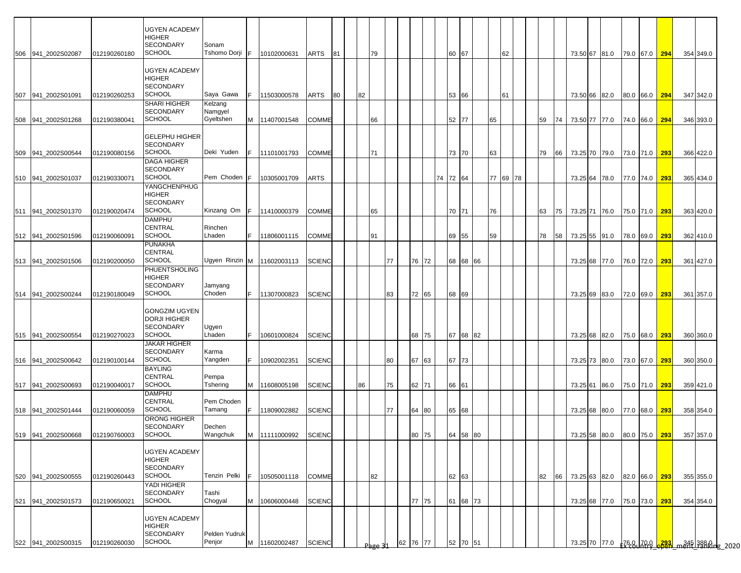| | | | | | | | | | | | | | | | | | | | | | | | | | | | | | | | | | |
|---|---|---|---|---|---|---|---|---|---|---|---|---|---|---|---|---|---|---|---|---|---|---|---|---|---|---|---|---|---|---|---|---|---|
| 506 | 941_2002S02087 | 012190260180 | UGYEN ACADEMY HIGHER SECONDARY SCHOOL | Sonam Tshomo Dorji | F | 10102000631 | ARTS | 81 | | | 79 | | | | | | 60 | 67 | | | | 62 | | | | 73.50 | 67 | 81.0 | 79.0 | 67.0 | 294 | 354 | 349.0 |
| 507 | 941_2002S01091 | 012190260253 | UGYEN ACADEMY HIGHER SECONDARY SCHOOL | Saya Gawa | F | 11503000578 | ARTS | 80 | | 82 | | | | | | | 53 | 66 | | | | 61 | | | | 73.50 | 66 | 82.0 | 80.0 | 66.0 | 294 | 347 | 342.0 |
| 508 | 941_2002S01268 | 012190380041 | SHARI HIGHER SECONDARY SCHOOL | Kelzang Namgyel Gyeltshen | M | 11407001548 | COMME | | | | 66 | | | | | | 52 | 77 | | 65 | | | | 59 | 74 | 73.50 | 77 | 77.0 | 74.0 | 66.0 | 294 | 346 | 393.0 |
| 509 | 941_2002S00544 | 012190080156 | GELEPHU HIGHER SECONDARY SCHOOL | Deki Yuden | F | 11101001793 | COMME | | | | 71 | | | | | | 73 | 70 | | 63 | | | | 79 | 66 | 73.25 | 70 | 79.0 | 73.0 | 71.0 | 293 | 366 | 422.0 |
| 510 | 941_2002S01037 | 012190330071 | DAGA HIGHER SECONDARY SCHOOL | Pem Choden | F | 10305001709 | ARTS | | | | | | | | | 74 | 72 | 64 | | 77 | 69 | 78 | | | | 73.25 | 64 | 78.0 | 77.0 | 74.0 | 293 | 365 | 434.0 |
| 511 | 941_2002S01370 | 012190020474 | YANGCHENPHUG HIGHER SECONDARY SCHOOL | Kinzang Om | F | 11410000379 | COMME | | | | 65 | | | | | | 70 | 71 | | 76 | | | | 63 | 75 | 73.25 | 71 | 76.0 | 75.0 | 71.0 | 293 | 363 | 420.0 |
| 512 | 941_2002S01596 | 012190060091 | DAMPHU CENTRAL SCHOOL | Rinchen Lhaden | F | 11806001115 | COMME | | | | 91 | | | | | | 69 | 55 | | 59 | | | | 78 | 58 | 73.25 | 55 | 91.0 | 78.0 | 69.0 | 293 | 362 | 410.0 |
| 513 | 941_2002S01506 | 012190200050 | PUNAKHA CENTRAL SCHOOL | Ugyen Rinzin | M | 11602003113 | SCIENC | | | | | 77 | | 76 | 72 | | 68 | 68 | 66 | | | | | | | 73.25 | 68 | 77.0 | 76.0 | 72.0 | 293 | 361 | 427.0 |
| 514 | 941_2002S00244 | 012190180049 | PHUENTSHOLING HIGHER SECONDARY SCHOOL | Jamyang Choden | F | 11307000823 | SCIENC | | | | | 83 | | 72 | 65 | | 68 | 69 | | | | | | | | 73.25 | 69 | 83.0 | 72.0 | 69.0 | 293 | 361 | 357.0 |
| 515 | 941_2002S00554 | 012190270023 | GONGZIM UGYEN DORJI HIGHER SECONDARY SCHOOL | Ugyen Lhaden | F | 10601000824 | SCIENC | | | | | | | 68 | 75 | | 67 | 68 | 82 | | | | | | | 73.25 | 68 | 82.0 | 75.0 | 68.0 | 293 | 360 | 360.0 |
| 516 | 941_2002S00642 | 012190100144 | JAKAR HIGHER SECONDARY SCHOOL | Karma Yangden | F | 10902002351 | SCIENC | | | | | 80 | | 67 | 63 | | 67 | 73 | | | | | | | | 73.25 | 73 | 80.0 | 73.0 | 67.0 | 293 | 360 | 350.0 |
| 517 | 941_2002S00693 | 012190040017 | BAYLING CENTRAL SCHOOL | Pempa Tshering | M | 11608005198 | SCIENC | | | 86 | | 75 | | 62 | 71 | | 66 | 61 | | | | | | | | 73.25 | 61 | 86.0 | 75.0 | 71.0 | 293 | 359 | 421.0 |
| 518 | 941_2002S01444 | 012190060059 | DAMPHU CENTRAL SCHOOL | Pem Choden Tamang | F | 11809002882 | SCIENC | | | | | 77 | | 64 | 80 | | 65 | 68 | | | | | | | | 73.25 | 68 | 80.0 | 77.0 | 68.0 | 293 | 358 | 354.0 |
| 519 | 941_2002S00668 | 012190760003 | ORONG HIGHER SECONDARY SCHOOL | Dechen Wangchuk | M | 11111000992 | SCIENC | | | | | | | 80 | 75 | | 64 | 58 | 80 | | | | | | | 73.25 | 58 | 80.0 | 80.0 | 75.0 | 293 | 357 | 357.0 |
| 520 | 941_2002S00555 | 012190260443 | UGYEN ACADEMY HIGHER SECONDARY SCHOOL | Tenzin Pelki | F | 10505001118 | COMME | | | | 82 | | | | | | 62 | 63 | | | | | | 82 | 66 | 73.25 | 63 | 82.0 | 82.0 | 66.0 | 293 | 355 | 355.0 |
| 521 | 941_2002S01573 | 012190650021 | YADI HIGHER SECONDARY SCHOOL | Tashi Chogyal | M | 10606000448 | SCIENC | | | | | | | 77 | 75 | | 61 | 68 | 73 | | | | | | | 73.25 | 68 | 77.0 | 75.0 | 73.0 | 293 | 354 | 354.0 |
| 522 | 941_2002S00315 | 012190260030 | UGYEN ACADEMY HIGHER SECONDARY SCHOOL | Pelden Yudruk Penjor | M | 11602002487 | SCIENC | | | | | | 62 | 76 | 77 | | 52 | 70 | 51 | | | | | | | 73.25 | 70 | 77.0 | 76.0 | 70.0 | 293 | 345 | 388.0 |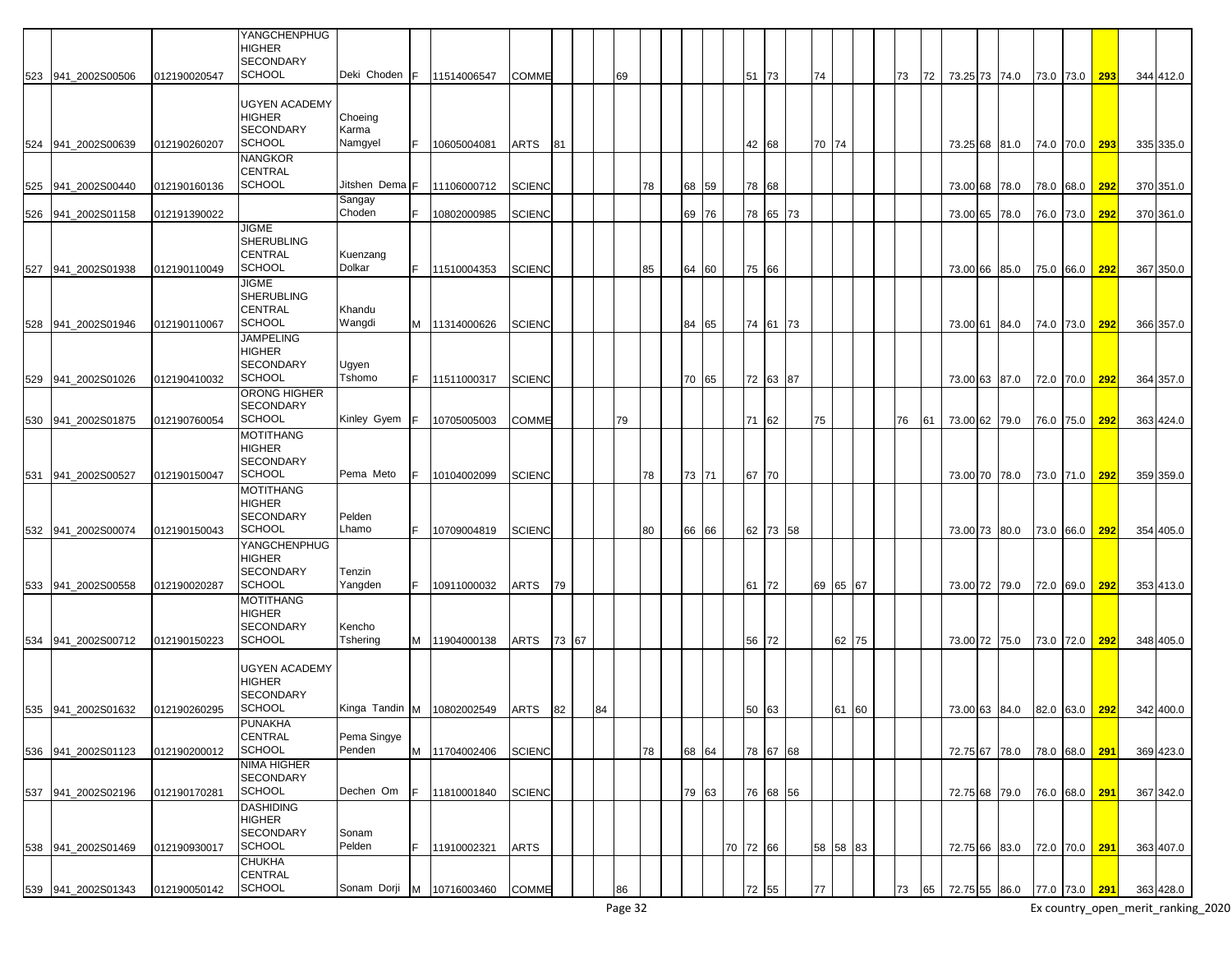| | | | | | | | | | | | | | | | | | | | | | | | | | | | | | | | | | |
|---|---|---|---|---|---|---|---|---|---|---|---|---|---|---|---|---|---|---|---|---|---|---|---|---|---|---|---|---|---|---|---|---|---|
| 523 | 941_2002S00506 | 012190020547 | YANGCHENPHUG HIGHER SECONDARY SCHOOL | Deki Choden | F | 11514006547 | COMME | | | | 69 | | | | | | 51 | 73 | | 74 | | | | 73 | 72 | 73.25 | 73 | 74.0 | 73.0 | 73.0 | 293 | 344 | 412.0 |
| 524 | 941_2002S00639 | 012190260207 | UGYEN ACADEMY HIGHER SECONDARY SCHOOL | Choeing Karma Namgyel | F | 10605004081 | ARTS | 81 | | | | | | | | | 42 | 68 | | 70 | 74 | | | | | 73.25 | 68 | 81.0 | 74.0 | 70.0 | 293 | 335 | 335.0 |
| 525 | 941_2002S00440 | 012190160136 | NANGKOR CENTRAL SCHOOL | Jitshen Dema | F | 11106000712 | SCIENC | | | | | 78 | | 68 | 59 | | 78 | 68 | | | | | | | | 73.00 | 68 | 78.0 | 78.0 | 68.0 | 292 | 370 | 351.0 |
| 526 | 941_2002S01158 | 012191390022 | | Sangay Choden | F | 10802000985 | SCIENC | | | | | | | 69 | 76 | | 78 | 65 | 73 | | | | | | | 73.00 | 65 | 78.0 | 76.0 | 73.0 | 292 | 370 | 361.0 |
| 527 | 941_2002S01938 | 012190110049 | JIGME SHERUBLING CENTRAL SCHOOL | Kuenzang Dolkar | F | 11510004353 | SCIENC | | | | | 85 | | 64 | 60 | | 75 | 66 | | | | | | | | 73.00 | 66 | 85.0 | 75.0 | 66.0 | 292 | 367 | 350.0 |
| 528 | 941_2002S01946 | 012190110067 | JIGME SHERUBLING CENTRAL SCHOOL | Khandu Wangdi | M | 11314000626 | SCIENC | | | | | | | 84 | 65 | | 74 | 61 | 73 | | | | | | | 73.00 | 61 | 84.0 | 74.0 | 73.0 | 292 | 366 | 357.0 |
| 529 | 941_2002S01026 | 012190410032 | JAMPELING HIGHER SECONDARY SCHOOL | Ugyen Tshomo | F | 11511000317 | SCIENC | | | | | | | 70 | 65 | | 72 | 63 | 87 | | | | | | | 73.00 | 63 | 87.0 | 72.0 | 70.0 | 292 | 364 | 357.0 |
| 530 | 941_2002S01875 | 012190760054 | ORONG HIGHER SECONDARY SCHOOL | Kinley Gyem | F | 10705005003 | COMME | | | | 79 | | | | | | 71 | 62 | | 75 | | | | 76 | 61 | 73.00 | 62 | 79.0 | 76.0 | 75.0 | 292 | 363 | 424.0 |
| 531 | 941_2002S00527 | 012190150047 | MOTITHANG HIGHER SECONDARY SCHOOL | Pema Meto | F | 10104002099 | SCIENC | | | | | 78 | | 73 | 71 | | 67 | 70 | | | | | | | | 73.00 | 70 | 78.0 | 73.0 | 71.0 | 292 | 359 | 359.0 |
| 532 | 941_2002S00074 | 012190150043 | MOTITHANG HIGHER SECONDARY SCHOOL | Pelden Lhamo | F | 10709004819 | SCIENC | | | | | 80 | | 66 | 66 | | 62 | 73 | 58 | | | | | | | 73.00 | 73 | 80.0 | 73.0 | 66.0 | 292 | 354 | 405.0 |
| 533 | 941_2002S00558 | 012190020287 | YANGCHENPHUG HIGHER SECONDARY SCHOOL | Tenzin Yangden | F | 10911000032 | ARTS | 79 | | | | | | | | | 61 | 72 | | 69 | 65 | 67 | | | | 73.00 | 72 | 79.0 | 72.0 | 69.0 | 292 | 353 | 413.0 |
| 534 | 941_2002S00712 | 012190150223 | MOTITHANG HIGHER SECONDARY SCHOOL | Kencho Tshering | M | 11904000138 | ARTS | 73 | 67 | | | | | | | | 56 | 72 | | | 62 | 75 | | | | 73.00 | 72 | 75.0 | 73.0 | 72.0 | 292 | 348 | 405.0 |
| 535 | 941_2002S01632 | 012190260295 | UGYEN ACADEMY HIGHER SECONDARY SCHOOL | Kinga Tandin | M | 10802002549 | ARTS | 82 | | 84 | | | | | | | 50 | 63 | | | 61 | 60 | | | | 73.00 | 63 | 84.0 | 82.0 | 63.0 | 292 | 342 | 400.0 |
| 536 | 941_2002S01123 | 012190200012 | PUNAKHA CENTRAL SCHOOL | Pema Singye Penden | M | 11704002406 | SCIENC | | | | | 78 | | 68 | 64 | | 78 | 67 | 68 | | | | | | | 72.75 | 67 | 78.0 | 78.0 | 68.0 | 291 | 369 | 423.0 |
| 537 | 941_2002S02196 | 012190170281 | NIMA HIGHER SECONDARY SCHOOL | Dechen Om | F | 11810001840 | SCIENC | | | | | | | 79 | 63 | | 76 | 68 | 56 | | | | | | | 72.75 | 68 | 79.0 | 76.0 | 68.0 | 291 | 367 | 342.0 |
| 538 | 941_2002S01469 | 012190930017 | DASHIDING HIGHER SECONDARY SCHOOL | Sonam Pelden | F | 11910002321 | ARTS | | | | | | | | | 70 | 72 | 66 | | 58 | 58 | 83 | | | | 72.75 | 66 | 83.0 | 72.0 | 70.0 | 291 | 363 | 407.0 |
| 539 | 941_2002S01343 | 012190050142 | CHUKHA CENTRAL SCHOOL | Sonam Dorji | M | 10716003460 | COMME | | | | 86 | | | | | | 72 | 55 | | 77 | | | | 73 | 65 | 72.75 | 55 | 86.0 | 77.0 | 73.0 | 291 | 363 | 428.0 |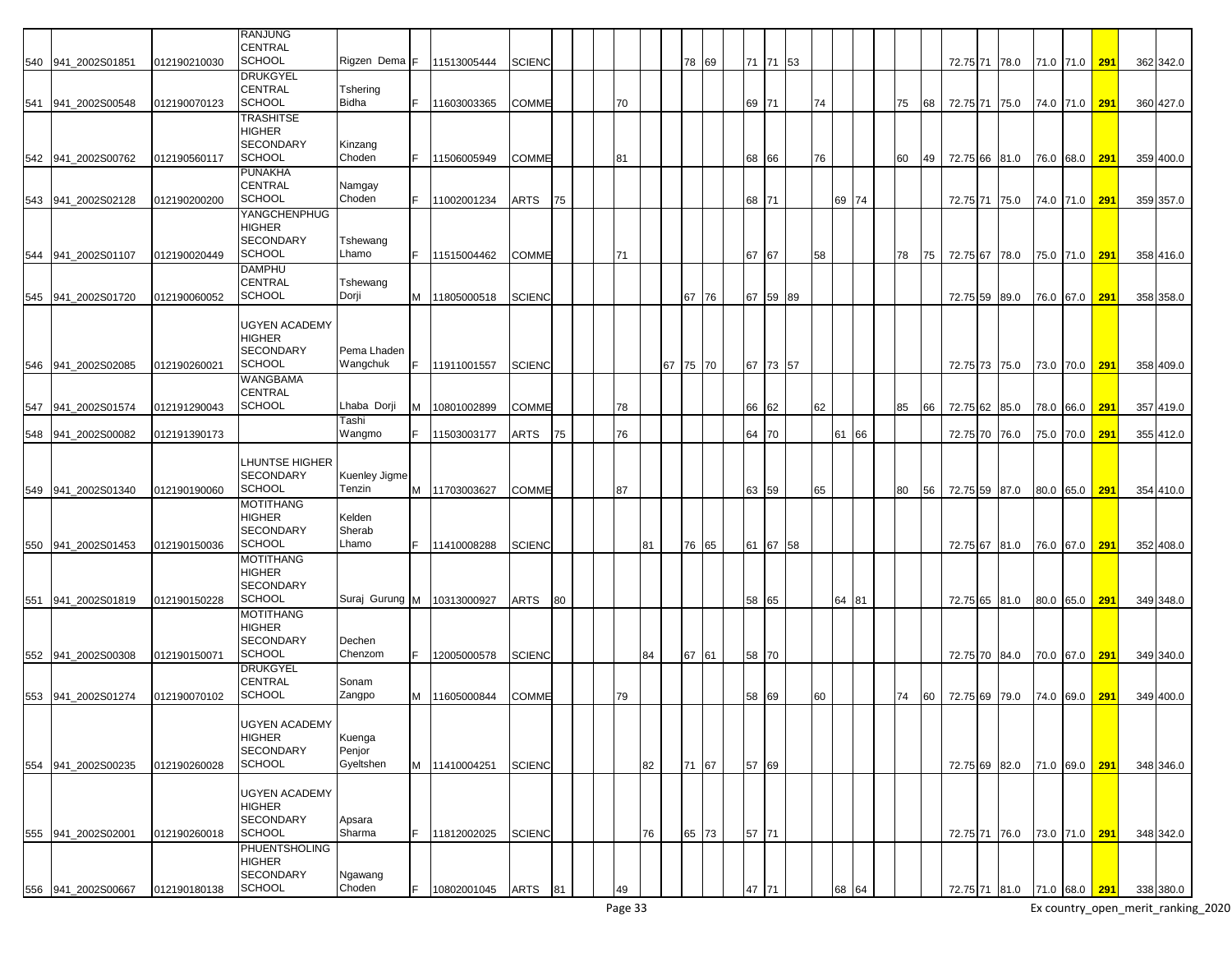| | | | | | | | | | | | | | | | | | | | | | | | | | | | | | | | | | | |
|---|---|---|---|---|---|---|---|---|---|---|---|---|---|---|---|---|---|---|---|---|---|---|---|---|---|---|---|---|---|---|---|---|---|---|
| 540 | 941_2002S01851 | 012190210030 | RANJUNG CENTRAL SCHOOL | Rigzen Dema | F | 11513005444 | SCIENC | | | | | | | 78 | 69 | | 71 | 71 | 53 | | | | | | | 72.75 | 71 | 78.0 | 71.0 | 71.0 | 291 | | 362 | 342.0 |
| 541 | 941_2002S00548 | 012190070123 | DRUKGYEL CENTRAL SCHOOL | Tshering Bidha | F | 11603003365 | COMME | | | | 70 | | | | | | 69 | 71 | | 74 | | | | 75 | 68 | 72.75 | 71 | 75.0 | 74.0 | 71.0 | 291 | | 360 | 427.0 |
| 542 | 941_2002S00762 | 012190560117 | TRASHITSE HIGHER SECONDARY SCHOOL | Kinzang Choden | F | 11506005949 | COMME | | | | 81 | | | | | | 68 | 66 | | 76 | | | | 60 | 49 | 72.75 | 66 | 81.0 | 76.0 | 68.0 | 291 | | 359 | 400.0 |
| 543 | 941_2002S02128 | 012190200200 | PUNAKHA CENTRAL SCHOOL | Namgay Choden | F | 11002001234 | ARTS | 75 | | | | | | | | | 68 | 71 | | | 69 | 74 | | | | 72.75 | 71 | 75.0 | 74.0 | 71.0 | 291 | | 359 | 357.0 |
| 544 | 941_2002S01107 | 012190020449 | YANGCHENPHUG HIGHER SECONDARY SCHOOL | Tshewang Lhamo | F | 11515004462 | COMME | | | | 71 | | | | | | 67 | 67 | | 58 | | | | 78 | 75 | 72.75 | 67 | 78.0 | 75.0 | 71.0 | 291 | | 358 | 416.0 |
| 545 | 941_2002S01720 | 012190060052 | DAMPHU CENTRAL SCHOOL | Tshewang Dorji | M | 11805000518 | SCIENC | | | | | | | 67 | 76 | | 67 | 59 | 89 | | | | | | | 72.75 | 59 | 89.0 | 76.0 | 67.0 | 291 | | 358 | 358.0 |
| 546 | 941_2002S02085 | 012190260021 | UGYEN ACADEMY HIGHER SECONDARY SCHOOL | Pema Lhaden Wangchuk | F | 11911001557 | SCIENC | | | | | | 67 | 75 | 70 | | 67 | 73 | 57 | | | | | | | 72.75 | 73 | 75.0 | 73.0 | 70.0 | 291 | | 358 | 409.0 |
| 547 | 941_2002S01574 | 012191290043 | WANGBAMA CENTRAL SCHOOL | Lhaba Dorji | M | 10801002899 | COMME | | | | 78 | | | | | | 66 | 62 | | 62 | | | | 85 | 66 | 72.75 | 62 | 85.0 | 78.0 | 66.0 | 291 | | 357 | 419.0 |
| 548 | 941_2002S00082 | 012191390173 | | Tashi Wangmo | F | 11503003177 | ARTS | 75 | | | 76 | | | | | | 64 | 70 | | | 61 | 66 | | | | 72.75 | 70 | 76.0 | 75.0 | 70.0 | 291 | | 355 | 412.0 |
| 549 | 941_2002S01340 | 012190190060 | LHUNTSE HIGHER SECONDARY SCHOOL | Kuenley Jigme Tenzin | M | 11703003627 | COMME | | | | 87 | | | | | | 63 | 59 | | 65 | | | | 80 | 56 | 72.75 | 59 | 87.0 | 80.0 | 65.0 | 291 | | 354 | 410.0 |
| 550 | 941_2002S01453 | 012190150036 | MOTITHANG HIGHER SECONDARY SCHOOL | Kelden Sherab Lhamo | F | 11410008288 | SCIENC | | | | | 81 | | 76 | 65 | | 61 | 67 | 58 | | | | | | | 72.75 | 67 | 81.0 | 76.0 | 67.0 | 291 | | 352 | 408.0 |
| 551 | 941_2002S01819 | 012190150228 | MOTITHANG HIGHER SECONDARY SCHOOL | Suraj Gurung | M | 10313000927 | ARTS | 80 | | | | | | | | | 58 | 65 | | | 64 | 81 | | | | 72.75 | 65 | 81.0 | 80.0 | 65.0 | 291 | | 349 | 348.0 |
| 552 | 941_2002S00308 | 012190150071 | MOTITHANG HIGHER SECONDARY SCHOOL | Dechen Chenzom | F | 12005000578 | SCIENC | | | | | 84 | | 67 | 61 | | 58 | 70 | | | | | | | | 72.75 | 70 | 84.0 | 70.0 | 67.0 | 291 | | 349 | 340.0 |
| 553 | 941_2002S01274 | 012190070102 | DRUKGYEL CENTRAL SCHOOL | Sonam Zangpo | M | 11605000844 | COMME | | | | 79 | | | | | | 58 | 69 | | 60 | | | | 74 | 60 | 72.75 | 69 | 79.0 | 74.0 | 69.0 | 291 | | 349 | 400.0 |
| 554 | 941_2002S00235 | 012190260028 | UGYEN ACADEMY HIGHER SECONDARY SCHOOL | Kuenga Penjor Gyeltshen | M | 11410004251 | SCIENC | | | | | 82 | | 71 | 67 | | 57 | 69 | | | | | | | | 72.75 | 69 | 82.0 | 71.0 | 69.0 | 291 | | 348 | 346.0 |
| 555 | 941_2002S02001 | 012190260018 | UGYEN ACADEMY HIGHER SECONDARY SCHOOL | Apsara Sharma | F | 11812002025 | SCIENC | | | | | 76 | | 65 | 73 | | 57 | 71 | | | | | | | | 72.75 | 71 | 76.0 | 73.0 | 71.0 | 291 | | 348 | 342.0 |
| 556 | 941_2002S00667 | 012190180138 | PHUENTSHOLING HIGHER SECONDARY SCHOOL | Ngawang Choden | F | 10802001045 | ARTS | 81 | | | 49 | | | | | | 47 | 71 | | | 68 | 64 | | | | 72.75 | 71 | 81.0 | 71.0 | 68.0 | 291 | | 338 | 380.0 |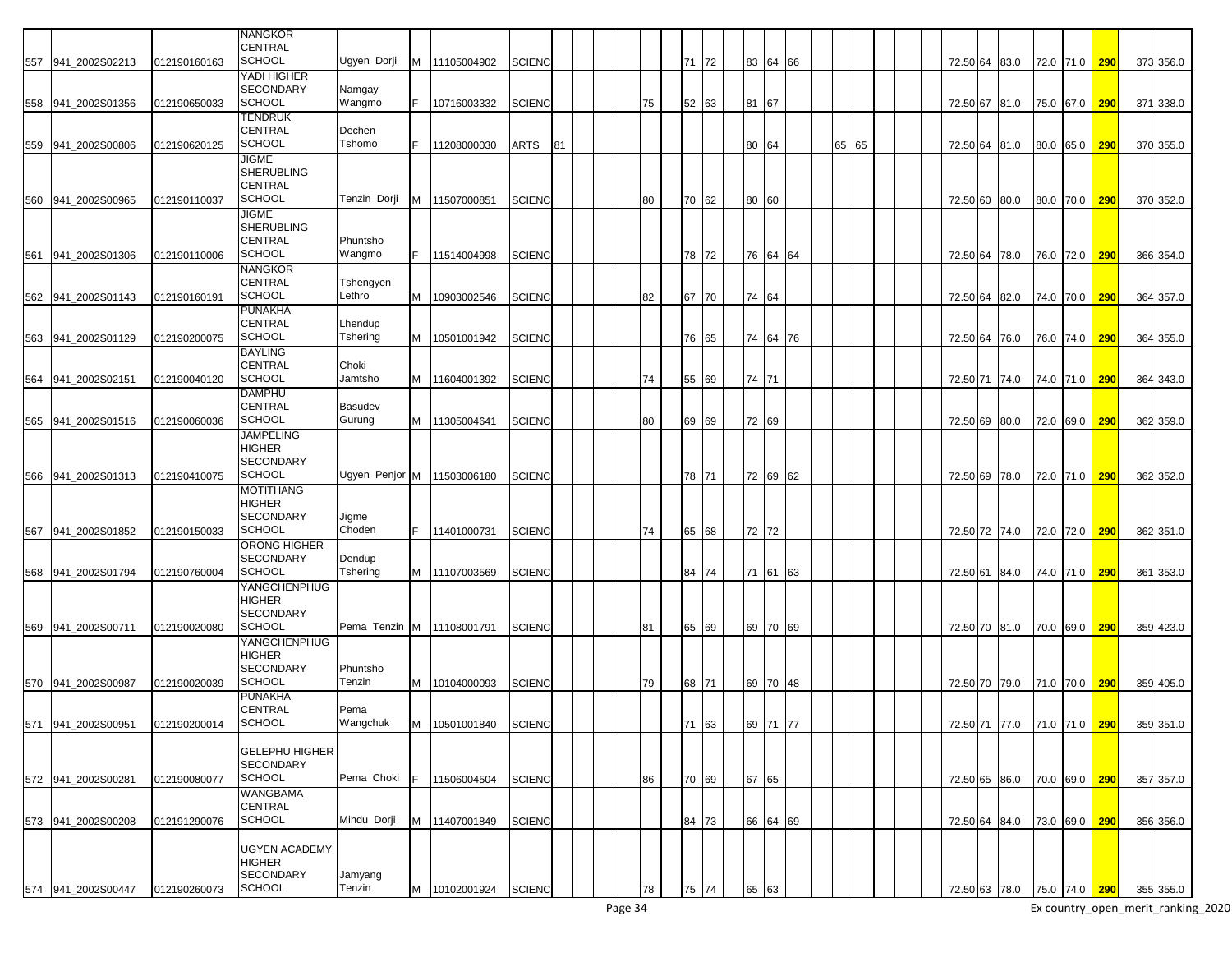| | | | | | | | | | | | | | | | | | | | | | | | | | | | | | | | | | | |
|---|---|---|---|---|---|---|---|---|---|---|---|---|---|---|---|---|---|---|---|---|---|---|---|---|---|---|---|---|---|---|---|---|---|---|
| 557 | 941_2002S02213 | 012190160163 | NANGKOR CENTRAL SCHOOL | Ugyen Dorji | M | 11105004902 | SCIENC | | | | | | | 71 | 72 | | 83 | 64 | 66 | | | | | | | | 72.50 | 64 | 83.0 | 72.0 | 71.0 | 290 | 373 | 356.0 |
| 558 | 941_2002S01356 | 012190650033 | YADI HIGHER SECONDARY SCHOOL | Namgay Wangmo | F | 10716003332 | SCIENC | | | | | 75 | | 52 | 63 | | 81 | 67 | | | | | | | | | 72.50 | 67 | 81.0 | 75.0 | 67.0 | 290 | 371 | 338.0 |
| 559 | 941_2002S00806 | 012190620125 | TENDRUK CENTRAL SCHOOL | Dechen Tshomo | F | 11208000030 | ARTS | 81 | | | | | | | | | 80 | 64 | | | 65 | 65 | | | | | 72.50 | 64 | 81.0 | 80.0 | 65.0 | 290 | 370 | 355.0 |
| 560 | 941_2002S00965 | 012190110037 | JIGME SHERUBLING CENTRAL SCHOOL | Tenzin Dorji | M | 11507000851 | SCIENC | | | | | 80 | | 70 | 62 | | 80 | 60 | | | | | | | | | 72.50 | 60 | 80.0 | 80.0 | 70.0 | 290 | 370 | 352.0 |
| 561 | 941_2002S01306 | 012190110006 | JIGME SHERUBLING CENTRAL SCHOOL | Phuntsho Wangmo | F | 11514004998 | SCIENC | | | | | | | 78 | 72 | | 76 | 64 | 64 | | | | | | | | 72.50 | 64 | 78.0 | 76.0 | 72.0 | 290 | 366 | 354.0 |
| 562 | 941_2002S01143 | 012190160191 | NANGKOR CENTRAL SCHOOL | Tshengyen Lethro | M | 10903002546 | SCIENC | | | | | 82 | | 67 | 70 | | 74 | 64 | | | | | | | | | 72.50 | 64 | 82.0 | 74.0 | 70.0 | 290 | 364 | 357.0 |
| 563 | 941_2002S01129 | 012190200075 | PUNAKHA CENTRAL SCHOOL | Lhendup Tshering | M | 10501001942 | SCIENC | | | | | | | 76 | 65 | | 74 | 64 | 76 | | | | | | | | 72.50 | 64 | 76.0 | 76.0 | 74.0 | 290 | 364 | 355.0 |
| 564 | 941_2002S02151 | 012190040120 | BAYLING CENTRAL SCHOOL | Choki Jamtsho | M | 11604001392 | SCIENC | | | | | 74 | | 55 | 69 | | 74 | 71 | | | | | | | | | 72.50 | 71 | 74.0 | 74.0 | 71.0 | 290 | 364 | 343.0 |
| 565 | 941_2002S01516 | 012190060036 | DAMPHU CENTRAL SCHOOL | Basudev Gurung | M | 11305004641 | SCIENC | | | | | 80 | | 69 | 69 | | 72 | 69 | | | | | | | | | 72.50 | 69 | 80.0 | 72.0 | 69.0 | 290 | 362 | 359.0 |
| 566 | 941_2002S01313 | 012190410075 | JAMPELING HIGHER SECONDARY SCHOOL | Ugyen Penjor | M | 11503006180 | SCIENC | | | | | | | 78 | 71 | | 72 | 69 | 62 | | | | | | | | 72.50 | 69 | 78.0 | 72.0 | 71.0 | 290 | 362 | 352.0 |
| 567 | 941_2002S01852 | 012190150033 | MOTITHANG HIGHER SECONDARY SCHOOL | Jigme Choden | F | 11401000731 | SCIENC | | | | | 74 | | 65 | 68 | | 72 | 72 | | | | | | | | | 72.50 | 72 | 74.0 | 72.0 | 72.0 | 290 | 362 | 351.0 |
| 568 | 941_2002S01794 | 012190760004 | ORONG HIGHER SECONDARY SCHOOL | Dendup Tshering | M | 11107003569 | SCIENC | | | | | | | 84 | 74 | | 71 | 61 | 63 | | | | | | | | 72.50 | 61 | 84.0 | 74.0 | 71.0 | 290 | 361 | 353.0 |
| 569 | 941_2002S00711 | 012190020080 | YANGCHENPHUG HIGHER SECONDARY SCHOOL | Pema Tenzin | M | 11108001791 | SCIENC | | | | | 81 | | 65 | 69 | | 69 | 70 | 69 | | | | | | | | 72.50 | 70 | 81.0 | 70.0 | 69.0 | 290 | 359 | 423.0 |
| 570 | 941_2002S00987 | 012190020039 | YANGCHENPHUG HIGHER SECONDARY SCHOOL | Phuntsho Tenzin | M | 10104000093 | SCIENC | | | | | 79 | | 68 | 71 | | 69 | 70 | 48 | | | | | | | | 72.50 | 70 | 79.0 | 71.0 | 70.0 | 290 | 359 | 405.0 |
| 571 | 941_2002S00951 | 012190200014 | PUNAKHA CENTRAL SCHOOL | Pema Wangchuk | M | 10501001840 | SCIENC | | | | | | | 71 | 63 | | 69 | 71 | 77 | | | | | | | | 72.50 | 71 | 77.0 | 71.0 | 71.0 | 290 | 359 | 351.0 |
| 572 | 941_2002S00281 | 012190080077 | GELEPHU HIGHER SECONDARY SCHOOL | Pema Choki | F | 11506004504 | SCIENC | | | | | 86 | | 70 | 69 | | 67 | 65 | | | | | | | | | 72.50 | 65 | 86.0 | 70.0 | 69.0 | 290 | 357 | 357.0 |
| 573 | 941_2002S00208 | 012191290076 | WANGBAMA CENTRAL SCHOOL | Mindu Dorji | M | 11407001849 | SCIENC | | | | | | | 84 | 73 | | 66 | 64 | 69 | | | | | | | | 72.50 | 64 | 84.0 | 73.0 | 69.0 | 290 | 356 | 356.0 |
| 574 | 941_2002S00447 | 012190260073 | UGYEN ACADEMY HIGHER SECONDARY SCHOOL | Jamyang Tenzin | M | 10102001924 | SCIENC | | | | | 78 | | 75 | 74 | | 65 | 63 | | | | | | | | | 72.50 | 63 | 78.0 | 75.0 | 74.0 | 290 | 355 | 355.0 |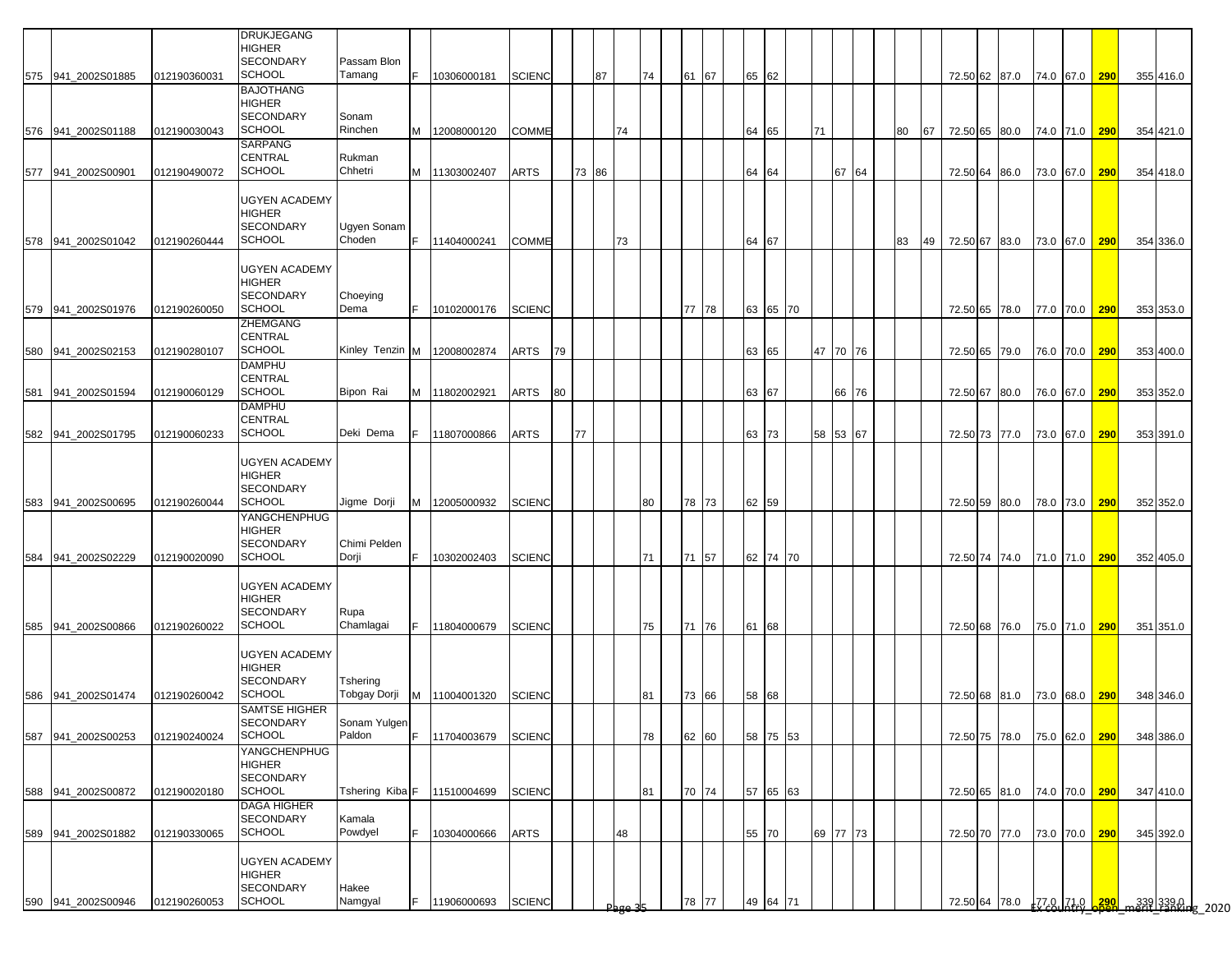| | | | | | | | | | | | | | | | | | | | | | | | | | | | | | | | | | |
|---|---|---|---|---|---|---|---|---|---|---|---|---|---|---|---|---|---|---|---|---|---|---|---|---|---|---|---|---|---|---|---|---|---|
| 575 | 941_2002S01885 | 012190360031 | DRUKJEGANG HIGHER SECONDARY SCHOOL | Passam Blon Tamang | F | 10306000181 | SCIENC | | | 87 | | 74 | | 61 | 67 | | 65 | 62 | | | | | | | | 72.50 | 62 | 87.0 | 74.0 | 67.0 | 290 | 355 | 416.0 |
| 576 | 941_2002S01188 | 012190030043 | BAJOTHANG HIGHER SECONDARY SCHOOL | Sonam Rinchen | M | 12008000120 | COMME | | | | 74 | | | | | | 64 | 65 | | 71 | | | | 80 | 67 | 72.50 | 65 | 80.0 | 74.0 | 71.0 | 290 | 354 | 421.0 |
| 577 | 941_2002S00901 | 012190490072 | SARPANG CENTRAL SCHOOL | Rukman Chhetri | M | 11303002407 | ARTS | | 73 | 86 | | | | | | | 64 | 64 | | | 67 | 64 | | | | 72.50 | 64 | 86.0 | 73.0 | 67.0 | 290 | 354 | 418.0 |
| 578 | 941_2002S01042 | 012190260444 | UGYEN ACADEMY HIGHER SECONDARY SCHOOL | Ugyen Sonam Choden | F | 11404000241 | COMME | | | | 73 | | | | | | 64 | 67 | | | | | | 83 | 49 | 72.50 | 67 | 83.0 | 73.0 | 67.0 | 290 | 354 | 336.0 |
| 579 | 941_2002S01976 | 012190260050 | UGYEN ACADEMY HIGHER SECONDARY SCHOOL | Choeying Dema | F | 10102000176 | SCIENC | | | | | | | 77 | 78 | | 63 | 65 | 70 | | | | | | | 72.50 | 65 | 78.0 | 77.0 | 70.0 | 290 | 353 | 353.0 |
| 580 | 941_2002S02153 | 012190280107 | ZHEMGANG CENTRAL SCHOOL | Kinley Tenzin | M | 12008002874 | ARTS | 79 | | | | | | | | | 63 | 65 | | 47 | 70 | 76 | | | | 72.50 | 65 | 79.0 | 76.0 | 70.0 | 290 | 353 | 400.0 |
| 581 | 941_2002S01594 | 012190060129 | DAMPHU CENTRAL SCHOOL | Bipon Rai | M | 11802002921 | ARTS | 80 | | | | | | | | | 63 | 67 | | | 66 | 76 | | | | 72.50 | 67 | 80.0 | 76.0 | 67.0 | 290 | 353 | 352.0 |
| 582 | 941_2002S01795 | 012190060233 | DAMPHU CENTRAL SCHOOL | Deki Dema | F | 11807000866 | ARTS | | 77 | | | | | | | | 63 | 73 | | 58 | 53 | 67 | | | | 72.50 | 73 | 77.0 | 73.0 | 67.0 | 290 | 353 | 391.0 |
| 583 | 941_2002S00695 | 012190260044 | UGYEN ACADEMY HIGHER SECONDARY SCHOOL | Jigme Dorji | M | 12005000932 | SCIENC | | | | | 80 | | 78 | 73 | | 62 | 59 | | | | | | | | 72.50 | 59 | 80.0 | 78.0 | 73.0 | 290 | 352 | 352.0 |
| 584 | 941_2002S02229 | 012190020090 | YANGCHENPHUG HIGHER SECONDARY SCHOOL | Chimi Pelden Dorji | F | 10302002403 | SCIENC | | | | | 71 | | 71 | 57 | | 62 | 74 | 70 | | | | | | | 72.50 | 74 | 74.0 | 71.0 | 71.0 | 290 | 352 | 405.0 |
| 585 | 941_2002S00866 | 012190260022 | UGYEN ACADEMY HIGHER SECONDARY SCHOOL | Rupa Chamlagai | F | 11804000679 | SCIENC | | | | | 75 | | 71 | 76 | | 61 | 68 | | | | | | | | 72.50 | 68 | 76.0 | 75.0 | 71.0 | 290 | 351 | 351.0 |
| 586 | 941_2002S01474 | 012190260042 | UGYEN ACADEMY HIGHER SECONDARY SCHOOL | Tshering Tobgay Dorji | M | 11004001320 | SCIENC | | | | | 81 | | 73 | 66 | | 58 | 68 | | | | | | | | 72.50 | 68 | 81.0 | 73.0 | 68.0 | 290 | 348 | 346.0 |
| 587 | 941_2002S00253 | 012190240024 | SAMTSE HIGHER SECONDARY SCHOOL | Sonam Yulgen Paldon | F | 11704003679 | SCIENC | | | | | 78 | | 62 | 60 | | 58 | 75 | 53 | | | | | | | 72.50 | 75 | 78.0 | 75.0 | 62.0 | 290 | 348 | 386.0 |
| 588 | 941_2002S00872 | 012190020180 | YANGCHENPHUG HIGHER SECONDARY SCHOOL | Tshering Kiba | F | 11510004699 | SCIENC | | | | | 81 | | 70 | 74 | | 57 | 65 | 63 | | | | | | | 72.50 | 65 | 81.0 | 74.0 | 70.0 | 290 | 347 | 410.0 |
| 589 | 941_2002S01882 | 012190330065 | DAGA HIGHER SECONDARY SCHOOL | Kamala Powdyel | F | 10304000666 | ARTS | | | | 48 | | | | | | 55 | 70 | | 69 | 77 | 73 | | | | 72.50 | 70 | 77.0 | 73.0 | 70.0 | 290 | 345 | 392.0 |
| 590 | 941_2002S00946 | 012190260053 | UGYEN ACADEMY HIGHER SECONDARY SCHOOL | Hakee Namgyal | F | 11906000693 | SCIENC | | | | | | | 78 | 77 | | 49 | 64 | 71 | | | | | | | 72.50 | 64 | 78.0 | 77.0 | 71.0 | 290 | 339 | 339.0 |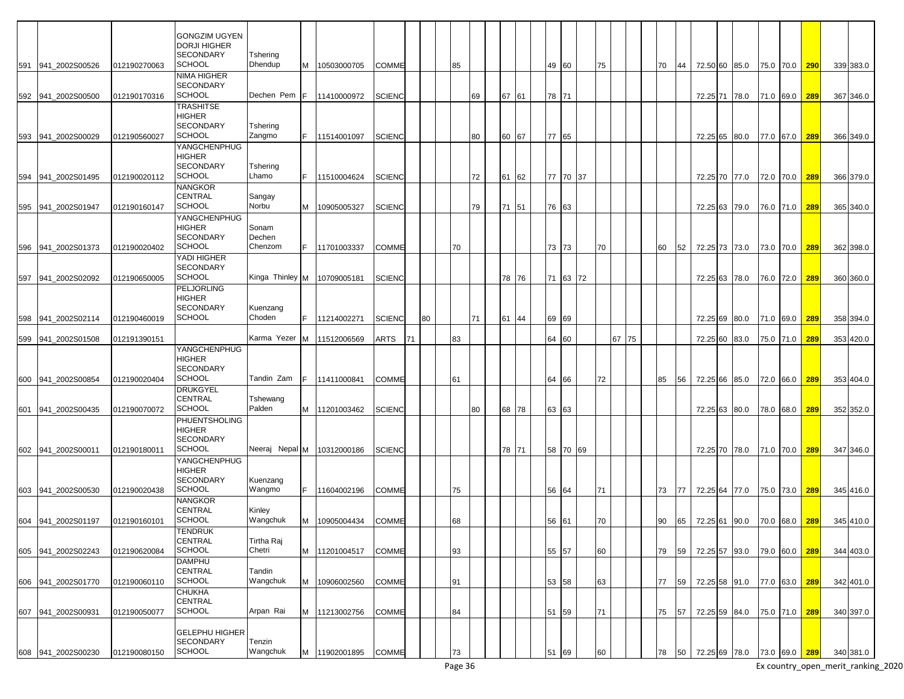| | | | | | | | | | | | | | | | | | | | | | | | | | | | | | |
|---|---|---|---|---|---|---|---|---|---|---|---|---|---|---|---|---|---|---|---|---|---|---|---|---|---|---|---|---|---|
| 591 | 941_2002S00526 | 012190270063 | GONGZIM UGYEN DORJI HIGHER SECONDARY SCHOOL | Tshering Dhendup | M | 10503000705 | COMME | | | 85 | | | | 49 | 60 | | 75 | | | 70 | 44 | 72.50 | 60 | 85.0 | 75.0 | 70.0 | 290 | 339 | 383.0 |
| 592 | 941_2002S00500 | 012190170316 | NIMA HIGHER SECONDARY SCHOOL | Dechen Pem | F | 11410000972 | SCIENC | | | | 69 | 67 | 61 | 78 | 71 | | | | | | | 72.25 | 71 | 78.0 | 71.0 | 69.0 | 289 | 367 | 346.0 |
| 593 | 941_2002S00029 | 012190560027 | TRASHITSE HIGHER SECONDARY SCHOOL | Tshering Zangmo | F | 11514001097 | SCIENC | | | | 80 | 60 | 67 | 77 | 65 | | | | | | | 72.25 | 65 | 80.0 | 77.0 | 67.0 | 289 | 366 | 349.0 |
| 594 | 941_2002S01495 | 012190020112 | YANGCHENPHUG HIGHER SECONDARY SCHOOL | Tshering Lhamo | F | 11510004624 | SCIENC | | | | 72 | 61 | 62 | 77 | 70 | 37 | | | | | | 72.25 | 70 | 77.0 | 72.0 | 70.0 | 289 | 366 | 379.0 |
| 595 | 941_2002S01947 | 012190160147 | NANGKOR CENTRAL SCHOOL | Sangay Norbu | M | 10905005327 | SCIENC | | | | 79 | 71 | 51 | 76 | 63 | | | | | | | 72.25 | 63 | 79.0 | 76.0 | 71.0 | 289 | 365 | 340.0 |
| 596 | 941_2002S01373 | 012190020402 | YANGCHENPHUG HIGHER SECONDARY SCHOOL | Sonam Dechen Chenzom | F | 11701003337 | COMME | | | 70 | | | | 73 | 73 | | 70 | | | 60 | 52 | 72.25 | 73 | 73.0 | 73.0 | 70.0 | 289 | 362 | 398.0 |
| 597 | 941_2002S02092 | 012190650005 | YADI HIGHER SECONDARY SCHOOL | Kinga Thinley | M | 10709005181 | SCIENC | | | | | 78 | 76 | 71 | 63 | 72 | | | | | | 72.25 | 63 | 78.0 | 76.0 | 72.0 | 289 | 360 | 360.0 |
| 598 | 941_2002S02114 | 012190460019 | PELJORLING HIGHER SECONDARY SCHOOL | Kuenzang Choden | F | 11214002271 | SCIENC | | 80 | | 71 | 61 | 44 | 69 | 69 | | | | | | | 72.25 | 69 | 80.0 | 71.0 | 69.0 | 289 | 358 | 394.0 |
| 599 | 941_2002S01508 | 012191390151 | | Karma Yezer | M | 11512006569 | ARTS | 71 | | 83 | | | | 64 | 60 | | | 67 | 75 | | | 72.25 | 60 | 83.0 | 75.0 | 71.0 | 289 | 353 | 420.0 |
| 600 | 941_2002S00854 | 012190020404 | YANGCHENPHUG HIGHER SECONDARY SCHOOL | Tandin Zam | F | 11411000841 | COMME | | | 61 | | | | 64 | 66 | | 72 | | | 85 | 56 | 72.25 | 66 | 85.0 | 72.0 | 66.0 | 289 | 353 | 404.0 |
| 601 | 941_2002S00435 | 012190070072 | DRUKGYEL CENTRAL SCHOOL | Tshewang Palden | M | 11201003462 | SCIENC | | | | 80 | 68 | 78 | 63 | 63 | | | | | | | 72.25 | 63 | 80.0 | 78.0 | 68.0 | 289 | 352 | 352.0 |
| 602 | 941_2002S00011 | 012190180011 | PHUENTSHOLING HIGHER SECONDARY SCHOOL | Neeraj Nepal | M | 10312000186 | SCIENC | | | | | 78 | 71 | 58 | 70 | 69 | | | | | | 72.25 | 70 | 78.0 | 71.0 | 70.0 | 289 | 347 | 346.0 |
| 603 | 941_2002S00530 | 012190020438 | YANGCHENPHUG HIGHER SECONDARY SCHOOL | Kuenzang Wangmo | F | 11604002196 | COMME | | | 75 | | | | 56 | 64 | | 71 | | | 73 | 77 | 72.25 | 64 | 77.0 | 75.0 | 73.0 | 289 | 345 | 416.0 |
| 604 | 941_2002S01197 | 012190160101 | NANGKOR CENTRAL SCHOOL | Kinley Wangchuk | M | 10905004434 | COMME | | | 68 | | | | 56 | 61 | | 70 | | | 90 | 65 | 72.25 | 61 | 90.0 | 70.0 | 68.0 | 289 | 345 | 410.0 |
| 605 | 941_2002S02243 | 012190620084 | TENDRUK CENTRAL SCHOOL | Tirtha Raj Chetri | M | 11201004517 | COMME | | | 93 | | | | 55 | 57 | | 60 | | | 79 | 59 | 72.25 | 57 | 93.0 | 79.0 | 60.0 | 289 | 344 | 403.0 |
| 606 | 941_2002S01770 | 012190060110 | DAMPHU CENTRAL SCHOOL | Tandin Wangchuk | M | 10906002560 | COMME | | | 91 | | | | 53 | 58 | | 63 | | | 77 | 59 | 72.25 | 58 | 91.0 | 77.0 | 63.0 | 289 | 342 | 401.0 |
| 607 | 941_2002S00931 | 012190050077 | CHUKHA CENTRAL SCHOOL | Arpan Rai | M | 11213002756 | COMME | | | 84 | | | | 51 | 59 | | 71 | | | 75 | 57 | 72.25 | 59 | 84.0 | 75.0 | 71.0 | 289 | 340 | 397.0 |
| 608 | 941_2002S00230 | 012190080150 | GELEPHU HIGHER SECONDARY SCHOOL | Tenzin Wangchuk | M | 11902001895 | COMME | | | 73 | | | | 51 | 69 | | 60 | | | 78 | 50 | 72.25 | 69 | 78.0 | 73.0 | 69.0 | 289 | 340 | 381.0 |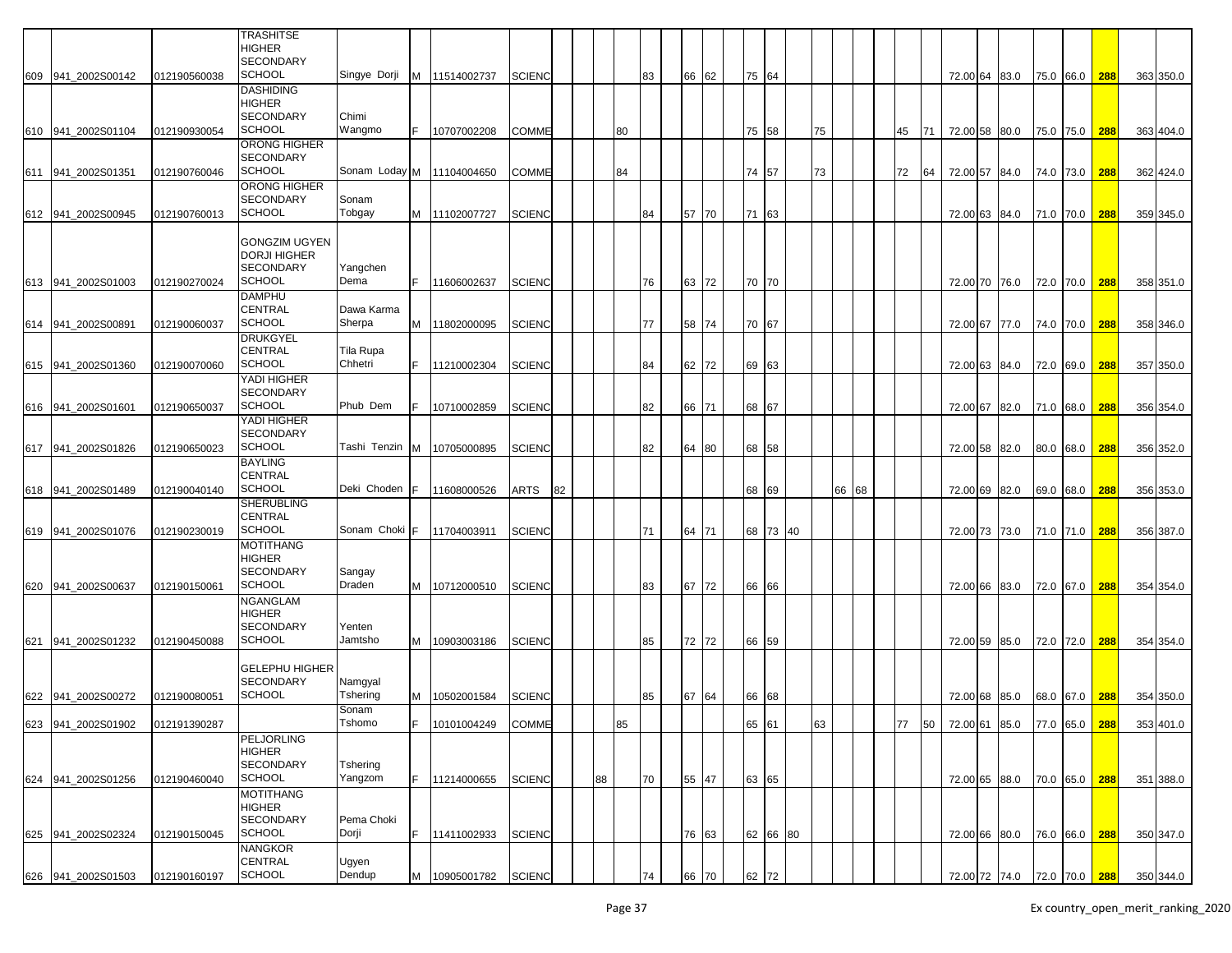| | | | | | | | | | | | | | | | | | | | | | | | | | | | | | | | | | | |
|---|---|---|---|---|---|---|---|---|---|---|---|---|---|---|---|---|---|---|---|---|---|---|---|---|---|---|---|---|---|---|---|---|---|---|
| 609 | 941_2002S00142 | 012190560038 | TRASHITSE HIGHER SECONDARY SCHOOL | Singye Dorji | M | 11514002737 | SCIENC | | | | | 83 | | 66 | 62 | | 75 | 64 | | | | | | | | 72.00 | 64 | 83.0 | 75.0 | 66.0 | 288 | | 363 | 350.0 |
| 610 | 941_2002S01104 | 012190930054 | DASHIDING HIGHER SECONDARY SCHOOL | Chimi Wangmo | F | 10707002208 | COMME | | | | 80 | | | | | | 75 | 58 | | 75 | | | | 45 | 71 | 72.00 | 58 | 80.0 | 75.0 | 75.0 | 288 | | 363 | 404.0 |
| 611 | 941_2002S01351 | 012190760046 | ORONG HIGHER SECONDARY SCHOOL | Sonam Loday | M | 11104004650 | COMME | | | | 84 | | | | | | 74 | 57 | | 73 | | | | 72 | 64 | 72.00 | 57 | 84.0 | 74.0 | 73.0 | 288 | | 362 | 424.0 |
| 612 | 941_2002S00945 | 012190760013 | ORONG HIGHER SECONDARY SCHOOL | Sonam Tobgay | M | 11102007727 | SCIENC | | | | | 84 | | 57 | 70 | | 71 | 63 | | | | | | | | 72.00 | 63 | 84.0 | 71.0 | 70.0 | 288 | | 359 | 345.0 |
| 613 | 941_2002S01003 | 012190270024 | GONGZIM UGYEN DORJI HIGHER SECONDARY SCHOOL | Yangchen Dema | F | 11606002637 | SCIENC | | | | | 76 | | 63 | 72 | | 70 | 70 | | | | | | | | 72.00 | 70 | 76.0 | 72.0 | 70.0 | 288 | | 358 | 351.0 |
| 614 | 941_2002S00891 | 012190060037 | DAMPHU CENTRAL SCHOOL | Dawa Karma Sherpa | M | 11802000095 | SCIENC | | | | | 77 | | 58 | 74 | | 70 | 67 | | | | | | | | 72.00 | 67 | 77.0 | 74.0 | 70.0 | 288 | | 358 | 346.0 |
| 615 | 941_2002S01360 | 012190070060 | DRUKGYEL CENTRAL SCHOOL | Tila Rupa Chhetri | F | 11210002304 | SCIENC | | | | | 84 | | 62 | 72 | | 69 | 63 | | | | | | | | 72.00 | 63 | 84.0 | 72.0 | 69.0 | 288 | | 357 | 350.0 |
| 616 | 941_2002S01601 | 012190650037 | YADI HIGHER SECONDARY SCHOOL | Phub Dem | F | 10710002859 | SCIENC | | | | | 82 | | 66 | 71 | | 68 | 67 | | | | | | | | 72.00 | 67 | 82.0 | 71.0 | 68.0 | 288 | | 356 | 354.0 |
| 617 | 941_2002S01826 | 012190650023 | YADI HIGHER SECONDARY SCHOOL | Tashi Tenzin | M | 10705000895 | SCIENC | | | | | 82 | | 64 | 80 | | 68 | 58 | | | | | | | | 72.00 | 58 | 82.0 | 80.0 | 68.0 | 288 | | 356 | 352.0 |
| 618 | 941_2002S01489 | 012190040140 | BAYLING CENTRAL SCHOOL | Deki Choden | F | 11608000526 | ARTS | 82 | | | | | | | | | 68 | 69 | | | 66 | 68 | | | | 72.00 | 69 | 82.0 | 69.0 | 68.0 | 288 | | 356 | 353.0 |
| 619 | 941_2002S01076 | 012190230019 | SHERUBLING CENTRAL SCHOOL | Sonam Choki | F | 11704003911 | SCIENC | | | | | 71 | | 64 | 71 | | 68 | 73 | 40 | | | | | | | 72.00 | 73 | 73.0 | 71.0 | 71.0 | 288 | | 356 | 387.0 |
| 620 | 941_2002S00637 | 012190150061 | MOTITHANG HIGHER SECONDARY SCHOOL | Sangay Draden | M | 10712000510 | SCIENC | | | | | 83 | | 67 | 72 | | 66 | 66 | | | | | | | | 72.00 | 66 | 83.0 | 72.0 | 67.0 | 288 | | 354 | 354.0 |
| 621 | 941_2002S01232 | 012190450088 | NGANGLAM HIGHER SECONDARY SCHOOL | Yenten Jamtsho | M | 10903003186 | SCIENC | | | | | 85 | | 72 | 72 | | 66 | 59 | | | | | | | | 72.00 | 59 | 85.0 | 72.0 | 72.0 | 288 | | 354 | 354.0 |
| 622 | 941_2002S00272 | 012190080051 | GELEPHU HIGHER SECONDARY SCHOOL | Namgyal Tshering | M | 10502001584 | SCIENC | | | | | 85 | | 67 | 64 | | 66 | 68 | | | | | | | | 72.00 | 68 | 85.0 | 68.0 | 67.0 | 288 | | 354 | 350.0 |
| 623 | 941_2002S01902 | 012191390287 | | Sonam Tshomo | F | 10101004249 | COMME | | | | 85 | | | | | | 65 | 61 | | 63 | | | | 77 | 50 | 72.00 | 61 | 85.0 | 77.0 | 65.0 | 288 | | 353 | 401.0 |
| 624 | 941_2002S01256 | 012190460040 | PELJORLING HIGHER SECONDARY SCHOOL | Tshering Yangzom | F | 11214000655 | SCIENC | | | 88 | | 70 | | 55 | 47 | | 63 | 65 | | | | | | | | 72.00 | 65 | 88.0 | 70.0 | 65.0 | 288 | | 351 | 388.0 |
| 625 | 941_2002S02324 | 012190150045 | MOTITHANG HIGHER SECONDARY SCHOOL | Pema Choki Dorji | F | 11411002933 | SCIENC | | | | | | | 76 | 63 | | 62 | 66 | 80 | | | | | | | 72.00 | 66 | 80.0 | 76.0 | 66.0 | 288 | | 350 | 347.0 |
| 626 | 941_2002S01503 | 012190160197 | NANGKOR CENTRAL SCHOOL | Ugyen Dendup | M | 10905001782 | SCIENC | | | | | 74 | | 66 | 70 | | 62 | 72 | | | | | | | | 72.00 | 72 | 74.0 | 72.0 | 70.0 | 288 | | 350 | 344.0 |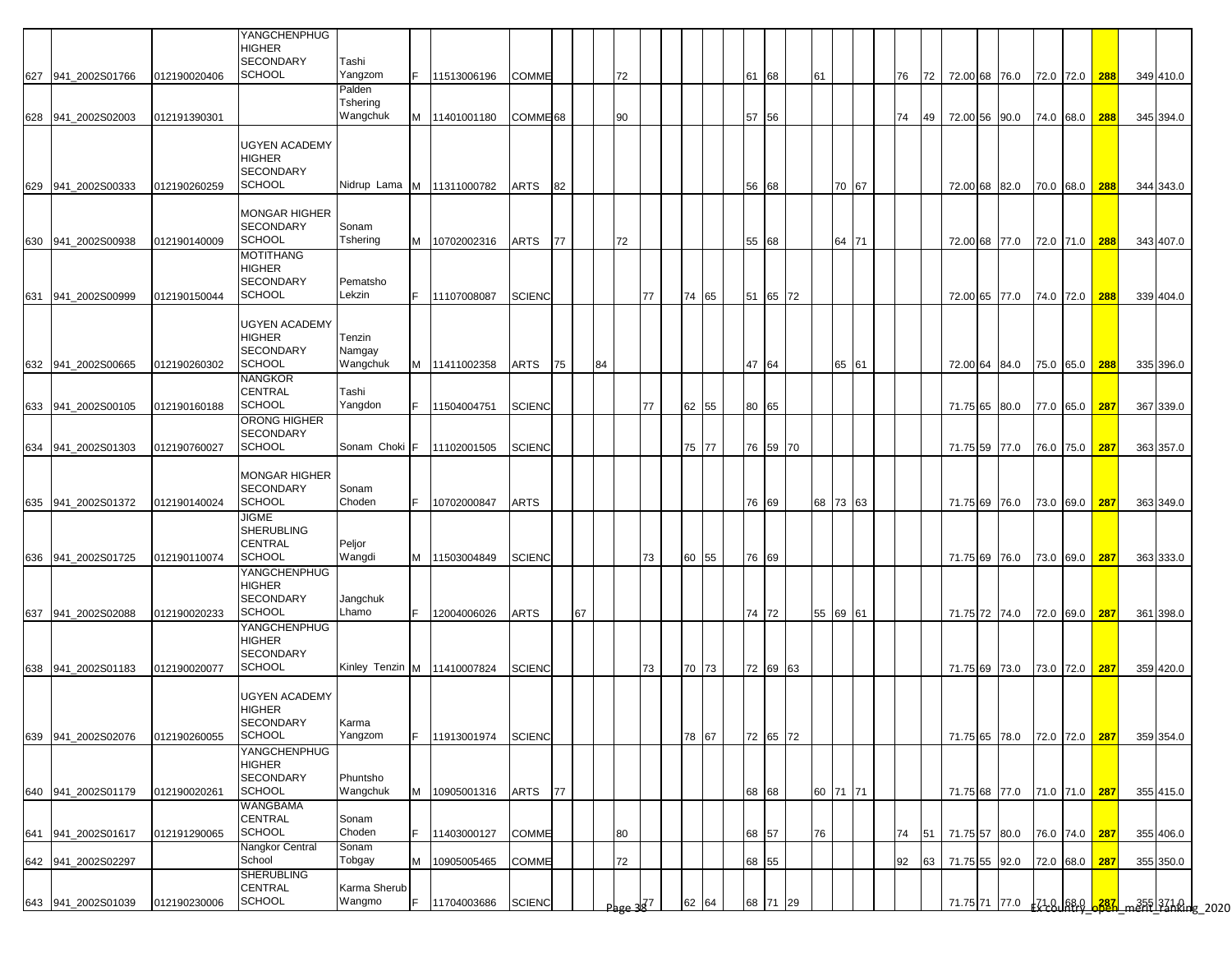| | | | | | | | | | | | | | | | | | | | | | | | | | | | | | | | | | |
|---|---|---|---|---|---|---|---|---|---|---|---|---|---|---|---|---|---|---|---|---|---|---|---|---|---|---|---|---|---|---|---|---|---|
| 627 | 941_2002S01766 | 012190020406 | YANGCHENPHUG HIGHER SECONDARY SCHOOL | Tashi Yangzom | F | 11513006196 | COMME | | | | 72 | | | | | | 61 | 68 | | 61 | | | | 76 | 72 | 72.00 | 68 | 76.0 | 72.0 | 72.0 | 288 | 349 | 410.0 |
| 628 | 941_2002S02003 | 012191390301 | | Palden Tshering Wangchuk | M | 11401001180 | COMME | 68 | | | 90 | | | | | | 57 | 56 | | | | | | 74 | 49 | 72.00 | 56 | 90.0 | 74.0 | 68.0 | 288 | 345 | 394.0 |
| 629 | 941_2002S00333 | 012190260259 | UGYEN ACADEMY HIGHER SECONDARY SCHOOL | Nidrup Lama | M | 11311000782 | ARTS | 82 | | | | | | | | | 56 | 68 | | | 70 | 67 | | | | 72.00 | 68 | 82.0 | 70.0 | 68.0 | 288 | 344 | 343.0 |
| 630 | 941_2002S00938 | 012190140009 | MONGAR HIGHER SECONDARY SCHOOL | Sonam Tshering | M | 10702002316 | ARTS | 77 | | | 72 | | | | | | 55 | 68 | | | 64 | 71 | | | | 72.00 | 68 | 77.0 | 72.0 | 71.0 | 288 | 343 | 407.0 |
| 631 | 941_2002S00999 | 012190150044 | MOTITHANG HIGHER SECONDARY SCHOOL | Pematsho Lekzin | F | 11107008087 | SCIENC | | | | | 77 | | 74 | 65 | | 51 | 65 | 72 | | | | | | | 72.00 | 65 | 77.0 | 74.0 | 72.0 | 288 | 339 | 404.0 |
| 632 | 941_2002S00665 | 012190260302 | UGYEN ACADEMY HIGHER SECONDARY SCHOOL | Tenzin Namgay Wangchuk | M | 11411002358 | ARTS | 75 | | 84 | | | | | | | 47 | 64 | | | 65 | 61 | | | | 72.00 | 64 | 84.0 | 75.0 | 65.0 | 288 | 335 | 396.0 |
| 633 | 941_2002S00105 | 012190160188 | NANGKOR CENTRAL SCHOOL | Tashi Yangdon | F | 11504004751 | SCIENC | | | | | 77 | | 62 | 55 | | 80 | 65 | | | | | | | | 71.75 | 65 | 80.0 | 77.0 | 65.0 | 287 | 367 | 339.0 |
| 634 | 941_2002S01303 | 012190760027 | ORONG HIGHER SECONDARY SCHOOL | Sonam Choki | F | 11102001505 | SCIENC | | | | | | | 75 | 77 | | 76 | 59 | 70 | | | | | | | 71.75 | 59 | 77.0 | 76.0 | 75.0 | 287 | 363 | 357.0 |
| 635 | 941_2002S01372 | 012190140024 | MONGAR HIGHER SECONDARY SCHOOL | Sonam Choden | F | 10702000847 | ARTS | | | | | | | | | | 76 | 69 | | 68 | 73 | 63 | | | | 71.75 | 69 | 76.0 | 73.0 | 69.0 | 287 | 363 | 349.0 |
| 636 | 941_2002S01725 | 012190110074 | JIGME SHERUBLING CENTRAL SCHOOL | Peljor Wangdi | M | 11503004849 | SCIENC | | | | | 73 | | 60 | 55 | | 76 | 69 | | | | | | | | 71.75 | 69 | 76.0 | 73.0 | 69.0 | 287 | 363 | 333.0 |
| 637 | 941_2002S02088 | 012190020233 | YANGCHENPHUG HIGHER SECONDARY SCHOOL | Jangchuk Lhamo | F | 12004006026 | ARTS | | 67 | | | | | | | | 74 | 72 | | 55 | 69 | 61 | | | | 71.75 | 72 | 74.0 | 72.0 | 69.0 | 287 | 361 | 398.0 |
| 638 | 941_2002S01183 | 012190020077 | YANGCHENPHUG HIGHER SECONDARY SCHOOL | Kinley Tenzin | M | 11410007824 | SCIENC | | | | | 73 | | 70 | 73 | | 72 | 69 | 63 | | | | | | | 71.75 | 69 | 73.0 | 73.0 | 72.0 | 287 | 359 | 420.0 |
| 639 | 941_2002S02076 | 012190260055 | UGYEN ACADEMY HIGHER SECONDARY SCHOOL | Karma Yangzom | F | 11913001974 | SCIENC | | | | | | | 78 | 67 | | 72 | 65 | 72 | | | | | | | 71.75 | 65 | 78.0 | 72.0 | 72.0 | 287 | 359 | 354.0 |
| 640 | 941_2002S01179 | 012190020261 | YANGCHENPHUG HIGHER SECONDARY SCHOOL | Phuntsho Wangchuk | M | 10905001316 | ARTS | 77 | | | | | | | | | 68 | 68 | | 60 | 71 | 71 | | | | 71.75 | 68 | 77.0 | 71.0 | 71.0 | 287 | 355 | 415.0 |
| 641 | 941_2002S01617 | 012191290065 | WANGBAMA CENTRAL SCHOOL | Sonam Choden | F | 11403000127 | COMME | | | | 80 | | | | | | 68 | 57 | | 76 | | | | 74 | 51 | 71.75 | 57 | 80.0 | 76.0 | 74.0 | 287 | 355 | 406.0 |
| 642 | 941_2002S02297 | | Nangkor Central School | Sonam Tobgay | M | 10905005465 | COMME | | | | 72 | | | | | | 68 | 55 | | | | | | 92 | 63 | 71.75 | 55 | 92.0 | 72.0 | 68.0 | 287 | 355 | 350.0 |
| 643 | 941_2002S01039 | 012190230006 | SHERUBLING CENTRAL SCHOOL | Karma Sherub Wangmo | F | 11704003686 | SCIENC | | | | | 77 | | 62 | 64 | | 68 | 71 | 29 | | | | | | | 71.75 | 71 | 77.0 | 71.0 | 68.0 | 287 | 355 | 371.0 |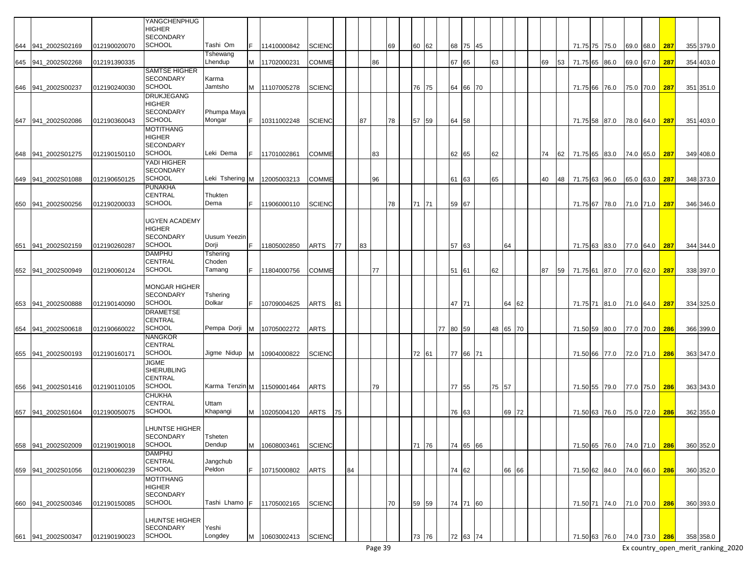| | | | | | | | | | | | | | | | | | | | | | | | | | | | | | | | |
|---|---|---|---|---|---|---|---|---|---|---|---|---|---|---|---|---|---|---|---|---|---|---|---|---|---|---|---|---|---|---|---|
| 644 | 941_2002S02169 | 012190020070 | YANGCHENPHUG HIGHER SECONDARY SCHOOL | Tashi Om | F | 11410000842 | SCIENC | | | | | 69 | 60 | 62 | | 68 | 75 | 45 | | | | | | 71.75 | 75 | 75.0 | 69.0 | 68.0 | 287 | 355 | 379.0 |
| 645 | 941_2002S02268 | 012191390335 | | Tshewang Lhendup | M | 11702000231 | COMME | | | | 86 | | | | | 67 | 65 | | 63 | | | 69 | 53 | 71.75 | 65 | 86.0 | 69.0 | 67.0 | 287 | 354 | 403.0 |
| 646 | 941_2002S00237 | 012190240030 | SAMTSE HIGHER SECONDARY SCHOOL | Karma Jamtsho | M | 11107005278 | SCIENC | | | | | | 76 | 75 | | 64 | 66 | 70 | | | | | | 71.75 | 66 | 76.0 | 75.0 | 70.0 | 287 | 351 | 351.0 |
| 647 | 941_2002S02086 | 012190360043 | DRUKJEGANG HIGHER SECONDARY SCHOOL | Phumpa Maya Mongar | F | 10311002248 | SCIENC | | | 87 | | 78 | 57 | 59 | | 64 | 58 | | | | | | | 71.75 | 58 | 87.0 | 78.0 | 64.0 | 287 | 351 | 403.0 |
| 648 | 941_2002S01275 | 012190150110 | MOTITHANG HIGHER SECONDARY SCHOOL | Leki Dema | F | 11701002861 | COMME | | | | 83 | | | | | 62 | 65 | | 62 | | | 74 | 62 | 71.75 | 65 | 83.0 | 74.0 | 65.0 | 287 | 349 | 408.0 |
| 649 | 941_2002S01088 | 012190650125 | YADI HIGHER SECONDARY SCHOOL | Leki Tshering | M | 12005003213 | COMME | | | | 96 | | | | | 61 | 63 | | 65 | | | 40 | 48 | 71.75 | 63 | 96.0 | 65.0 | 63.0 | 287 | 348 | 373.0 |
| 650 | 941_2002S00256 | 012190200033 | PUNAKHA CENTRAL SCHOOL | Thukten Dema | F | 11906000110 | SCIENC | | | | | 78 | 71 | 71 | | 59 | 67 | | | | | | | 71.75 | 67 | 78.0 | 71.0 | 71.0 | 287 | 346 | 346.0 |
| 651 | 941_2002S02159 | 012190260287 | UGYEN ACADEMY HIGHER SECONDARY SCHOOL | Uusum Yeezin Dorji | F | 11805002850 | ARTS | 77 | | 83 | | | | | | 57 | 63 | | | 64 | | | | 71.75 | 63 | 83.0 | 77.0 | 64.0 | 287 | 344 | 344.0 |
| 652 | 941_2002S00949 | 012190060124 | DAMPHU CENTRAL SCHOOL | Tshering Choden Tamang | F | 11804000756 | COMME | | | | 77 | | | | | 51 | 61 | | 62 | | | 87 | 59 | 71.75 | 61 | 87.0 | 77.0 | 62.0 | 287 | 338 | 397.0 |
| 653 | 941_2002S00888 | 012190140090 | MONGAR HIGHER SECONDARY SCHOOL | Tshering Dolkar | F | 10709004625 | ARTS | 81 | | | | | | | | 47 | 71 | | | 64 | 62 | | | 71.75 | 71 | 81.0 | 71.0 | 64.0 | 287 | 334 | 325.0 |
| 654 | 941_2002S00618 | 012190660022 | DRAMETSE CENTRAL SCHOOL | Pempa Dorji | M | 10705002272 | ARTS | | | | | | | | 77 | 80 | 59 | | 48 | 65 | 70 | | | 71.50 | 59 | 80.0 | 77.0 | 70.0 | 286 | 366 | 399.0 |
| 655 | 941_2002S00193 | 012190160171 | NANGKOR CENTRAL SCHOOL | Jigme Nidup | M | 10904000822 | SCIENC | | | | | | 72 | 61 | | 77 | 66 | 71 | | | | | | 71.50 | 66 | 77.0 | 72.0 | 71.0 | 286 | 363 | 347.0 |
| 656 | 941_2002S01416 | 012190110105 | JIGME SHERUBLING CENTRAL SCHOOL | Karma Tenzin | M | 11509001464 | ARTS | | | | 79 | | | | | 77 | 55 | | 75 | 57 | | | | 71.50 | 55 | 79.0 | 77.0 | 75.0 | 286 | 363 | 343.0 |
| 657 | 941_2002S01604 | 012190050075 | CHUKHA CENTRAL SCHOOL | Uttam Khapangi | M | 10205004120 | ARTS | 75 | | | | | | | | 76 | 63 | | | 69 | 72 | | | 71.50 | 63 | 76.0 | 75.0 | 72.0 | 286 | 362 | 355.0 |
| 658 | 941_2002S02009 | 012190190018 | LHUNTSE HIGHER SECONDARY SCHOOL | Tsheten Dendup | M | 10608003461 | SCIENC | | | | | | 71 | 76 | | 74 | 65 | 66 | | | | | | 71.50 | 65 | 76.0 | 74.0 | 71.0 | 286 | 360 | 352.0 |
| 659 | 941_2002S01056 | 012190060239 | DAMPHU CENTRAL SCHOOL | Jangchub Peldon | F | 10715000802 | ARTS | | 84 | | | | | | | 74 | 62 | | | 66 | 66 | | | 71.50 | 62 | 84.0 | 74.0 | 66.0 | 286 | 360 | 352.0 |
| 660 | 941_2002S00346 | 012190150085 | MOTITHANG HIGHER SECONDARY SCHOOL | Tashi Lhamo | F | 11705002165 | SCIENC | | | | | 70 | 59 | 59 | | 74 | 71 | 60 | | | | | | 71.50 | 71 | 74.0 | 71.0 | 70.0 | 286 | 360 | 393.0 |
| 661 | 941_2002S00347 | 012190190023 | LHUNTSE HIGHER SECONDARY SCHOOL | Yeshi Longdey | M | 10603002413 | SCIENC | | | | | | 73 | 76 | | 72 | 63 | 74 | | | | | | 71.50 | 63 | 76.0 | 74.0 | 73.0 | 286 | 358 | 358.0 |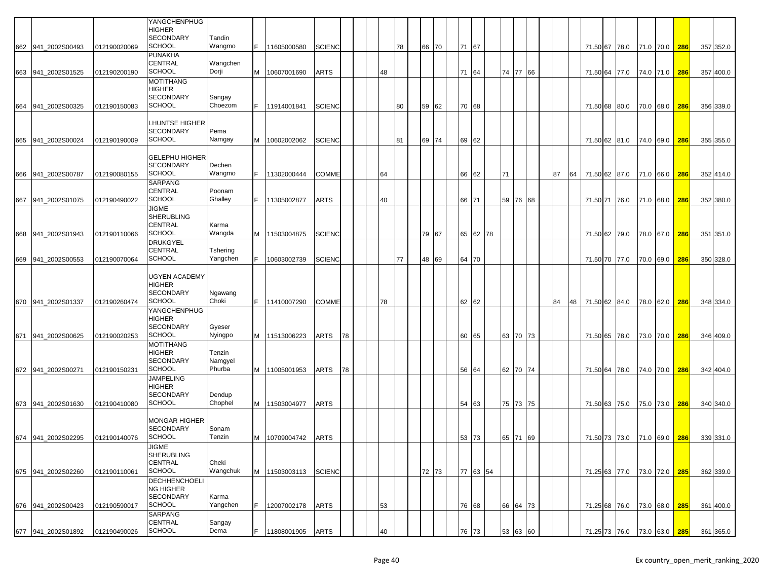| | | | | | | | | | | | | | | | | | | | | | | | | | | | | | | | | | | | | |
|---|---|---|---|---|---|---|---|---|---|---|---|---|---|---|---|---|---|---|---|---|---|---|---|---|---|---|---|---|---|---|---|---|---|---|---|---|
| 662 | 941_2002S00493 | 012190020069 | YANGCHENPHUG HIGHER SECONDARY SCHOOL | Tandin Wangmo | F | 11605000580 | SCIENC | | | | | | 78 | | 66 | 70 | | 71 | 67 | | | | | | | | | | 71.50 | 67 | 78.0 | 71.0 | 70.0 | 286 | 357 | 352.0 |
| 663 | 941_2002S01525 | 012190200190 | PUNAKHA CENTRAL SCHOOL | Wangchen Dorji | M | 10607001690 | ARTS | | | | | 48 | | | | | | 71 | 64 | | 74 | 77 | 66 | | | | | | 71.50 | 64 | 77.0 | 74.0 | 71.0 | 286 | 357 | 400.0 |
| 664 | 941_2002S00325 | 012190150083 | MOTITHANG HIGHER SECONDARY SCHOOL | Sangay Choezom | F | 11914001841 | SCIENC | | | | | | 80 | | 59 | 62 | | 70 | 68 | | | | | | | | | | 71.50 | 68 | 80.0 | 70.0 | 68.0 | 286 | 356 | 339.0 |
| 665 | 941_2002S00024 | 012190190009 | LHUNTSE HIGHER SECONDARY SCHOOL | Pema Namgay | M | 10602002062 | SCIENC | | | | | | 81 | | 69 | 74 | | 69 | 62 | | | | | | | | | | 71.50 | 62 | 81.0 | 74.0 | 69.0 | 286 | 355 | 355.0 |
| 666 | 941_2002S00787 | 012190080155 | GELEPHU HIGHER SECONDARY SCHOOL | Dechen Wangmo | F | 11302000444 | COMME | | | | | 64 | | | | | | 66 | 62 | | 71 | | | | | 87 | 64 | | 71.50 | 62 | 87.0 | 71.0 | 66.0 | 286 | 352 | 414.0 |
| 667 | 941_2002S01075 | 012190490022 | SARPANG CENTRAL SCHOOL | Poonam Ghalley | F | 11305002877 | ARTS | | | | | 40 | | | | | | 66 | 71 | | 59 | 76 | 68 | | | | | | 71.50 | 71 | 76.0 | 71.0 | 68.0 | 286 | 352 | 380.0 |
| 668 | 941_2002S01943 | 012190110066 | JIGME SHERUBLING CENTRAL SCHOOL | Karma Wangda | M | 11503004875 | SCIENC | | | | | | | | 79 | 67 | | 65 | 62 | 78 | | | | | | | | | 71.50 | 62 | 79.0 | 78.0 | 67.0 | 286 | 351 | 351.0 |
| 669 | 941_2002S00553 | 012190070064 | DRUKGYEL CENTRAL SCHOOL | Tshering Yangchen | F | 10603002739 | SCIENC | | | | | | 77 | | 48 | 69 | | 64 | 70 | | | | | | | | | | 71.50 | 70 | 77.0 | 70.0 | 69.0 | 286 | 350 | 328.0 |
| 670 | 941_2002S01337 | 012190260474 | UGYEN ACADEMY HIGHER SECONDARY SCHOOL | Ngawang Choki | F | 11410007290 | COMME | | | | | 78 | | | | | | 62 | 62 | | | | | | | 84 | 48 | | 71.50 | 62 | 84.0 | 78.0 | 62.0 | 286 | 348 | 334.0 |
| 671 | 941_2002S00625 | 012190020253 | YANGCHENPHUG HIGHER SECONDARY SCHOOL | Gyeser Nyingpo | M | 11513006223 | ARTS | 78 | | | | | | | | | | 60 | 65 | | 63 | 70 | 73 | | | | | | 71.50 | 65 | 78.0 | 73.0 | 70.0 | 286 | 346 | 409.0 |
| 672 | 941_2002S00271 | 012190150231 | MOTITHANG HIGHER SECONDARY SCHOOL | Tenzin Namgyel Phurba | M | 11005001953 | ARTS | 78 | | | | | | | | | | 56 | 64 | | 62 | 70 | 74 | | | | | | 71.50 | 64 | 78.0 | 74.0 | 70.0 | 286 | 342 | 404.0 |
| 673 | 941_2002S01630 | 012190410080 | JAMPELING HIGHER SECONDARY SCHOOL | Dendup Chophel | M | 11503004977 | ARTS | | | | | | | | | | | 54 | 63 | | 75 | 73 | 75 | | | | | | 71.50 | 63 | 75.0 | 75.0 | 73.0 | 286 | 340 | 340.0 |
| 674 | 941_2002S02295 | 012190140076 | MONGAR HIGHER SECONDARY SCHOOL | Sonam Tenzin | M | 10709004742 | ARTS | | | | | | | | | | | 53 | 73 | | 65 | 71 | 69 | | | | | | 71.50 | 73 | 73.0 | 71.0 | 69.0 | 286 | 339 | 331.0 |
| 675 | 941_2002S02260 | 012190110061 | JIGME SHERUBLING CENTRAL SCHOOL | Cheki Wangchuk | M | 11503003113 | SCIENC | | | | | | | | 72 | 73 | | 77 | 63 | 54 | | | | | | | | | 71.25 | 63 | 77.0 | 73.0 | 72.0 | 285 | 362 | 339.0 |
| 676 | 941_2002S00423 | 012190590017 | DECHHENCHOELING HIGHER SECONDARY SCHOOL | Karma Yangchen | F | 12007002178 | ARTS | | | | | 53 | | | | | | 76 | 68 | | 66 | 64 | 73 | | | | | | 71.25 | 68 | 76.0 | 73.0 | 68.0 | 285 | 361 | 400.0 |
| 677 | 941_2002S01892 | 012190490026 | SARPANG CENTRAL SCHOOL | Sangay Dema | F | 11808001905 | ARTS | | | | | 40 | | | | | | 76 | 73 | | 53 | 63 | 60 | | | | | | 71.25 | 73 | 76.0 | 73.0 | 63.0 | 285 | 361 | 365.0 |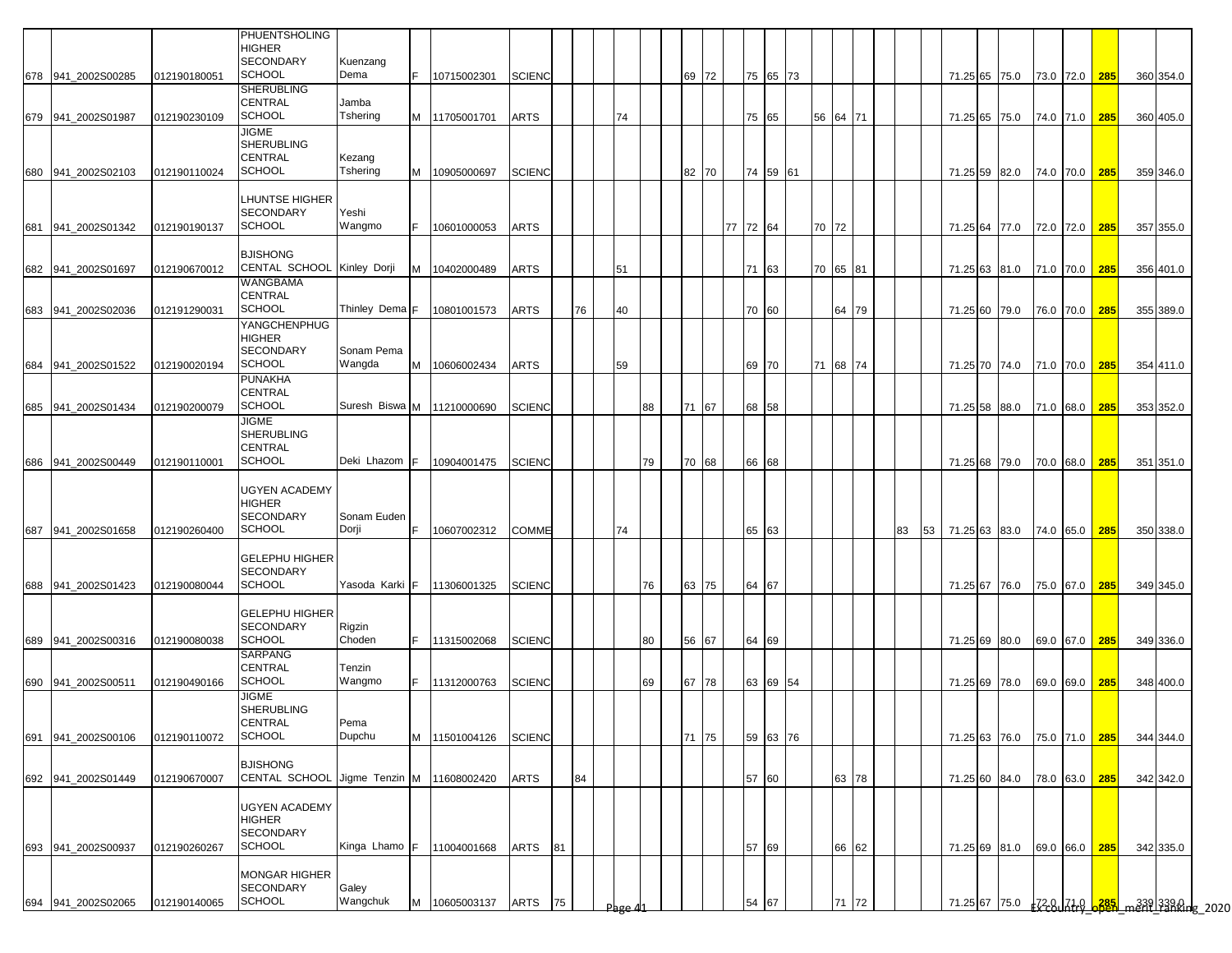| | | | | | | | | | | | | | | | | | | | | | | | | | | | | | | | | | | |
|---|---|---|---|---|---|---|---|---|---|---|---|---|---|---|---|---|---|---|---|---|---|---|---|---|---|---|---|---|---|---|---|---|---|---|
| 678 | 941_2002S00285 | 012190180051 | PHUENTSHOLING HIGHER SECONDARY SCHOOL | Kuenzang Dema | F | 10715002301 | SCIENC | | | | | | | 69 | 72 | | 75 | 65 | 73 | | | | | | | 71.25 | 65 | 75.0 | 73.0 | 72.0 | 285 | | 360 | 354.0 |
| 679 | 941_2002S01987 | 012190230109 | SHERUBLING CENTRAL SCHOOL | Jamba Tshering | M | 11705001701 | ARTS | | | | 74 | | | | | | 75 | 65 | | 56 | 64 | 71 | | | | 71.25 | 65 | 75.0 | 74.0 | 71.0 | 285 | | 360 | 405.0 |
| 680 | 941_2002S02103 | 012190110024 | JIGME SHERUBLING CENTRAL SCHOOL | Kezang Tshering | M | 10905000697 | SCIENC | | | | | | | 82 | 70 | | 74 | 59 | 61 | | | | | | | 71.25 | 59 | 82.0 | 74.0 | 70.0 | 285 | | 359 | 346.0 |
| 681 | 941_2002S01342 | 012190190137 | LHUNTSE HIGHER SECONDARY SCHOOL | Yeshi Wangmo | F | 10601000053 | ARTS | | | | | | | | | 77 | 72 | 64 | | 70 | 72 | | | | | 71.25 | 64 | 77.0 | 72.0 | 72.0 | 285 | | 357 | 355.0 |
| 682 | 941_2002S01697 | 012190670012 | BJISHONG CENTAL SCHOOL | Kinley Dorji | M | 10402000489 | ARTS | | | | 51 | | | | | | 71 | 63 | | 70 | 65 | 81 | | | | 71.25 | 63 | 81.0 | 71.0 | 70.0 | 285 | | 356 | 401.0 |
| 683 | 941_2002S02036 | 012191290031 | WANGBAMA CENTRAL SCHOOL | Thinley Dema | F | 10801001573 | ARTS | | 76 | | 40 | | | | | | 70 | 60 | | | 64 | 79 | | | | 71.25 | 60 | 79.0 | 76.0 | 70.0 | 285 | | 355 | 389.0 |
| 684 | 941_2002S01522 | 012190020194 | YANGCHENPHUG HIGHER SECONDARY SCHOOL | Sonam Pema Wangda | M | 10606002434 | ARTS | | | | 59 | | | | | | 69 | 70 | | 71 | 68 | 74 | | | | 71.25 | 70 | 74.0 | 71.0 | 70.0 | 285 | | 354 | 411.0 |
| 685 | 941_2002S01434 | 012190200079 | PUNAKHA CENTRAL SCHOOL | Suresh Biswa | M | 11210000690 | SCIENC | | | | | 88 | | 71 | 67 | | 68 | 58 | | | | | | | | 71.25 | 58 | 88.0 | 71.0 | 68.0 | 285 | | 353 | 352.0 |
| 686 | 941_2002S00449 | 012190110001 | JIGME SHERUBLING CENTRAL SCHOOL | Deki Lhazom | F | 10904001475 | SCIENC | | | | | 79 | | 70 | 68 | | 66 | 68 | | | | | | | | 71.25 | 68 | 79.0 | 70.0 | 68.0 | 285 | | 351 | 351.0 |
| 687 | 941_2002S01658 | 012190260400 | UGYEN ACADEMY HIGHER SECONDARY SCHOOL | Sonam Euden Dorji | F | 10607002312 | COMME | | | | 74 | | | | | | 65 | 63 | | | | | | 83 | 53 | 71.25 | 63 | 83.0 | 74.0 | 65.0 | 285 | | 350 | 338.0 |
| 688 | 941_2002S01423 | 012190080044 | GELEPHU HIGHER SECONDARY SCHOOL | Yasoda Karki | F | 11306001325 | SCIENC | | | | | 76 | | 63 | 75 | | 64 | 67 | | | | | | | | 71.25 | 67 | 76.0 | 75.0 | 67.0 | 285 | | 349 | 345.0 |
| 689 | 941_2002S00316 | 012190080038 | GELEPHU HIGHER SECONDARY SCHOOL | Rigzin Choden | F | 11315002068 | SCIENC | | | | | 80 | | 56 | 67 | | 64 | 69 | | | | | | | | 71.25 | 69 | 80.0 | 69.0 | 67.0 | 285 | | 349 | 336.0 |
| 690 | 941_2002S00511 | 012190490166 | SARPANG CENTRAL SCHOOL | Tenzin Wangmo | F | 11312000763 | SCIENC | | | | | 69 | | 67 | 78 | | 63 | 69 | 54 | | | | | | | 71.25 | 69 | 78.0 | 69.0 | 69.0 | 285 | | 348 | 400.0 |
| 691 | 941_2002S00106 | 012190110072 | JIGME SHERUBLING CENTRAL SCHOOL | Pema Dupchu | M | 11501004126 | SCIENC | | | | | | | 71 | 75 | | 59 | 63 | 76 | | | | | | | 71.25 | 63 | 76.0 | 75.0 | 71.0 | 285 | | 344 | 344.0 |
| 692 | 941_2002S01449 | 012190670007 | BJISHONG CENTAL SCHOOL | Jigme Tenzin | M | 11608002420 | ARTS | | 84 | | | | | | | | 57 | 60 | | | 63 | 78 | | | | 71.25 | 60 | 84.0 | 78.0 | 63.0 | 285 | | 342 | 342.0 |
| 693 | 941_2002S00937 | 012190260267 | UGYEN ACADEMY HIGHER SECONDARY SCHOOL | Kinga Lhamo | F | 11004001668 | ARTS | 81 | | | | | | | | | 57 | 69 | | | 66 | 62 | | | | 71.25 | 69 | 81.0 | 69.0 | 66.0 | 285 | | 342 | 335.0 |
| 694 | 941_2002S02065 | 012190140065 | MONGAR HIGHER SECONDARY SCHOOL | Galey Wangchuk | M | 10605003137 | ARTS | 75 | | | | | | | | | 54 | 67 | | | 71 | 72 | | | | 71.25 | 67 | 75.0 | 72.0 | 71.0 | 285 | | 339 | 339.0 |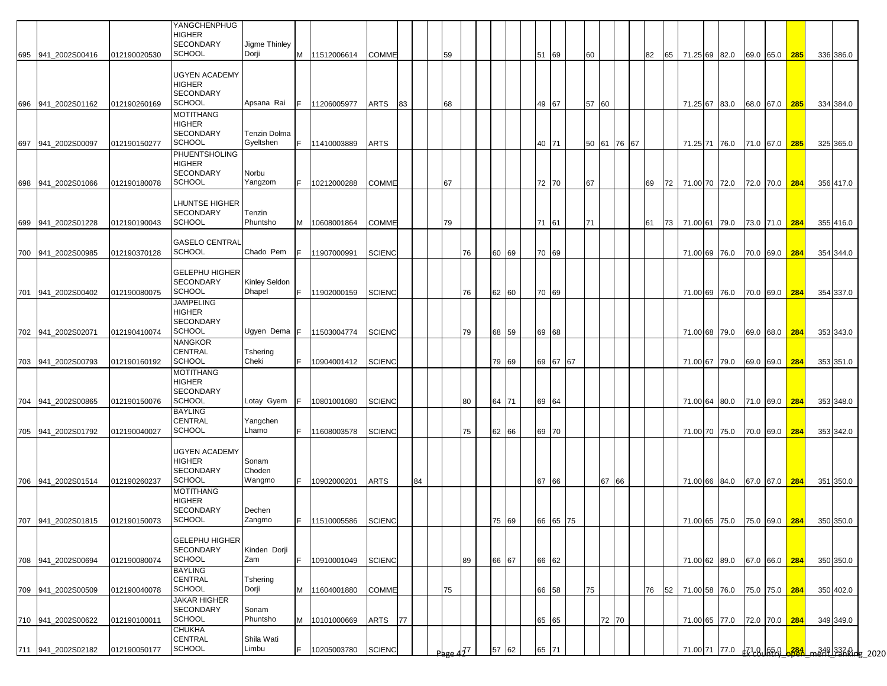| | | | | | | | | | | | | | | | | | | | | | | | | | | | | | | | | | |
|---|---|---|---|---|---|---|---|---|---|---|---|---|---|---|---|---|---|---|---|---|---|---|---|---|---|---|---|---|---|---|---|---|---|
| 695 | 941_2002S00416 | 012190020530 | YANGCHENPHUG HIGHER SECONDARY SCHOOL | Jigme Thinley Dorji | M | 11512006614 | COMME | | | | 59 | | | | | | 51 | 69 | | 60 | | | | 82 | 65 | 71.25 | 69 | 82.0 | 69.0 | 65.0 | 285 | 336 | 386.0 |
| 696 | 941_2002S01162 | 012190260169 | UGYEN ACADEMY HIGHER SECONDARY SCHOOL | Apsana Rai | F | 11206005977 | ARTS | 83 | | | 68 | | | | | | 49 | 67 | | 57 | 60 | | | | | 71.25 | 67 | 83.0 | 68.0 | 67.0 | 285 | 334 | 384.0 |
| 697 | 941_2002S00097 | 012190150277 | MOTITHANG HIGHER SECONDARY SCHOOL | Tenzin Dolma Gyeltshen | F | 11410003889 | ARTS | | | | | | | | | | 40 | 71 | | 50 | 61 | 76 | 67 | | | 71.25 | 71 | 76.0 | 71.0 | 67.0 | 285 | 325 | 365.0 |
| 698 | 941_2002S01066 | 012190180078 | PHUENTSHOLING HIGHER SECONDARY SCHOOL | Norbu Yangzom | F | 10212000288 | COMME | | | | 67 | | | | | | 72 | 70 | | 67 | | | | 69 | 72 | 71.00 | 70 | 72.0 | 72.0 | 70.0 | 284 | 356 | 417.0 |
| 699 | 941_2002S01228 | 012190190043 | LHUNTSE HIGHER SECONDARY SCHOOL | Tenzin Phuntsho | M | 10608001864 | COMME | | | | 79 | | | | | | 71 | 61 | | 71 | | | | 61 | 73 | 71.00 | 61 | 79.0 | 73.0 | 71.0 | 284 | 355 | 416.0 |
| 700 | 941_2002S00985 | 012190370128 | GASELO CENTRAL SCHOOL | Chado Pem | F | 11907000991 | SCIENC | | | | | 76 | | 60 | 69 | | 70 | 69 | | | | | | | | 71.00 | 69 | 76.0 | 70.0 | 69.0 | 284 | 354 | 344.0 |
| 701 | 941_2002S00402 | 012190080075 | GELEPHU HIGHER SECONDARY SCHOOL | Kinley Seldon Dhapel | F | 11902000159 | SCIENC | | | | | 76 | | 62 | 60 | | 70 | 69 | | | | | | | | 71.00 | 69 | 76.0 | 70.0 | 69.0 | 284 | 354 | 337.0 |
| 702 | 941_2002S02071 | 012190410074 | JAMPELING HIGHER SECONDARY SCHOOL | Ugyen Dema | F | 11503004774 | SCIENC | | | | | 79 | | 68 | 59 | | 69 | 68 | | | | | | | | 71.00 | 68 | 79.0 | 69.0 | 68.0 | 284 | 353 | 343.0 |
| 703 | 941_2002S00793 | 012190160192 | NANGKOR CENTRAL SCHOOL | Tshering Cheki | F | 10904001412 | SCIENC | | | | | | | 79 | 69 | | 69 | 67 | 67 | | | | | | | 71.00 | 67 | 79.0 | 69.0 | 69.0 | 284 | 353 | 351.0 |
| 704 | 941_2002S00865 | 012190150076 | MOTITHANG HIGHER SECONDARY SCHOOL | Lotay Gyem | F | 10801001080 | SCIENC | | | | | 80 | | 64 | 71 | | 69 | 64 | | | | | | | | 71.00 | 64 | 80.0 | 71.0 | 69.0 | 284 | 353 | 348.0 |
| 705 | 941_2002S01792 | 012190040027 | BAYLING CENTRAL SCHOOL | Yangchen Lhamo | F | 11608003578 | SCIENC | | | | | 75 | | 62 | 66 | | 69 | 70 | | | | | | | | 71.00 | 70 | 75.0 | 70.0 | 69.0 | 284 | 353 | 342.0 |
| 706 | 941_2002S01514 | 012190260237 | UGYEN ACADEMY HIGHER SECONDARY SCHOOL | Sonam Choden Wangmo | F | 10902000201 | ARTS | | 84 | | | | | | | | 67 | 66 | | | 67 | 66 | | | | 71.00 | 66 | 84.0 | 67.0 | 67.0 | 284 | 351 | 350.0 |
| 707 | 941_2002S01815 | 012190150073 | MOTITHANG HIGHER SECONDARY SCHOOL | Dechen Zangmo | F | 11510005586 | SCIENC | | | | | | | 75 | 69 | | 66 | 65 | 75 | | | | | | | 71.00 | 65 | 75.0 | 75.0 | 69.0 | 284 | 350 | 350.0 |
| 708 | 941_2002S00694 | 012190080074 | GELEPHU HIGHER SECONDARY SCHOOL | Kinden Dorji Zam | F | 10910001049 | SCIENC | | | | | 89 | | 66 | 67 | | 66 | 62 | | | | | | | | 71.00 | 62 | 89.0 | 67.0 | 66.0 | 284 | 350 | 350.0 |
| 709 | 941_2002S00509 | 012190040078 | BAYLING CENTRAL SCHOOL | Tshering Dorji | M | 11604001880 | COMME | | | | 75 | | | | | | 66 | 58 | | 75 | | | | 76 | 52 | 71.00 | 58 | 76.0 | 75.0 | 75.0 | 284 | 350 | 402.0 |
| 710 | 941_2002S00622 | 012190100011 | JAKAR HIGHER SECONDARY SCHOOL | Sonam Phuntsho | M | 10101000669 | ARTS | 77 | | | | | | | | | 65 | 65 | | | 72 | 70 | | | | 71.00 | 65 | 77.0 | 72.0 | 70.0 | 284 | 349 | 349.0 |
| 711 | 941_2002S02182 | 012190050177 | CHUKHA CENTRAL SCHOOL | Shila Wati Limbu | F | 10205003780 | SCIENC | | | | | 77 | | 57 | 62 | | 65 | 71 | | | | | | | | 71.00 | 71 | 77.0 | 71.0 | 65.0 | 284 | 349 | 332.0 |

Ex-country_open_merit_ranking_2020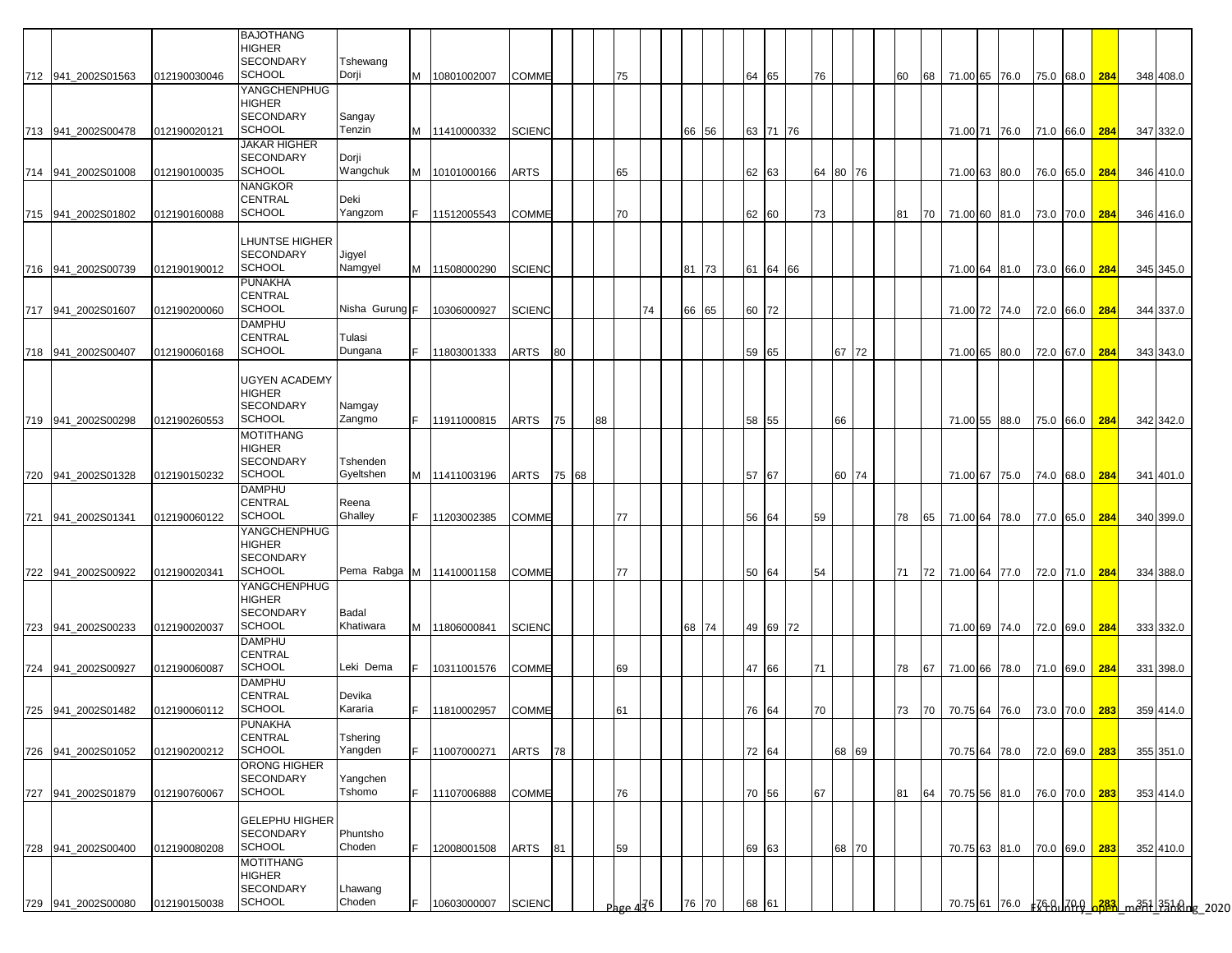| | | | | | | | | | | | | | | | | | | | | | | | | | | | | | | | |
|---|---|---|---|---|---|---|---|---|---|---|---|---|---|---|---|---|---|---|---|---|---|---|---|---|---|---|---|---|---|---|---|
| 712 | 941_2002S01563 | 012190030046 | BAJOTHANG HIGHER SECONDARY SCHOOL | Tshewang Dorji | M | 10801002007 | COMME | | | | 75 | | | | 64 | 65 | | 76 | | | 60 | 68 | 71.00 | 65 | 76.0 | 75.0 | 68.0 | 284 | 348 | 408.0 |
| 713 | 941_2002S00478 | 012190020121 | YANGCHENPHUG HIGHER SECONDARY SCHOOL | Sangay Tenzin | M | 11410000332 | SCIENC | | | | | | 66 | 56 | 63 | 71 | 76 | | | | | | 71.00 | 71 | 76.0 | 71.0 | 66.0 | 284 | 347 | 332.0 |
| 714 | 941_2002S01008 | 012190100035 | JAKAR HIGHER SECONDARY SCHOOL | Dorji Wangchuk | M | 10101000166 | ARTS | | | | 65 | | | | 62 | 63 | | 64 | 80 | 76 | | | 71.00 | 63 | 80.0 | 76.0 | 65.0 | 284 | 346 | 410.0 |
| 715 | 941_2002S01802 | 012190160088 | NANGKOR CENTRAL SCHOOL | Deki Yangzom | F | 11512005543 | COMME | | | | 70 | | | | 62 | 60 | | 73 | | | 81 | 70 | 71.00 | 60 | 81.0 | 73.0 | 70.0 | 284 | 346 | 416.0 |
| 716 | 941_2002S00739 | 012190190012 | LHUNTSE HIGHER SECONDARY SCHOOL | Jigyel Namgyel | M | 11508000290 | SCIENC | | | | | | 81 | 73 | 61 | 64 | 66 | | | | | | 71.00 | 64 | 81.0 | 73.0 | 66.0 | 284 | 345 | 345.0 |
| 717 | 941_2002S01607 | 012190200060 | PUNAKHA CENTRAL SCHOOL | Nisha Gurung | F | 10306000927 | SCIENC | | | | | 74 | 66 | 65 | 60 | 72 | | | | | | | 71.00 | 72 | 74.0 | 72.0 | 66.0 | 284 | 344 | 337.0 |
| 718 | 941_2002S00407 | 012190060168 | DAMPHU CENTRAL SCHOOL | Tulasi Dungana | F | 11803001333 | ARTS | 80 | | | | | | | 59 | 65 | | | 67 | 72 | | | 71.00 | 65 | 80.0 | 72.0 | 67.0 | 284 | 343 | 343.0 |
| 719 | 941_2002S00298 | 012190260553 | UGYEN ACADEMY HIGHER SECONDARY SCHOOL | Namgay Zangmo | F | 11911000815 | ARTS | 75 | | 88 | | | | | 58 | 55 | | | 66 | | | | 71.00 | 55 | 88.0 | 75.0 | 66.0 | 284 | 342 | 342.0 |
| 720 | 941_2002S01328 | 012190150232 | MOTITHANG HIGHER SECONDARY SCHOOL | Tshenden Gyeltshen | M | 11411003196 | ARTS | 75 | 68 | | | | | | 57 | 67 | | | 60 | 74 | | | 71.00 | 67 | 75.0 | 74.0 | 68.0 | 284 | 341 | 401.0 |
| 721 | 941_2002S01341 | 012190060122 | DAMPHU CENTRAL SCHOOL | Reena Ghalley | F | 11203002385 | COMME | | | | 77 | | | | 56 | 64 | | 59 | | | 78 | 65 | 71.00 | 64 | 78.0 | 77.0 | 65.0 | 284 | 340 | 399.0 |
| 722 | 941_2002S00922 | 012190020341 | YANGCHENPHUG HIGHER SECONDARY SCHOOL | Pema Rabga | M | 11410001158 | COMME | | | | 77 | | | | 50 | 64 | | 54 | | | 71 | 72 | 71.00 | 64 | 77.0 | 72.0 | 71.0 | 284 | 334 | 388.0 |
| 723 | 941_2002S00233 | 012190020037 | YANGCHENPHUG HIGHER SECONDARY SCHOOL | Badal Khatiwara | M | 11806000841 | SCIENC | | | | | | 68 | 74 | 49 | 69 | 72 | | | | | | 71.00 | 69 | 74.0 | 72.0 | 69.0 | 284 | 333 | 332.0 |
| 724 | 941_2002S00927 | 012190060087 | DAMPHU CENTRAL SCHOOL | Leki Dema | F | 10311001576 | COMME | | | | 69 | | | | 47 | 66 | | 71 | | | 78 | 67 | 71.00 | 66 | 78.0 | 71.0 | 69.0 | 284 | 331 | 398.0 |
| 725 | 941_2002S01482 | 012190060112 | DAMPHU CENTRAL SCHOOL | Devika Kararia | F | 11810002957 | COMME | | | | 61 | | | | 76 | 64 | | 70 | | | 73 | 70 | 70.75 | 64 | 76.0 | 73.0 | 70.0 | 283 | 359 | 414.0 |
| 726 | 941_2002S01052 | 012190200212 | PUNAKHA CENTRAL SCHOOL | Tshering Yangden | F | 11007000271 | ARTS | 78 | | | | | | | 72 | 64 | | | 68 | 69 | | | 70.75 | 64 | 78.0 | 72.0 | 69.0 | 283 | 355 | 351.0 |
| 727 | 941_2002S01879 | 012190760067 | ORONG HIGHER SECONDARY SCHOOL | Yangchen Tshomo | F | 11107006888 | COMME | | | | 76 | | | | 70 | 56 | | 67 | | | 81 | 64 | 70.75 | 56 | 81.0 | 76.0 | 70.0 | 283 | 353 | 414.0 |
| 728 | 941_2002S00400 | 012190080208 | GELEPHU HIGHER SECONDARY SCHOOL | Phuntsho Choden | F | 12008001508 | ARTS | 81 | | | 59 | | | | 69 | 63 | | | 68 | 70 | | | 70.75 | 63 | 81.0 | 70.0 | 69.0 | 283 | 352 | 410.0 |
| 729 | 941_2002S00080 | 012190150038 | MOTITHANG HIGHER SECONDARY SCHOOL | Lhawang Choden | F | 10603000007 | SCIENC | | | | | 76 | 76 | 70 | 68 | 61 | | | | | | | 70.75 | 61 | 76.0 | 76.0 | 70.0 | 283 | 351 | 351.0 |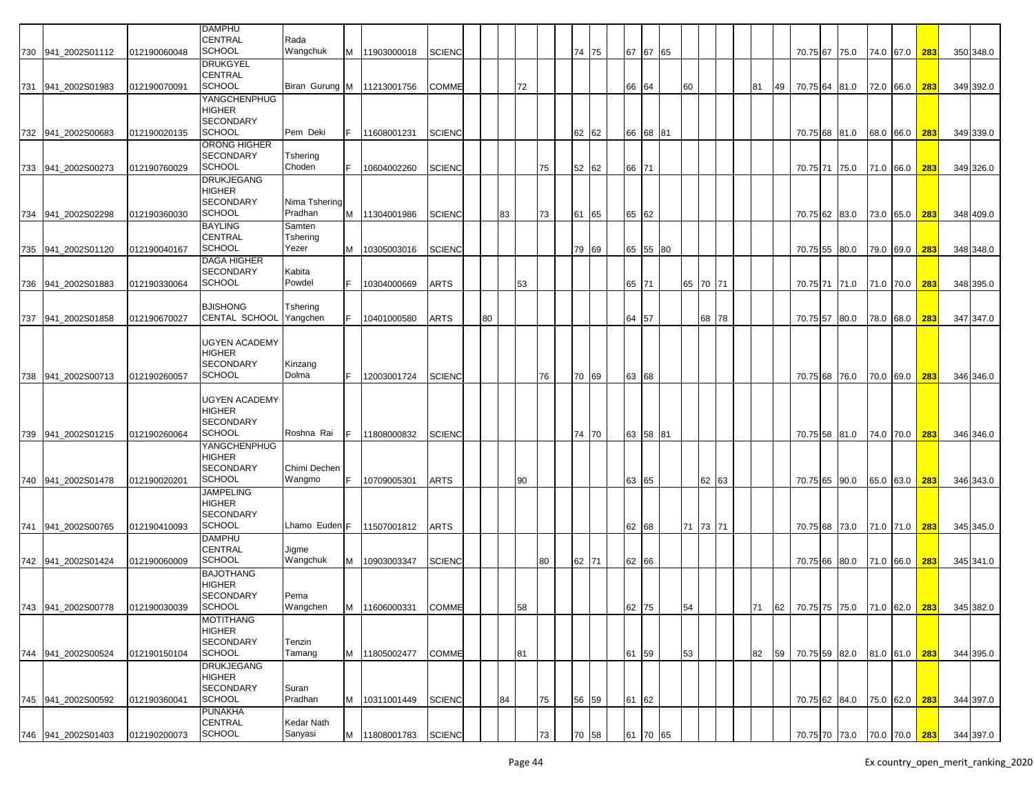| | | | | | | | | | | | | | | | | | | | | | | | | | | | | | | | | | |
|---|---|---|---|---|---|---|---|---|---|---|---|---|---|---|---|---|---|---|---|---|---|---|---|---|---|---|---|---|---|---|---|---|---|
| 730 | 941_2002S01112 | 012190060048 | DAMPHU CENTRAL SCHOOL | Rada Wangchuk | M | 11903000018 | SCIENC | | | | | | | 74 | 75 | | 67 | 67 | 65 | | | | | | | 70.75 | 67 | 75.0 | 74.0 | 67.0 | 283 | 350 | 348.0 |
| 731 | 941_2002S01983 | 012190070091 | DRUKGYEL CENTRAL SCHOOL | Biran Gurung | M | 11213001756 | COMME | | | | 72 | | | | | | 66 | 64 | | 60 | | | | 81 | 49 | 70.75 | 64 | 81.0 | 72.0 | 66.0 | 283 | 349 | 392.0 |
| 732 | 941_2002S00683 | 012190020135 | YANGCHENPHUG HIGHER SECONDARY SCHOOL | Pem Deki | F | 11608001231 | SCIENC | | | | | | | 62 | 62 | | 66 | 68 | 81 | | | | | | | 70.75 | 68 | 81.0 | 68.0 | 66.0 | 283 | 349 | 339.0 |
| 733 | 941_2002S00273 | 012190760029 | ORONG HIGHER SECONDARY SCHOOL | Tshering Choden | F | 10604002260 | SCIENC | | | | | 75 | | 52 | 62 | | 66 | 71 | | | | | | | | 70.75 | 71 | 75.0 | 71.0 | 66.0 | 283 | 349 | 326.0 |
| 734 | 941_2002S02298 | 012190360030 | DRUKJEGANG HIGHER SECONDARY SCHOOL | Nima Tshering Pradhan | M | 11304001986 | SCIENC | | | 83 | | 73 | | 61 | 65 | | 65 | 62 | | | | | | | | 70.75 | 62 | 83.0 | 73.0 | 65.0 | 283 | 348 | 409.0 |
| 735 | 941_2002S01120 | 012190040167 | BAYLING CENTRAL SCHOOL | Samten Tshering Yezer | M | 10305003016 | SCIENC | | | | | | | 79 | 69 | | 65 | 55 | 80 | | | | | | | 70.75 | 55 | 80.0 | 79.0 | 69.0 | 283 | 348 | 348.0 |
| 736 | 941_2002S01883 | 012190330064 | DAGA HIGHER SECONDARY SCHOOL | Kabita Powdel | F | 10304000669 | ARTS | | | | 53 | | | | | | 65 | 71 | | 65 | 70 | 71 | | | | 70.75 | 71 | 71.0 | 71.0 | 70.0 | 283 | 348 | 395.0 |
| 737 | 941_2002S01858 | 012190670027 | BJISHONG CENTAL SCHOOL | Tshering Yangchen | F | 10401000580 | ARTS | | 80 | | | | | | | | 64 | 57 | | | 68 | 78 | | | | 70.75 | 57 | 80.0 | 78.0 | 68.0 | 283 | 347 | 347.0 |
| 738 | 941_2002S00713 | 012190260057 | UGYEN ACADEMY HIGHER SECONDARY SCHOOL | Kinzang Dolma | F | 12003001724 | SCIENC | | | | | 76 | | 70 | 69 | | 63 | 68 | | | | | | | | 70.75 | 68 | 76.0 | 70.0 | 69.0 | 283 | 346 | 346.0 |
| 739 | 941_2002S01215 | 012190260064 | UGYEN ACADEMY HIGHER SECONDARY SCHOOL | Roshna Rai | F | 11808000832 | SCIENC | | | | | | | 74 | 70 | | 63 | 58 | 81 | | | | | | | 70.75 | 58 | 81.0 | 74.0 | 70.0 | 283 | 346 | 346.0 |
| 740 | 941_2002S01478 | 012190020201 | YANGCHENPHUG HIGHER SECONDARY SCHOOL | Chimi Dechen Wangmo | F | 10709005301 | ARTS | | | | 90 | | | | | | 63 | 65 | | | 62 | 63 | | | | 70.75 | 65 | 90.0 | 65.0 | 63.0 | 283 | 346 | 343.0 |
| 741 | 941_2002S00765 | 012190410093 | JAMPELING HIGHER SECONDARY SCHOOL | Lhamo Euden | F | 11507001812 | ARTS | | | | | | | | | | 62 | 68 | | 71 | 73 | 71 | | | | 70.75 | 68 | 73.0 | 71.0 | 71.0 | 283 | 345 | 345.0 |
| 742 | 941_2002S01424 | 012190060009 | DAMPHU CENTRAL SCHOOL | Jigme Wangchuk | M | 10903003347 | SCIENC | | | | | 80 | | 62 | 71 | | 62 | 66 | | | | | | | | 70.75 | 66 | 80.0 | 71.0 | 66.0 | 283 | 345 | 341.0 |
| 743 | 941_2002S00778 | 012190030039 | BAJOTHANG HIGHER SECONDARY SCHOOL | Pema Wangchen | M | 11606000331 | COMME | | | | 58 | | | | | | 62 | 75 | | 54 | | | | 71 | 62 | 70.75 | 75 | 75.0 | 71.0 | 62.0 | 283 | 345 | 382.0 |
| 744 | 941_2002S00524 | 012190150104 | MOTITHANG HIGHER SECONDARY SCHOOL | Tenzin Tamang | M | 11805002477 | COMME | | | | 81 | | | | | | 61 | 59 | | 53 | | | | 82 | 59 | 70.75 | 59 | 82.0 | 81.0 | 61.0 | 283 | 344 | 395.0 |
| 745 | 941_2002S00592 | 012190360041 | DRUKJEGANG HIGHER SECONDARY SCHOOL | Suran Pradhan | M | 10311001449 | SCIENC | | | 84 | | 75 | | 56 | 59 | | 61 | 62 | | | | | | | | 70.75 | 62 | 84.0 | 75.0 | 62.0 | 283 | 344 | 397.0 |
| 746 | 941_2002S01403 | 012190200073 | PUNAKHA CENTRAL SCHOOL | Kedar Nath Sanyasi | M | 11808001783 | SCIENC | | | | | 73 | | 70 | 58 | | 61 | 70 | 65 | | | | | | | 70.75 | 70 | 73.0 | 70.0 | 70.0 | 283 | 344 | 397.0 |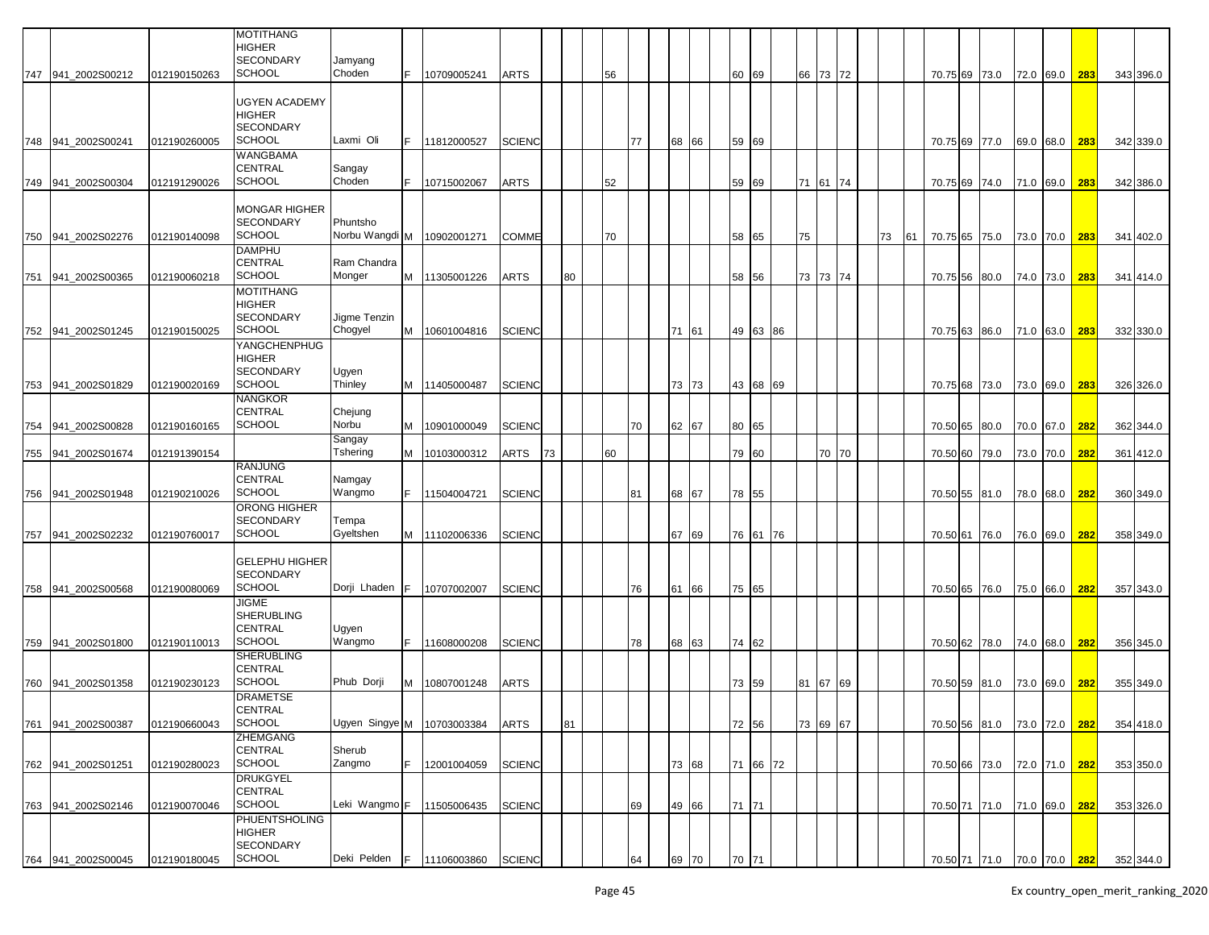| | | | | | | | | | | | | | | | | | | | | | | | | | | | | | | | | | | | |
|---|---|---|---|---|---|---|---|---|---|---|---|---|---|---|---|---|---|---|---|---|---|---|---|---|---|---|---|---|---|---|---|---|---|---|---|
| 747 | 941_2002S00212 | 012190150263 | MOTITHANG HIGHER SECONDARY SCHOOL | Jamyang Choden | F | 10709005241 | ARTS | | | | 56 | | | | | | 60 | 69 | | 66 | 73 | 72 | | | | | 70.75 | 69 | 73.0 | 72.0 | 69.0 | 283 | | 343 | 396.0 |
| 748 | 941_2002S00241 | 012190260005 | UGYEN ACADEMY HIGHER SECONDARY SCHOOL | Laxmi Oli | F | 11812000527 | SCIENC | | | | | 77 | | 68 | 66 | | 59 | 69 | | | | | | | | | 70.75 | 69 | 77.0 | 69.0 | 68.0 | 283 | | 342 | 339.0 |
| 749 | 941_2002S00304 | 012191290026 | WANGBAMA CENTRAL SCHOOL | Sangay Choden | F | 10715002067 | ARTS | | | | 52 | | | | | | 59 | 69 | | 71 | 61 | 74 | | | | | 70.75 | 69 | 74.0 | 71.0 | 69.0 | 283 | | 342 | 386.0 |
| 750 | 941_2002S02276 | 012190140098 | MONGAR HIGHER SECONDARY SCHOOL | Phuntsho Norbu Wangdi | M | 10902001271 | COMME | | | | 70 | | | | | | 58 | 65 | | 75 | | | | | 73 | 61 | 70.75 | 65 | 75.0 | 73.0 | 70.0 | 283 | | 341 | 402.0 |
| 751 | 941_2002S00365 | 012190060218 | DAMPHU CENTRAL SCHOOL | Ram Chandra Monger | M | 11305001226 | ARTS | | 80 | | | | | | | | 58 | 56 | | 73 | 73 | 74 | | | | | 70.75 | 56 | 80.0 | 74.0 | 73.0 | 283 | | 341 | 414.0 |
| 752 | 941_2002S01245 | 012190150025 | MOTITHANG HIGHER SECONDARY SCHOOL | Jigme Tenzin Chogyel | M | 10601004816 | SCIENC | | | | | | | 71 | 61 | | 49 | 63 | 86 | | | | | | | | 70.75 | 63 | 86.0 | 71.0 | 63.0 | 283 | | 332 | 330.0 |
| 753 | 941_2002S01829 | 012190020169 | YANGCHENPHUG HIGHER SECONDARY SCHOOL | Ugyen Thinley | M | 11405000487 | SCIENC | | | | | | | 73 | 73 | | 43 | 68 | 69 | | | | | | | | 70.75 | 68 | 73.0 | 73.0 | 69.0 | 283 | | 326 | 326.0 |
| 754 | 941_2002S00828 | 012190160165 | NANGKOR CENTRAL SCHOOL | Chejung Norbu | M | 10901000049 | SCIENC | | | | | 70 | | 62 | 67 | | 80 | 65 | | | | | | | | | 70.50 | 65 | 80.0 | 70.0 | 67.0 | 282 | | 362 | 344.0 |
| 755 | 941_2002S01674 | 012191390154 | | Sangay Tshering | M | 10103000312 | ARTS | 73 | | | 60 | | | | | | 79 | 60 | | | 70 | 70 | | | | | 70.50 | 60 | 79.0 | 73.0 | 70.0 | 282 | | 361 | 412.0 |
| 756 | 941_2002S01948 | 012190210026 | RANJUNG CENTRAL SCHOOL | Namgay Wangmo | F | 11504004721 | SCIENC | | | | | 81 | | 68 | 67 | | 78 | 55 | | | | | | | | | 70.50 | 55 | 81.0 | 78.0 | 68.0 | 282 | | 360 | 349.0 |
| 757 | 941_2002S02232 | 012190760017 | ORONG HIGHER SECONDARY SCHOOL | Tempa Gyeltshen | M | 11102006336 | SCIENC | | | | | | | 67 | 69 | | 76 | 61 | 76 | | | | | | | | 70.50 | 61 | 76.0 | 76.0 | 69.0 | 282 | | 358 | 349.0 |
| 758 | 941_2002S00568 | 012190080069 | GELEPHU HIGHER SECONDARY SCHOOL | Dorji Lhaden | F | 10707002007 | SCIENC | | | | | 76 | | 61 | 66 | | 75 | 65 | | | | | | | | | 70.50 | 65 | 76.0 | 75.0 | 66.0 | 282 | | 357 | 343.0 |
| 759 | 941_2002S01800 | 012190110013 | JIGME SHERUBLING CENTRAL SCHOOL | Ugyen Wangmo | F | 11608000208 | SCIENC | | | | | 78 | | 68 | 63 | | 74 | 62 | | | | | | | | | 70.50 | 62 | 78.0 | 74.0 | 68.0 | 282 | | 356 | 345.0 |
| 760 | 941_2002S01358 | 012190230123 | SHERUBLING CENTRAL SCHOOL | Phub Dorji | M | 10807001248 | ARTS | | | | | | | | | | 73 | 59 | | 81 | 67 | 69 | | | | | 70.50 | 59 | 81.0 | 73.0 | 69.0 | 282 | | 355 | 349.0 |
| 761 | 941_2002S00387 | 012190660043 | DRAMETSE CENTRAL SCHOOL | Ugyen Singye | M | 10703003384 | ARTS | | 81 | | | | | | | | 72 | 56 | | 73 | 69 | 67 | | | | | 70.50 | 56 | 81.0 | 73.0 | 72.0 | 282 | | 354 | 418.0 |
| 762 | 941_2002S01251 | 012190280023 | ZHEMGANG CENTRAL SCHOOL | Sherub Zangmo | F | 12001004059 | SCIENC | | | | | | | 73 | 68 | | 71 | 66 | 72 | | | | | | | | 70.50 | 66 | 73.0 | 72.0 | 71.0 | 282 | | 353 | 350.0 |
| 763 | 941_2002S02146 | 012190070046 | DRUKGYEL CENTRAL SCHOOL | Leki Wangmo | F | 11505006435 | SCIENC | | | | | 69 | | 49 | 66 | | 71 | 71 | | | | | | | | | 70.50 | 71 | 71.0 | 71.0 | 69.0 | 282 | | 353 | 326.0 |
| 764 | 941_2002S00045 | 012190180045 | PHUENTSHOLING HIGHER SECONDARY SCHOOL | Deki Pelden | F | 11106003860 | SCIENC | | | | | 64 | | 69 | 70 | | 70 | 71 | | | | | | | | | 70.50 | 71 | 71.0 | 70.0 | 70.0 | 282 | | 352 | 344.0 |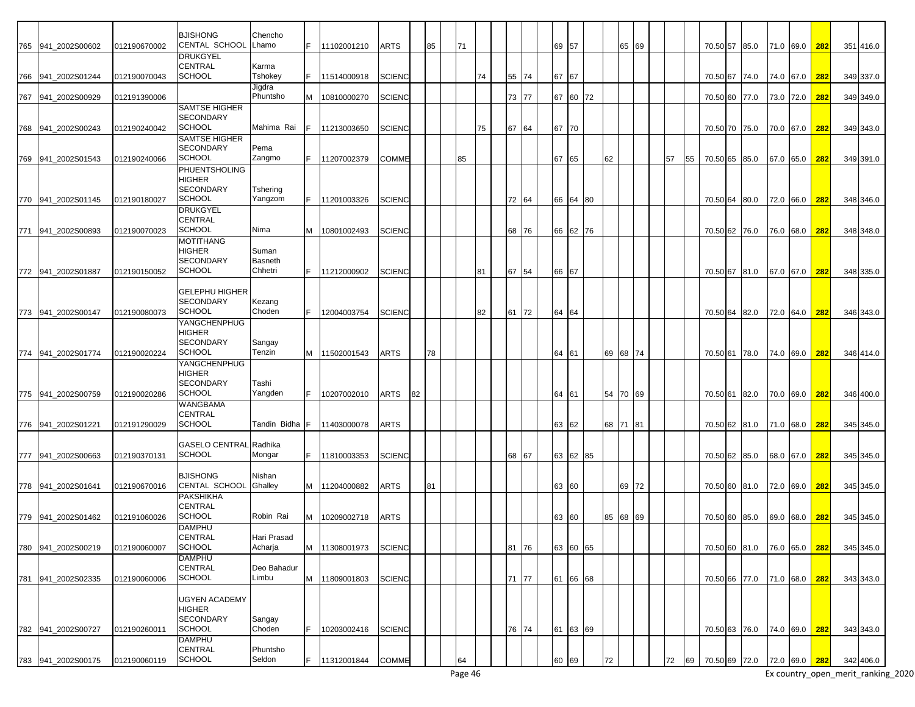| | | | | | | | | | | | | | | | | | | | | | | | | | | | | | | | | |
|---|---|---|---|---|---|---|---|---|---|---|---|---|---|---|---|---|---|---|---|---|---|---|---|---|---|---|---|---|---|---|---|---|
| 765 | 941_2002S00602 | 012190670002 | BJISHONG CENTAL SCHOOL | Chencho Lhamo | F | 11102001210 | ARTS | | 85 | 71 | | | | | | 69 | 57 | | | 65 | 69 | | | | 70.50 | 57 | 85.0 | 71.0 | 69.0 | 282 | 351 | 416.0 |
| 766 | 941_2002S01244 | 012190070043 | DRUKGYEL CENTRAL SCHOOL | Karma Tshokey | F | 11514000918 | SCIENC | | | | 74 | | 55 | 74 | | 67 | 67 | | | | | | | | 70.50 | 67 | 74.0 | 74.0 | 67.0 | 282 | 349 | 337.0 |
| 767 | 941_2002S00929 | 012191390006 | | Jigdra Phuntsho | M | 10810000270 | SCIENC | | | | | | 73 | 77 | | 67 | 60 | 72 | | | | | | | 70.50 | 60 | 77.0 | 73.0 | 72.0 | 282 | 349 | 349.0 |
| 768 | 941_2002S00243 | 012190240042 | SAMTSE HIGHER SECONDARY SCHOOL | Mahima Rai | F | 11213003650 | SCIENC | | | | 75 | | 67 | 64 | | 67 | 70 | | | | | | | | 70.50 | 70 | 75.0 | 70.0 | 67.0 | 282 | 349 | 343.0 |
| 769 | 941_2002S01543 | 012190240066 | SAMTSE HIGHER SECONDARY SCHOOL | Pema Zangmo | F | 11207002379 | COMME | | | 85 | | | | | | 67 | 65 | | 62 | | | | 57 | 55 | 70.50 | 65 | 85.0 | 67.0 | 65.0 | 282 | 349 | 391.0 |
| 770 | 941_2002S01145 | 012190180027 | PHUENTSHOLING HIGHER SECONDARY SCHOOL | Tshering Yangzom | F | 11201003326 | SCIENC | | | | | | 72 | 64 | | 66 | 64 | 80 | | | | | | | 70.50 | 64 | 80.0 | 72.0 | 66.0 | 282 | 348 | 346.0 |
| 771 | 941_2002S00893 | 012190070023 | DRUKGYEL CENTRAL SCHOOL | Nima | M | 10801002493 | SCIENC | | | | | | 68 | 76 | | 66 | 62 | 76 | | | | | | | 70.50 | 62 | 76.0 | 76.0 | 68.0 | 282 | 348 | 348.0 |
| 772 | 941_2002S01887 | 012190150052 | MOTITHANG HIGHER SECONDARY SCHOOL | Suman Basneth Chhetri | F | 11212000902 | SCIENC | | | | 81 | | 67 | 54 | | 66 | 67 | | | | | | | | 70.50 | 67 | 81.0 | 67.0 | 67.0 | 282 | 348 | 335.0 |
| 773 | 941_2002S00147 | 012190080073 | GELEPHU HIGHER SECONDARY SCHOOL | Kezang Choden | F | 12004003754 | SCIENC | | | | 82 | | 61 | 72 | | 64 | 64 | | | | | | | | 70.50 | 64 | 82.0 | 72.0 | 64.0 | 282 | 346 | 343.0 |
| 774 | 941_2002S01774 | 012190020224 | YANGCHENPHUG HIGHER SECONDARY SCHOOL | Sangay Tenzin | M | 11502001543 | ARTS | | 78 | | | | | | | 64 | 61 | | 69 | 68 | 74 | | | | 70.50 | 61 | 78.0 | 74.0 | 69.0 | 282 | 346 | 414.0 |
| 775 | 941_2002S00759 | 012190020286 | YANGCHENPHUG HIGHER SECONDARY SCHOOL | Tashi Yangden | F | 10207002010 | ARTS | 82 | | | | | | | | 64 | 61 | | 54 | 70 | 69 | | | | 70.50 | 61 | 82.0 | 70.0 | 69.0 | 282 | 346 | 400.0 |
| 776 | 941_2002S01221 | 012191290029 | WANGBAMA CENTRAL SCHOOL | Tandin Bidha | F | 11403000078 | ARTS | | | | | | | | | 63 | 62 | | 68 | 71 | 81 | | | | 70.50 | 62 | 81.0 | 71.0 | 68.0 | 282 | 345 | 345.0 |
| 777 | 941_2002S00663 | 012190370131 | GASELO CENTRAL SCHOOL | Radhika Mongar | F | 11810003353 | SCIENC | | | | | | 68 | 67 | | 63 | 62 | 85 | | | | | | | 70.50 | 62 | 85.0 | 68.0 | 67.0 | 282 | 345 | 345.0 |
| 778 | 941_2002S01641 | 012190670016 | BJISHONG CENTAL SCHOOL | Nishan Ghalley | M | 11204000882 | ARTS | | 81 | | | | | | | 63 | 60 | | | 69 | 72 | | | | 70.50 | 60 | 81.0 | 72.0 | 69.0 | 282 | 345 | 345.0 |
| 779 | 941_2002S01462 | 012191060026 | PAKSHIKHA CENTRAL SCHOOL | Robin Rai | M | 10209002718 | ARTS | | | | | | | | | 63 | 60 | | 85 | 68 | 69 | | | | 70.50 | 60 | 85.0 | 69.0 | 68.0 | 282 | 345 | 345.0 |
| 780 | 941_2002S00219 | 012190060007 | DAMPHU CENTRAL SCHOOL | Hari Prasad Acharja | M | 11308001973 | SCIENC | | | | | | 81 | 76 | | 63 | 60 | 65 | | | | | | | 70.50 | 60 | 81.0 | 76.0 | 65.0 | 282 | 345 | 345.0 |
| 781 | 941_2002S02335 | 012190060006 | DAMPHU CENTRAL SCHOOL | Deo Bahadur Limbu | M | 11809001803 | SCIENC | | | | | | 71 | 77 | | 61 | 66 | 68 | | | | | | | 70.50 | 66 | 77.0 | 71.0 | 68.0 | 282 | 343 | 343.0 |
| 782 | 941_2002S00727 | 012190260011 | UGYEN ACADEMY HIGHER SECONDARY SCHOOL | Sangay Choden | F | 10203002416 | SCIENC | | | | | | 76 | 74 | | 61 | 63 | 69 | | | | | | | 70.50 | 63 | 76.0 | 74.0 | 69.0 | 282 | 343 | 343.0 |
| 783 | 941_2002S00175 | 012190060119 | DAMPHU CENTRAL SCHOOL | Phuntsho Seldon | F | 11312001844 | COMME | | | 64 | | | | | | 60 | 69 | | 72 | | | | 72 | 69 | 70.50 | 69 | 72.0 | 72.0 | 69.0 | 282 | 342 | 406.0 |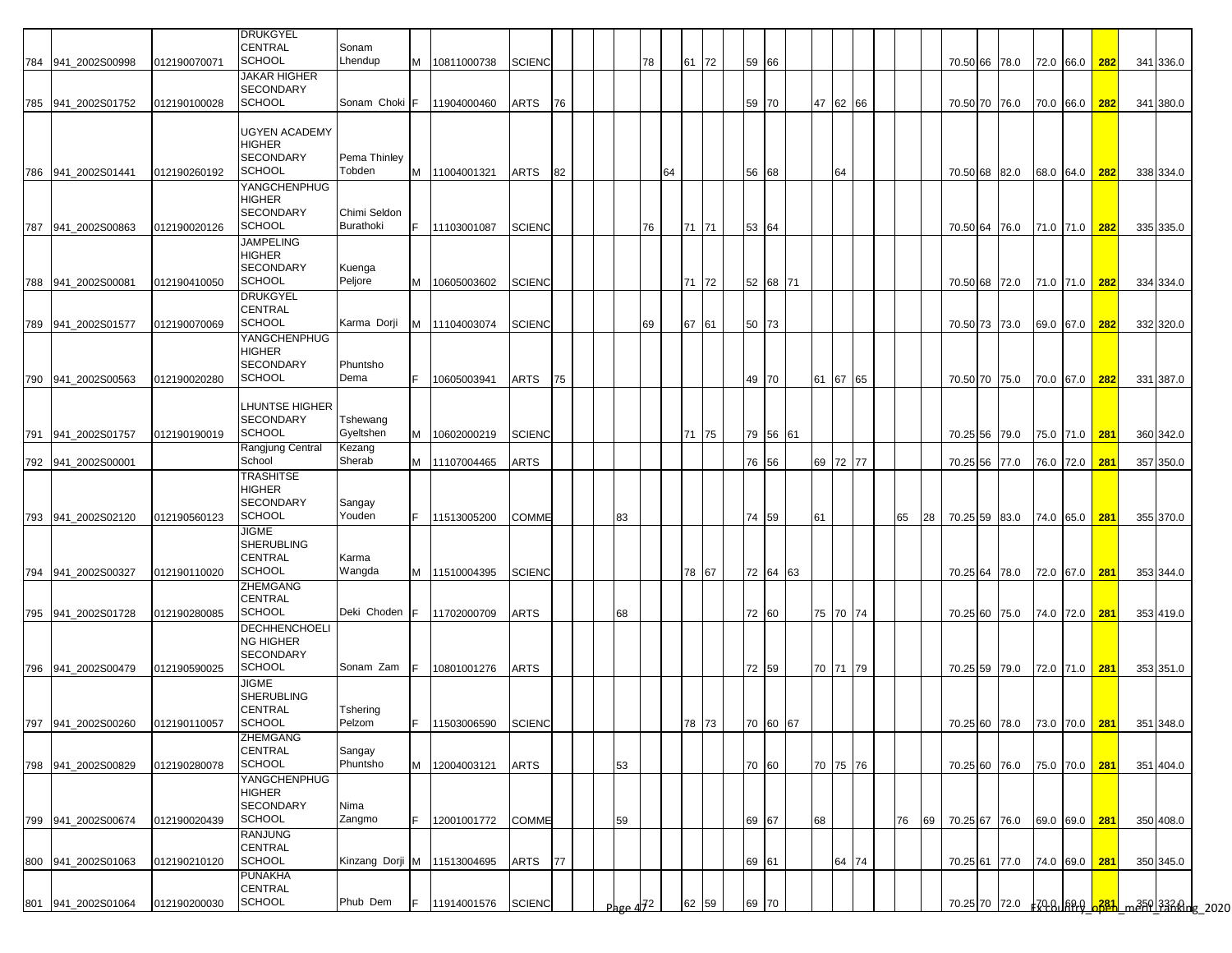| | | | | | | | | | | | | | | | | | | | | | | | | | | | | | |
|---|---|---|---|---|---|---|---|---|---|---|---|---|---|---|---|---|---|---|---|---|---|---|---|---|---|---|---|---|---|
| 784 | 941_2002S00998 | 012190070071 | DRUKGYEL CENTRAL SCHOOL | Sonam Lhendup | M | 10811000738 | SCIENC | | | 78 | | 61 | 72 | 59 | 66 | | | | | | | 70.50 | 66 | 78.0 | 72.0 | 66.0 | 282 | 341 | 336.0 |
| 785 | 941_2002S01752 | 012190100028 | JAKAR HIGHER SECONDARY SCHOOL | Sonam Choki | F | 11904000460 | ARTS | 76 | | | | | | 59 | 70 | | 47 | 62 | 66 | | | 70.50 | 70 | 76.0 | 70.0 | 66.0 | 282 | 341 | 380.0 |
| 786 | 941_2002S01441 | 012190260192 | UGYEN ACADEMY HIGHER SECONDARY SCHOOL | Pema Thinley Tobden | M | 11004001321 | ARTS | 82 | | | 64 | | | 56 | 68 | | | 64 | | | | 70.50 | 68 | 82.0 | 68.0 | 64.0 | 282 | 338 | 334.0 |
| 787 | 941_2002S00863 | 012190020126 | YANGCHENPHUG HIGHER SECONDARY SCHOOL | Chimi Seldon Burathoki | F | 11103001087 | SCIENC | | | 76 | | 71 | 71 | 53 | 64 | | | | | | | 70.50 | 64 | 76.0 | 71.0 | 71.0 | 282 | 335 | 335.0 |
| 788 | 941_2002S00081 | 012190410050 | JAMPELING HIGHER SECONDARY SCHOOL | Kuenga Peljore | M | 10605003602 | SCIENC | | | | | 71 | 72 | 52 | 68 | 71 | | | | | | 70.50 | 68 | 72.0 | 71.0 | 71.0 | 282 | 334 | 334.0 |
| 789 | 941_2002S01577 | 012190070069 | DRUKGYEL CENTRAL SCHOOL | Karma Dorji | M | 11104003074 | SCIENC | | | 69 | | 67 | 61 | 50 | 73 | | | | | | | 70.50 | 73 | 73.0 | 69.0 | 67.0 | 282 | 332 | 320.0 |
| 790 | 941_2002S00563 | 012190020280 | YANGCHENPHUG HIGHER SECONDARY SCHOOL | Phuntsho Dema | F | 10605003941 | ARTS | 75 | | | | | | 49 | 70 | | 61 | 67 | 65 | | | 70.50 | 70 | 75.0 | 70.0 | 67.0 | 282 | 331 | 387.0 |
| 791 | 941_2002S01757 | 012190190019 | LHUNTSE HIGHER SECONDARY SCHOOL | Tshewang Gyeltshen | M | 10602000219 | SCIENC | | | | | 71 | 75 | 79 | 56 | 61 | | | | | | 70.25 | 56 | 79.0 | 75.0 | 71.0 | 281 | 360 | 342.0 |
| 792 | 941_2002S00001 | | Rangjung Central School | Kezang Sherab | M | 11107004465 | ARTS | | | | | | | 76 | 56 | | 69 | 72 | 77 | | | 70.25 | 56 | 77.0 | 76.0 | 72.0 | 281 | 357 | 350.0 |
| 793 | 941_2002S02120 | 012190560123 | TRASHITSE HIGHER SECONDARY SCHOOL | Sangay Youden | F | 11513005200 | COMME | | 83 | | | | | 74 | 59 | | 61 | | | 65 | 28 | 70.25 | 59 | 83.0 | 74.0 | 65.0 | 281 | 355 | 370.0 |
| 794 | 941_2002S00327 | 012190110020 | JIGME SHERUBLING CENTRAL SCHOOL | Karma Wangda | M | 11510004395 | SCIENC | | | | | 78 | 67 | 72 | 64 | 63 | | | | | | 70.25 | 64 | 78.0 | 72.0 | 67.0 | 281 | 353 | 344.0 |
| 795 | 941_2002S01728 | 012190280085 | ZHEMGANG CENTRAL SCHOOL | Deki Choden | F | 11702000709 | ARTS | | 68 | | | | | 72 | 60 | | 75 | 70 | 74 | | | 70.25 | 60 | 75.0 | 74.0 | 72.0 | 281 | 353 | 419.0 |
| 796 | 941_2002S00479 | 012190590025 | DECHHENCHOELING HIGHER SECONDARY SCHOOL | Sonam Zam | F | 10801001276 | ARTS | | | | | | | 72 | 59 | | 70 | 71 | 79 | | | 70.25 | 59 | 79.0 | 72.0 | 71.0 | 281 | 353 | 351.0 |
| 797 | 941_2002S00260 | 012190110057 | JIGME SHERUBLING CENTRAL SCHOOL | Tshering Pelzom | F | 11503006590 | SCIENC | | | | | 78 | 73 | 70 | 60 | 67 | | | | | | 70.25 | 60 | 78.0 | 73.0 | 70.0 | 281 | 351 | 348.0 |
| 798 | 941_2002S00829 | 012190280078 | ZHEMGANG CENTRAL SCHOOL | Sangay Phuntsho | M | 12004003121 | ARTS | | 53 | | | | | 70 | 60 | | 70 | 75 | 76 | | | 70.25 | 60 | 76.0 | 75.0 | 70.0 | 281 | 351 | 404.0 |
| 799 | 941_2002S00674 | 012190020439 | YANGCHENPHUG HIGHER SECONDARY SCHOOL | Nima Zangmo | F | 12001001772 | COMME | | 59 | | | | | 69 | 67 | | 68 | | | 76 | 69 | 70.25 | 67 | 76.0 | 69.0 | 69.0 | 281 | 350 | 408.0 |
| 800 | 941_2002S01063 | 012190210120 | RANJUNG CENTRAL SCHOOL | Kinzang Dorji | M | 11513004695 | ARTS | 77 | | | | | | 69 | 61 | | | 64 | 74 | | | 70.25 | 61 | 77.0 | 74.0 | 69.0 | 281 | 350 | 345.0 |
| 801 | 941_2002S01064 | 012190200030 | PUNAKHA CENTRAL SCHOOL | Phub Dem | F | 11914001576 | SCIENC | | | 72 | | 62 | 59 | 69 | 70 | | | | | | | 70.25 | 70 | 72.0 | 70.0 | 69.0 | 281 | 350 | 332.0 |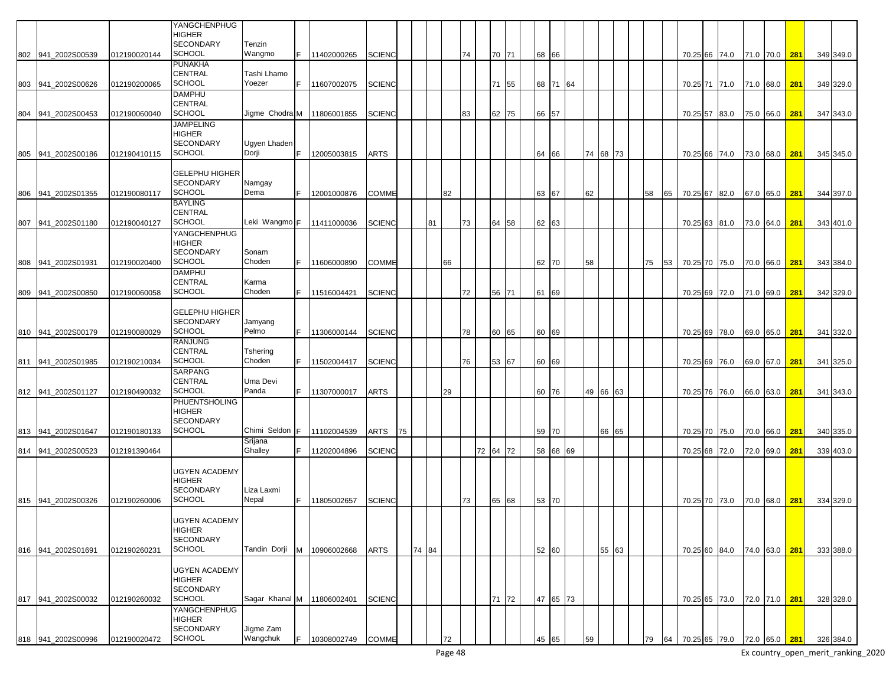| | | | | | | | | | | | | | | | | | | | | | | | | | | | | | | | | | | | |
|---|---|---|---|---|---|---|---|---|---|---|---|---|---|---|---|---|---|---|---|---|---|---|---|---|---|---|---|---|---|---|---|---|---|---|---|
| 802 | 941_2002S00539 | 012190020144 | YANGCHENPHUG HIGHER SECONDARY SCHOOL | Tenzin Wangmo | F | 11402000265 | SCIENC | | | | | | 74 | | | 70 | 71 | | 68 | 66 | | | | | | | | 70.25 | 66 | 74.0 | 71.0 | 70.0 | 281 | 349 | 349.0 |
| 803 | 941_2002S00626 | 012190200065 | PUNAKHA CENTRAL SCHOOL | Tashi Lhamo Yoezer | F | 11607002075 | SCIENC | | | | | | | | | 71 | 55 | | 68 | 71 | 64 | | | | | | | 70.25 | 71 | 71.0 | 71.0 | 68.0 | 281 | 349 | 329.0 |
| 804 | 941_2002S00453 | 012190060040 | DAMPHU CENTRAL SCHOOL | Jigme Chodra | M | 11806001855 | SCIENC | | | | | | 83 | | | 62 | 75 | | 66 | 57 | | | | | | | | 70.25 | 57 | 83.0 | 75.0 | 66.0 | 281 | 347 | 343.0 |
| 805 | 941_2002S00186 | 012190410115 | JAMPELING HIGHER SECONDARY SCHOOL | Ugyen Lhaden Dorji | F | 12005003815 | ARTS | | | | | | | | | | | | 64 | 66 | | 74 | 68 | 73 | | | | 70.25 | 66 | 74.0 | 73.0 | 68.0 | 281 | 345 | 345.0 |
| 806 | 941_2002S01355 | 012190080117 | GELEPHU HIGHER SECONDARY SCHOOL | Namgay Dema | F | 12001000876 | COMME | | | | | 82 | | | | | | | 63 | 67 | | 62 | | | | 58 | 65 | 70.25 | 67 | 82.0 | 67.0 | 65.0 | 281 | 344 | 397.0 |
| 807 | 941_2002S01180 | 012190040127 | BAYLING CENTRAL SCHOOL | Leki Wangmo | F | 11411000036 | SCIENC | | | | 81 | | 73 | | | 64 | 58 | | 62 | 63 | | | | | | | | 70.25 | 63 | 81.0 | 73.0 | 64.0 | 281 | 343 | 401.0 |
| 808 | 941_2002S01931 | 012190020400 | YANGCHENPHUG HIGHER SECONDARY SCHOOL | Sonam Choden | F | 11606000890 | COMME | | | | | 66 | | | | | | | 62 | 70 | | 58 | | | | 75 | 53 | 70.25 | 70 | 75.0 | 70.0 | 66.0 | 281 | 343 | 384.0 |
| 809 | 941_2002S00850 | 012190060058 | DAMPHU CENTRAL SCHOOL | Karma Choden | F | 11516004421 | SCIENC | | | | | | 72 | | | 56 | 71 | | 61 | 69 | | | | | | | | 70.25 | 69 | 72.0 | 71.0 | 69.0 | 281 | 342 | 329.0 |
| 810 | 941_2002S00179 | 012190080029 | GELEPHU HIGHER SECONDARY SCHOOL | Jamyang Pelmo | F | 11306000144 | SCIENC | | | | | | 78 | | | 60 | 65 | | 60 | 69 | | | | | | | | 70.25 | 69 | 78.0 | 69.0 | 65.0 | 281 | 341 | 332.0 |
| 811 | 941_2002S01985 | 012190210034 | RANJUNG CENTRAL SCHOOL | Tshering Choden | F | 11502004417 | SCIENC | | | | | | 76 | | | 53 | 67 | | 60 | 69 | | | | | | | | 70.25 | 69 | 76.0 | 69.0 | 67.0 | 281 | 341 | 325.0 |
| 812 | 941_2002S01127 | 012190490032 | SARPANG CENTRAL SCHOOL | Uma Devi Panda | F | 11307000017 | ARTS | | | | | 29 | | | | | | | 60 | 76 | | 49 | 66 | 63 | | | | 70.25 | 76 | 76.0 | 66.0 | 63.0 | 281 | 341 | 343.0 |
| 813 | 941_2002S01647 | 012190180133 | PHUENTSHOLING HIGHER SECONDARY SCHOOL | Chimi Seldon | F | 11102004539 | ARTS | 75 | | | | | | | | | | | 59 | 70 | | | 66 | 65 | | | | 70.25 | 70 | 75.0 | 70.0 | 66.0 | 281 | 340 | 335.0 |
| 814 | 941_2002S00523 | 012191390464 | | Srijana Ghalley | F | 11202004896 | SCIENC | | | | | | | | 72 | 64 | 72 | | 58 | 68 | 69 | | | | | | | 70.25 | 68 | 72.0 | 72.0 | 69.0 | 281 | 339 | 403.0 |
| 815 | 941_2002S00326 | 012190260006 | UGYEN ACADEMY HIGHER SECONDARY SCHOOL | Liza Laxmi Nepal | F | 11805002657 | SCIENC | | | | | | 73 | | | 65 | 68 | | 53 | 70 | | | | | | | | 70.25 | 70 | 73.0 | 70.0 | 68.0 | 281 | 334 | 329.0 |
| 816 | 941_2002S01691 | 012190260231 | UGYEN ACADEMY HIGHER SECONDARY SCHOOL | Tandin Dorji | M | 10906002668 | ARTS | | | 74 | 84 | | | | | | | | 52 | 60 | | | 55 | 63 | | | | 70.25 | 60 | 84.0 | 74.0 | 63.0 | 281 | 333 | 388.0 |
| 817 | 941_2002S00032 | 012190260032 | UGYEN ACADEMY HIGHER SECONDARY SCHOOL | Sagar Khanal | M | 11806002401 | SCIENC | | | | | | | | | 71 | 72 | | 47 | 65 | 73 | | | | | | | 70.25 | 65 | 73.0 | 72.0 | 71.0 | 281 | 328 | 328.0 |
| 818 | 941_2002S00996 | 012190020472 | YANGCHENPHUG HIGHER SECONDARY SCHOOL | Jigme Zam Wangchuk | F | 10308002749 | COMME | | | | | 72 | | | | | | | 45 | 65 | | 59 | | | | 79 | 64 | 70.25 | 65 | 79.0 | 72.0 | 65.0 | 281 | 326 | 384.0 |

Ex country_open_merit_ranking_2020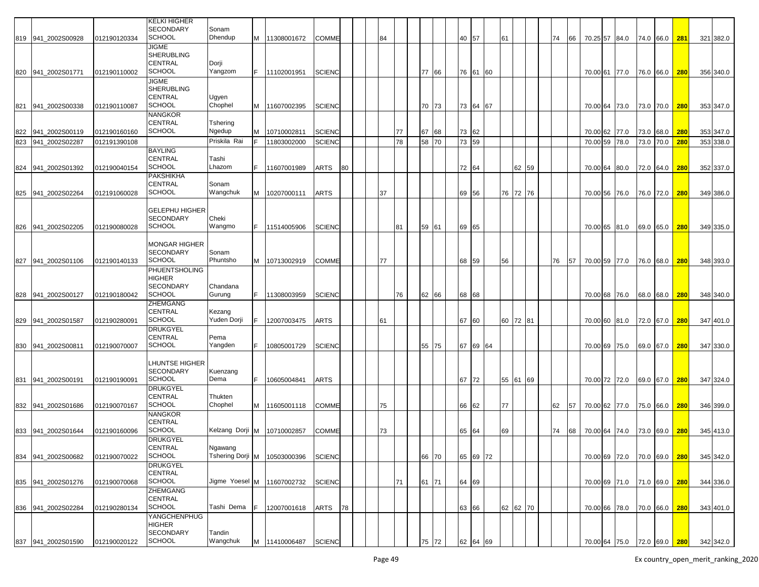| | | | | | | | | | | | | | | | | | | | | | | | | | | | | | | | | | | | |
|---|---|---|---|---|---|---|---|---|---|---|---|---|---|---|---|---|---|---|---|---|---|---|---|---|---|---|---|---|---|---|---|---|---|---|---|
| 819 | 941_2002S00928 | 012190120334 | KELKI HIGHER SECONDARY SCHOOL | Sonam Dhendup | M | 11308001672 | COMME | | | | | 84 | | | | | | 40 | 57 | | 61 | | | | 74 | 66 | 70.25 | 57 | 84.0 | 74.0 | 66.0 | 281 | | 321 | 382.0 |
| 820 | 941_2002S01771 | 012190110002 | JIGME SHERUBLING CENTRAL SCHOOL | Dorji Yangzom | F | 11102001951 | SCIENC | | | | | | | | 77 | 66 | | 76 | 61 | 60 | | | | | | | 70.00 | 61 | 77.0 | 76.0 | 66.0 | 280 | | 356 | 340.0 |
| 821 | 941_2002S00338 | 012190110087 | JIGME SHERUBLING CENTRAL SCHOOL | Ugyen Chophel | M | 11607002395 | SCIENC | | | | | | | | 70 | 73 | | 73 | 64 | 67 | | | | | | | 70.00 | 64 | 73.0 | 73.0 | 70.0 | 280 | | 353 | 347.0 |
| 822 | 941_2002S00119 | 012190160160 | NANGKOR CENTRAL SCHOOL | Tshering Ngedup | M | 10710002811 | SCIENC | | | | | | 77 | | 67 | 68 | | 73 | 62 | | | | | | | | 70.00 | 62 | 77.0 | 73.0 | 68.0 | 280 | | 353 | 347.0 |
| 823 | 941_2002S02287 | 012191390108 | | Priskila Rai | F | 11803002000 | SCIENC | | | | | | 78 | | 58 | 70 | | 73 | 59 | | | | | | | | 70.00 | 59 | 78.0 | 73.0 | 70.0 | 280 | | 353 | 338.0 |
| 824 | 941_2002S01392 | 012190040154 | BAYLING CENTRAL SCHOOL | Tashi Lhazom | F | 11607001989 | ARTS | 80 | | | | | | | | | | 72 | 64 | | | 62 | 59 | | | | 70.00 | 64 | 80.0 | 72.0 | 64.0 | 280 | | 352 | 337.0 |
| 825 | 941_2002S02264 | 012191060028 | PAKSHIKHA CENTRAL SCHOOL | Sonam Wangchuk | M | 10207000111 | ARTS | | | | | 37 | | | | | | 69 | 56 | | 76 | 72 | 76 | | | | 70.00 | 56 | 76.0 | 76.0 | 72.0 | 280 | | 349 | 386.0 |
| 826 | 941_2002S02205 | 012190080028 | GELEPHU HIGHER SECONDARY SCHOOL | Cheki Wangmo | F | 11514005906 | SCIENC | | | | | | 81 | | 59 | 61 | | 69 | 65 | | | | | | | | 70.00 | 65 | 81.0 | 69.0 | 65.0 | 280 | | 349 | 335.0 |
| 827 | 941_2002S01106 | 012190140133 | MONGAR HIGHER SECONDARY SCHOOL | Sonam Phuntsho | M | 10713002919 | COMME | | | | | 77 | | | | | | 68 | 59 | | 56 | | | | 76 | 57 | 70.00 | 59 | 77.0 | 76.0 | 68.0 | 280 | | 348 | 393.0 |
| 828 | 941_2002S00127 | 012190180042 | PHUENTSHOLING HIGHER SECONDARY SCHOOL | Chandana Gurung | F | 11308003959 | SCIENC | | | | | | 76 | | 62 | 66 | | 68 | 68 | | | | | | | | 70.00 | 68 | 76.0 | 68.0 | 68.0 | 280 | | 348 | 340.0 |
| 829 | 941_2002S01587 | 012190280091 | ZHEMGANG CENTRAL SCHOOL | Kezang Yuden Dorji | F | 12007003475 | ARTS | | | | | 61 | | | | | | 67 | 60 | | 60 | 72 | 81 | | | | 70.00 | 60 | 81.0 | 72.0 | 67.0 | 280 | | 347 | 401.0 |
| 830 | 941_2002S00811 | 012190070007 | DRUKGYEL CENTRAL SCHOOL | Pema Yangden | F | 10805001729 | SCIENC | | | | | | | | 55 | 75 | | 67 | 69 | 64 | | | | | | | 70.00 | 69 | 75.0 | 69.0 | 67.0 | 280 | | 347 | 330.0 |
| 831 | 941_2002S00191 | 012190190091 | LHUNTSE HIGHER SECONDARY SCHOOL | Kuenzang Dema | F | 10605004841 | ARTS | | | | | | | | | | | 67 | 72 | | 55 | 61 | 69 | | | | 70.00 | 72 | 72.0 | 69.0 | 67.0 | 280 | | 347 | 324.0 |
| 832 | 941_2002S01686 | 012190070167 | DRUKGYEL CENTRAL SCHOOL | Thukten Chophel | M | 11605001118 | COMME | | | | | 75 | | | | | | 66 | 62 | | 77 | | | | 62 | 57 | 70.00 | 62 | 77.0 | 75.0 | 66.0 | 280 | | 346 | 399.0 |
| 833 | 941_2002S01644 | 012190160096 | NANGKOR CENTRAL SCHOOL | Kelzang Dorji | M | 10710002857 | COMME | | | | | 73 | | | | | | 65 | 64 | | 69 | | | | 74 | 68 | 70.00 | 64 | 74.0 | 73.0 | 69.0 | 280 | | 345 | 413.0 |
| 834 | 941_2002S00682 | 012190070022 | DRUKGYEL CENTRAL SCHOOL | Ngawang Tshering Dorji | M | 10503000396 | SCIENC | | | | | | | | 66 | 70 | | 65 | 69 | 72 | | | | | | | 70.00 | 69 | 72.0 | 70.0 | 69.0 | 280 | | 345 | 342.0 |
| 835 | 941_2002S01276 | 012190070068 | DRUKGYEL CENTRAL SCHOOL | Jigme Yoesel | M | 11607002732 | SCIENC | | | | | | 71 | | 61 | 71 | | 64 | 69 | | | | | | | | 70.00 | 69 | 71.0 | 71.0 | 69.0 | 280 | | 344 | 336.0 |
| 836 | 941_2002S02284 | 012190280134 | ZHEMGANG CENTRAL SCHOOL | Tashi Dema | F | 12007001618 | ARTS | 78 | | | | | | | | | | 63 | 66 | | 62 | 62 | 70 | | | | 70.00 | 66 | 78.0 | 70.0 | 66.0 | 280 | | 343 | 401.0 |
| 837 | 941_2002S01590 | 012190020122 | YANGCHENPHUG HIGHER SECONDARY SCHOOL | Tandin Wangchuk | M | 11410006487 | SCIENC | | | | | | | | 75 | 72 | | 62 | 64 | 69 | | | | | | | 70.00 | 64 | 75.0 | 72.0 | 69.0 | 280 | | 342 | 342.0 |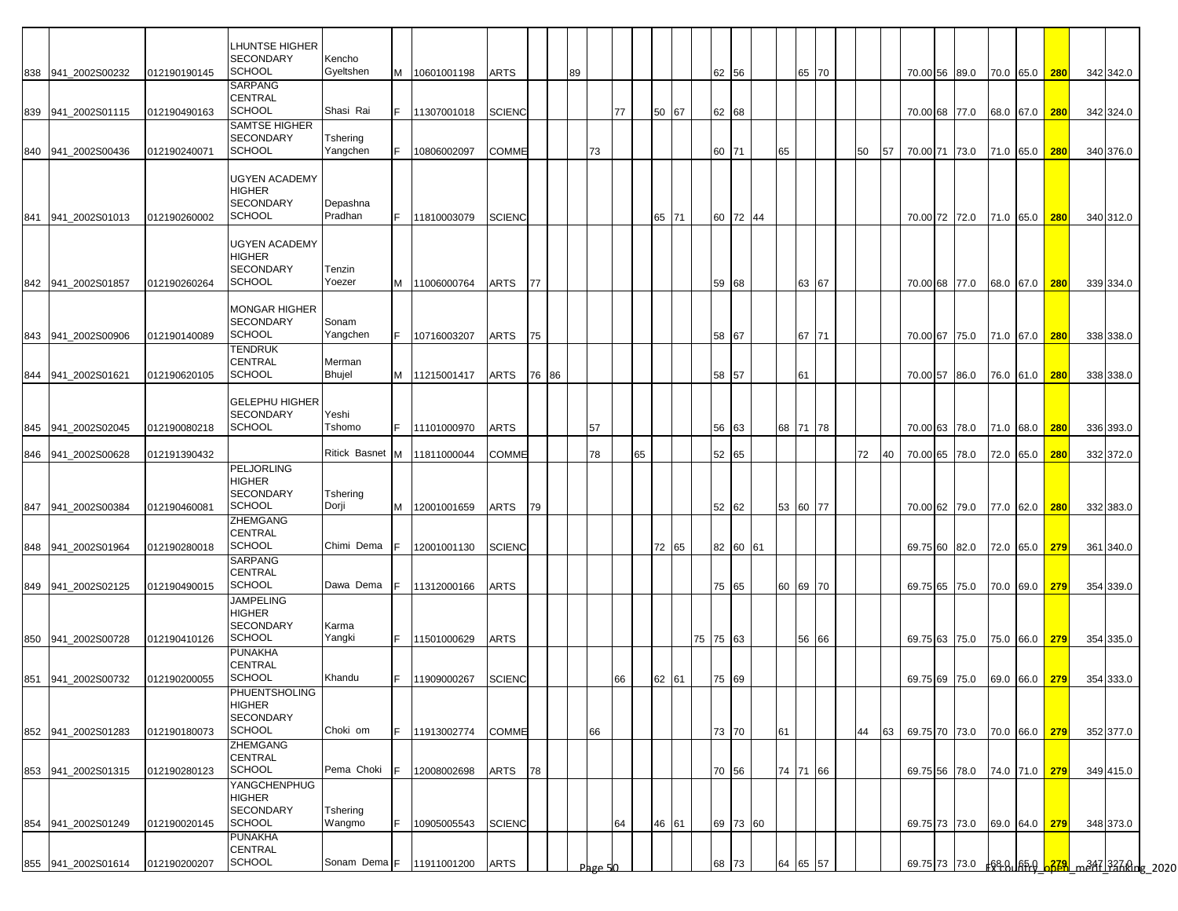| | | | | | | | | | | | | | | | | | | | | | | | | | | | | | | | | | |
|---|---|---|---|---|---|---|---|---|---|---|---|---|---|---|---|---|---|---|---|---|---|---|---|---|---|---|---|---|---|---|---|---|---|
| 838 | 941_2002S00232 | 012190190145 | LHUNTSE HIGHER SECONDARY SCHOOL | Kencho Gyeltshen | M | 10601001198 | ARTS | | | 89 | | | | | | | 62 | 56 | | | 65 | 70 | | | | 70.00 | 56 | 89.0 | 70.0 | 65.0 | 280 | 342 | 342.0 |
| 839 | 941_2002S01115 | 012190490163 | SARPANG CENTRAL SCHOOL | Shasi Rai | F | 11307001018 | SCIENC | | | | | 77 | | 50 | 67 | | 62 | 68 | | | | | | | | 70.00 | 68 | 77.0 | 68.0 | 67.0 | 280 | 342 | 324.0 |
| 840 | 941_2002S00436 | 012190240071 | SAMTSE HIGHER SECONDARY SCHOOL | Tshering Yangchen | F | 10806002097 | COMME | | | | 73 | | | | | | 60 | 71 | | 65 | | | | 50 | 57 | 70.00 | 71 | 73.0 | 71.0 | 65.0 | 280 | 340 | 376.0 |
| 841 | 941_2002S01013 | 012190260002 | UGYEN ACADEMY HIGHER SECONDARY SCHOOL | Depashna Pradhan | F | 11810003079 | SCIENC | | | | | | | 65 | 71 | | 60 | 72 | 44 | | | | | | | 70.00 | 72 | 72.0 | 71.0 | 65.0 | 280 | 340 | 312.0 |
| 842 | 941_2002S01857 | 012190260264 | UGYEN ACADEMY HIGHER SECONDARY SCHOOL | Tenzin Yoezer | M | 11006000764 | ARTS | 77 | | | | | | | | | 59 | 68 | | | 63 | 67 | | | | 70.00 | 68 | 77.0 | 68.0 | 67.0 | 280 | 339 | 334.0 |
| 843 | 941_2002S00906 | 012190140089 | MONGAR HIGHER SECONDARY SCHOOL | Sonam Yangchen | F | 10716003207 | ARTS | 75 | | | | | | | | | 58 | 67 | | | 67 | 71 | | | | 70.00 | 67 | 75.0 | 71.0 | 67.0 | 280 | 338 | 338.0 |
| 844 | 941_2002S01621 | 012190620105 | TENDRUK CENTRAL SCHOOL | Merman Bhujel | M | 11215001417 | ARTS | 76 | 86 | | | | | | | | 58 | 57 | | | 61 | | | | | 70.00 | 57 | 86.0 | 76.0 | 61.0 | 280 | 338 | 338.0 |
| 845 | 941_2002S02045 | 012190080218 | GELEPHU HIGHER SECONDARY SCHOOL | Yeshi Tshomo | F | 11101000970 | ARTS | | | | 57 | | | | | | 56 | 63 | | 68 | 71 | 78 | | | | 70.00 | 63 | 78.0 | 71.0 | 68.0 | 280 | 336 | 393.0 |
| 846 | 941_2002S00628 | 012191390432 | | Ritick Basnet | M | 11811000044 | COMME | | | | 78 | | 65 | | | | 52 | 65 | | | | | | 72 | 40 | 70.00 | 65 | 78.0 | 72.0 | 65.0 | 280 | 332 | 372.0 |
| 847 | 941_2002S00384 | 012190460081 | PELJORLING HIGHER SECONDARY SCHOOL | Tshering Dorji | M | 12001001659 | ARTS | 79 | | | | | | | | | 52 | 62 | | 53 | 60 | 77 | | | | 70.00 | 62 | 79.0 | 77.0 | 62.0 | 280 | 332 | 383.0 |
| 848 | 941_2002S01964 | 012190280018 | ZHEMGANG CENTRAL SCHOOL | Chimi Dema | F | 12001001130 | SCIENC | | | | | | | 72 | 65 | | 82 | 60 | 61 | | | | | | | 69.75 | 60 | 82.0 | 72.0 | 65.0 | 279 | 361 | 340.0 |
| 849 | 941_2002S02125 | 012190490015 | SARPANG CENTRAL SCHOOL | Dawa Dema | F | 11312000166 | ARTS | | | | | | | | | | 75 | 65 | | 60 | 69 | 70 | | | | 69.75 | 65 | 75.0 | 70.0 | 69.0 | 279 | 354 | 339.0 |
| 850 | 941_2002S00728 | 012190410126 | JAMPELING HIGHER SECONDARY SCHOOL | Karma Yangki | F | 11501000629 | ARTS | | | | | | | | | 75 | 75 | 63 | | | 56 | 66 | | | | 69.75 | 63 | 75.0 | 75.0 | 66.0 | 279 | 354 | 335.0 |
| 851 | 941_2002S00732 | 012190200055 | PUNAKHA CENTRAL SCHOOL | Khandu | F | 11909000267 | SCIENC | | | | | 66 | | 62 | 61 | | 75 | 69 | | | | | | | | 69.75 | 69 | 75.0 | 69.0 | 66.0 | 279 | 354 | 333.0 |
| 852 | 941_2002S01283 | 012190180073 | PHUENTSHOLING HIGHER SECONDARY SCHOOL | Choki om | F | 11913002774 | COMME | | | | 66 | | | | | | 73 | 70 | | 61 | | | | 44 | 63 | 69.75 | 70 | 73.0 | 70.0 | 66.0 | 279 | 352 | 377.0 |
| 853 | 941_2002S01315 | 012190280123 | ZHEMGANG CENTRAL SCHOOL | Pema Choki | F | 12008002698 | ARTS | 78 | | | | | | | | | 70 | 56 | | 74 | 71 | 66 | | | | 69.75 | 56 | 78.0 | 74.0 | 71.0 | 279 | 349 | 415.0 |
| 854 | 941_2002S01249 | 012190020145 | YANGCHENPHUG HIGHER SECONDARY SCHOOL | Tshering Wangmo | F | 10905005543 | SCIENC | | | | | 64 | | 46 | 61 | | 69 | 73 | 60 | | | | | | | 69.75 | 73 | 73.0 | 69.0 | 64.0 | 279 | 348 | 373.0 |
| 855 | 941_2002S01614 | 012190200207 | PUNAKHA CENTRAL SCHOOL | Sonam Dema | F | 11911001200 | ARTS | | | | | | | | | | 68 | 73 | | 64 | 65 | 57 | | | | 69.75 | 73 | 73.0 | 68.0 | 65.0 | 279 | 347 | 327.0 |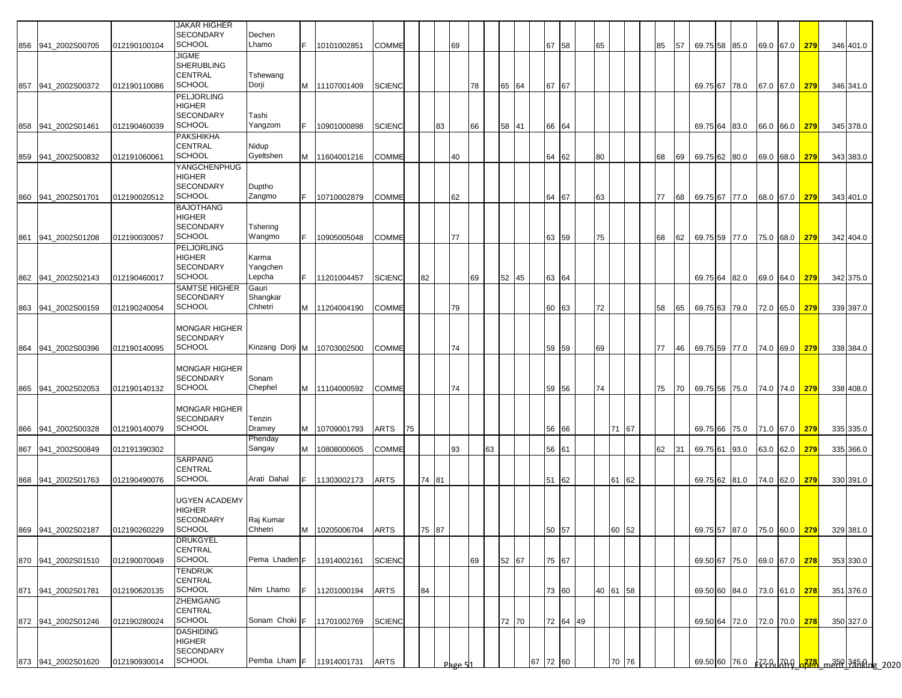| | | | | | | | | | | | | | | | | | | | | | | | | | | | | | | | | | |
|---|---|---|---|---|---|---|---|---|---|---|---|---|---|---|---|---|---|---|---|---|---|---|---|---|---|---|---|---|---|---|---|---|---|
| 856 | 941_2002S00705 | 012190100104 | JAKAR HIGHER SECONDARY SCHOOL | Dechen Lhamo | F | 10101002851 | COMME | | | | 69 | | | | | | 67 | 58 | | 65 | | | | 85 | 57 | 69.75 | 58 | 85.0 | 69.0 | 67.0 | 279 | 346 | 401.0 |
| 857 | 941_2002S00372 | 012190110086 | JIGME SHERUBLING CENTRAL SCHOOL | Tshewang Dorji | M | 11107001409 | SCIENC | | | | | 78 | | 65 | 64 | | 67 | 67 | | | | | | | | 69.75 | 67 | 78.0 | 67.0 | 67.0 | 279 | 346 | 341.0 |
| 858 | 941_2002S01461 | 012190460039 | PELJORLING HIGHER SECONDARY SCHOOL | Tashi Yangzom | F | 10901000898 | SCIENC | | | 83 | | 66 | | 58 | 41 | | 66 | 64 | | | | | | | | 69.75 | 64 | 83.0 | 66.0 | 66.0 | 279 | 345 | 378.0 |
| 859 | 941_2002S00832 | 012191060061 | PAKSHIKHA CENTRAL SCHOOL | Nidup Gyeltshen | M | 11604001216 | COMME | | | | 40 | | | | | | 64 | 62 | | 80 | | | | 68 | 69 | 69.75 | 62 | 80.0 | 69.0 | 68.0 | 279 | 343 | 383.0 |
| 860 | 941_2002S01701 | 012190020512 | YANGCHENPHUG HIGHER SECONDARY SCHOOL | Duptho Zangmo | F | 10710002879 | COMME | | | | 62 | | | | | | 64 | 67 | | 63 | | | | 77 | 68 | 69.75 | 67 | 77.0 | 68.0 | 67.0 | 279 | 343 | 401.0 |
| 861 | 941_2002S01208 | 012190030057 | BAJOTHANG HIGHER SECONDARY SCHOOL | Tshering Wangmo | F | 10905005048 | COMME | | | | 77 | | | | | | 63 | 59 | | 75 | | | | 68 | 62 | 69.75 | 59 | 77.0 | 75.0 | 68.0 | 279 | 342 | 404.0 |
| 862 | 941_2002S02143 | 012190460017 | PELJORLING HIGHER SECONDARY SCHOOL | Karma Yangchen Lepcha | F | 11201004457 | SCIENC | | 82 | | | 69 | | 52 | 45 | | 63 | 64 | | | | | | | | 69.75 | 64 | 82.0 | 69.0 | 64.0 | 279 | 342 | 375.0 |
| 863 | 941_2002S00159 | 012190240054 | SAMTSE HIGHER SECONDARY SCHOOL | Gauri Shangkar Chhetri | M | 11204004190 | COMME | | | | 79 | | | | | | 60 | 63 | | 72 | | | | 58 | 65 | 69.75 | 63 | 79.0 | 72.0 | 65.0 | 279 | 339 | 397.0 |
| 864 | 941_2002S00396 | 012190140095 | MONGAR HIGHER SECONDARY SCHOOL | Kinzang Dorji | M | 10703002500 | COMME | | | | 74 | | | | | | 59 | 59 | | 69 | | | | 77 | 46 | 69.75 | 59 | 77.0 | 74.0 | 69.0 | 279 | 338 | 384.0 |
| 865 | 941_2002S02053 | 012190140132 | MONGAR HIGHER SECONDARY SCHOOL | Sonam Chephel | M | 11104000592 | COMME | | | | 74 | | | | | | 59 | 56 | | 74 | | | | 75 | 70 | 69.75 | 56 | 75.0 | 74.0 | 74.0 | 279 | 338 | 408.0 |
| 866 | 941_2002S00328 | 012190140079 | MONGAR HIGHER SECONDARY SCHOOL | Tenzin Dramey | M | 10709001793 | ARTS | 75 | | | | | | | | | 56 | 66 | | | 71 | 67 | | | | 69.75 | 66 | 75.0 | 71.0 | 67.0 | 279 | 335 | 335.0 |
| 867 | 941_2002S00849 | 012191390302 | | Phenday Sangay | M | 10808000605 | COMME | | | | 93 | | 63 | | | | 56 | 61 | | | | | | 62 | 31 | 69.75 | 61 | 93.0 | 63.0 | 62.0 | 279 | 335 | 366.0 |
| 868 | 941_2002S01763 | 012190490076 | SARPANG CENTRAL SCHOOL | Arati Dahal | F | 11303002173 | ARTS | | 74 | 81 | | | | | | | 51 | 62 | | | 61 | 62 | | | | 69.75 | 62 | 81.0 | 74.0 | 62.0 | 279 | 330 | 391.0 |
| 869 | 941_2002S02187 | 012190260229 | UGYEN ACADEMY HIGHER SECONDARY SCHOOL | Raj Kumar Chhetri | M | 10205006704 | ARTS | | 75 | 87 | | | | | | | 50 | 57 | | | 60 | 52 | | | | 69.75 | 57 | 87.0 | 75.0 | 60.0 | 279 | 329 | 381.0 |
| 870 | 941_2002S01510 | 012190070049 | DRUKGYEL CENTRAL SCHOOL | Pema Lhaden | F | 11914002161 | SCIENC | | | | | 69 | | 52 | 67 | | 75 | 67 | | | | | | | | 69.50 | 67 | 75.0 | 69.0 | 67.0 | 278 | 353 | 330.0 |
| 871 | 941_2002S01781 | 012190620135 | TENDRUK CENTRAL SCHOOL | Nim Lhamo | F | 11201000194 | ARTS | | 84 | | | | | | | | 73 | 60 | | 40 | 61 | 58 | | | | 69.50 | 60 | 84.0 | 73.0 | 61.0 | 278 | 351 | 376.0 |
| 872 | 941_2002S01246 | 012190280024 | ZHEMGANG CENTRAL SCHOOL | Sonam Choki | F | 11701002769 | SCIENC | | | | | | | 72 | 70 | | 72 | 64 | 49 | | | | | | | 69.50 | 64 | 72.0 | 72.0 | 70.0 | 278 | 350 | 327.0 |
| 873 | 941_2002S01620 | 012190930014 | DASHIDING HIGHER SECONDARY SCHOOL | Pemba Lham | F | 11914001731 | ARTS | | | | | | | | | 67 | 72 | 60 | | | 70 | 76 | | | | 69.50 | 60 | 76.0 | 72.0 | 70.0 | 278 | 350 | 345.0 |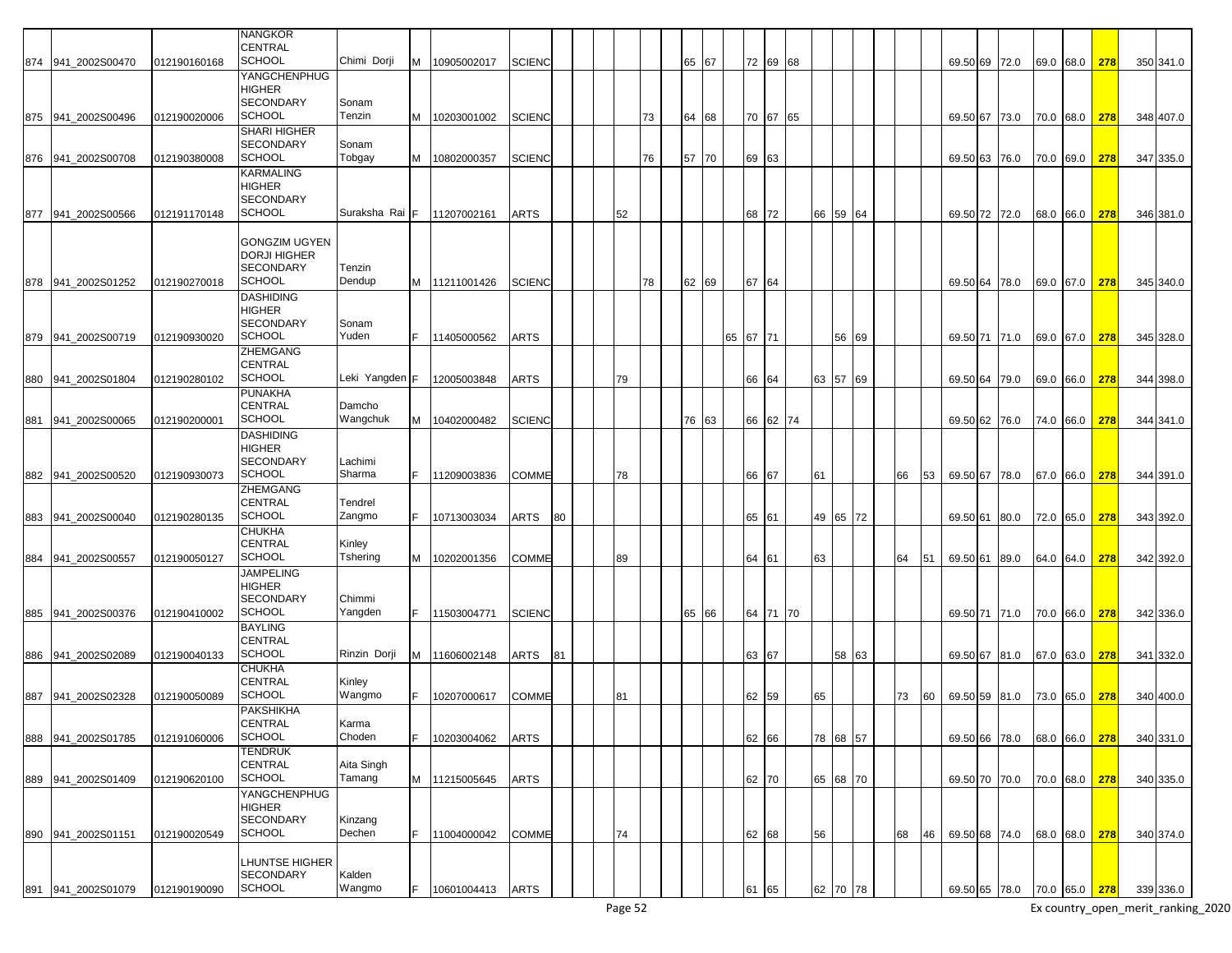| | | | | | | | | | | | | | | | | | | | | | | | | | | | | | | | | | | |
|---|---|---|---|---|---|---|---|---|---|---|---|---|---|---|---|---|---|---|---|---|---|---|---|---|---|---|---|---|---|---|---|---|---|---|
| 874 | 941_2002S00470 | 012190160168 | NANGKOR CENTRAL SCHOOL | Chimi Dorji | M | 10905002017 | SCIENC | | | | | | | 65 | 67 | | 72 | 69 | 68 | | | | | | | 69.50 | 69 | 72.0 | 69.0 | 68.0 | 278 | | 350 | 341.0 |
| 875 | 941_2002S00496 | 012190020006 | YANGCHENPHUG HIGHER SECONDARY SCHOOL | Sonam Tenzin | M | 10203001002 | SCIENC | | | | | 73 | | 64 | 68 | | 70 | 67 | 65 | | | | | | | 69.50 | 67 | 73.0 | 70.0 | 68.0 | 278 | | 348 | 407.0 |
| 876 | 941_2002S00708 | 012190380008 | SHARI HIGHER SECONDARY SCHOOL | Sonam Tobgay | M | 10802000357 | SCIENC | | | | | 76 | | 57 | 70 | | 69 | 63 | | | | | | | | 69.50 | 63 | 76.0 | 70.0 | 69.0 | 278 | | 347 | 335.0 |
| 877 | 941_2002S00566 | 012191170148 | KARMALING HIGHER SECONDARY SCHOOL | Suraksha Rai | F | 11207002161 | ARTS | | | | 52 | | | | | | 68 | 72 | | 66 | 59 | 64 | | | | 69.50 | 72 | 72.0 | 68.0 | 66.0 | 278 | | 346 | 381.0 |
| 878 | 941_2002S01252 | 012190270018 | GONGZIM UGYEN DORJI HIGHER SECONDARY SCHOOL | Tenzin Dendup | M | 11211001426 | SCIENC | | | | | 78 | | 62 | 69 | | 67 | 64 | | | | | | | | 69.50 | 64 | 78.0 | 69.0 | 67.0 | 278 | | 345 | 340.0 |
| 879 | 941_2002S00719 | 012190930020 | DASHIDING HIGHER SECONDARY SCHOOL | Sonam Yuden | F | 11405000562 | ARTS | | | | | | | | | 65 | 67 | 71 | | | 56 | 69 | | | | 69.50 | 71 | 71.0 | 69.0 | 67.0 | 278 | | 345 | 328.0 |
| 880 | 941_2002S01804 | 012190280102 | ZHEMGANG CENTRAL SCHOOL | Leki Yangden | F | 12005003848 | ARTS | | | | 79 | | | | | | 66 | 64 | | 63 | 57 | 69 | | | | 69.50 | 64 | 79.0 | 69.0 | 66.0 | 278 | | 344 | 398.0 |
| 881 | 941_2002S00065 | 012190200001 | PUNAKHA CENTRAL SCHOOL | Damcho Wangchuk | M | 10402000482 | SCIENC | | | | | | | 76 | 63 | | 66 | 62 | 74 | | | | | | | 69.50 | 62 | 76.0 | 74.0 | 66.0 | 278 | | 344 | 341.0 |
| 882 | 941_2002S00520 | 012190930073 | DASHIDING HIGHER SECONDARY SCHOOL | Lachimi Sharma | F | 11209003836 | COMME | | | | 78 | | | | | | 66 | 67 | | 61 | | | | 66 | 53 | 69.50 | 67 | 78.0 | 67.0 | 66.0 | 278 | | 344 | 391.0 |
| 883 | 941_2002S00040 | 012190280135 | ZHEMGANG CENTRAL SCHOOL | Tendrel Zangmo | F | 10713003034 | ARTS | 80 | | | | | | | | | 65 | 61 | | 49 | 65 | 72 | | | | 69.50 | 61 | 80.0 | 72.0 | 65.0 | 278 | | 343 | 392.0 |
| 884 | 941_2002S00557 | 012190050127 | CHUKHA CENTRAL SCHOOL | Kinley Tshering | M | 10202001356 | COMME | | | | 89 | | | | | | 64 | 61 | | 63 | | | | 64 | 51 | 69.50 | 61 | 89.0 | 64.0 | 64.0 | 278 | | 342 | 392.0 |
| 885 | 941_2002S00376 | 012190410002 | JAMPELING HIGHER SECONDARY SCHOOL | Chimmi Yangden | F | 11503004771 | SCIENC | | | | | | | 65 | 66 | | 64 | 71 | 70 | | | | | | | 69.50 | 71 | 71.0 | 70.0 | 66.0 | 278 | | 342 | 336.0 |
| 886 | 941_2002S02089 | 012190040133 | BAYLING CENTRAL SCHOOL | Rinzin Dorji | M | 11606002148 | ARTS | 81 | | | | | | | | | 63 | 67 | | | 58 | 63 | | | | 69.50 | 67 | 81.0 | 67.0 | 63.0 | 278 | | 341 | 332.0 |
| 887 | 941_2002S02328 | 012190050089 | CHUKHA CENTRAL SCHOOL | Kinley Wangmo | F | 10207000617 | COMME | | | | 81 | | | | | | 62 | 59 | | 65 | | | | 73 | 60 | 69.50 | 59 | 81.0 | 73.0 | 65.0 | 278 | | 340 | 400.0 |
| 888 | 941_2002S01785 | 012191060006 | PAKSHIKHA CENTRAL SCHOOL | Karma Choden | F | 10203004062 | ARTS | | | | | | | | | | 62 | 66 | | 78 | 68 | 57 | | | | 69.50 | 66 | 78.0 | 68.0 | 66.0 | 278 | | 340 | 331.0 |
| 889 | 941_2002S01409 | 012190620100 | TENDRUK CENTRAL SCHOOL | Aita Singh Tamang | M | 11215005645 | ARTS | | | | | | | | | | 62 | 70 | | 65 | 68 | 70 | | | | 69.50 | 70 | 70.0 | 70.0 | 68.0 | 278 | | 340 | 335.0 |
| 890 | 941_2002S01151 | 012190020549 | YANGCHENPHUG HIGHER SECONDARY SCHOOL | Kinzang Dechen | F | 11004000042 | COMME | | | | 74 | | | | | | 62 | 68 | | 56 | | | | 68 | 46 | 69.50 | 68 | 74.0 | 68.0 | 68.0 | 278 | | 340 | 374.0 |
| 891 | 941_2002S01079 | 012190190090 | LHUNTSE HIGHER SECONDARY SCHOOL | Kalden Wangmo | F | 10601004413 | ARTS | | | | | | | | | | 61 | 65 | | 62 | 70 | 78 | | | | 69.50 | 65 | 78.0 | 70.0 | 65.0 | 278 | | 339 | 336.0 |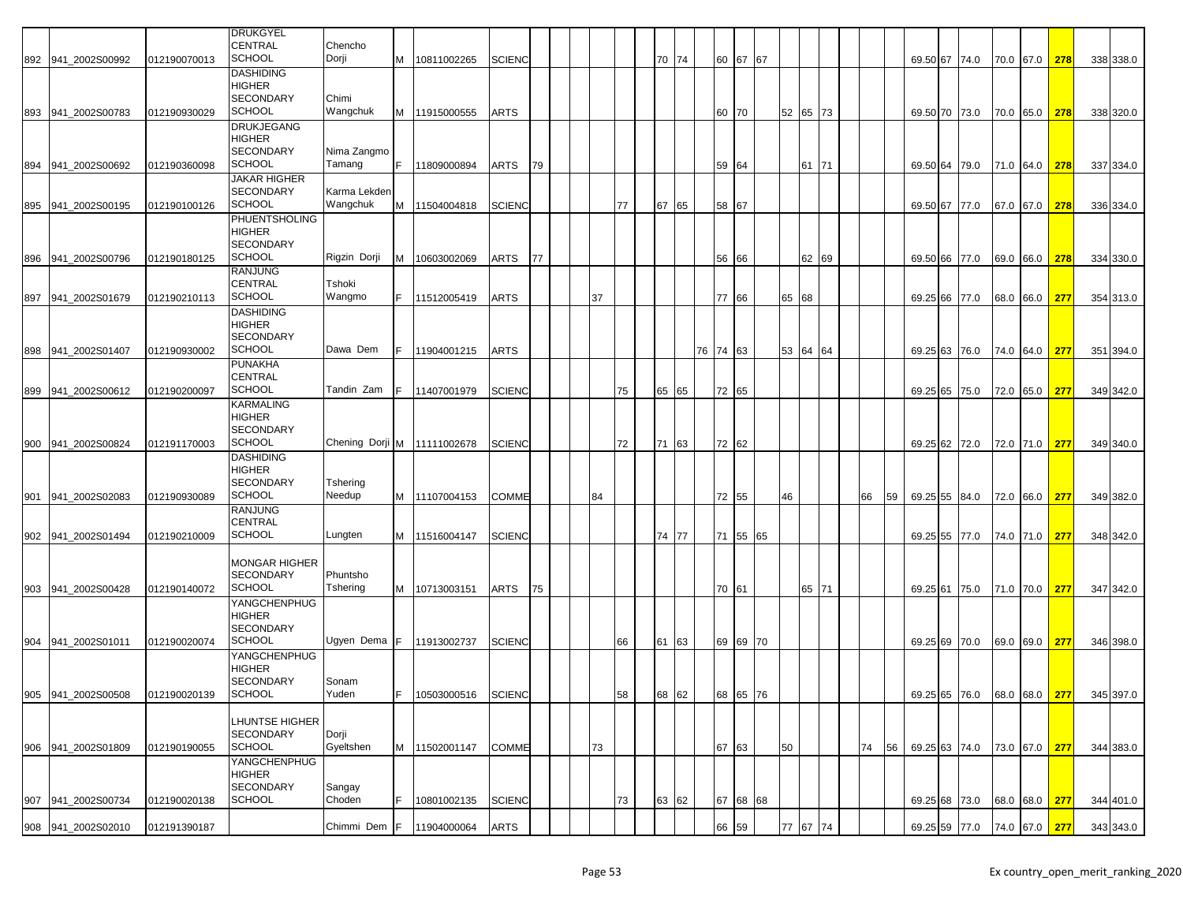| | | | | | | | | | | | | | | | | | | | | | | | | | | | | | | | | | |
|---|---|---|---|---|---|---|---|---|---|---|---|---|---|---|---|---|---|---|---|---|---|---|---|---|---|---|---|---|---|---|---|---|---|
| 892 | 941_2002S00992 | 012190070013 | DRUKGYEL CENTRAL SCHOOL | Chencho Dorji | M | 10811002265 | SCIENC | | | | | | | 70 | 74 | | 60 | 67 | 67 | | | | | | | 69.50 | 67 | 74.0 | 70.0 | 67.0 | 278 | 338 | 338.0 |
| 893 | 941_2002S00783 | 012190930029 | DASHIDING HIGHER SECONDARY SCHOOL | Chimi Wangchuk | M | 11915000555 | ARTS | | | | | | | | | | 60 | 70 | | 52 | 65 | 73 | | | | 69.50 | 70 | 73.0 | 70.0 | 65.0 | 278 | 338 | 320.0 |
| 894 | 941_2002S00692 | 012190360098 | DRUKJEGANG HIGHER SECONDARY SCHOOL | Nima Zangmo Tamang | F | 11809000894 | ARTS | 79 | | | | | | | | | 59 | 64 | | | 61 | 71 | | | | 69.50 | 64 | 79.0 | 71.0 | 64.0 | 278 | 337 | 334.0 |
| 895 | 941_2002S00195 | 012190100126 | JAKAR HIGHER SECONDARY SCHOOL | Karma Lekden Wangchuk | M | 11504004818 | SCIENC | | | | | 77 | | 67 | 65 | | 58 | 67 | | | | | | | | 69.50 | 67 | 77.0 | 67.0 | 67.0 | 278 | 336 | 334.0 |
| 896 | 941_2002S00796 | 012190180125 | PHUENTSHOLING HIGHER SECONDARY SCHOOL | Rigzin Dorji | M | 10603002069 | ARTS | 77 | | | | | | | | | 56 | 66 | | | 62 | 69 | | | | 69.50 | 66 | 77.0 | 69.0 | 66.0 | 278 | 334 | 330.0 |
| 897 | 941_2002S01679 | 012190210113 | RANJUNG CENTRAL SCHOOL | Tshoki Wangmo | F | 11512005419 | ARTS | | | | 37 | | | | | | 77 | 66 | | 65 | 68 | | | | | 69.25 | 66 | 77.0 | 68.0 | 66.0 | 277 | 354 | 313.0 |
| 898 | 941_2002S01407 | 012190930002 | DASHIDING HIGHER SECONDARY SCHOOL | Dawa Dem | F | 11904001215 | ARTS | | | | | | | | | 76 | 74 | 63 | | 53 | 64 | 64 | | | | 69.25 | 63 | 76.0 | 74.0 | 64.0 | 277 | 351 | 394.0 |
| 899 | 941_2002S00612 | 012190200097 | PUNAKHA CENTRAL SCHOOL | Tandin Zam | F | 11407001979 | SCIENC | | | | | 75 | | 65 | 65 | | 72 | 65 | | | | | | | | 69.25 | 65 | 75.0 | 72.0 | 65.0 | 277 | 349 | 342.0 |
| 900 | 941_2002S00824 | 012191170003 | KARMALING HIGHER SECONDARY SCHOOL | Chening Dorji | M | 11111002678 | SCIENC | | | | | 72 | | 71 | 63 | | 72 | 62 | | | | | | | | 69.25 | 62 | 72.0 | 72.0 | 71.0 | 277 | 349 | 340.0 |
| 901 | 941_2002S02083 | 012190930089 | DASHIDING HIGHER SECONDARY SCHOOL | Tshering Needup | M | 11107004153 | COMME | | | | 84 | | | | | | 72 | 55 | | 46 | | | | 66 | 59 | 69.25 | 55 | 84.0 | 72.0 | 66.0 | 277 | 349 | 382.0 |
| 902 | 941_2002S01494 | 012190210009 | RANJUNG CENTRAL SCHOOL | Lungten | M | 11516004147 | SCIENC | | | | | | | 74 | 77 | | 71 | 55 | 65 | | | | | | | 69.25 | 55 | 77.0 | 74.0 | 71.0 | 277 | 348 | 342.0 |
| 903 | 941_2002S00428 | 012190140072 | MONGAR HIGHER SECONDARY SCHOOL | Phuntsho Tshering | M | 10713003151 | ARTS | 75 | | | | | | | | | 70 | 61 | | | 65 | 71 | | | | 69.25 | 61 | 75.0 | 71.0 | 70.0 | 277 | 347 | 342.0 |
| 904 | 941_2002S01011 | 012190020074 | YANGCHENPHUG HIGHER SECONDARY SCHOOL | Ugyen Dema | F | 11913002737 | SCIENC | | | | | 66 | | 61 | 63 | | 69 | 69 | 70 | | | | | | | 69.25 | 69 | 70.0 | 69.0 | 69.0 | 277 | 346 | 398.0 |
| 905 | 941_2002S00508 | 012190020139 | YANGCHENPHUG HIGHER SECONDARY SCHOOL | Sonam Yuden | F | 10503000516 | SCIENC | | | | | 58 | | 68 | 62 | | 68 | 65 | 76 | | | | | | | 69.25 | 65 | 76.0 | 68.0 | 68.0 | 277 | 345 | 397.0 |
| 906 | 941_2002S01809 | 012190190055 | LHUNTSE HIGHER SECONDARY SCHOOL | Dorji Gyeltshen | M | 11502001147 | COMME | | | | 73 | | | | | | 67 | 63 | | 50 | | | | 74 | 56 | 69.25 | 63 | 74.0 | 73.0 | 67.0 | 277 | 344 | 383.0 |
| 907 | 941_2002S00734 | 012190020138 | YANGCHENPHUG HIGHER SECONDARY SCHOOL | Sangay Choden | F | 10801002135 | SCIENC | | | | | 73 | | 63 | 62 | | 67 | 68 | 68 | | | | | | | 69.25 | 68 | 73.0 | 68.0 | 68.0 | 277 | 344 | 401.0 |
| 908 | 941_2002S02010 | 012191390187 | | Chimmi Dem | F | 11904000064 | ARTS | | | | | | | | | | 66 | 59 | | 77 | 67 | 74 | | | | 69.25 | 59 | 77.0 | 74.0 | 67.0 | 277 | 343 | 343.0 |

Ex country_open_merit_ranking_2020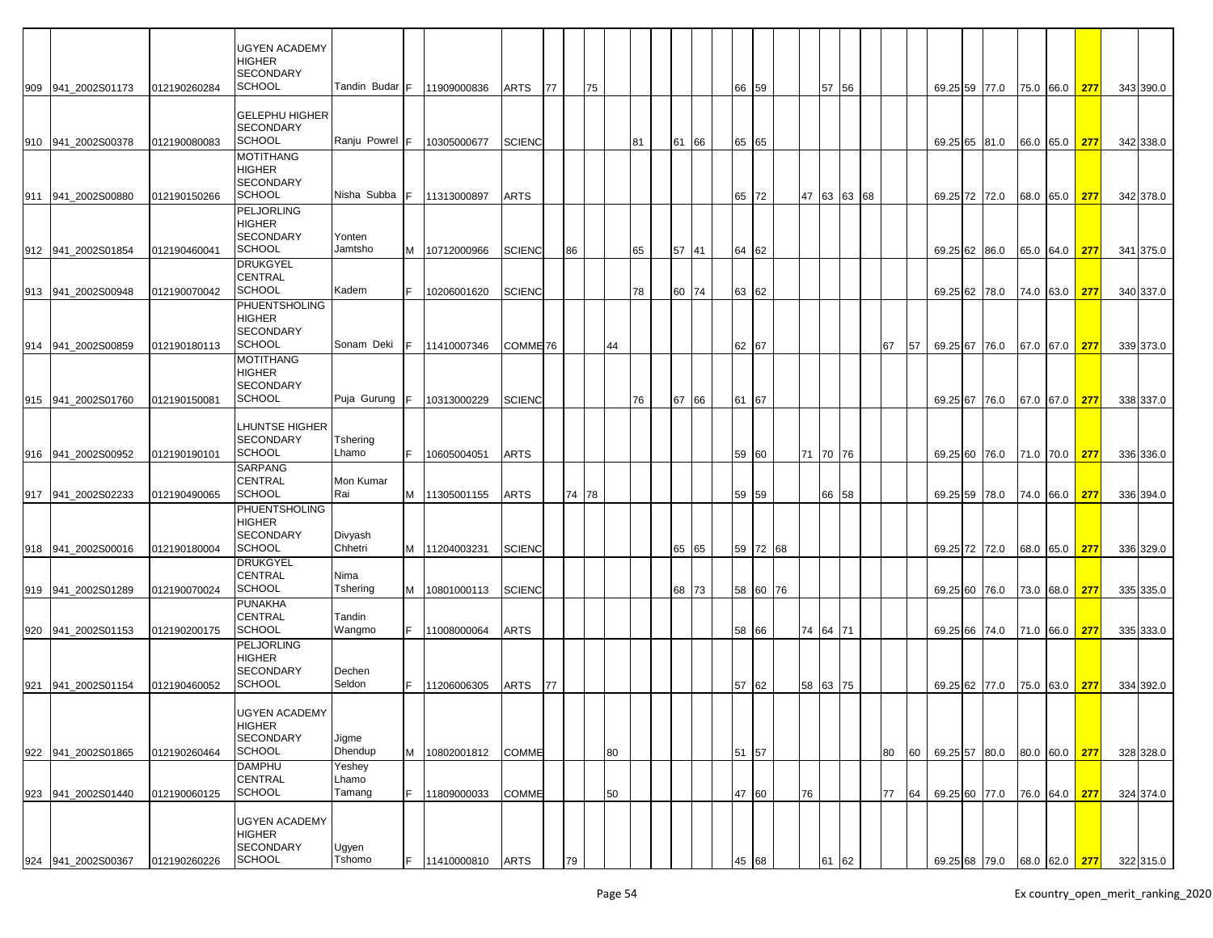| | | | | | | | | | | | | | | | | | | | | | | | | | | | | | | | | | |
|---|---|---|---|---|---|---|---|---|---|---|---|---|---|---|---|---|---|---|---|---|---|---|---|---|---|---|---|---|---|---|---|---|---|
| 909 | 941_2002S01173 | 012190260284 | UGYEN ACADEMY HIGHER SECONDARY SCHOOL | Tandin Budar | F | 11909000836 | ARTS | 77 | | 75 | | | | | | | 66 | 59 | | | 57 | 56 | | | | 69.25 | 59 | 77.0 | 75.0 | 66.0 | 277 | 343 | 390.0 |
| 910 | 941_2002S00378 | 012190080083 | GELEPHU HIGHER SECONDARY SCHOOL | Ranju Powrel | F | 10305000677 | SCIENC | | | | | 81 | | 61 | 66 | | 65 | 65 | | | | | | | | 69.25 | 65 | 81.0 | 66.0 | 65.0 | 277 | 342 | 338.0 |
| 911 | 941_2002S00880 | 012190150266 | MOTITHANG HIGHER SECONDARY SCHOOL | Nisha Subba | F | 11313000897 | ARTS | | | | | | | | | | 65 | 72 | | 47 | 63 | 63 | 68 | | | 69.25 | 72 | 72.0 | 68.0 | 65.0 | 277 | 342 | 378.0 |
| 912 | 941_2002S01854 | 012190460041 | PELJORLING HIGHER SECONDARY SCHOOL | Yonten Jamtsho | M | 10712000966 | SCIENC | | 86 | | | 65 | | 57 | 41 | | 64 | 62 | | | | | | | | 69.25 | 62 | 86.0 | 65.0 | 64.0 | 277 | 341 | 375.0 |
| 913 | 941_2002S00948 | 012190070042 | DRUKGYEL CENTRAL SCHOOL | Kadem | F | 10206001620 | SCIENC | | | | | 78 | | 60 | 74 | | 63 | 62 | | | | | | | | 69.25 | 62 | 78.0 | 74.0 | 63.0 | 277 | 340 | 337.0 |
| 914 | 941_2002S00859 | 012190180113 | PHUENTSHOLING HIGHER SECONDARY SCHOOL | Sonam Deki | F | 11410007346 | COMME | 76 | | | 44 | | | | | | 62 | 67 | | | | | | 67 | 57 | 69.25 | 67 | 76.0 | 67.0 | 67.0 | 277 | 339 | 373.0 |
| 915 | 941_2002S01760 | 012190150081 | MOTITHANG HIGHER SECONDARY SCHOOL | Puja Gurung | F | 10313000229 | SCIENC | | | | | 76 | | 67 | 66 | | 61 | 67 | | | | | | | | 69.25 | 67 | 76.0 | 67.0 | 67.0 | 277 | 338 | 337.0 |
| 916 | 941_2002S00952 | 012190190101 | LHUNTSE HIGHER SECONDARY SCHOOL | Tshering Lhamo | F | 10605004051 | ARTS | | | | | | | | | | 59 | 60 | | 71 | 70 | 76 | | | | 69.25 | 60 | 76.0 | 71.0 | 70.0 | 277 | 336 | 336.0 |
| 917 | 941_2002S02233 | 012190490065 | SARPANG CENTRAL SCHOOL | Mon Kumar Rai | M | 11305001155 | ARTS | | 74 | 78 | | | | | | | 59 | 59 | | | 66 | 58 | | | | 69.25 | 59 | 78.0 | 74.0 | 66.0 | 277 | 336 | 394.0 |
| 918 | 941_2002S00016 | 012190180004 | PHUENTSHOLING HIGHER SECONDARY SCHOOL | Divyash Chhetri | M | 11204003231 | SCIENC | | | | | | | 65 | 65 | | 59 | 72 | 68 | | | | | | | 69.25 | 72 | 72.0 | 68.0 | 65.0 | 277 | 336 | 329.0 |
| 919 | 941_2002S01289 | 012190070024 | DRUKGYEL CENTRAL SCHOOL | Nima Tshering | M | 10801000113 | SCIENC | | | | | | | 68 | 73 | | 58 | 60 | 76 | | | | | | | 69.25 | 60 | 76.0 | 73.0 | 68.0 | 277 | 335 | 335.0 |
| 920 | 941_2002S01153 | 012190200175 | PUNAKHA CENTRAL SCHOOL | Tandin Wangmo | F | 11008000064 | ARTS | | | | | | | | | | 58 | 66 | | 74 | 64 | 71 | | | | 69.25 | 66 | 74.0 | 71.0 | 66.0 | 277 | 335 | 333.0 |
| 921 | 941_2002S01154 | 012190460052 | PELJORLING HIGHER SECONDARY SCHOOL | Dechen Seldon | F | 11206006305 | ARTS | 77 | | | | | | | | | 57 | 62 | | 58 | 63 | 75 | | | | 69.25 | 62 | 77.0 | 75.0 | 63.0 | 277 | 334 | 392.0 |
| 922 | 941_2002S01865 | 012190260464 | UGYEN ACADEMY HIGHER SECONDARY SCHOOL | Jigme Dhendup | M | 10802001812 | COMME | | | | 80 | | | | | | 51 | 57 | | | | | | 80 | 60 | 69.25 | 57 | 80.0 | 80.0 | 60.0 | 277 | 328 | 328.0 |
| 923 | 941_2002S01440 | 012190060125 | DAMPHU CENTRAL SCHOOL | Yeshey Lhamo Tamang | F | 11809000033 | COMME | | | | 50 | | | | | | 47 | 60 | | 76 | | | | 77 | 64 | 69.25 | 60 | 77.0 | 76.0 | 64.0 | 277 | 324 | 374.0 |
| 924 | 941_2002S00367 | 012190260226 | UGYEN ACADEMY HIGHER SECONDARY SCHOOL | Ugyen Tshomo | F | 11410000810 | ARTS | | 79 | | | | | | | | 45 | 68 | | | 61 | 62 | | | | 69.25 | 68 | 79.0 | 68.0 | 62.0 | 277 | 322 | 315.0 |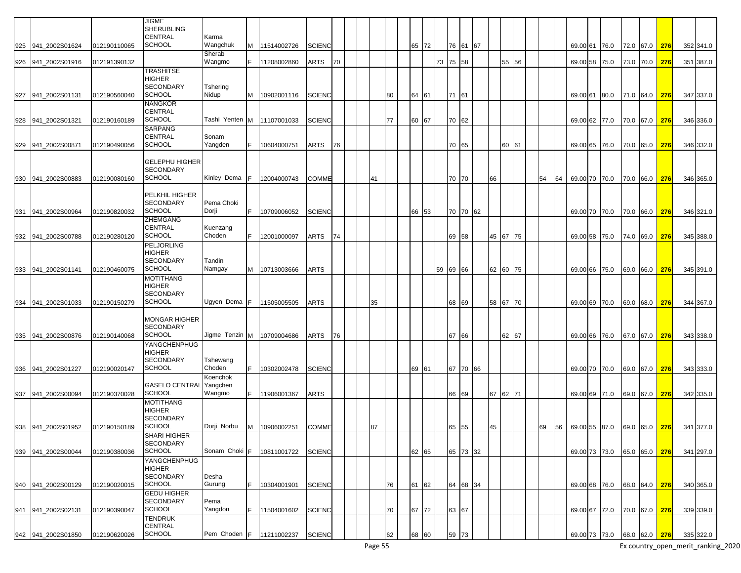| | | | | | | | | | | | | | | | | | | | | | | | | | | | | | | | | | | | | |
|---|---|---|---|---|---|---|---|---|---|---|---|---|---|---|---|---|---|---|---|---|---|---|---|---|---|---|---|---|---|---|---|---|---|---|---|---|
| 925 | 941_2002S01624 | 012190110065 | JIGME SHERUBLING CENTRAL SCHOOL | Karma Wangchuk | M | 11514002726 | SCIENC | | | | | | | | 65 | 72 | | 76 | 61 | 67 | | | | | | | | 69.00 | 61 | 76.0 | 72.0 | 67.0 | 276 | | 352 | 341.0 |
| 926 | 941_2002S01916 | 012191390132 | | Sherab Wangmo | F | 11208002860 | ARTS | 70 | | | | | | | | | 73 | 75 | 58 | | | 55 | 56 | | | | | 69.00 | 58 | 75.0 | 73.0 | 70.0 | 276 | | 351 | 387.0 |
| 927 | 941_2002S01131 | 012190560040 | TRASHITSE HIGHER SECONDARY SCHOOL | Tshering Nidup | M | 10902001116 | SCIENC | | | | | | 80 | | 64 | 61 | | 71 | 61 | | | | | | | | | 69.00 | 61 | 80.0 | 71.0 | 64.0 | 276 | | 347 | 337.0 |
| 928 | 941_2002S01321 | 012190160189 | NANGKOR CENTRAL SCHOOL | Tashi Yenten | M | 11107001033 | SCIENC | | | | | | 77 | | 60 | 67 | | 70 | 62 | | | | | | | | | 69.00 | 62 | 77.0 | 70.0 | 67.0 | 276 | | 346 | 336.0 |
| 929 | 941_2002S00871 | 012190490056 | SARPANG CENTRAL SCHOOL | Sonam Yangden | F | 10604000751 | ARTS | 76 | | | | | | | | | | 70 | 65 | | | 60 | 61 | | | | | 69.00 | 65 | 76.0 | 70.0 | 65.0 | 276 | | 346 | 332.0 |
| 930 | 941_2002S00883 | 012190080160 | GELEPHU HIGHER SECONDARY SCHOOL | Kinley Dema | F | 12004000743 | COMME | | | | | 41 | | | | | | 70 | 70 | | 66 | | | | | 54 | 64 | 69.00 | 70 | 70.0 | 70.0 | 66.0 | 276 | | 346 | 365.0 |
| 931 | 941_2002S00964 | 012190820032 | PELKHIL HIGHER SECONDARY SCHOOL | Pema Choki Dorji | F | 10709006052 | SCIENC | | | | | | | | 66 | 53 | | 70 | 70 | 62 | | | | | | | | 69.00 | 70 | 70.0 | 70.0 | 66.0 | 276 | | 346 | 321.0 |
| 932 | 941_2002S00788 | 012190280120 | ZHEMGANG CENTRAL SCHOOL | Kuenzang Choden | F | 12001000097 | ARTS | 74 | | | | | | | | | | 69 | 58 | | 45 | 67 | 75 | | | | | 69.00 | 58 | 75.0 | 74.0 | 69.0 | 276 | | 345 | 388.0 |
| 933 | 941_2002S01141 | 012190460075 | PELJORLING HIGHER SECONDARY SCHOOL | Tandin Namgay | M | 10713003666 | ARTS | | | | | | | | | | 59 | 69 | 66 | | 62 | 60 | 75 | | | | | 69.00 | 66 | 75.0 | 69.0 | 66.0 | 276 | | 345 | 391.0 |
| 934 | 941_2002S01033 | 012190150279 | MOTITHANG HIGHER SECONDARY SCHOOL | Ugyen Dema | F | 11505005505 | ARTS | | | | | 35 | | | | | | 68 | 69 | | 58 | 67 | 70 | | | | | 69.00 | 69 | 70.0 | 69.0 | 68.0 | 276 | | 344 | 367.0 |
| 935 | 941_2002S00876 | 012190140068 | MONGAR HIGHER SECONDARY SCHOOL | Jigme Tenzin | M | 10709004686 | ARTS | 76 | | | | | | | | | | 67 | 66 | | | 62 | 67 | | | | | 69.00 | 66 | 76.0 | 67.0 | 67.0 | 276 | | 343 | 338.0 |
| 936 | 941_2002S01227 | 012190020147 | YANGCHENPHUG HIGHER SECONDARY SCHOOL | Tshewang Choden | F | 10302002478 | SCIENC | | | | | | | | 69 | 61 | | 67 | 70 | 66 | | | | | | | | 69.00 | 70 | 70.0 | 69.0 | 67.0 | 276 | | 343 | 333.0 |
| 937 | 941_2002S00094 | 012190370028 | GASELO CENTRAL SCHOOL | Koenchok Yangchen Wangmo | F | 11906001367 | ARTS | | | | | | | | | | | 66 | 69 | | 67 | 62 | 71 | | | | | 69.00 | 69 | 71.0 | 69.0 | 67.0 | 276 | | 342 | 335.0 |
| 938 | 941_2002S01952 | 012190150189 | MOTITHANG HIGHER SECONDARY SCHOOL | Dorji Norbu | M | 10906002251 | COMME | | | | | 87 | | | | | | 65 | 55 | | 45 | | | | | 69 | 56 | 69.00 | 55 | 87.0 | 69.0 | 65.0 | 276 | | 341 | 377.0 |
| 939 | 941_2002S00044 | 012190380036 | SHARI HIGHER SECONDARY SCHOOL | Sonam Choki | F | 10811001722 | SCIENC | | | | | | | | 62 | 65 | | 65 | 73 | 32 | | | | | | | | 69.00 | 73 | 73.0 | 65.0 | 65.0 | 276 | | 341 | 297.0 |
| 940 | 941_2002S00129 | 012190020015 | YANGCHENPHUG HIGHER SECONDARY SCHOOL | Desha Gurung | F | 10304001901 | SCIENC | | | | | | 76 | | 61 | 62 | | 64 | 68 | 34 | | | | | | | | 69.00 | 68 | 76.0 | 68.0 | 64.0 | 276 | | 340 | 365.0 |
| 941 | 941_2002S02131 | 012190390047 | GEDU HIGHER SECONDARY SCHOOL | Pema Yangdon | F | 11504001602 | SCIENC | | | | | | 70 | | 67 | 72 | | 63 | 67 | | | | | | | | | 69.00 | 67 | 72.0 | 70.0 | 67.0 | 276 | | 339 | 339.0 |
| 942 | 941_2002S01850 | 012190620026 | TENDRUK CENTRAL SCHOOL | Pem Choden | F | 11211002237 | SCIENC | | | | | | 62 | | 68 | 60 | | 59 | 73 | | | | | | | | | 69.00 | 73 | 73.0 | 68.0 | 62.0 | 276 | | 335 | 322.0 |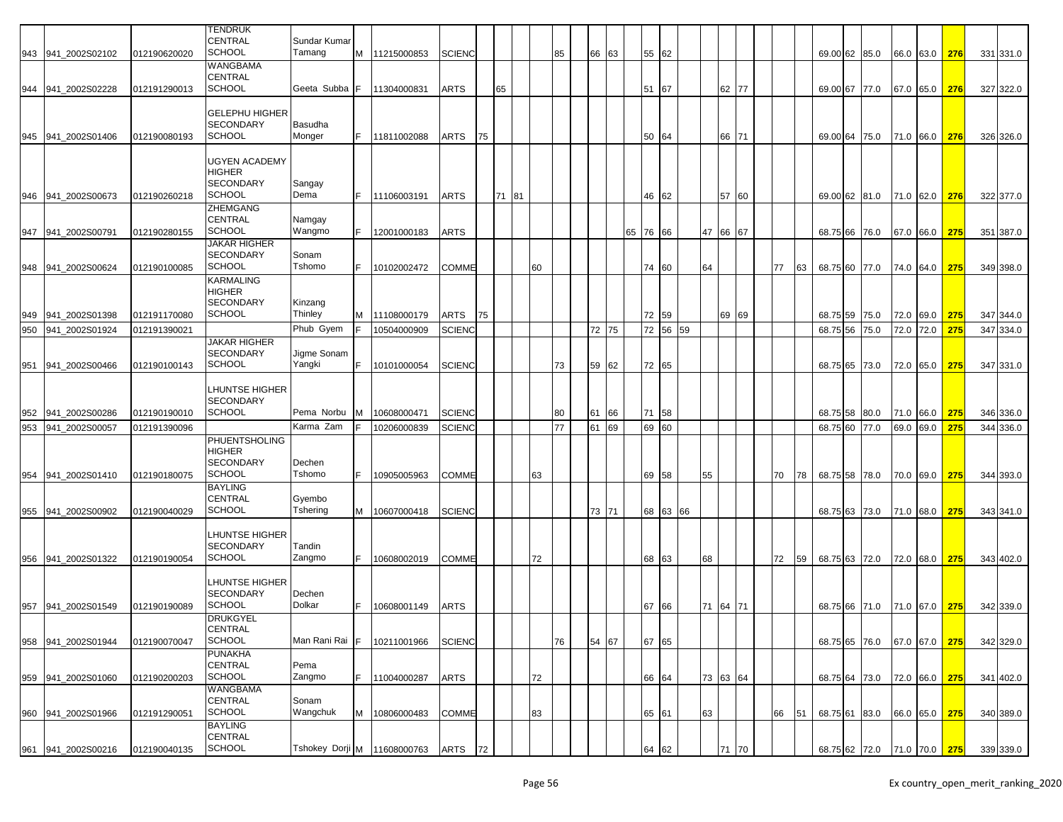| | | | | | | | | | | | | | | | | | | | | | | | | | | | | | | | |
|---|---|---|---|---|---|---|---|---|---|---|---|---|---|---|---|---|---|---|---|---|---|---|---|---|---|---|---|---|---|---|---|
| 943 | 941_2002S02102 | 012190620020 | TENDRUK CENTRAL SCHOOL | Sundar Kumar Tamang | M | 11215000853 | SCIENC | | | | | 85 | 66 | 63 | | 55 | 62 | | | | | | | 69.00 | 62 | 85.0 | 66.0 | 63.0 | 276 | 331 | 331.0 |
| 944 | 941_2002S02228 | 012191290013 | WANGBAMA CENTRAL SCHOOL | Geeta Subba | F | 11304000831 | ARTS | | 65 | | | | | | | 51 | 67 | | | 62 | 77 | | | 69.00 | 67 | 77.0 | 67.0 | 65.0 | 276 | 327 | 322.0 |
| 945 | 941_2002S01406 | 012190080193 | GELEPHU HIGHER SECONDARY SCHOOL | Basudha Monger | F | 11811002088 | ARTS | 75 | | | | | | | | 50 | 64 | | | 66 | 71 | | | 69.00 | 64 | 75.0 | 71.0 | 66.0 | 276 | 326 | 326.0 |
| 946 | 941_2002S00673 | 012190260218 | UGYEN ACADEMY HIGHER SECONDARY SCHOOL | Sangay Dema | F | 11106003191 | ARTS | | 71 | 81 | | | | | | 46 | 62 | | | 57 | 60 | | | 69.00 | 62 | 81.0 | 71.0 | 62.0 | 276 | 322 | 377.0 |
| 947 | 941_2002S00791 | 012190280155 | ZHEMGANG CENTRAL SCHOOL | Namgay Wangmo | F | 12001000183 | ARTS | | | | | | | | 65 | 76 | 66 | | 47 | 66 | 67 | | | 68.75 | 66 | 76.0 | 67.0 | 66.0 | 275 | 351 | 387.0 |
| 948 | 941_2002S00624 | 012190100085 | JAKAR HIGHER SECONDARY SCHOOL | Sonam Tshomo | F | 10102002472 | COMME | | | | 60 | | | | | 74 | 60 | | 64 | | | 77 | 63 | 68.75 | 60 | 77.0 | 74.0 | 64.0 | 275 | 349 | 398.0 |
| 949 | 941_2002S01398 | 012191170080 | KARMALING HIGHER SECONDARY SCHOOL | Kinzang Thinley | M | 11108000179 | ARTS | 75 | | | | | | | | 72 | 59 | | | 69 | 69 | | | 68.75 | 59 | 75.0 | 72.0 | 69.0 | 275 | 347 | 344.0 |
| 950 | 941_2002S01924 | 012191390021 | | Phub Gyem | F | 10504000909 | SCIENC | | | | | | 72 | 75 | | 72 | 56 | 59 | | | | | | 68.75 | 56 | 75.0 | 72.0 | 72.0 | 275 | 347 | 334.0 |
| 951 | 941_2002S00466 | 012190100143 | JAKAR HIGHER SECONDARY SCHOOL | Jigme Sonam Yangki | F | 10101000054 | SCIENC | | | | | 73 | 59 | 62 | | 72 | 65 | | | | | | | 68.75 | 65 | 73.0 | 72.0 | 65.0 | 275 | 347 | 331.0 |
| 952 | 941_2002S00286 | 012190190010 | LHUNTSE HIGHER SECONDARY SCHOOL | Pema Norbu | M | 10608000471 | SCIENC | | | | | 80 | 61 | 66 | | 71 | 58 | | | | | | | 68.75 | 58 | 80.0 | 71.0 | 66.0 | 275 | 346 | 336.0 |
| 953 | 941_2002S00057 | 012191390096 | | Karma Zam | F | 10206000839 | SCIENC | | | | | 77 | 61 | 69 | | 69 | 60 | | | | | | | 68.75 | 60 | 77.0 | 69.0 | 69.0 | 275 | 344 | 336.0 |
| 954 | 941_2002S01410 | 012190180075 | PHUENTSHOLING HIGHER SECONDARY SCHOOL | Dechen Tshomo | F | 10905005963 | COMME | | | | 63 | | | | | 69 | 58 | | 55 | | | 70 | 78 | 68.75 | 58 | 78.0 | 70.0 | 69.0 | 275 | 344 | 393.0 |
| 955 | 941_2002S00902 | 012190040029 | BAYLING CENTRAL SCHOOL | Gyembo Tshering | M | 10607000418 | SCIENC | | | | | | 73 | 71 | | 68 | 63 | 66 | | | | | | 68.75 | 63 | 73.0 | 71.0 | 68.0 | 275 | 343 | 341.0 |
| 956 | 941_2002S01322 | 012190190054 | LHUNTSE HIGHER SECONDARY SCHOOL | Tandin Zangmo | F | 10608002019 | COMME | | | | 72 | | | | | 68 | 63 | | 68 | | | 72 | 59 | 68.75 | 63 | 72.0 | 72.0 | 68.0 | 275 | 343 | 402.0 |
| 957 | 941_2002S01549 | 012190190089 | LHUNTSE HIGHER SECONDARY SCHOOL | Dechen Dolkar | F | 10608001149 | ARTS | | | | | | | | | 67 | 66 | | 71 | 64 | 71 | | | 68.75 | 66 | 71.0 | 71.0 | 67.0 | 275 | 342 | 339.0 |
| 958 | 941_2002S01944 | 012190070047 | DRUKGYEL CENTRAL SCHOOL | Man Rani Rai | F | 10211001966 | SCIENC | | | | | 76 | 54 | 67 | | 67 | 65 | | | | | | | 68.75 | 65 | 76.0 | 67.0 | 67.0 | 275 | 342 | 329.0 |
| 959 | 941_2002S01060 | 012190200203 | PUNAKHA CENTRAL SCHOOL | Pema Zangmo | F | 11004000287 | ARTS | | | | 72 | | | | | 66 | 64 | | 73 | 63 | 64 | | | 68.75 | 64 | 73.0 | 72.0 | 66.0 | 275 | 341 | 402.0 |
| 960 | 941_2002S01966 | 012191290051 | WANGBAMA CENTRAL SCHOOL | Sonam Wangchuk | M | 10806000483 | COMME | | | | 83 | | | | | 65 | 61 | | 63 | | | 66 | 51 | 68.75 | 61 | 83.0 | 66.0 | 65.0 | 275 | 340 | 389.0 |
| 961 | 941_2002S00216 | 012190040135 | BAYLING CENTRAL SCHOOL | Tshokey Dorji | M | 11608000763 | ARTS | 72 | | | | | | | | 64 | 62 | | | 71 | 70 | | | 68.75 | 62 | 72.0 | 71.0 | 70.0 | 275 | 339 | 339.0 |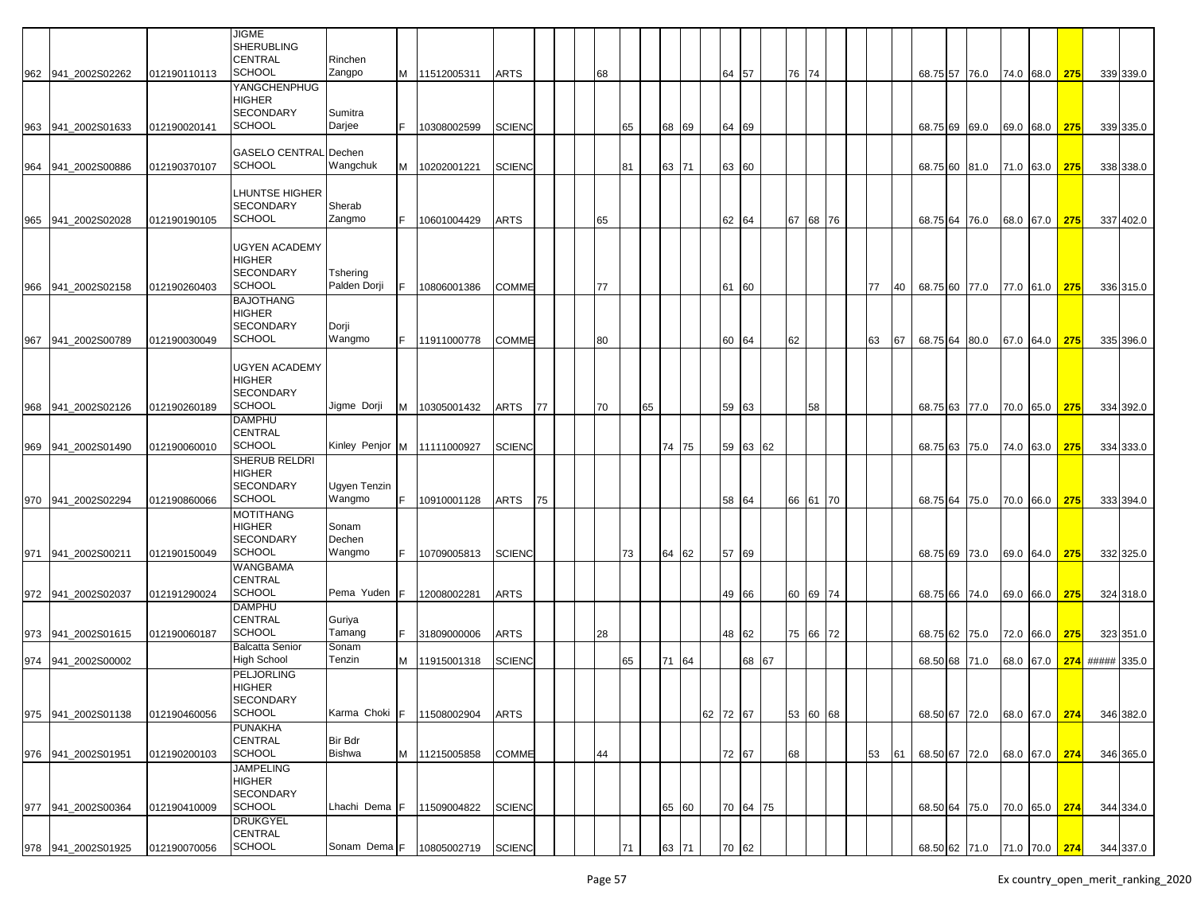| | | | | | | | | | | | | | | | | | | | | | | | | | | | | | | | | | |
|---|---|---|---|---|---|---|---|---|---|---|---|---|---|---|---|---|---|---|---|---|---|---|---|---|---|---|---|---|---|---|---|---|---|
| 962 | 941_2002S02262 | 012190110113 | JIGME SHERUBLING CENTRAL SCHOOL | Rinchen Zangpo | M | 11512005311 | ARTS | | | | 68 | | | | | | 64 | 57 | | 76 | 74 | | | | | 68.75 | 57 | 76.0 | 74.0 | 68.0 | 275 | 339 | 339.0 |
| 963 | 941_2002S01633 | 012190020141 | YANGCHENPHUG HIGHER SECONDARY SCHOOL | Sumitra Darjee | F | 10308002599 | SCIENC | | | | | 65 | | 68 | 69 | | 64 | 69 | | | | | | | | 68.75 | 69 | 69.0 | 69.0 | 68.0 | 275 | 339 | 335.0 |
| 964 | 941_2002S00886 | 012190370107 | GASELO CENTRAL SCHOOL | Dechen Wangchuk | M | 10202001221 | SCIENC | | | | | 81 | | 63 | 71 | | 63 | 60 | | | | | | | | 68.75 | 60 | 81.0 | 71.0 | 63.0 | 275 | 338 | 338.0 |
| 965 | 941_2002S02028 | 012190190105 | LHUNTSE HIGHER SECONDARY SCHOOL | Sherab Zangmo | F | 10601004429 | ARTS | | | | 65 | | | | | | 62 | 64 | | 67 | 68 | 76 | | | | 68.75 | 64 | 76.0 | 68.0 | 67.0 | 275 | 337 | 402.0 |
| 966 | 941_2002S02158 | 012190260403 | UGYEN ACADEMY HIGHER SECONDARY SCHOOL | Tshering Palden Dorji | F | 10806001386 | COMME | | | | 77 | | | | | | 61 | 60 | | | | | | 77 | 40 | 68.75 | 60 | 77.0 | 77.0 | 61.0 | 275 | 336 | 315.0 |
| 967 | 941_2002S00789 | 012190030049 | BAJOTHANG HIGHER SECONDARY SCHOOL | Dorji Wangmo | F | 11911000778 | COMME | | | | 80 | | | | | | 60 | 64 | | 62 | | | | 63 | 67 | 68.75 | 64 | 80.0 | 67.0 | 64.0 | 275 | 335 | 396.0 |
| 968 | 941_2002S02126 | 012190260189 | UGYEN ACADEMY HIGHER SECONDARY SCHOOL | Jigme Dorji | M | 10305001432 | ARTS | 77 | | | 70 | | 65 | | | | 59 | 63 | | | 58 | | | | | 68.75 | 63 | 77.0 | 70.0 | 65.0 | 275 | 334 | 392.0 |
| 969 | 941_2002S01490 | 012190060010 | DAMPHU CENTRAL SCHOOL | Kinley Penjor | M | 11111000927 | SCIENC | | | | | | | 74 | 75 | | 59 | 63 | 62 | | | | | | | 68.75 | 63 | 75.0 | 74.0 | 63.0 | 275 | 334 | 333.0 |
| 970 | 941_2002S02294 | 012190860066 | SHERUB RELDRI HIGHER SECONDARY SCHOOL | Ugyen Tenzin Wangmo | F | 10910001128 | ARTS | 75 | | | | | | | | | 58 | 64 | | 66 | 61 | 70 | | | | 68.75 | 64 | 75.0 | 70.0 | 66.0 | 275 | 333 | 394.0 |
| 971 | 941_2002S00211 | 012190150049 | MOTITHANG HIGHER SECONDARY SCHOOL | Sonam Dechen Wangmo | F | 10709005813 | SCIENC | | | | | 73 | | 64 | 62 | | 57 | 69 | | | | | | | | 68.75 | 69 | 73.0 | 69.0 | 64.0 | 275 | 332 | 325.0 |
| 972 | 941_2002S02037 | 012191290024 | WANGBAMA CENTRAL SCHOOL | Pema Yuden | F | 12008002281 | ARTS | | | | | | | | | | 49 | 66 | | 60 | 69 | 74 | | | | 68.75 | 66 | 74.0 | 69.0 | 66.0 | 275 | 324 | 318.0 |
| 973 | 941_2002S01615 | 012190060187 | DAMPHU CENTRAL SCHOOL | Guriya Tamang | F | 31809000006 | ARTS | | | | 28 | | | | | | 48 | 62 | | 75 | 66 | 72 | | | | 68.75 | 62 | 75.0 | 72.0 | 66.0 | 275 | 323 | 351.0 |
| 974 | 941_2002S00002 | | Balcatta Senior High School | Sonam Tenzin | M | 11915001318 | SCIENC | | | | | 65 | | 71 | 64 | | | 68 | 67 | | | | | | | 68.50 | 68 | 71.0 | 68.0 | 67.0 | 274 | ##### | 335.0 |
| 975 | 941_2002S01138 | 012190460056 | PELJORLING HIGHER SECONDARY SCHOOL | Karma Choki | F | 11508002904 | ARTS | | | | | | | | | 62 | 72 | 67 | | 53 | 60 | 68 | | | | 68.50 | 67 | 72.0 | 68.0 | 67.0 | 274 | 346 | 382.0 |
| 976 | 941_2002S01951 | 012190200103 | PUNAKHA CENTRAL SCHOOL | Bir Bdr Bishwa | M | 11215005858 | COMME | | | | 44 | | | | | | 72 | 67 | | 68 | | | | 53 | 61 | 68.50 | 67 | 72.0 | 68.0 | 67.0 | 274 | 346 | 365.0 |
| 977 | 941_2002S00364 | 012190410009 | JAMPELING HIGHER SECONDARY SCHOOL | Lhachi Dema | F | 11509004822 | SCIENC | | | | | | | 65 | 60 | | 70 | 64 | 75 | | | | | | | 68.50 | 64 | 75.0 | 70.0 | 65.0 | 274 | 344 | 334.0 |
| 978 | 941_2002S01925 | 012190070056 | DRUKGYEL CENTRAL SCHOOL | Sonam Dema | F | 10805002719 | SCIENC | | | | | 71 | | 63 | 71 | | 70 | 62 | | | | | | | | 68.50 | 62 | 71.0 | 71.0 | 70.0 | 274 | 344 | 337.0 |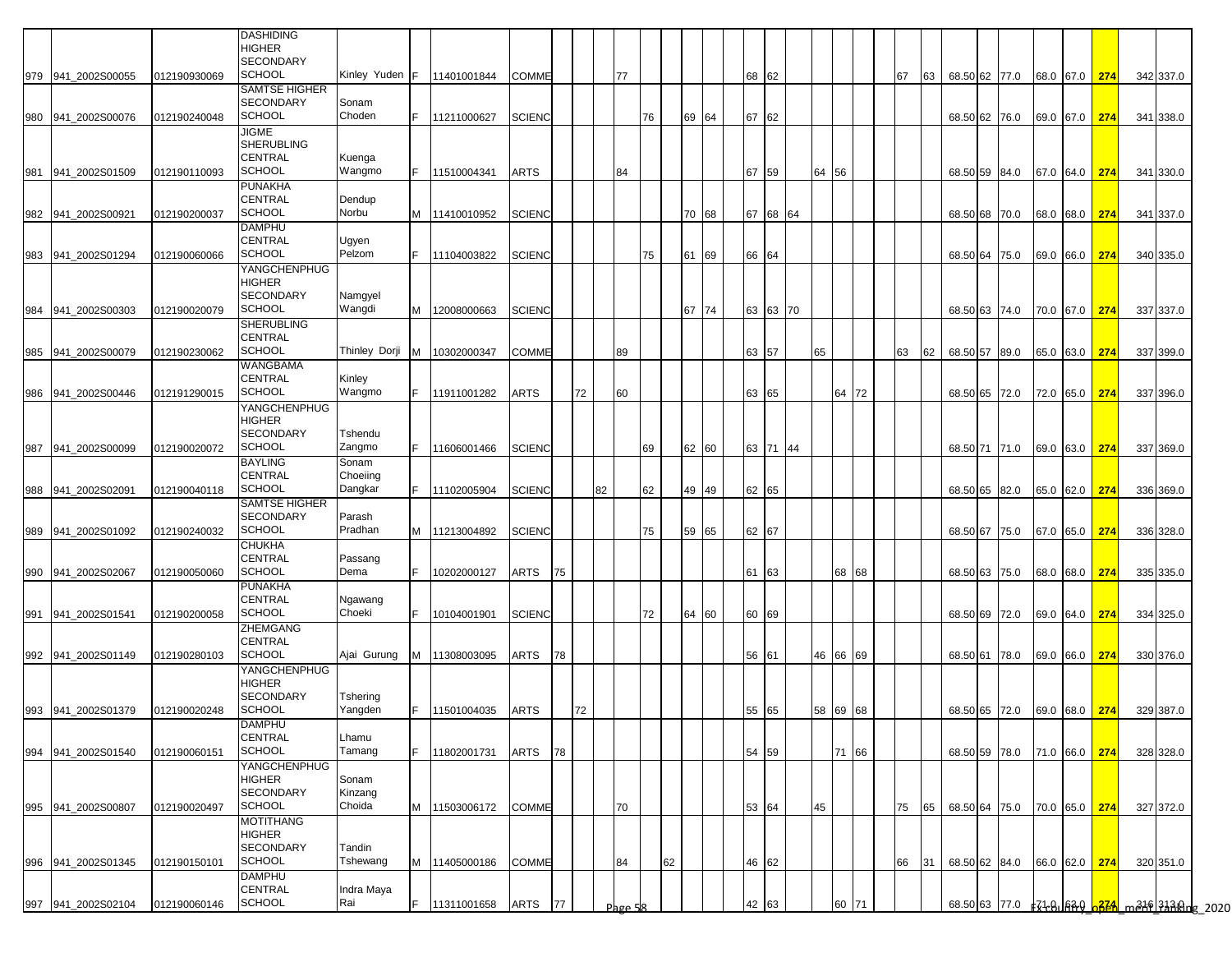| | | | | | | | | | | | | | | | | | | | | | | | | | | | | | | | | |
|---|---|---|---|---|---|---|---|---|---|---|---|---|---|---|---|---|---|---|---|---|---|---|---|---|---|---|---|---|---|---|---|---|
| 979 | 941_2002S00055 | 012190930069 | DASHIDING HIGHER SECONDARY SCHOOL | Kinley Yuden | F | 11401001844 | COMME | | | | 77 | | | | | | 68 | 62 | | | | | | 67 | 63 | 68.50 | 62 | 77.0 | 68.0 | 67.0 | 274 | 342 337.0 |
| 980 | 941_2002S00076 | 012190240048 | SAMTSE HIGHER SECONDARY SCHOOL | Sonam Choden | F | 11211000627 | SCIENC | | | | | 76 | | 69 | 64 | | 67 | 62 | | | | | | | | 68.50 | 62 | 76.0 | 69.0 | 67.0 | 274 | 341 338.0 |
| 981 | 941_2002S01509 | 012190110093 | JIGME SHERUBLING CENTRAL SCHOOL | Kuenga Wangmo | F | 11510004341 | ARTS | | | | 84 | | | | | | 67 | 59 | | 64 | 56 | | | | | 68.50 | 59 | 84.0 | 67.0 | 64.0 | 274 | 341 330.0 |
| 982 | 941_2002S00921 | 012190200037 | PUNAKHA CENTRAL SCHOOL | Dendup Norbu | M | 11410010952 | SCIENC | | | | | | | 70 | 68 | | 67 | 68 | 64 | | | | | | | 68.50 | 68 | 70.0 | 68.0 | 68.0 | 274 | 341 337.0 |
| 983 | 941_2002S01294 | 012190060066 | DAMPHU CENTRAL SCHOOL | Ugyen Pelzom | F | 11104003822 | SCIENC | | | | | 75 | | 61 | 69 | | 66 | 64 | | | | | | | | 68.50 | 64 | 75.0 | 69.0 | 66.0 | 274 | 340 335.0 |
| 984 | 941_2002S00303 | 012190020079 | YANGCHENPHUG HIGHER SECONDARY SCHOOL | Namgyel Wangdi | M | 12008000663 | SCIENC | | | | | | | 67 | 74 | | 63 | 63 | 70 | | | | | | | 68.50 | 63 | 74.0 | 70.0 | 67.0 | 274 | 337 337.0 |
| 985 | 941_2002S00079 | 012190230062 | SHERUBLING CENTRAL SCHOOL | Thinley Dorji | M | 10302000347 | COMME | | | | 89 | | | | | | 63 | 57 | | 65 | | | | 63 | 62 | 68.50 | 57 | 89.0 | 65.0 | 63.0 | 274 | 337 399.0 |
| 986 | 941_2002S00446 | 012191290015 | WANGBAMA CENTRAL SCHOOL | Kinley Wangmo | F | 11911001282 | ARTS | | 72 | | 60 | | | | | | 63 | 65 | | | 64 | 72 | | | | 68.50 | 65 | 72.0 | 72.0 | 65.0 | 274 | 337 396.0 |
| 987 | 941_2002S00099 | 012190020072 | YANGCHENPHUG HIGHER SECONDARY SCHOOL | Tshendu Zangmo | F | 11606001466 | SCIENC | | | | | 69 | | 62 | 60 | | 63 | 71 | 44 | | | | | | | 68.50 | 71 | 71.0 | 69.0 | 63.0 | 274 | 337 369.0 |
| 988 | 941_2002S02091 | 012190040118 | BAYLING CENTRAL SCHOOL | Sonam Choeiing Dangkar | F | 11102005904 | SCIENC | | | 82 | | 62 | | 49 | 49 | | 62 | 65 | | | | | | | | 68.50 | 65 | 82.0 | 65.0 | 62.0 | 274 | 336 369.0 |
| 989 | 941_2002S01092 | 012190240032 | SAMTSE HIGHER SECONDARY SCHOOL | Parash Pradhan | M | 11213004892 | SCIENC | | | | | 75 | | 59 | 65 | | 62 | 67 | | | | | | | | 68.50 | 67 | 75.0 | 67.0 | 65.0 | 274 | 336 328.0 |
| 990 | 941_2002S02067 | 012190050060 | CHUKHA CENTRAL SCHOOL | Passang Dema | F | 10202000127 | ARTS | 75 | | | | | | | | | 61 | 63 | | | 68 | 68 | | | | 68.50 | 63 | 75.0 | 68.0 | 68.0 | 274 | 335 335.0 |
| 991 | 941_2002S01541 | 012190200058 | PUNAKHA CENTRAL SCHOOL | Ngawang Choeki | F | 10104001901 | SCIENC | | | | | 72 | | 64 | 60 | | 60 | 69 | | | | | | | | 68.50 | 69 | 72.0 | 69.0 | 64.0 | 274 | 334 325.0 |
| 992 | 941_2002S01149 | 012190280103 | ZHEMGANG CENTRAL SCHOOL | Ajai Gurung | M | 11308003095 | ARTS | 78 | | | | | | | | | 56 | 61 | | 46 | 66 | 69 | | | | 68.50 | 61 | 78.0 | 69.0 | 66.0 | 274 | 330 376.0 |
| 993 | 941_2002S01379 | 012190020248 | YANGCHENPHUG HIGHER SECONDARY SCHOOL | Tshering Yangden | F | 11501004035 | ARTS | | 72 | | | | | | | | 55 | 65 | | 58 | 69 | 68 | | | | 68.50 | 65 | 72.0 | 69.0 | 68.0 | 274 | 329 387.0 |
| 994 | 941_2002S01540 | 012190060151 | DAMPHU CENTRAL SCHOOL | Lhamu Tamang | F | 11802001731 | ARTS | 78 | | | | | | | | | 54 | 59 | | | 71 | 66 | | | | 68.50 | 59 | 78.0 | 71.0 | 66.0 | 274 | 328 328.0 |
| 995 | 941_2002S00807 | 012190020497 | YANGCHENPHUG HIGHER SECONDARY SCHOOL | Sonam Kinzang Choida | M | 11503006172 | COMME | | | | 70 | | | | | | 53 | 64 | | 45 | | | | 75 | 65 | 68.50 | 64 | 75.0 | 70.0 | 65.0 | 274 | 327 372.0 |
| 996 | 941_2002S01345 | 012190150101 | MOTITHANG HIGHER SECONDARY SCHOOL | Tandin Tshewang | M | 11405000186 | COMME | | | | 84 | | 62 | | | | 46 | 62 | | | | | | 66 | 31 | 68.50 | 62 | 84.0 | 66.0 | 62.0 | 274 | 320 351.0 |
| 997 | 941_2002S02104 | 012190060146 | DAMPHU CENTRAL SCHOOL | Indra Maya Rai | F | 11311001658 | ARTS | 77 | | | | | | | | | 42 | 63 | | | 60 | 71 | | | | 68.50 | 63 | 77.0 | 71.0 | 63.0 | 274 | 316 313.0 |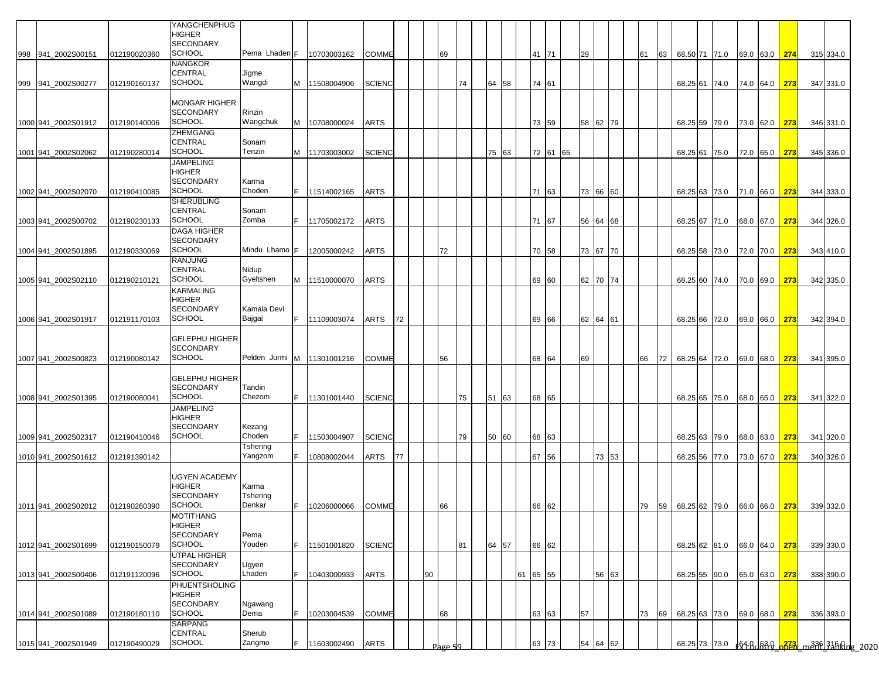| | | | | | | | | | | | | | | | | | | | | | | | | | | | | | | |
|---|---|---|---|---|---|---|---|---|---|---|---|---|---|---|---|---|---|---|---|---|---|---|---|---|---|---|---|---|---|---|
| 998 | 941_2002S00151 | 012190020360 | YANGCHENPHUG HIGHER SECONDARY SCHOOL | Pema Lhaden | F | 10703003162 | COMME | | | 69 | | | | | 41 | 71 | | 29 | | | 61 | 63 | 68.50 | 71 | 71.0 | 69.0 | 63.0 | 274 | 315 | 334.0 |
| 999 | 941_2002S00277 | 012190160137 | NANGKOR CENTRAL SCHOOL | Jigme Wangdi | M | 11508004906 | SCIENC | | | | 74 | 64 | 58 | | 74 | 61 | | | | | | | 68.25 | 61 | 74.0 | 74.0 | 64.0 | 273 | 347 | 331.0 |
| 1000 | 941_2002S01912 | 012190140006 | MONGAR HIGHER SECONDARY SCHOOL | Rinzin Wangchuk | M | 10708000024 | ARTS | | | | | | | | 73 | 59 | | 58 | 62 | 79 | | | 68.25 | 59 | 79.0 | 73.0 | 62.0 | 273 | 346 | 331.0 |
| 1001 | 941_2002S02062 | 012190280014 | ZHEMGANG CENTRAL SCHOOL | Sonam Tenzin | M | 11703003002 | SCIENC | | | | | 75 | 63 | | 72 | 61 | 65 | | | | | | 68.25 | 61 | 75.0 | 72.0 | 65.0 | 273 | 345 | 336.0 |
| 1002 | 941_2002S02070 | 012190410085 | JAMPELING HIGHER SECONDARY SCHOOL | Karma Choden | F | 11514002165 | ARTS | | | | | | | | 71 | 63 | | 73 | 66 | 60 | | | 68.25 | 63 | 73.0 | 71.0 | 66.0 | 273 | 344 | 333.0 |
| 1003 | 941_2002S00702 | 012190230133 | SHERUBLING CENTRAL SCHOOL | Sonam Zomba | F | 11705002172 | ARTS | | | | | | | | 71 | 67 | | 56 | 64 | 68 | | | 68.25 | 67 | 71.0 | 68.0 | 67.0 | 273 | 344 | 326.0 |
| 1004 | 941_2002S01895 | 012190330069 | DAGA HIGHER SECONDARY SCHOOL | Mindu Lhamo | F | 12005000242 | ARTS | | | 72 | | | | | 70 | 58 | | 73 | 67 | 70 | | | 68.25 | 58 | 73.0 | 72.0 | 70.0 | 273 | 343 | 410.0 |
| 1005 | 941_2002S02110 | 012190210121 | RANJUNG CENTRAL SCHOOL | Nidup Gyeltshen | M | 11510000070 | ARTS | | | | | | | | 69 | 60 | | 62 | 70 | 74 | | | 68.25 | 60 | 74.0 | 70.0 | 69.0 | 273 | 342 | 335.0 |
| 1006 | 941_2002S01917 | 012191170103 | KARMALING HIGHER SECONDARY SCHOOL | Kamala Devi Bajgai | F | 11109003074 | ARTS | 72 | | | | | | | 69 | 66 | | 62 | 64 | 61 | | | 68.25 | 66 | 72.0 | 69.0 | 66.0 | 273 | 342 | 394.0 |
| 1007 | 941_2002S00823 | 012190080142 | GELEPHU HIGHER SECONDARY SCHOOL | Pelden Jurmi | M | 11301001216 | COMME | | | 56 | | | | | 68 | 64 | | 69 | | | 66 | 72 | 68.25 | 64 | 72.0 | 69.0 | 68.0 | 273 | 341 | 395.0 |
| 1008 | 941_2002S01395 | 012190080041 | GELEPHU HIGHER SECONDARY SCHOOL | Tandin Chezom | F | 11301001440 | SCIENC | | | | 75 | 51 | 63 | | 68 | 65 | | | | | | | 68.25 | 65 | 75.0 | 68.0 | 65.0 | 273 | 341 | 322.0 |
| 1009 | 941_2002S02317 | 012190410046 | JAMPELING HIGHER SECONDARY SCHOOL | Kezang Choden | F | 11503004907 | SCIENC | | | | 79 | 50 | 60 | | 68 | 63 | | | | | | | 68.25 | 63 | 79.0 | 68.0 | 63.0 | 273 | 341 | 320.0 |
| 1010 | 941_2002S01612 | 012191390142 | | Tshering Yangzom | F | 10808002044 | ARTS | 77 | | | | | | | 67 | 56 | | | 73 | 53 | | | 68.25 | 56 | 77.0 | 73.0 | 67.0 | 273 | 340 | 326.0 |
| 1011 | 941_2002S02012 | 012190260390 | UGYEN ACADEMY HIGHER SECONDARY SCHOOL | Karma Tshering Denkar | F | 10206000066 | COMME | | | 66 | | | | | 66 | 62 | | | | | 79 | 59 | 68.25 | 62 | 79.0 | 66.0 | 66.0 | 273 | 339 | 332.0 |
| 1012 | 941_2002S01699 | 012190150079 | MOTITHANG HIGHER SECONDARY SCHOOL | Pema Youden | F | 11501001820 | SCIENC | | | | 81 | 64 | 57 | | 66 | 62 | | | | | | | 68.25 | 62 | 81.0 | 66.0 | 64.0 | 273 | 339 | 330.0 |
| 1013 | 941_2002S00406 | 012191120096 | UTPAL HIGHER SECONDARY SCHOOL | Ugyen Lhaden | F | 10403000933 | ARTS | | 90 | | | | | 61 | 65 | 55 | | | 56 | 63 | | | 68.25 | 55 | 90.0 | 65.0 | 63.0 | 273 | 338 | 390.0 |
| 1014 | 941_2002S01089 | 012190180110 | PHUENTSHOLING HIGHER SECONDARY SCHOOL | Ngawang Dema | F | 10203004539 | COMME | | | 68 | | | | | 63 | 63 | | 57 | | | 73 | 69 | 68.25 | 63 | 73.0 | 69.0 | 68.0 | 273 | 336 | 393.0 |
| 1015 | 941_2002S01949 | 012190490029 | SARPANG CENTRAL SCHOOL | Sherub Zangmo | F | 11603002490 | ARTS | | | | | | | | 63 | 73 | | 54 | 64 | 62 | | | 68.25 | 73 | 73.0 | 64.0 | 63.0 | 273 | 336 | 316.0 |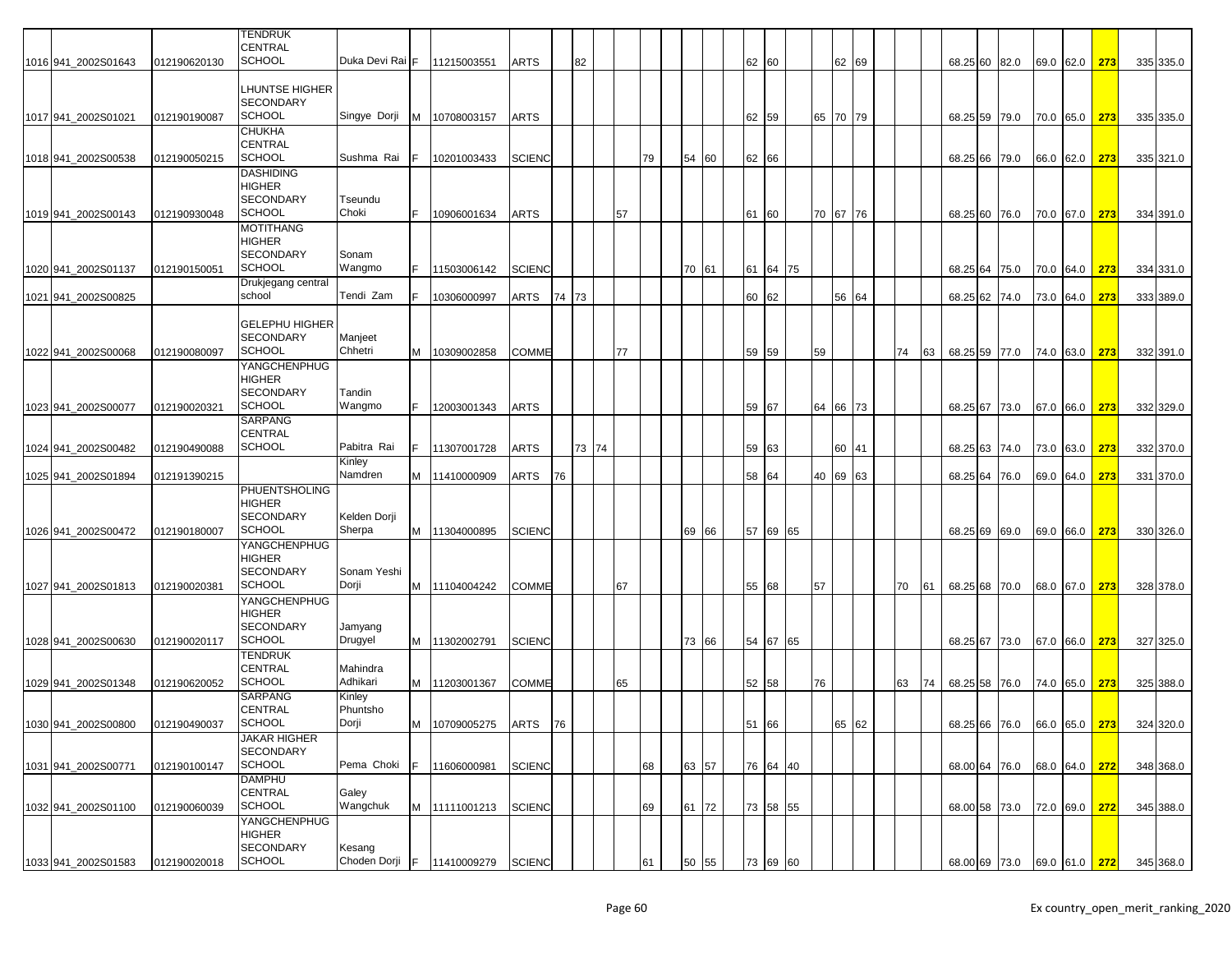| | | | | | | | | | | | | | | | | | | | | | | | | | | | | | | |
|---|---|---|---|---|---|---|---|---|---|---|---|---|---|---|---|---|---|---|---|---|---|---|---|---|---|---|---|---|---|---|
| 1016 | 941_2002S01643 | 012190620130 | TENDRUK CENTRAL SCHOOL | Duka Devi Rai | F | 11215003551 | ARTS | | 82 | | | | | | 62 | 60 | | | | 62 | 69 | | | 68.25 | 60 | 82.0 | 69.0 | 62.0 | 273 | 335 | 335.0 |
| 1017 | 941_2002S01021 | 012190190087 | LHUNTSE HIGHER SECONDARY SCHOOL | Singye Dorji | M | 10708003157 | ARTS | | | | | | | | 62 | 59 | | 65 | 70 | 79 | | | 68.25 | 59 | 79.0 | 70.0 | 65.0 | 273 | 335 | 335.0 |
| 1018 | 941_2002S00538 | 012190050215 | CHUKHA CENTRAL SCHOOL | Sushma Rai | F | 10201003433 | SCIENC | | | | | 79 | 54 | 60 | 62 | 66 | | | | | | | 68.25 | 66 | 79.0 | 66.0 | 62.0 | 273 | 335 | 321.0 |
| 1019 | 941_2002S00143 | 012190930048 | DASHIDING HIGHER SECONDARY SCHOOL | Tseundu Choki | F | 10906001634 | ARTS | | | | 57 | | | | 61 | 60 | | 70 | 67 | 76 | | | 68.25 | 60 | 76.0 | 70.0 | 67.0 | 273 | 334 | 391.0 |
| 1020 | 941_2002S01137 | 012190150051 | MOTITHANG HIGHER SECONDARY SCHOOL | Sonam Wangmo | F | 11503006142 | SCIENC | | | | | | 70 | 61 | 61 | 64 | 75 | | | | | | 68.25 | 64 | 75.0 | 70.0 | 64.0 | 273 | 334 | 331.0 |
| 1021 | 941_2002S00825 | | Drukjegang central school | Tendi Zam | F | 10306000997 | ARTS | 74 | 73 | | | | | | 60 | 62 | | | 56 | 64 | | | 68.25 | 62 | 74.0 | 73.0 | 64.0 | 273 | 333 | 389.0 |
| 1022 | 941_2002S00068 | 012190080097 | GELEPHU HIGHER SECONDARY SCHOOL | Manjeet Chhetri | M | 10309002858 | COMME | | | | 77 | | | | 59 | 59 | | 59 | | | 74 | 63 | 68.25 | 59 | 77.0 | 74.0 | 63.0 | 273 | 332 | 391.0 |
| 1023 | 941_2002S00077 | 012190020321 | YANGCHENPHUG HIGHER SECONDARY SCHOOL | Tandin Wangmo | F | 12003001343 | ARTS | | | | | | | | 59 | 67 | | 64 | 66 | 73 | | | 68.25 | 67 | 73.0 | 67.0 | 66.0 | 273 | 332 | 329.0 |
| 1024 | 941_2002S00482 | 012190490088 | SARPANG CENTRAL SCHOOL | Pabitra Rai | F | 11307001728 | ARTS | | 73 | 74 | | | | | 59 | 63 | | | 60 | 41 | | | 68.25 | 63 | 74.0 | 73.0 | 63.0 | 273 | 332 | 370.0 |
| 1025 | 941_2002S01894 | 012191390215 | | Kinley Namdren | M | 11410000909 | ARTS | 76 | | | | | | | 58 | 64 | | 40 | 69 | 63 | | | 68.25 | 64 | 76.0 | 69.0 | 64.0 | 273 | 331 | 370.0 |
| 1026 | 941_2002S00472 | 012190180007 | PHUENTSHOLING HIGHER SECONDARY SCHOOL | Kelden Dorji Sherpa | M | 11304000895 | SCIENC | | | | | | 69 | 66 | 57 | 69 | 65 | | | | | | 68.25 | 69 | 69.0 | 69.0 | 66.0 | 273 | 330 | 326.0 |
| 1027 | 941_2002S01813 | 012190020381 | YANGCHENPHUG HIGHER SECONDARY SCHOOL | Sonam Yeshi Dorji | M | 11104004242 | COMME | | | | 67 | | | | 55 | 68 | | 57 | | | 70 | 61 | 68.25 | 68 | 70.0 | 68.0 | 67.0 | 273 | 328 | 378.0 |
| 1028 | 941_2002S00630 | 012190020117 | YANGCHENPHUG HIGHER SECONDARY SCHOOL | Jamyang Drugyel | M | 11302002791 | SCIENC | | | | | | 73 | 66 | 54 | 67 | 65 | | | | | | 68.25 | 67 | 73.0 | 67.0 | 66.0 | 273 | 327 | 325.0 |
| 1029 | 941_2002S01348 | 012190620052 | TENDRUK CENTRAL SCHOOL | Mahindra Adhikari | M | 11203001367 | COMME | | | | 65 | | | | 52 | 58 | | 76 | | | 63 | 74 | 68.25 | 58 | 76.0 | 74.0 | 65.0 | 273 | 325 | 388.0 |
| 1030 | 941_2002S00800 | 012190490037 | SARPANG CENTRAL SCHOOL | Kinley Phuntsho Dorji | M | 10709005275 | ARTS | 76 | | | | | | | 51 | 66 | | | 65 | 62 | | | 68.25 | 66 | 76.0 | 66.0 | 65.0 | 273 | 324 | 320.0 |
| 1031 | 941_2002S00771 | 012190100147 | JAKAR HIGHER SECONDARY SCHOOL | Pema Choki | F | 11606000981 | SCIENC | | | | | 68 | 63 | 57 | 76 | 64 | 40 | | | | | | 68.00 | 64 | 76.0 | 68.0 | 64.0 | 272 | 348 | 368.0 |
| 1032 | 941_2002S01100 | 012190060039 | DAMPHU CENTRAL SCHOOL | Galey Wangchuk | M | 11111001213 | SCIENC | | | | | 69 | 61 | 72 | 73 | 58 | 55 | | | | | | 68.00 | 58 | 73.0 | 72.0 | 69.0 | 272 | 345 | 388.0 |
| 1033 | 941_2002S01583 | 012190020018 | YANGCHENPHUG HIGHER SECONDARY SCHOOL | Kesang Choden Dorji | F | 11410009279 | SCIENC | | | | | 61 | 50 | 55 | 73 | 69 | 60 | | | | | | 68.00 | 69 | 73.0 | 69.0 | 61.0 | 272 | 345 | 368.0 |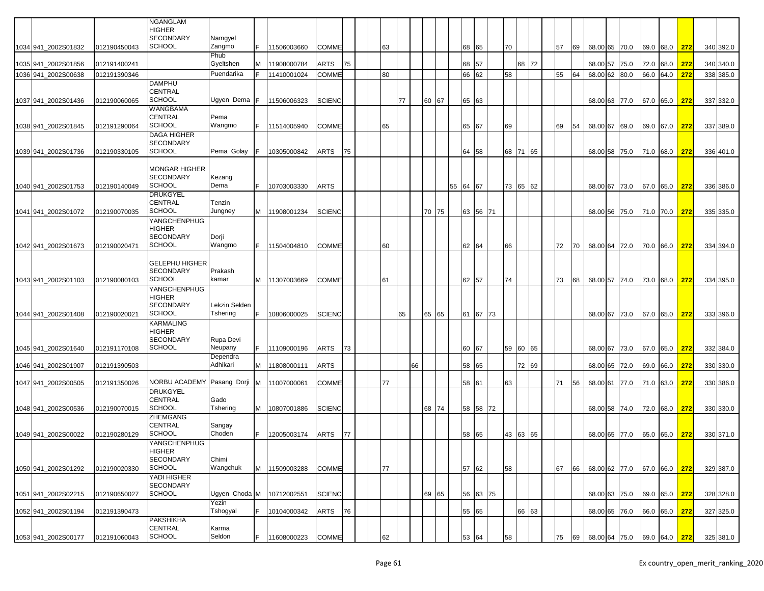| | | | | | | | | | | | | | | | | | | | | | | | | | | | | | | | | | | |
|---|---|---|---|---|---|---|---|---|---|---|---|---|---|---|---|---|---|---|---|---|---|---|---|---|---|---|---|---|---|---|---|---|---|---|
| 1034 | 941_2002S01832 | 012190450043 | NGANGLAM HIGHER SECONDARY SCHOOL | Namgyel Zangmo | F | 11506003660 | COMME | | | | 63 | | | | | | 68 | 65 | | 70 | | | | 57 | 69 | 68.00 | 65 | 70.0 | 69.0 | 68.0 | 272 | | 340 | 392.0 |
| 1035 | 941_2002S01856 | 012191400241 | | Phub Gyeltshen | M | 11908000784 | ARTS | 75 | | | | | | | | | 68 | 57 | | | 68 | 72 | | | | 68.00 | 57 | 75.0 | 72.0 | 68.0 | 272 | | 340 | 340.0 |
| 1036 | 941_2002S00638 | 012191390346 | | Puendarika | F | 11410001024 | COMME | | | | 80 | | | | | | 66 | 62 | | 58 | | | | 55 | 64 | 68.00 | 62 | 80.0 | 66.0 | 64.0 | 272 | | 338 | 385.0 |
| 1037 | 941_2002S01436 | 012190060065 | DAMPHU CENTRAL SCHOOL | Ugyen Dema | F | 11506006323 | SCIENC | | | | | 77 | | 60 | 67 | | 65 | 63 | | | | | | | | 68.00 | 63 | 77.0 | 67.0 | 65.0 | 272 | | 337 | 332.0 |
| 1038 | 941_2002S01845 | 012191290064 | WANGBAMA CENTRAL SCHOOL | Pema Wangmo | F | 11514005940 | COMME | | | | 65 | | | | | | 65 | 67 | | 69 | | | | 69 | 54 | 68.00 | 67 | 69.0 | 69.0 | 67.0 | 272 | | 337 | 389.0 |
| 1039 | 941_2002S01736 | 012190330105 | DAGA HIGHER SECONDARY SCHOOL | Pema Golay | F | 10305000842 | ARTS | 75 | | | | | | | | | 64 | 58 | | 68 | 71 | 65 | | | | 68.00 | 58 | 75.0 | 71.0 | 68.0 | 272 | | 336 | 401.0 |
| 1040 | 941_2002S01753 | 012190140049 | MONGAR HIGHER SECONDARY SCHOOL | Kezang Dema | F | 10703003330 | ARTS | | | | | | | | | 55 | 64 | 67 | | 73 | 65 | 62 | | | | 68.00 | 67 | 73.0 | 67.0 | 65.0 | 272 | | 336 | 386.0 |
| 1041 | 941_2002S01072 | 012190070035 | DRUKGYEL CENTRAL SCHOOL | Tenzin Jungney | M | 11908001234 | SCIENC | | | | | | | 70 | 75 | | 63 | 56 | 71 | | | | | | | 68.00 | 56 | 75.0 | 71.0 | 70.0 | 272 | | 335 | 335.0 |
| 1042 | 941_2002S01673 | 012190020471 | YANGCHENPHUG HIGHER SECONDARY SCHOOL | Dorji Wangmo | F | 11504004810 | COMME | | | | 60 | | | | | | 62 | 64 | | 66 | | | | 72 | 70 | 68.00 | 64 | 72.0 | 70.0 | 66.0 | 272 | | 334 | 394.0 |
| 1043 | 941_2002S01103 | 012190080103 | GELEPHU HIGHER SECONDARY SCHOOL | Prakash kamar | M | 11307003669 | COMME | | | | 61 | | | | | | 62 | 57 | | 74 | | | | 73 | 68 | 68.00 | 57 | 74.0 | 73.0 | 68.0 | 272 | | 334 | 395.0 |
| 1044 | 941_2002S01408 | 012190020021 | YANGCHENPHUG HIGHER SECONDARY SCHOOL | Lekzin Selden Tshering | F | 10806000025 | SCIENC | | | | | 65 | | 65 | 65 | | 61 | 67 | 73 | | | | | | | 68.00 | 67 | 73.0 | 67.0 | 65.0 | 272 | | 333 | 396.0 |
| 1045 | 941_2002S01640 | 012191170108 | KARMALING HIGHER SECONDARY SCHOOL | Rupa Devi Neupany | F | 11109000196 | ARTS | 73 | | | | | | | | | 60 | 67 | | 59 | 60 | 65 | | | | 68.00 | 67 | 73.0 | 67.0 | 65.0 | 272 | | 332 | 384.0 |
| 1046 | 941_2002S01907 | 012191390503 | | Dependra Adhikari | M | 11808000111 | ARTS | | | | | | 66 | | | | 58 | 65 | | | 72 | 69 | | | | 68.00 | 65 | 72.0 | 69.0 | 66.0 | 272 | | 330 | 330.0 |
| 1047 | 941_2002S00505 | 012191350026 | NORBU ACADEMY | Pasang Dorji | M | 11007000061 | COMME | | | | 77 | | | | | | 58 | 61 | | 63 | | | | 71 | 56 | 68.00 | 61 | 77.0 | 71.0 | 63.0 | 272 | | 330 | 386.0 |
| 1048 | 941_2002S00536 | 012190070015 | DRUKGYEL CENTRAL SCHOOL | Gado Tshering | M | 10807001886 | SCIENC | | | | | | | 68 | 74 | | 58 | 58 | 72 | | | | | | | 68.00 | 58 | 74.0 | 72.0 | 68.0 | 272 | | 330 | 330.0 |
| 1049 | 941_2002S00022 | 012190280129 | ZHEMGANG CENTRAL SCHOOL | Sangay Choden | F | 12005003174 | ARTS | 77 | | | | | | | | | 58 | 65 | | 43 | 63 | 65 | | | | 68.00 | 65 | 77.0 | 65.0 | 65.0 | 272 | | 330 | 371.0 |
| 1050 | 941_2002S01292 | 012190020330 | YANGCHENPHUG HIGHER SECONDARY SCHOOL | Chimi Wangchuk | M | 11509003288 | COMME | | | | 77 | | | | | | 57 | 62 | | 58 | | | | 67 | 66 | 68.00 | 62 | 77.0 | 67.0 | 66.0 | 272 | | 329 | 387.0 |
| 1051 | 941_2002S02215 | 012190650027 | YADI HIGHER SECONDARY SCHOOL | Ugyen Choda | M | 10712002551 | SCIENC | | | | | | | 69 | 65 | | 56 | 63 | 75 | | | | | | | 68.00 | 63 | 75.0 | 69.0 | 65.0 | 272 | | 328 | 328.0 |
| 1052 | 941_2002S01194 | 012191390473 | | Yezin Tshogyal | F | 10104000342 | ARTS | 76 | | | | | | | | | 55 | 65 | | | 66 | 63 | | | | 68.00 | 65 | 76.0 | 66.0 | 65.0 | 272 | | 327 | 325.0 |
| 1053 | 941_2002S00177 | 012191060043 | PAKSHIKHA CENTRAL SCHOOL | Karma Seldon | F | 11608000223 | COMME | | | | 62 | | | | | | 53 | 64 | | 58 | | | | 75 | 69 | 68.00 | 64 | 75.0 | 69.0 | 64.0 | 272 | | 325 | 381.0 |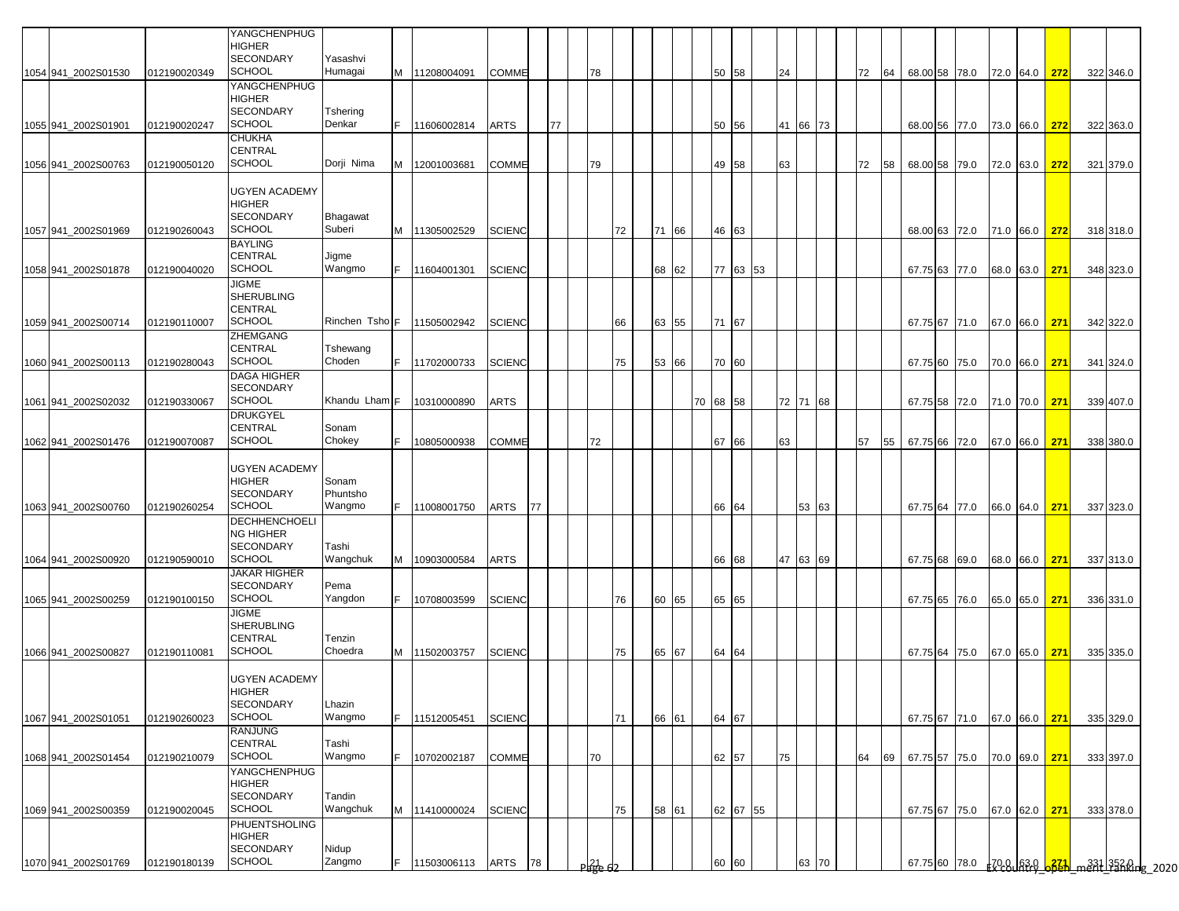| | | | | | | | | | | | | | | | | | | | | | | | | | | | | | | | | | |
|---|---|---|---|---|---|---|---|---|---|---|---|---|---|---|---|---|---|---|---|---|---|---|---|---|---|---|---|---|---|---|---|---|---|
| 1054 | 941_2002S01530 | 012190020349 | YANGCHENPHUG HIGHER SECONDARY SCHOOL | Yasashvi Humagai | M | 11208004091 | COMME | | | | 78 | | | | | | 50 | 58 | | 24 | | | | 72 | 64 | 68.00 | 58 | 78.0 | 72.0 | 64.0 | 272 | 322 | 346.0 |
| 1055 | 941_2002S01901 | 012190020247 | YANGCHENPHUG HIGHER SECONDARY SCHOOL | Tshering Denkar | F | 11606002814 | ARTS | | 77 | | | | | | | | 50 | 56 | | 41 | 66 | 73 | | | | 68.00 | 56 | 77.0 | 73.0 | 66.0 | 272 | 322 | 363.0 |
| 1056 | 941_2002S00763 | 012190050120 | CHUKHA CENTRAL SCHOOL | Dorji Nima | M | 12001003681 | COMME | | | | 79 | | | | | | 49 | 58 | | 63 | | | | 72 | 58 | 68.00 | 58 | 79.0 | 72.0 | 63.0 | 272 | 321 | 379.0 |
| 1057 | 941_2002S01969 | 012190260043 | UGYEN ACADEMY HIGHER SECONDARY SCHOOL | Bhagawat Suberi | M | 11305002529 | SCIENC | | | | | 72 | | 71 | 66 | | 46 | 63 | | | | | | | | 68.00 | 63 | 72.0 | 71.0 | 66.0 | 272 | 318 | 318.0 |
| 1058 | 941_2002S01878 | 012190040020 | BAYLING CENTRAL SCHOOL | Jigme Wangmo | F | 11604001301 | SCIENC | | | | | | | 68 | 62 | | 77 | 63 | 53 | | | | | | | 67.75 | 63 | 77.0 | 68.0 | 63.0 | 271 | 348 | 323.0 |
| 1059 | 941_2002S00714 | 012190110007 | JIGME SHERUBLING CENTRAL SCHOOL | Rinchen Tsho | F | 11505002942 | SCIENC | | | | | 66 | | 63 | 55 | | 71 | 67 | | | | | | | | 67.75 | 67 | 71.0 | 67.0 | 66.0 | 271 | 342 | 322.0 |
| 1060 | 941_2002S00113 | 012190280043 | ZHEMGANG CENTRAL SCHOOL | Tshewang Choden | F | 11702000733 | SCIENC | | | | | 75 | | 53 | 66 | | 70 | 60 | | | | | | | | 67.75 | 60 | 75.0 | 70.0 | 66.0 | 271 | 341 | 324.0 |
| 1061 | 941_2002S02032 | 012190330067 | DAGA HIGHER SECONDARY SCHOOL | Khandu Lham | F | 10310000890 | ARTS | | | | | | | | | 70 | 68 | 58 | | 72 | 71 | 68 | | | | 67.75 | 58 | 72.0 | 71.0 | 70.0 | 271 | 339 | 407.0 |
| 1062 | 941_2002S01476 | 012190070087 | DRUKGYEL CENTRAL SCHOOL | Sonam Chokey | F | 10805000938 | COMME | | | | 72 | | | | | | 67 | 66 | | 63 | | | | 57 | 55 | 67.75 | 66 | 72.0 | 67.0 | 66.0 | 271 | 338 | 380.0 |
| 1063 | 941_2002S00760 | 012190260254 | UGYEN ACADEMY HIGHER SECONDARY SCHOOL | Sonam Phuntsho Wangmo | F | 11008001750 | ARTS | 77 | | | | | | | | | 66 | 64 | | | 53 | 63 | | | | 67.75 | 64 | 77.0 | 66.0 | 64.0 | 271 | 337 | 323.0 |
| 1064 | 941_2002S00920 | 012190590010 | DECHHENCHOELING HIGHER SECONDARY SCHOOL | Tashi Wangchuk | M | 10903000584 | ARTS | | | | | | | | | | 66 | 68 | | 47 | 63 | 69 | | | | 67.75 | 68 | 69.0 | 68.0 | 66.0 | 271 | 337 | 313.0 |
| 1065 | 941_2002S00259 | 012190100150 | JAKAR HIGHER SECONDARY SCHOOL | Pema Yangdon | F | 10708003599 | SCIENC | | | | | 76 | | 60 | 65 | | 65 | 65 | | | | | | | | 67.75 | 65 | 76.0 | 65.0 | 65.0 | 271 | 336 | 331.0 |
| 1066 | 941_2002S00827 | 012190110081 | JIGME SHERUBLING CENTRAL SCHOOL | Tenzin Choedra | M | 11502003757 | SCIENC | | | | | 75 | | 65 | 67 | | 64 | 64 | | | | | | | | 67.75 | 64 | 75.0 | 67.0 | 65.0 | 271 | 335 | 335.0 |
| 1067 | 941_2002S01051 | 012190260023 | UGYEN ACADEMY HIGHER SECONDARY SCHOOL | Lhazin Wangmo | F | 11512005451 | SCIENC | | | | | 71 | | 66 | 61 | | 64 | 67 | | | | | | | | 67.75 | 67 | 71.0 | 67.0 | 66.0 | 271 | 335 | 329.0 |
| 1068 | 941_2002S01454 | 012190210079 | RANJUNG CENTRAL SCHOOL | Tashi Wangmo | F | 10702002187 | COMME | | | | 70 | | | | | | 62 | 57 | | 75 | | | | 64 | 69 | 67.75 | 57 | 75.0 | 70.0 | 69.0 | 271 | 333 | 397.0 |
| 1069 | 941_2002S00359 | 012190020045 | YANGCHENPHUG HIGHER SECONDARY SCHOOL | Tandin Wangchuk | M | 11410000024 | SCIENC | | | | | 75 | | 58 | 61 | | 62 | 67 | 55 | | | | | | | 67.75 | 67 | 75.0 | 67.0 | 62.0 | 271 | 333 | 378.0 |
| 1070 | 941_2002S01769 | 012190180139 | PHUENTSHOLING HIGHER SECONDARY SCHOOL | Nidup Zangmo | F | 11503006113 | ARTS | 78 | | | | | | | | | 60 | 60 | | | 63 | 70 | | | | 67.75 | 60 | 78.0 | 70.0 | 63.0 | 271 | 331 | 352.0 |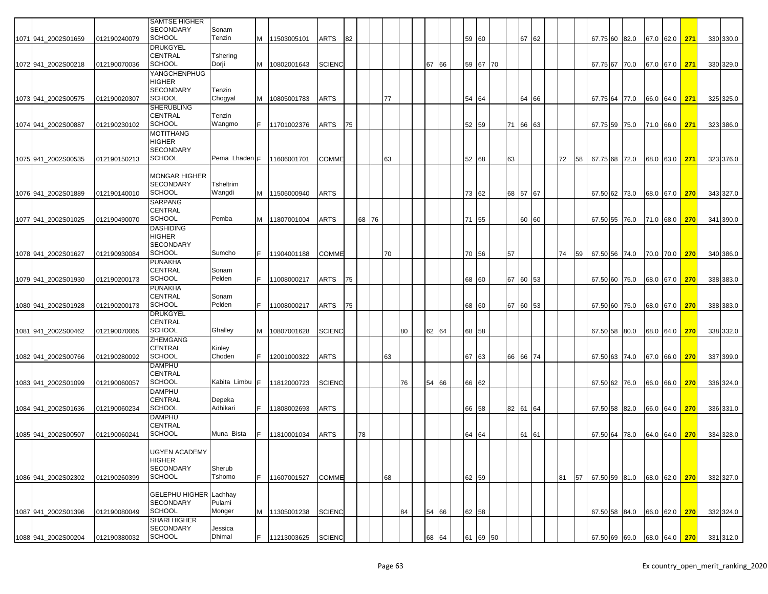| | | | | | | | | | | | | | | | | | | | | | | | | | | | | | | |
|---|---|---|---|---|---|---|---|---|---|---|---|---|---|---|---|---|---|---|---|---|---|---|---|---|---|---|---|---|---|---|
| 1071 | 941_2002S01659 | 012190240079 | SAMTSE HIGHER SECONDARY SCHOOL | Sonam Tenzin | M | 11503005101 | ARTS | 82 | | | | | | | 59 | 60 | | | 67 | 62 | | | 67.75 | 60 | 82.0 | 67.0 | 62.0 | 271 | 330 | 330.0 |
| 1072 | 941_2002S00218 | 012190070036 | DRUKGYEL CENTRAL SCHOOL | Tshering Dorji | M | 10802001643 | SCIENC | | | | | | 67 | 66 | 59 | 67 | 70 | | | | | | 67.75 | 67 | 70.0 | 67.0 | 67.0 | 271 | 330 | 329.0 |
| 1073 | 941_2002S00575 | 012190020307 | YANGCHENPHUG HIGHER SECONDARY SCHOOL | Tenzin Chogyal | M | 10805001783 | ARTS | | | | 77 | | | | 54 | 64 | | | 64 | 66 | | | 67.75 | 64 | 77.0 | 66.0 | 64.0 | 271 | 325 | 325.0 |
| 1074 | 941_2002S00887 | 012190230102 | SHERUBLING CENTRAL SCHOOL | Tenzin Wangmo | F | 11701002376 | ARTS | 75 | | | | | | | 52 | 59 | | 71 | 66 | 63 | | | 67.75 | 59 | 75.0 | 71.0 | 66.0 | 271 | 323 | 386.0 |
| 1075 | 941_2002S00535 | 012190150213 | MOTITHANG HIGHER SECONDARY SCHOOL | Pema Lhaden | F | 11606001701 | COMME | | | | 63 | | | | 52 | 68 | | 63 | | | 72 | 58 | 67.75 | 68 | 72.0 | 68.0 | 63.0 | 271 | 323 | 376.0 |
| 1076 | 941_2002S01889 | 012190140010 | MONGAR HIGHER SECONDARY SCHOOL | Tsheltrim Wangdi | M | 11506000940 | ARTS | | | | | | | | 73 | 62 | | 68 | 57 | 67 | | | 67.50 | 62 | 73.0 | 68.0 | 67.0 | 270 | 343 | 327.0 |
| 1077 | 941_2002S01025 | 012190490070 | SARPANG CENTRAL SCHOOL | Pemba | M | 11807001004 | ARTS | | 68 | 76 | | | | | 71 | 55 | | | 60 | 60 | | | 67.50 | 55 | 76.0 | 71.0 | 68.0 | 270 | 341 | 390.0 |
| 1078 | 941_2002S01627 | 012190930084 | DASHIDING HIGHER SECONDARY SCHOOL | Sumcho | F | 11904001188 | COMME | | | | 70 | | | | 70 | 56 | | 57 | | | 74 | 59 | 67.50 | 56 | 74.0 | 70.0 | 70.0 | 270 | 340 | 386.0 |
| 1079 | 941_2002S01930 | 012190200173 | PUNAKHA CENTRAL SCHOOL | Sonam Pelden | F | 11008000217 | ARTS | 75 | | | | | | | 68 | 60 | | 67 | 60 | 53 | | | 67.50 | 60 | 75.0 | 68.0 | 67.0 | 270 | 338 | 383.0 |
| 1080 | 941_2002S01928 | 012190200173 | PUNAKHA CENTRAL SCHOOL | Sonam Pelden | F | 11008000217 | ARTS | 75 | | | | | | | 68 | 60 | | 67 | 60 | 53 | | | 67.50 | 60 | 75.0 | 68.0 | 67.0 | 270 | 338 | 383.0 |
| 1081 | 941_2002S00462 | 012190070065 | DRUKGYEL CENTRAL SCHOOL | Ghalley | M | 10807001628 | SCIENC | | | | | 80 | 62 | 64 | 68 | 58 | | | | | | | 67.50 | 58 | 80.0 | 68.0 | 64.0 | 270 | 338 | 332.0 |
| 1082 | 941_2002S00766 | 012190280092 | ZHEMGANG CENTRAL SCHOOL | Kinley Choden | F | 12001000322 | ARTS | | | | 63 | | | | 67 | 63 | | 66 | 66 | 74 | | | 67.50 | 63 | 74.0 | 67.0 | 66.0 | 270 | 337 | 399.0 |
| 1083 | 941_2002S01099 | 012190060057 | DAMPHU CENTRAL SCHOOL | Kabita Limbu | F | 11812000723 | SCIENC | | | | | 76 | 54 | 66 | 66 | 62 | | | | | | | 67.50 | 62 | 76.0 | 66.0 | 66.0 | 270 | 336 | 324.0 |
| 1084 | 941_2002S01636 | 012190060234 | DAMPHU CENTRAL SCHOOL | Depeka Adhikari | F | 11808002693 | ARTS | | | | | | | | 66 | 58 | | 82 | 61 | 64 | | | 67.50 | 58 | 82.0 | 66.0 | 64.0 | 270 | 336 | 331.0 |
| 1085 | 941_2002S00507 | 012190060241 | DAMPHU CENTRAL SCHOOL | Muna Bista | F | 11810001034 | ARTS | | 78 | | | | | | 64 | 64 | | | 61 | 61 | | | 67.50 | 64 | 78.0 | 64.0 | 64.0 | 270 | 334 | 328.0 |
| 1086 | 941_2002S02302 | 012190260399 | UGYEN ACADEMY HIGHER SECONDARY SCHOOL | Sherub Tshomo | F | 11607001527 | COMME | | | | 68 | | | | 62 | 59 | | | | | 81 | 57 | 67.50 | 59 | 81.0 | 68.0 | 62.0 | 270 | 332 | 327.0 |
| 1087 | 941_2002S01396 | 012190080049 | GELEPHU HIGHER SECONDARY SCHOOL | Lachhay Pulami Monger | M | 11305001238 | SCIENC | | | | | 84 | 54 | 66 | 62 | 58 | | | | | | | 67.50 | 58 | 84.0 | 66.0 | 62.0 | 270 | 332 | 324.0 |
| 1088 | 941_2002S00204 | 012190380032 | SHARI HIGHER SECONDARY SCHOOL | Jessica Dhimal | F | 11213003625 | SCIENC | | | | | | 68 | 64 | 61 | 69 | 50 | | | | | | 67.50 | 69 | 69.0 | 68.0 | 64.0 | 270 | 331 | 312.0 |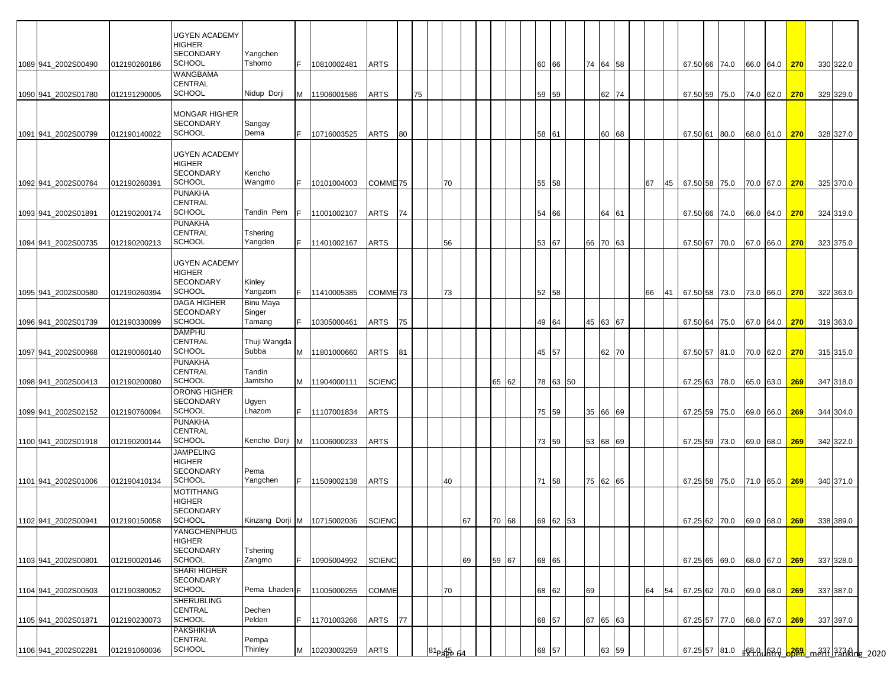| | | | | | | | | | | | | | | | | | | | | | | | | | | | | | | |
|---|---|---|---|---|---|---|---|---|---|---|---|---|---|---|---|---|---|---|---|---|---|---|---|---|---|---|---|---|---|---|
| 1089 | 941_2002S00490 | 012190260186 | UGYEN ACADEMY HIGHER SECONDARY SCHOOL | Yangchen Tshomo | F | 10810002481 | ARTS | | | | | | | | 60 | 66 | | 74 | 64 | 58 | | | 67.50 | 66 | 74.0 | 66.0 | 64.0 | 270 | 330 | 322.0 |
| 1090 | 941_2002S01780 | 012191290005 | WANGBAMA CENTRAL SCHOOL | Nidup Dorji | M | 11906001586 | ARTS | | 75 | | | | | | 59 | 59 | | | 62 | 74 | | | 67.50 | 59 | 75.0 | 74.0 | 62.0 | 270 | 329 | 329.0 |
| 1091 | 941_2002S00799 | 012190140022 | MONGAR HIGHER SECONDARY SCHOOL | Sangay Dema | F | 10716003525 | ARTS | 80 | | | | | | | 58 | 61 | | | 60 | 68 | | | 67.50 | 61 | 80.0 | 68.0 | 61.0 | 270 | 328 | 327.0 |
| 1092 | 941_2002S00764 | 012190260391 | UGYEN ACADEMY HIGHER SECONDARY SCHOOL | Kencho Wangmo | F | 10101004003 | COMME | 75 | | | 70 | | | | 55 | 58 | | | | | 67 | 45 | 67.50 | 58 | 75.0 | 70.0 | 67.0 | 270 | 325 | 370.0 |
| 1093 | 941_2002S01891 | 012190200174 | PUNAKHA CENTRAL SCHOOL | Tandin Pem | F | 11001002107 | ARTS | 74 | | | | | | | 54 | 66 | | | 64 | 61 | | | 67.50 | 66 | 74.0 | 66.0 | 64.0 | 270 | 324 | 319.0 |
| 1094 | 941_2002S00735 | 012190200213 | PUNAKHA CENTRAL SCHOOL | Tshering Yangden | F | 11401002167 | ARTS | | | | 56 | | | | 53 | 67 | | 66 | 70 | 63 | | | 67.50 | 67 | 70.0 | 67.0 | 66.0 | 270 | 323 | 375.0 |
| 1095 | 941_2002S00580 | 012190260394 | UGYEN ACADEMY HIGHER SECONDARY SCHOOL | Kinley Yangzom | F | 11410005385 | COMME | 73 | | | 73 | | | | 52 | 58 | | | | | 66 | 41 | 67.50 | 58 | 73.0 | 73.0 | 66.0 | 270 | 322 | 363.0 |
| 1096 | 941_2002S01739 | 012190330099 | DAGA HIGHER SECONDARY SCHOOL | Binu Maya Singer Tamang | F | 10305000461 | ARTS | 75 | | | | | | | 49 | 64 | | 45 | 63 | 67 | | | 67.50 | 64 | 75.0 | 67.0 | 64.0 | 270 | 319 | 363.0 |
| 1097 | 941_2002S00968 | 012190060140 | DAMPHU CENTRAL SCHOOL | Thuji Wangda Subba | M | 11801000660 | ARTS | 81 | | | | | | | 45 | 57 | | | 62 | 70 | | | 67.50 | 57 | 81.0 | 70.0 | 62.0 | 270 | 315 | 315.0 |
| 1098 | 941_2002S00413 | 012190200080 | PUNAKHA CENTRAL SCHOOL | Tandin Jamtsho | M | 11904000111 | SCIENC | | | | | | 65 | 62 | 78 | 63 | 50 | | | | | | 67.25 | 63 | 78.0 | 65.0 | 63.0 | 269 | 347 | 318.0 |
| 1099 | 941_2002S02152 | 012190760094 | ORONG HIGHER SECONDARY SCHOOL | Ugyen Lhazom | F | 11107001834 | ARTS | | | | | | | | 75 | 59 | | 35 | 66 | 69 | | | 67.25 | 59 | 75.0 | 69.0 | 66.0 | 269 | 344 | 304.0 |
| 1100 | 941_2002S01918 | 012190200144 | PUNAKHA CENTRAL SCHOOL | Kencho Dorji | M | 11006000233 | ARTS | | | | | | | | 73 | 59 | | 53 | 68 | 69 | | | 67.25 | 59 | 73.0 | 69.0 | 68.0 | 269 | 342 | 322.0 |
| 1101 | 941_2002S01006 | 012190410134 | JAMPELING HIGHER SECONDARY SCHOOL | Pema Yangchen | F | 11509002138 | ARTS | | | | 40 | | | | 71 | 58 | | 75 | 62 | 65 | | | 67.25 | 58 | 75.0 | 71.0 | 65.0 | 269 | 340 | 371.0 |
| 1102 | 941_2002S00941 | 012190150058 | MOTITHANG HIGHER SECONDARY SCHOOL | Kinzang Dorji | M | 10715002036 | SCIENC | | | | | 67 | 70 | 68 | 69 | 62 | 53 | | | | | | 67.25 | 62 | 70.0 | 69.0 | 68.0 | 269 | 338 | 389.0 |
| 1103 | 941_2002S00801 | 012190020146 | YANGCHENPHUG HIGHER SECONDARY SCHOOL | Tshering Zangmo | F | 10905004992 | SCIENC | | | | | 69 | 59 | 67 | 68 | 65 | | | | | | | 67.25 | 65 | 69.0 | 68.0 | 67.0 | 269 | 337 | 328.0 |
| 1104 | 941_2002S00503 | 012190380052 | SHARI HIGHER SECONDARY SCHOOL | Pema Lhaden | F | 11005000255 | COMME | | | | 70 | | | | 68 | 62 | | 69 | | | 64 | 54 | 67.25 | 62 | 70.0 | 69.0 | 68.0 | 269 | 337 | 387.0 |
| 1105 | 941_2002S01871 | 012190230073 | SHERUBLING CENTRAL SCHOOL | Dechen Pelden | F | 11701003266 | ARTS | 77 | | | | | | | 68 | 57 | | 67 | 65 | 63 | | | 67.25 | 57 | 77.0 | 68.0 | 67.0 | 269 | 337 | 397.0 |
| 1106 | 941_2002S02281 | 012191060036 | PAKSHIKHA CENTRAL SCHOOL | Pempa Thinley | M | 10203003259 | ARTS | | | 81 | 45 | | | | 68 | 57 | | | 63 | 59 | | | 67.25 | 57 | 81.0 | 68.0 | 63.0 | 269 | 337 | 373.0 |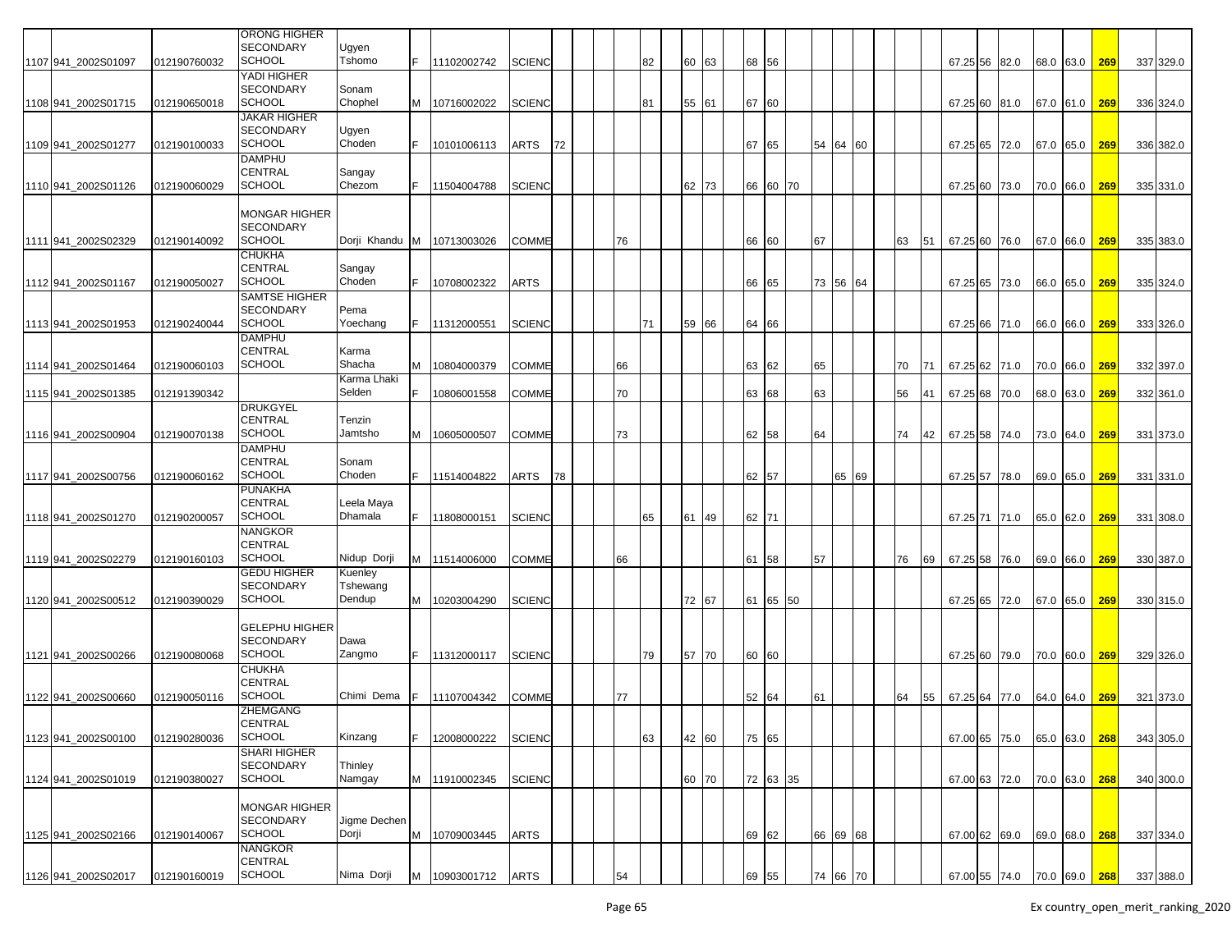| | | | | | | | | | | | | | | | | | | | | | | | | | | | | | | | | | |
|---|---|---|---|---|---|---|---|---|---|---|---|---|---|---|---|---|---|---|---|---|---|---|---|---|---|---|---|---|---|---|---|---|---|
| 1107 | 941_2002S01097 | 012190760032 | ORONG HIGHER SECONDARY SCHOOL | Ugyen Tshomo | F | 11102002742 | SCIENC | | | | | 82 | | 60 | 63 | | 68 | 56 | | | | | | | | 67.25 | 56 | 82.0 | 68.0 | 63.0 | 269 | 337 | 329.0 |
| 1108 | 941_2002S01715 | 012190650018 | YADI HIGHER SECONDARY SCHOOL | Sonam Chophel | M | 10716002022 | SCIENC | | | | | 81 | | 55 | 61 | | 67 | 60 | | | | | | | | 67.25 | 60 | 81.0 | 67.0 | 61.0 | 269 | 336 | 324.0 |
| 1109 | 941_2002S01277 | 012190100033 | JAKAR HIGHER SECONDARY SCHOOL | Ugyen Choden | F | 10101006113 | ARTS | 72 | | | | | | | | | 67 | 65 | | 54 | 64 | 60 | | | | 67.25 | 65 | 72.0 | 67.0 | 65.0 | 269 | 336 | 382.0 |
| 1110 | 941_2002S01126 | 012190060029 | DAMPHU CENTRAL SCHOOL | Sangay Chezom | F | 11504004788 | SCIENC | | | | | | | 62 | 73 | | 66 | 60 | 70 | | | | | | | 67.25 | 60 | 73.0 | 70.0 | 66.0 | 269 | 335 | 331.0 |
| 1111 | 941_2002S02329 | 012190140092 | MONGAR HIGHER SECONDARY SCHOOL | Dorji Khandu | M | 10713003026 | COMME | | | | 76 | | | | | | 66 | 60 | | 67 | | | | 63 | 51 | 67.25 | 60 | 76.0 | 67.0 | 66.0 | 269 | 335 | 383.0 |
| 1112 | 941_2002S01167 | 012190050027 | CHUKHA CENTRAL SCHOOL | Sangay Choden | F | 10708002322 | ARTS | | | | | | | | | | 66 | 65 | | 73 | 56 | 64 | | | | 67.25 | 65 | 73.0 | 66.0 | 65.0 | 269 | 335 | 324.0 |
| 1113 | 941_2002S01953 | 012190240044 | SAMTSE HIGHER SECONDARY SCHOOL | Pema Yoechang | F | 11312000551 | SCIENC | | | | | 71 | | 59 | 66 | | 64 | 66 | | | | | | | | 67.25 | 66 | 71.0 | 66.0 | 66.0 | 269 | 333 | 326.0 |
| 1114 | 941_2002S01464 | 012190060103 | DAMPHU CENTRAL SCHOOL | Karma Shacha | M | 10804000379 | COMME | | | | 66 | | | | | | 63 | 62 | | 65 | | | | 70 | 71 | 67.25 | 62 | 71.0 | 70.0 | 66.0 | 269 | 332 | 397.0 |
| 1115 | 941_2002S01385 | 012191390342 | | Karma Lhaki Selden | F | 10806001558 | COMME | | | | 70 | | | | | | 63 | 68 | | 63 | | | | 56 | 41 | 67.25 | 68 | 70.0 | 68.0 | 63.0 | 269 | 332 | 361.0 |
| 1116 | 941_2002S00904 | 012190070138 | DRUKGYEL CENTRAL SCHOOL | Tenzin Jamtsho | M | 10605000507 | COMME | | | | 73 | | | | | | 62 | 58 | | 64 | | | | 74 | 42 | 67.25 | 58 | 74.0 | 73.0 | 64.0 | 269 | 331 | 373.0 |
| 1117 | 941_2002S00756 | 012190060162 | DAMPHU CENTRAL SCHOOL | Sonam Choden | F | 11514004822 | ARTS | 78 | | | | | | | | | 62 | 57 | | | 65 | 69 | | | | 67.25 | 57 | 78.0 | 69.0 | 65.0 | 269 | 331 | 331.0 |
| 1118 | 941_2002S01270 | 012190200057 | PUNAKHA CENTRAL SCHOOL | Leela Maya Dhamala | F | 11808000151 | SCIENC | | | | | 65 | | 61 | 49 | | 62 | 71 | | | | | | | | 67.25 | 71 | 71.0 | 65.0 | 62.0 | 269 | 331 | 308.0 |
| 1119 | 941_2002S02279 | 012190160103 | NANGKOR CENTRAL SCHOOL | Nidup Dorji | M | 11514006000 | COMME | | | | 66 | | | | | | 61 | 58 | | 57 | | | | 76 | 69 | 67.25 | 58 | 76.0 | 69.0 | 66.0 | 269 | 330 | 387.0 |
| 1120 | 941_2002S00512 | 012190390029 | GEDU HIGHER SECONDARY SCHOOL | Kuenley Tshewang Dendup | M | 10203004290 | SCIENC | | | | | | | 72 | 67 | | 61 | 65 | 50 | | | | | | | 67.25 | 65 | 72.0 | 67.0 | 65.0 | 269 | 330 | 315.0 |
| 1121 | 941_2002S00266 | 012190080068 | GELEPHU HIGHER SECONDARY SCHOOL | Dawa Zangmo | F | 11312000117 | SCIENC | | | | | 79 | | 57 | 70 | | 60 | 60 | | | | | | | | 67.25 | 60 | 79.0 | 70.0 | 60.0 | 269 | 329 | 326.0 |
| 1122 | 941_2002S00660 | 012190050116 | CHUKHA CENTRAL SCHOOL | Chimi Dema | F | 11107004342 | COMME | | | | 77 | | | | | | 52 | 64 | | 61 | | | | 64 | 55 | 67.25 | 64 | 77.0 | 64.0 | 64.0 | 269 | 321 | 373.0 |
| 1123 | 941_2002S00100 | 012190280036 | ZHEMGANG CENTRAL SCHOOL | Kinzang | F | 12008000222 | SCIENC | | | | | 63 | | 42 | 60 | | 75 | 65 | | | | | | | | 67.00 | 65 | 75.0 | 65.0 | 63.0 | 268 | 343 | 305.0 |
| 1124 | 941_2002S01019 | 012190380027 | SHARI HIGHER SECONDARY SCHOOL | Thinley Namgay | M | 11910002345 | SCIENC | | | | | | | 60 | 70 | | 72 | 63 | 35 | | | | | | | 67.00 | 63 | 72.0 | 70.0 | 63.0 | 268 | 340 | 300.0 |
| 1125 | 941_2002S02166 | 012190140067 | MONGAR HIGHER SECONDARY SCHOOL | Jigme Dechen Dorji | M | 10709003445 | ARTS | | | | | | | | | | 69 | 62 | | 66 | 69 | 68 | | | | 67.00 | 62 | 69.0 | 69.0 | 68.0 | 268 | 337 | 334.0 |
| 1126 | 941_2002S02017 | 012190160019 | NANGKOR CENTRAL SCHOOL | Nima Dorji | M | 10903001712 | ARTS | | | | 54 | | | | | | 69 | 55 | | 74 | 66 | 70 | | | | 67.00 | 55 | 74.0 | 70.0 | 69.0 | 268 | 337 | 388.0 |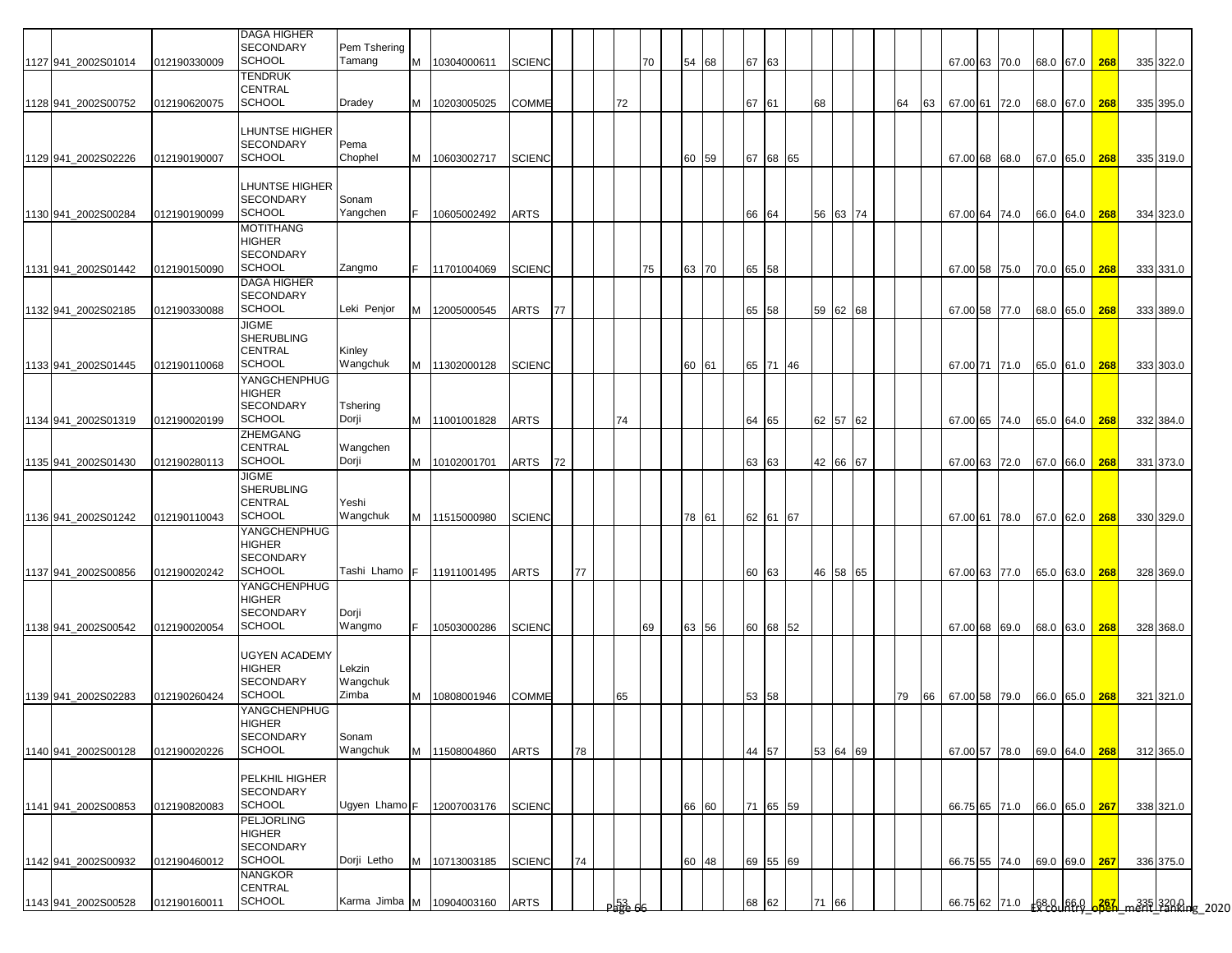| | | | | | | | | | | | | | | | | | | | | | | | | | | | | | | | | | |
|---|---|---|---|---|---|---|---|---|---|---|---|---|---|---|---|---|---|---|---|---|---|---|---|---|---|---|---|---|---|---|---|---|---|
| 1127 | 941_2002S01014 | 012190330009 | DAGA HIGHER SECONDARY SCHOOL | Pem Tshering Tamang | M | 10304000611 | SCIENC | | | | | 70 | | 54 | 68 | | 67 | 63 | | | | | | | | 67.00 | 63 | 70.0 | 68.0 | 67.0 | 268 | 335 | 322.0 |
| 1128 | 941_2002S00752 | 012190620075 | TENDRUK CENTRAL SCHOOL | Dradey | M | 10203005025 | COMME | | | | 72 | | | | | | 67 | 61 | | 68 | | | | 64 | 63 | 67.00 | 61 | 72.0 | 68.0 | 67.0 | 268 | 335 | 395.0 |
| 1129 | 941_2002S02226 | 012190190007 | LHUNTSE HIGHER SECONDARY SCHOOL | Pema Chophel | M | 10603002717 | SCIENC | | | | | | | 60 | 59 | | 67 | 68 | 65 | | | | | | | 67.00 | 68 | 68.0 | 67.0 | 65.0 | 268 | 335 | 319.0 |
| 1130 | 941_2002S00284 | 012190190099 | LHUNTSE HIGHER SECONDARY SCHOOL | Sonam Yangchen | F | 10605002492 | ARTS | | | | | | | | | | 66 | 64 | | 56 | 63 | 74 | | | | 67.00 | 64 | 74.0 | 66.0 | 64.0 | 268 | 334 | 323.0 |
| 1131 | 941_2002S01442 | 012190150090 | MOTITHANG HIGHER SECONDARY SCHOOL | Zangmo | F | 11701004069 | SCIENC | | | | | 75 | | 63 | 70 | | 65 | 58 | | | | | | | | 67.00 | 58 | 75.0 | 70.0 | 65.0 | 268 | 333 | 331.0 |
| 1132 | 941_2002S02185 | 012190330088 | DAGA HIGHER SECONDARY SCHOOL | Leki Penjor | M | 12005000545 | ARTS | 77 | | | | | | | | | 65 | 58 | | 59 | 62 | 68 | | | | 67.00 | 58 | 77.0 | 68.0 | 65.0 | 268 | 333 | 389.0 |
| 1133 | 941_2002S01445 | 012190110068 | JIGME SHERUBLING CENTRAL SCHOOL | Kinley Wangchuk | M | 11302000128 | SCIENC | | | | | | | 60 | 61 | | 65 | 71 | 46 | | | | | | | 67.00 | 71 | 71.0 | 65.0 | 61.0 | 268 | 333 | 303.0 |
| 1134 | 941_2002S01319 | 012190020199 | YANGCHENPHUG HIGHER SECONDARY SCHOOL | Tshering Dorji | M | 11001001828 | ARTS | | | | 74 | | | | | | 64 | 65 | | 62 | 57 | 62 | | | | 67.00 | 65 | 74.0 | 65.0 | 64.0 | 268 | 332 | 384.0 |
| 1135 | 941_2002S01430 | 012190280113 | ZHEMGANG CENTRAL SCHOOL | Wangchen Dorji | M | 10102001701 | ARTS | 72 | | | | | | | | | 63 | 63 | | 42 | 66 | 67 | | | | 67.00 | 63 | 72.0 | 67.0 | 66.0 | 268 | 331 | 373.0 |
| 1136 | 941_2002S01242 | 012190110043 | JIGME SHERUBLING CENTRAL SCHOOL | Yeshi Wangchuk | M | 11515000980 | SCIENC | | | | | | | 78 | 61 | | 62 | 61 | 67 | | | | | | | 67.00 | 61 | 78.0 | 67.0 | 62.0 | 268 | 330 | 329.0 |
| 1137 | 941_2002S00856 | 012190020242 | YANGCHENPHUG HIGHER SECONDARY SCHOOL | Tashi Lhamo | F | 11911001495 | ARTS | | 77 | | | | | | | | 60 | 63 | | 46 | 58 | 65 | | | | 67.00 | 63 | 77.0 | 65.0 | 63.0 | 268 | 328 | 369.0 |
| 1138 | 941_2002S00542 | 012190020054 | YANGCHENPHUG HIGHER SECONDARY SCHOOL | Dorji Wangmo | F | 10503000286 | SCIENC | | | | | 69 | | 63 | 56 | | 60 | 68 | 52 | | | | | | | 67.00 | 68 | 69.0 | 68.0 | 63.0 | 268 | 328 | 368.0 |
| 1139 | 941_2002S02283 | 012190260424 | UGYEN ACADEMY HIGHER SECONDARY SCHOOL | Lekzin Wangchuk Zimba | M | 10808001946 | COMME | | | | 65 | | | | | | 53 | 58 | | | | | | 79 | 66 | 67.00 | 58 | 79.0 | 66.0 | 65.0 | 268 | 321 | 321.0 |
| 1140 | 941_2002S00128 | 012190020226 | YANGCHENPHUG HIGHER SECONDARY SCHOOL | Sonam Wangchuk | M | 11508004860 | ARTS | | 78 | | | | | | | | 44 | 57 | | 53 | 64 | 69 | | | | 67.00 | 57 | 78.0 | 69.0 | 64.0 | 268 | 312 | 365.0 |
| 1141 | 941_2002S00853 | 012190820083 | PELKHIL HIGHER SECONDARY SCHOOL | Ugyen Lhamo | F | 12007003176 | SCIENC | | | | | | | 66 | 60 | | 71 | 65 | 59 | | | | | | | 66.75 | 65 | 71.0 | 66.0 | 65.0 | 267 | 338 | 321.0 |
| 1142 | 941_2002S00932 | 012190460012 | PELJORLING HIGHER SECONDARY SCHOOL | Dorji Letho | M | 10713003185 | SCIENC | | 74 | | | | | 60 | 48 | | 69 | 55 | 69 | | | | | | | 66.75 | 55 | 74.0 | 69.0 | 69.0 | 267 | 336 | 375.0 |
| 1143 | 941_2002S00528 | 012190160011 | NANGKOR CENTRAL SCHOOL | Karma Jimba | M | 10904003160 | ARTS | | | | 53 | | | | | | 68 | 62 | | 71 | 66 | | | | | 66.75 | 62 | 71.0 | 68.0 | 66.0 | 267 | 335 | 320.0 |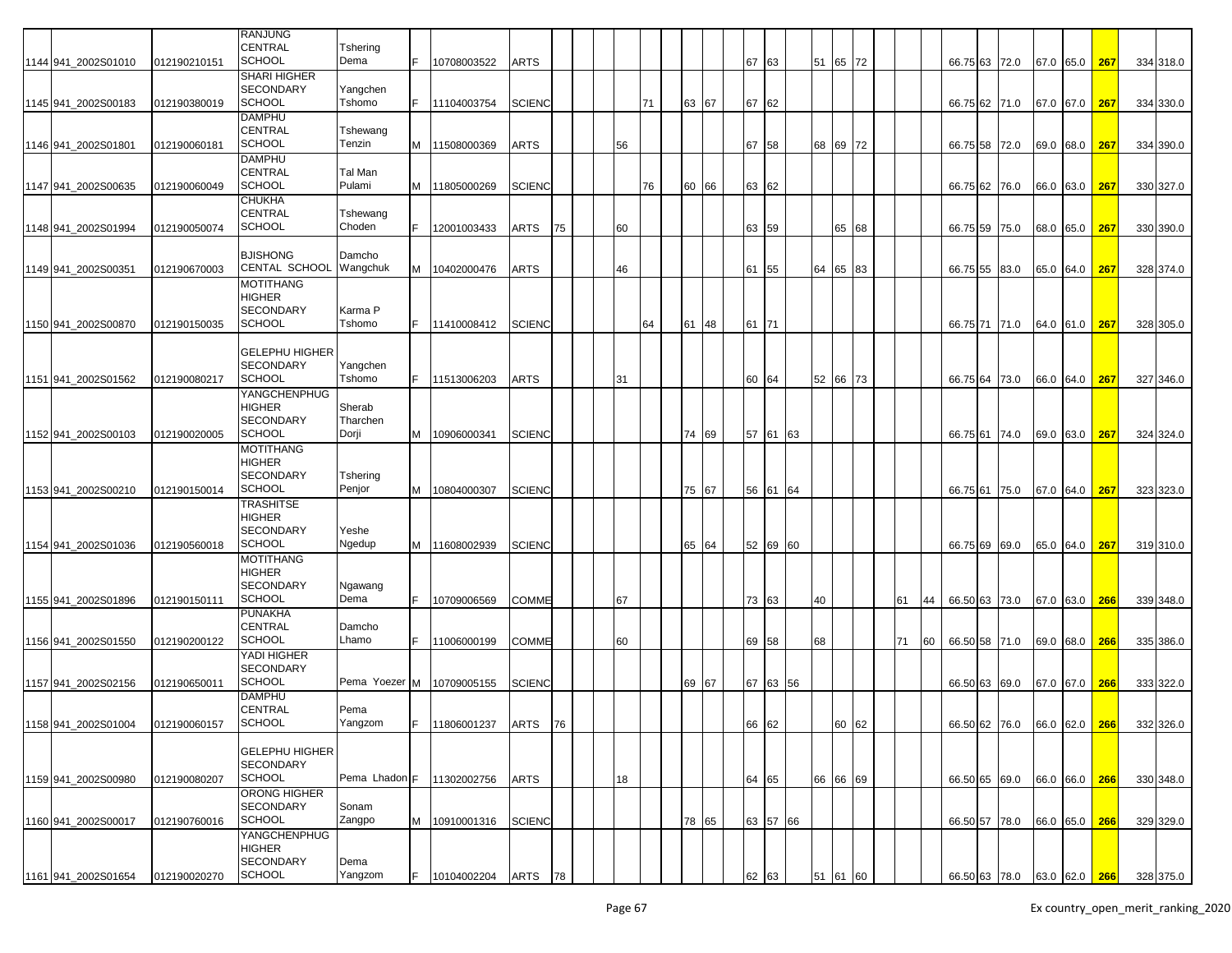| | | | | | | | | | | | | | | | | | | | | | | | | | | | | | | | | | |
|---|---|---|---|---|---|---|---|---|---|---|---|---|---|---|---|---|---|---|---|---|---|---|---|---|---|---|---|---|---|---|---|---|---|
| 1144 | 941_2002S01010 | 012190210151 | RANJUNG CENTRAL SCHOOL | Tshering Dema | F | 10708003522 | ARTS | | | | | | | | | | 67 | 63 | | 51 | 65 | 72 | | | | 66.75 | 63 | 72.0 | 67.0 | 65.0 | 267 | 334 | 318.0 |
| 1145 | 941_2002S00183 | 012190380019 | SHARI HIGHER SECONDARY SCHOOL | Yangchen Tshomo | F | 11104003754 | SCIENC | | | | | 71 | | 63 | 67 | | 67 | 62 | | | | | | | | 66.75 | 62 | 71.0 | 67.0 | 67.0 | 267 | 334 | 330.0 |
| 1146 | 941_2002S01801 | 012190060181 | DAMPHU CENTRAL SCHOOL | Tshewang Tenzin | M | 11508000369 | ARTS | | | | 56 | | | | | | 67 | 58 | | 68 | 69 | 72 | | | | 66.75 | 58 | 72.0 | 69.0 | 68.0 | 267 | 334 | 390.0 |
| 1147 | 941_2002S00635 | 012190060049 | DAMPHU CENTRAL SCHOOL | Tal Man Pulami | M | 11805000269 | SCIENC | | | | | 76 | | 60 | 66 | | 63 | 62 | | | | | | | | 66.75 | 62 | 76.0 | 66.0 | 63.0 | 267 | 330 | 327.0 |
| 1148 | 941_2002S01994 | 012190050074 | CHUKHA CENTRAL SCHOOL | Tshewang Choden | F | 12001003433 | ARTS | 75 | | | 60 | | | | | | 63 | 59 | | | 65 | 68 | | | | 66.75 | 59 | 75.0 | 68.0 | 65.0 | 267 | 330 | 390.0 |
| 1149 | 941_2002S00351 | 012190670003 | BJISHONG CENTAL SCHOOL | Damcho Wangchuk | M | 10402000476 | ARTS | | | | 46 | | | | | | 61 | 55 | | 64 | 65 | 83 | | | | 66.75 | 55 | 83.0 | 65.0 | 64.0 | 267 | 328 | 374.0 |
| 1150 | 941_2002S00870 | 012190150035 | MOTITHANG HIGHER SECONDARY SCHOOL | Karma P Tshomo | F | 11410008412 | SCIENC | | | | | 64 | | 61 | 48 | | 61 | 71 | | | | | | | | 66.75 | 71 | 71.0 | 64.0 | 61.0 | 267 | 328 | 305.0 |
| 1151 | 941_2002S01562 | 012190080217 | GELEPHU HIGHER SECONDARY SCHOOL | Yangchen Tshomo | F | 11513006203 | ARTS | | | | 31 | | | | | | 60 | 64 | | 52 | 66 | 73 | | | | 66.75 | 64 | 73.0 | 66.0 | 64.0 | 267 | 327 | 346.0 |
| 1152 | 941_2002S00103 | 012190020005 | YANGCHENPHUG HIGHER SECONDARY SCHOOL | Sherab Tharchen Dorji | M | 10906000341 | SCIENC | | | | | | | 74 | 69 | | 57 | 61 | 63 | | | | | | | 66.75 | 61 | 74.0 | 69.0 | 63.0 | 267 | 324 | 324.0 |
| 1153 | 941_2002S00210 | 012190150014 | MOTITHANG HIGHER SECONDARY SCHOOL | Tshering Penjor | M | 10804000307 | SCIENC | | | | | | | 75 | 67 | | 56 | 61 | 64 | | | | | | | 66.75 | 61 | 75.0 | 67.0 | 64.0 | 267 | 323 | 323.0 |
| 1154 | 941_2002S01036 | 012190560018 | TRASHITSE HIGHER SECONDARY SCHOOL | Yeshe Ngedup | M | 11608002939 | SCIENC | | | | | | | 65 | 64 | | 52 | 69 | 60 | | | | | | | 66.75 | 69 | 69.0 | 65.0 | 64.0 | 267 | 319 | 310.0 |
| 1155 | 941_2002S01896 | 012190150111 | MOTITHANG HIGHER SECONDARY SCHOOL | Ngawang Dema | F | 10709006569 | COMME | | | | 67 | | | | | | 73 | 63 | | 40 | | | | 61 | 44 | 66.50 | 63 | 73.0 | 67.0 | 63.0 | 266 | 339 | 348.0 |
| 1156 | 941_2002S01550 | 012190200122 | PUNAKHA CENTRAL SCHOOL | Damcho Lhamo | F | 11006000199 | COMME | | | | 60 | | | | | | 69 | 58 | | 68 | | | | 71 | 60 | 66.50 | 58 | 71.0 | 69.0 | 68.0 | 266 | 335 | 386.0 |
| 1157 | 941_2002S02156 | 012190650011 | YADI HIGHER SECONDARY SCHOOL | Pema Yoezer | M | 10709005155 | SCIENC | | | | | | | 69 | 67 | | 67 | 63 | 56 | | | | | | | 66.50 | 63 | 69.0 | 67.0 | 67.0 | 266 | 333 | 322.0 |
| 1158 | 941_2002S01004 | 012190060157 | DAMPHU CENTRAL SCHOOL | Pema Yangzom | F | 11806001237 | ARTS | 76 | | | | | | | | | 66 | 62 | | | 60 | 62 | | | | 66.50 | 62 | 76.0 | 66.0 | 62.0 | 266 | 332 | 326.0 |
| 1159 | 941_2002S00980 | 012190080207 | GELEPHU HIGHER SECONDARY SCHOOL | Pema Lhadon | F | 11302002756 | ARTS | | | | 18 | | | | | | 64 | 65 | | 66 | 66 | 69 | | | | 66.50 | 65 | 69.0 | 66.0 | 66.0 | 266 | 330 | 348.0 |
| 1160 | 941_2002S00017 | 012190760016 | ORONG HIGHER SECONDARY SCHOOL | Sonam Zangpo | M | 10910001316 | SCIENC | | | | | | | 78 | 65 | | 63 | 57 | 66 | | | | | | | 66.50 | 57 | 78.0 | 66.0 | 65.0 | 266 | 329 | 329.0 |
| 1161 | 941_2002S01654 | 012190020270 | YANGCHENPHUG HIGHER SECONDARY SCHOOL | Dema Yangzom | F | 10104002204 | ARTS | 78 | | | | | | | | | 62 | 63 | | 51 | 61 | 60 | | | | 66.50 | 63 | 78.0 | 63.0 | 62.0 | 266 | 328 | 375.0 |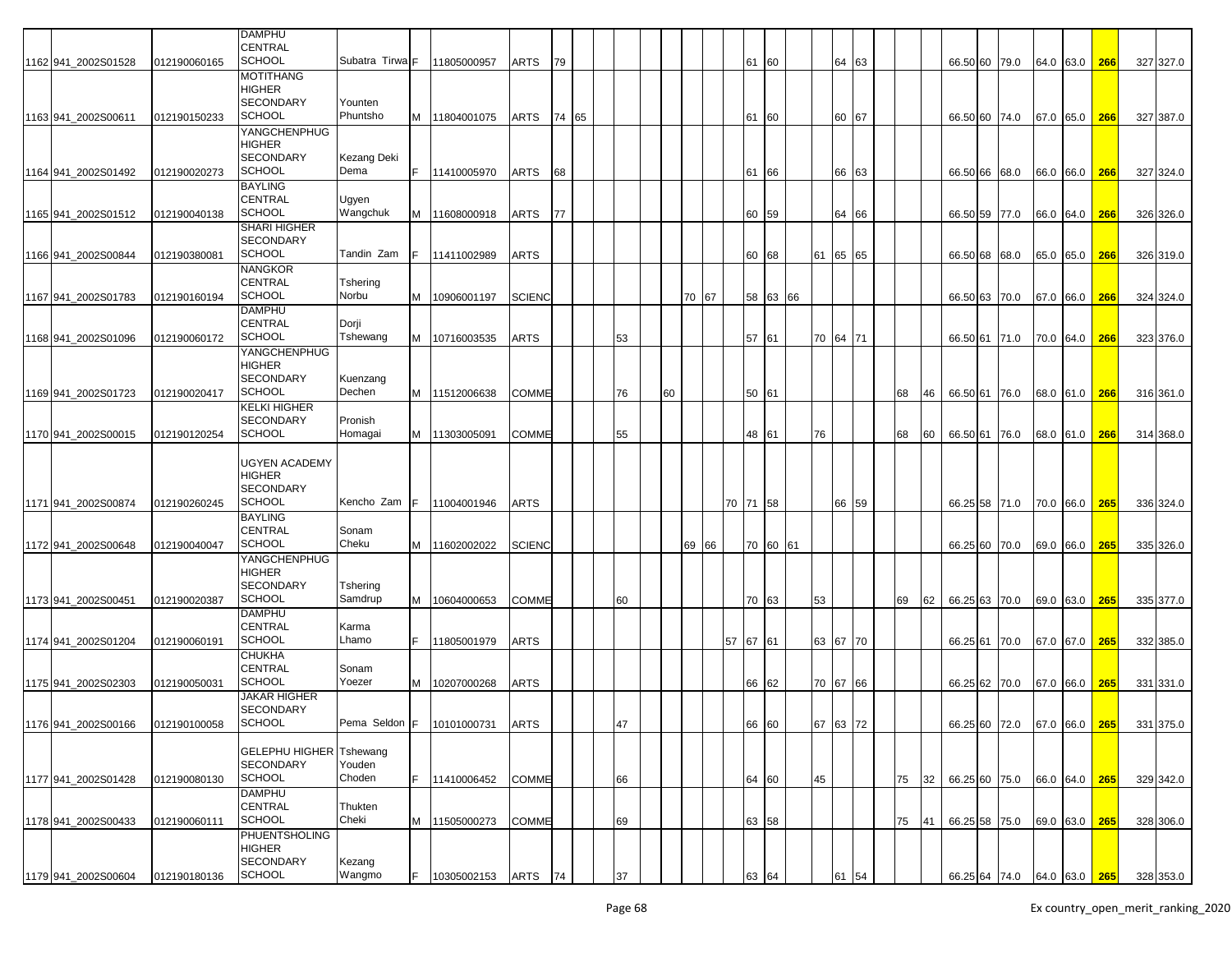| | | | | | | | | | | | | | | | | | | | | | | | | | | | | | | | | | | |
|---|---|---|---|---|---|---|---|---|---|---|---|---|---|---|---|---|---|---|---|---|---|---|---|---|---|---|---|---|---|---|---|---|---|---|
| 1162 | 941_2002S01528 | 012190060165 | DAMPHU CENTRAL SCHOOL | Subatra Tirwa | F | 11805000957 | ARTS | 79 | | | | | | | | | 61 | 60 | | | 64 | 63 | | | | 66.50 | 60 | 79.0 | 64.0 | 63.0 | 266 | | 327 | 327.0 |
| 1163 | 941_2002S00611 | 012190150233 | MOTITHANG HIGHER SECONDARY SCHOOL | Younten Phuntsho | M | 11804001075 | ARTS | 74 | 65 | | | | | | | | 61 | 60 | | | 60 | 67 | | | | 66.50 | 60 | 74.0 | 67.0 | 65.0 | 266 | | 327 | 387.0 |
| 1164 | 941_2002S01492 | 012190020273 | YANGCHENPHUG HIGHER SECONDARY SCHOOL | Kezang Deki Dema | F | 11410005970 | ARTS | 68 | | | | | | | | | 61 | 66 | | | 66 | 63 | | | | 66.50 | 66 | 68.0 | 66.0 | 66.0 | 266 | | 327 | 324.0 |
| 1165 | 941_2002S01512 | 012190040138 | BAYLING CENTRAL SCHOOL | Ugyen Wangchuk | M | 11608000918 | ARTS | 77 | | | | | | | | | 60 | 59 | | | 64 | 66 | | | | 66.50 | 59 | 77.0 | 66.0 | 64.0 | 266 | | 326 | 326.0 |
| 1166 | 941_2002S00844 | 012190380081 | SHARI HIGHER SECONDARY SCHOOL | Tandin Zam | F | 11411002989 | ARTS | | | | | | | | | | 60 | 68 | | 61 | 65 | 65 | | | | 66.50 | 68 | 68.0 | 65.0 | 65.0 | 266 | | 326 | 319.0 |
| 1167 | 941_2002S01783 | 012190160194 | NANGKOR CENTRAL SCHOOL | Tshering Norbu | M | 10906001197 | SCIENC | | | | | | | 70 | 67 | | 58 | 63 | 66 | | | | | | | 66.50 | 63 | 70.0 | 67.0 | 66.0 | 266 | | 324 | 324.0 |
| 1168 | 941_2002S01096 | 012190060172 | DAMPHU CENTRAL SCHOOL | Dorji Tshewang | M | 10716003535 | ARTS | | | | 53 | | | | | | 57 | 61 | | 70 | 64 | 71 | | | | 66.50 | 61 | 71.0 | 70.0 | 64.0 | 266 | | 323 | 376.0 |
| 1169 | 941_2002S01723 | 012190020417 | YANGCHENPHUG HIGHER SECONDARY SCHOOL | Kuenzang Dechen | M | 11512006638 | COMME | | | | 76 | | 60 | | | | 50 | 61 | | | | | | 68 | 46 | 66.50 | 61 | 76.0 | 68.0 | 61.0 | 266 | | 316 | 361.0 |
| 1170 | 941_2002S00015 | 012190120254 | KELKI HIGHER SECONDARY SCHOOL | Pronish Homagai | M | 11303005091 | COMME | | | | 55 | | | | | | 48 | 61 | | 76 | | | | 68 | 60 | 66.50 | 61 | 76.0 | 68.0 | 61.0 | 266 | | 314 | 368.0 |
| 1171 | 941_2002S00874 | 012190260245 | UGYEN ACADEMY HIGHER SECONDARY SCHOOL | Kencho Zam | F | 11004001946 | ARTS | | | | | | | | | 70 | 71 | 58 | | | 66 | 59 | | | | 66.25 | 58 | 71.0 | 70.0 | 66.0 | 265 | | 336 | 324.0 |
| 1172 | 941_2002S00648 | 012190040047 | BAYLING CENTRAL SCHOOL | Sonam Cheku | M | 11602002022 | SCIENC | | | | | | | 69 | 66 | | 70 | 60 | 61 | | | | | | | 66.25 | 60 | 70.0 | 69.0 | 66.0 | 265 | | 335 | 326.0 |
| 1173 | 941_2002S00451 | 012190020387 | YANGCHENPHUG HIGHER SECONDARY SCHOOL | Tshering Samdrup | M | 10604000653 | COMME | | | | 60 | | | | | | 70 | 63 | | 53 | | | | 69 | 62 | 66.25 | 63 | 70.0 | 69.0 | 63.0 | 265 | | 335 | 377.0 |
| 1174 | 941_2002S01204 | 012190060191 | DAMPHU CENTRAL SCHOOL | Karma Lhamo | F | 11805001979 | ARTS | | | | | | | | | 57 | 67 | 61 | | 63 | 67 | 70 | | | | 66.25 | 61 | 70.0 | 67.0 | 67.0 | 265 | | 332 | 385.0 |
| 1175 | 941_2002S02303 | 012190050031 | CHUKHA CENTRAL SCHOOL | Sonam Yoezer | M | 10207000268 | ARTS | | | | | | | | | | 66 | 62 | | 70 | 67 | 66 | | | | 66.25 | 62 | 70.0 | 67.0 | 66.0 | 265 | | 331 | 331.0 |
| 1176 | 941_2002S00166 | 012190100058 | JAKAR HIGHER SECONDARY SCHOOL | Pema Seldon | F | 10101000731 | ARTS | | | | 47 | | | | | | 66 | 60 | | 67 | 63 | 72 | | | | 66.25 | 60 | 72.0 | 67.0 | 66.0 | 265 | | 331 | 375.0 |
| 1177 | 941_2002S01428 | 012190080130 | GELEPHU HIGHER SECONDARY SCHOOL | Tshewang Youden Choden | F | 11410006452 | COMME | | | | 66 | | | | | | 64 | 60 | | 45 | | | | 75 | 32 | 66.25 | 60 | 75.0 | 66.0 | 64.0 | 265 | | 329 | 342.0 |
| 1178 | 941_2002S00433 | 012190060111 | DAMPHU CENTRAL SCHOOL | Thukten Cheki | M | 11505000273 | COMME | | | | 69 | | | | | | 63 | 58 | | | | | | 75 | 41 | 66.25 | 58 | 75.0 | 69.0 | 63.0 | 265 | | 328 | 306.0 |
| 1179 | 941_2002S00604 | 012190180136 | PHUENTSHOLING HIGHER SECONDARY SCHOOL | Kezang Wangmo | F | 10305002153 | ARTS | 74 | | | 37 | | | | | | 63 | 64 | | | 61 | 54 | | | | 66.25 | 64 | 74.0 | 64.0 | 63.0 | 265 | | 328 | 353.0 |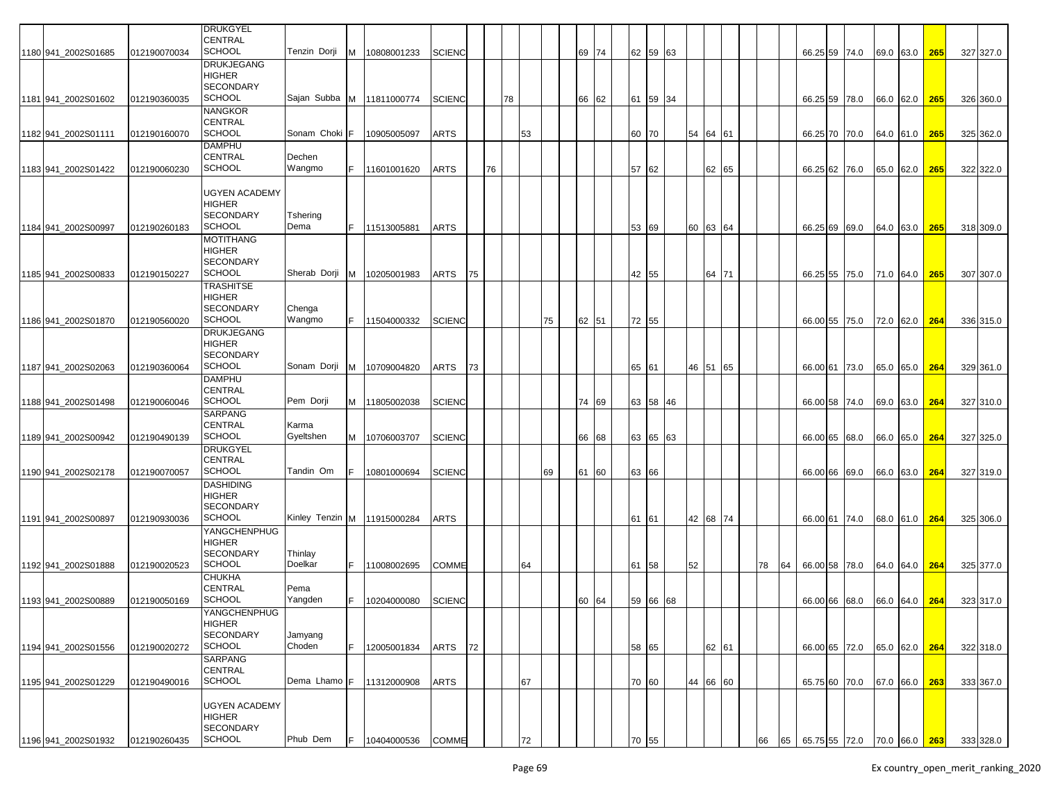| | | | | | | | | | | | | | | | | | | | | | | | | | | | | | | | | | |
|---|---|---|---|---|---|---|---|---|---|---|---|---|---|---|---|---|---|---|---|---|---|---|---|---|---|---|---|---|---|---|---|---|---|
| 1180 | 941_2002S01685 | 012190070034 | DRUKGYEL CENTRAL SCHOOL | Tenzin Dorji | M | 10808001233 | SCIENC | | | | | | | 69 | 74 | | 62 | 59 | 63 | | | | | | | 66.25 | 59 | 74.0 | 69.0 | 63.0 | 265 | 327 | 327.0 |
| 1181 | 941_2002S01602 | 012190360035 | DRUKJEGANG HIGHER SECONDARY SCHOOL | Sajan Subba | M | 11811000774 | SCIENC | | | 78 | | | | 66 | 62 | | 61 | 59 | 34 | | | | | | | 66.25 | 59 | 78.0 | 66.0 | 62.0 | 265 | 326 | 360.0 |
| 1182 | 941_2002S01111 | 012190160070 | NANGKOR CENTRAL SCHOOL | Sonam Choki | F | 10905005097 | ARTS | | | | 53 | | | | | | 60 | 70 | | 54 | 64 | 61 | | | | 66.25 | 70 | 70.0 | 64.0 | 61.0 | 265 | 325 | 362.0 |
| 1183 | 941_2002S01422 | 012190060230 | DAMPHU CENTRAL SCHOOL | Dechen Wangmo | F | 11601001620 | ARTS | | 76 | | | | | | | | 57 | 62 | | | 62 | 65 | | | | 66.25 | 62 | 76.0 | 65.0 | 62.0 | 265 | 322 | 322.0 |
| 1184 | 941_2002S00997 | 012190260183 | UGYEN ACADEMY HIGHER SECONDARY SCHOOL | Tshering Dema | F | 11513005881 | ARTS | | | | | | | | | | 53 | 69 | | 60 | 63 | 64 | | | | 66.25 | 69 | 69.0 | 64.0 | 63.0 | 265 | 318 | 309.0 |
| 1185 | 941_2002S00833 | 012190150227 | MOTITHANG HIGHER SECONDARY SCHOOL | Sherab Dorji | M | 10205001983 | ARTS | 75 | | | | | | | | | 42 | 55 | | | 64 | 71 | | | | 66.25 | 55 | 75.0 | 71.0 | 64.0 | 265 | 307 | 307.0 |
| 1186 | 941_2002S01870 | 012190560020 | TRASHITSE HIGHER SECONDARY SCHOOL | Chenga Wangmo | F | 11504000332 | SCIENC | | | | | 75 | | 62 | 51 | | 72 | 55 | | | | | | | | 66.00 | 55 | 75.0 | 72.0 | 62.0 | 264 | 336 | 315.0 |
| 1187 | 941_2002S02063 | 012190360064 | DRUKJEGANG HIGHER SECONDARY SCHOOL | Sonam Dorji | M | 10709004820 | ARTS | 73 | | | | | | | | | 65 | 61 | | 46 | 51 | 65 | | | | 66.00 | 61 | 73.0 | 65.0 | 65.0 | 264 | 329 | 361.0 |
| 1188 | 941_2002S01498 | 012190060046 | DAMPHU CENTRAL SCHOOL | Pem Dorji | M | 11805002038 | SCIENC | | | | | | | 74 | 69 | | 63 | 58 | 46 | | | | | | | 66.00 | 58 | 74.0 | 69.0 | 63.0 | 264 | 327 | 310.0 |
| 1189 | 941_2002S00942 | 012190490139 | SARPANG CENTRAL SCHOOL | Karma Gyeltshen | M | 10706003707 | SCIENC | | | | | | | 66 | 68 | | 63 | 65 | 63 | | | | | | | 66.00 | 65 | 68.0 | 66.0 | 65.0 | 264 | 327 | 325.0 |
| 1190 | 941_2002S02178 | 012190070057 | DRUKGYEL CENTRAL SCHOOL | Tandin Om | F | 10801000694 | SCIENC | | | | | 69 | | 61 | 60 | | 63 | 66 | | | | | | | | 66.00 | 66 | 69.0 | 66.0 | 63.0 | 264 | 327 | 319.0 |
| 1191 | 941_2002S00897 | 012190930036 | DASHIDING HIGHER SECONDARY SCHOOL | Kinley Tenzin | M | 11915000284 | ARTS | | | | | | | | | | 61 | 61 | | 42 | 68 | 74 | | | | 66.00 | 61 | 74.0 | 68.0 | 61.0 | 264 | 325 | 306.0 |
| 1192 | 941_2002S01888 | 012190020523 | YANGCHENPHUG HIGHER SECONDARY SCHOOL | Thinlay Doelkar | F | 11008002695 | COMME | | | | 64 | | | | | | 61 | 58 | | 52 | | | | 78 | 64 | 66.00 | 58 | 78.0 | 64.0 | 64.0 | 264 | 325 | 377.0 |
| 1193 | 941_2002S00889 | 012190050169 | CHUKHA CENTRAL SCHOOL | Pema Yangden | F | 10204000080 | SCIENC | | | | | | | 60 | 64 | | 59 | 66 | 68 | | | | | | | 66.00 | 66 | 68.0 | 66.0 | 64.0 | 264 | 323 | 317.0 |
| 1194 | 941_2002S01556 | 012190020272 | YANGCHENPHUG HIGHER SECONDARY SCHOOL | Jamyang Choden | F | 12005001834 | ARTS | 72 | | | | | | | | | 58 | 65 | | | 62 | 61 | | | | 66.00 | 65 | 72.0 | 65.0 | 62.0 | 264 | 322 | 318.0 |
| 1195 | 941_2002S01229 | 012190490016 | SARPANG CENTRAL SCHOOL | Dema Lhamo | F | 11312000908 | ARTS | | | | 67 | | | | | | 70 | 60 | | 44 | 66 | 60 | | | | 65.75 | 60 | 70.0 | 67.0 | 66.0 | 263 | 333 | 367.0 |
| 1196 | 941_2002S01932 | 012190260435 | UGYEN ACADEMY HIGHER SECONDARY SCHOOL | Phub Dem | F | 10404000536 | COMME | | | | 72 | | | | | | 70 | 55 | | | | | | 66 | 65 | 65.75 | 55 | 72.0 | 70.0 | 66.0 | 263 | 333 | 328.0 |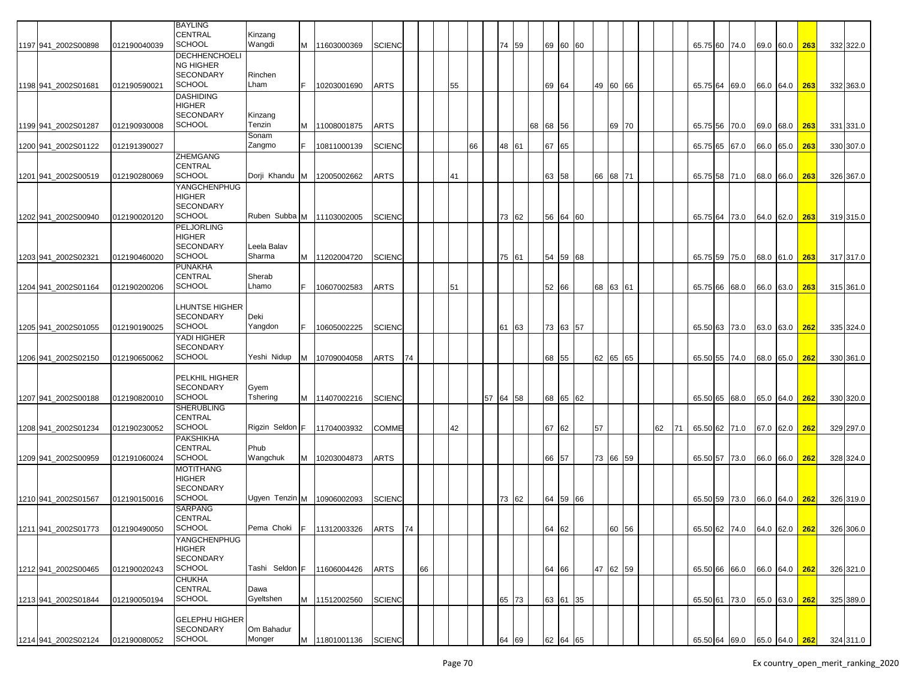| | | | | | | | | | | | | | | | | | | | | | | | | | | | | | | | | | |
|---|---|---|---|---|---|---|---|---|---|---|---|---|---|---|---|---|---|---|---|---|---|---|---|---|---|---|---|---|---|---|---|---|---|
| 1197 | 941_2002S00898 | 012190040039 | BAYLING CENTRAL SCHOOL | Kinzang Wangdi | M | 11603000369 | SCIENC | | | | | | | 74 | 59 | | 69 | 60 | 60 | | | | | | | 65.75 | 60 | 74.0 | 69.0 | 60.0 | 263 | 332 | 322.0 |
| 1198 | 941_2002S01681 | 012190590021 | DECHHENCHOELING HIGHER SECONDARY SCHOOL | Rinchen Lham | F | 10203001690 | ARTS | | | | 55 | | | | | | 69 | 64 | | 49 | 60 | 66 | | | | 65.75 | 64 | 69.0 | 66.0 | 64.0 | 263 | 332 | 363.0 |
| 1199 | 941_2002S01287 | 012190930008 | DASHIDING HIGHER SECONDARY SCHOOL | Kinzang Tenzin | M | 11008001875 | ARTS | | | | | | | | | 68 | 68 | 56 | | | 69 | 70 | | | | 65.75 | 56 | 70.0 | 69.0 | 68.0 | 263 | 331 | 331.0 |
| 1200 | 941_2002S01122 | 012191390027 | | Sonam Zangmo | F | 10811000139 | SCIENC | | | | | 66 | | 48 | 61 | | 67 | 65 | | | | | | | | 65.75 | 65 | 67.0 | 66.0 | 65.0 | 263 | 330 | 307.0 |
| 1201 | 941_2002S00519 | 012190280069 | ZHEMGANG CENTRAL SCHOOL | Dorji Khandu | M | 12005002662 | ARTS | | | | 41 | | | | | | 63 | 58 | | 66 | 68 | 71 | | | | 65.75 | 58 | 71.0 | 68.0 | 66.0 | 263 | 326 | 367.0 |
| 1202 | 941_2002S00940 | 012190020120 | YANGCHENPHUG HIGHER SECONDARY SCHOOL | Ruben Subba | M | 11103002005 | SCIENC | | | | | | | 73 | 62 | | 56 | 64 | 60 | | | | | | | 65.75 | 64 | 73.0 | 64.0 | 62.0 | 263 | 319 | 315.0 |
| 1203 | 941_2002S02321 | 012190460020 | PELJORLING HIGHER SECONDARY SCHOOL | Leela Balav Sharma | M | 11202004720 | SCIENC | | | | | | | 75 | 61 | | 54 | 59 | 68 | | | | | | | 65.75 | 59 | 75.0 | 68.0 | 61.0 | 263 | 317 | 317.0 |
| 1204 | 941_2002S01164 | 012190200206 | PUNAKHA CENTRAL SCHOOL | Sherab Lhamo | F | 10607002583 | ARTS | | | | 51 | | | | | | 52 | 66 | | 68 | 63 | 61 | | | | 65.75 | 66 | 68.0 | 66.0 | 63.0 | 263 | 315 | 361.0 |
| 1205 | 941_2002S01055 | 012190190025 | LHUNTSE HIGHER SECONDARY SCHOOL | Deki Yangdon | F | 10605002225 | SCIENC | | | | | | | 61 | 63 | | 73 | 63 | 57 | | | | | | | 65.50 | 63 | 73.0 | 63.0 | 63.0 | 262 | 335 | 324.0 |
| 1206 | 941_2002S02150 | 012190650062 | YADI HIGHER SECONDARY SCHOOL | Yeshi Nidup | M | 10709004058 | ARTS | 74 | | | | | | | | | 68 | 55 | | 62 | 65 | 65 | | | | 65.50 | 55 | 74.0 | 68.0 | 65.0 | 262 | 330 | 361.0 |
| 1207 | 941_2002S00188 | 012190820010 | PELKHIL HIGHER SECONDARY SCHOOL | Gyem Tshering | M | 11407002216 | SCIENC | | | | | | 57 | 64 | 58 | | 68 | 65 | 62 | | | | | | | 65.50 | 65 | 68.0 | 65.0 | 64.0 | 262 | 330 | 320.0 |
| 1208 | 941_2002S01234 | 012190230052 | SHERUBLING CENTRAL SCHOOL | Rigzin Seldon | F | 11704003932 | COMME | | | | 42 | | | | | | 67 | 62 | | 57 | | | | 62 | 71 | 65.50 | 62 | 71.0 | 67.0 | 62.0 | 262 | 329 | 297.0 |
| 1209 | 941_2002S00959 | 012191060024 | PAKSHIKHA CENTRAL SCHOOL | Phub Wangchuk | M | 10203004873 | ARTS | | | | | | | | | | 66 | 57 | | 73 | 66 | 59 | | | | 65.50 | 57 | 73.0 | 66.0 | 66.0 | 262 | 328 | 324.0 |
| 1210 | 941_2002S01567 | 012190150016 | MOTITHANG HIGHER SECONDARY SCHOOL | Ugyen Tenzin | M | 10906002093 | SCIENC | | | | | | | 73 | 62 | | 64 | 59 | 66 | | | | | | | 65.50 | 59 | 73.0 | 66.0 | 64.0 | 262 | 326 | 319.0 |
| 1211 | 941_2002S01773 | 012190490050 | SARPANG CENTRAL SCHOOL | Pema Choki | F | 11312003326 | ARTS | 74 | | | | | | | | | 64 | 62 | | | 60 | 56 | | | | 65.50 | 62 | 74.0 | 64.0 | 62.0 | 262 | 326 | 306.0 |
| 1212 | 941_2002S00465 | 012190020243 | YANGCHENPHUG HIGHER SECONDARY SCHOOL | Tashi Seldon | F | 11606004426 | ARTS | | 66 | | | | | | | | 64 | 66 | | 47 | 62 | 59 | | | | 65.50 | 66 | 66.0 | 66.0 | 64.0 | 262 | 326 | 321.0 |
| 1213 | 941_2002S01844 | 012190050194 | CHUKHA CENTRAL SCHOOL | Dawa Gyeltshen | M | 11512002560 | SCIENC | | | | | | | 65 | 73 | | 63 | 61 | 35 | | | | | | | 65.50 | 61 | 73.0 | 65.0 | 63.0 | 262 | 325 | 389.0 |
| 1214 | 941_2002S02124 | 012190080052 | GELEPHU HIGHER SECONDARY SCHOOL | Om Bahadur Monger | M | 11801001136 | SCIENC | | | | | | | 64 | 69 | | 62 | 64 | 65 | | | | | | | 65.50 | 64 | 69.0 | 65.0 | 64.0 | 262 | 324 | 311.0 |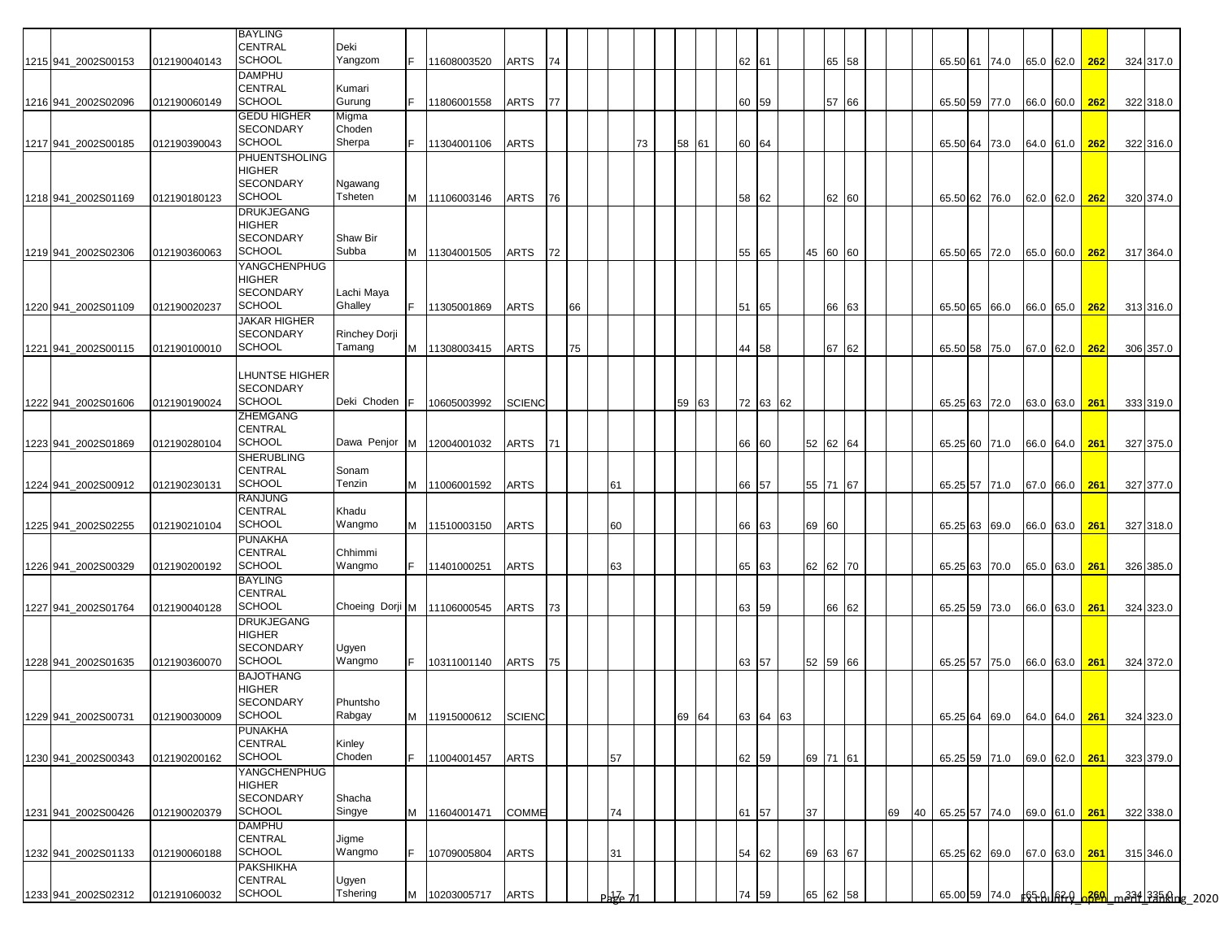| | | | | | | | | | | | | | | | | | | | | | | | | | | | | | |
|---|---|---|---|---|---|---|---|---|---|---|---|---|---|---|---|---|---|---|---|---|---|---|---|---|---|---|---|---|---|
| 1215 | 941_2002S00153 | 012190040143 | BAYLING CENTRAL SCHOOL | Deki Yangzom | F | 11608003520 | ARTS | 74 | | | | | | 62 | 61 | | | 65 | 58 | | | 65.50 | 61 | 74.0 | 65.0 | 62.0 | 262 | 324 | 317.0 |
| 1216 | 941_2002S02096 | 012190060149 | DAMPHU CENTRAL SCHOOL | Kumari Gurung | F | 11806001558 | ARTS | 77 | | | | | | 60 | 59 | | | 57 | 66 | | | 65.50 | 59 | 77.0 | 66.0 | 60.0 | 262 | 322 | 318.0 |
| 1217 | 941_2002S00185 | 012190390043 | GEDU HIGHER SECONDARY SCHOOL | Migma Choden Sherpa | F | 11304001106 | ARTS | | | | 73 | 58 | 61 | 60 | 64 | | | | | | | 65.50 | 64 | 73.0 | 64.0 | 61.0 | 262 | 322 | 316.0 |
| 1218 | 941_2002S01169 | 012190180123 | PHUENTSHOLING HIGHER SECONDARY SCHOOL | Ngawang Tsheten | M | 11106003146 | ARTS | 76 | | | | | | 58 | 62 | | | 62 | 60 | | | 65.50 | 62 | 76.0 | 62.0 | 62.0 | 262 | 320 | 374.0 |
| 1219 | 941_2002S02306 | 012190360063 | DRUKJEGANG HIGHER SECONDARY SCHOOL | Shaw Bir Subba | M | 11304001505 | ARTS | 72 | | | | | | 55 | 65 | | 45 | 60 | 60 | | | 65.50 | 65 | 72.0 | 65.0 | 60.0 | 262 | 317 | 364.0 |
| 1220 | 941_2002S01109 | 012190020237 | YANGCHENPHUG HIGHER SECONDARY SCHOOL | Lachi Maya Ghalley | F | 11305001869 | ARTS | | 66 | | | | | 51 | 65 | | | 66 | 63 | | | 65.50 | 65 | 66.0 | 66.0 | 65.0 | 262 | 313 | 316.0 |
| 1221 | 941_2002S00115 | 012190100010 | JAKAR HIGHER SECONDARY SCHOOL | Rinchey Dorji Tamang | M | 11308003415 | ARTS | | 75 | | | | | 44 | 58 | | | 67 | 62 | | | 65.50 | 58 | 75.0 | 67.0 | 62.0 | 262 | 306 | 357.0 |
| 1222 | 941_2002S01606 | 012190190024 | LHUNTSE HIGHER SECONDARY SCHOOL | Deki Choden | F | 10605003992 | SCIENC | | | | | 59 | 63 | 72 | 63 | 62 | | | | | | 65.25 | 63 | 72.0 | 63.0 | 63.0 | 261 | 333 | 319.0 |
| 1223 | 941_2002S01869 | 012190280104 | ZHEMGANG CENTRAL SCHOOL | Dawa Penjor | M | 12004001032 | ARTS | 71 | | | | | | 66 | 60 | | 52 | 62 | 64 | | | 65.25 | 60 | 71.0 | 66.0 | 64.0 | 261 | 327 | 375.0 |
| 1224 | 941_2002S00912 | 012190230131 | SHERUBLING CENTRAL SCHOOL | Sonam Tenzin | M | 11006001592 | ARTS | | | 61 | | | | 66 | 57 | | 55 | 71 | 67 | | | 65.25 | 57 | 71.0 | 67.0 | 66.0 | 261 | 327 | 377.0 |
| 1225 | 941_2002S02255 | 012190210104 | RANJUNG CENTRAL SCHOOL | Khadu Wangmo | M | 11510003150 | ARTS | | | 60 | | | | 66 | 63 | | 69 | 60 | | | | 65.25 | 63 | 69.0 | 66.0 | 63.0 | 261 | 327 | 318.0 |
| 1226 | 941_2002S00329 | 012190200192 | PUNAKHA CENTRAL SCHOOL | Chhimmi Wangmo | F | 11401000251 | ARTS | | | 63 | | | | 65 | 63 | | 62 | 62 | 70 | | | 65.25 | 63 | 70.0 | 65.0 | 63.0 | 261 | 326 | 385.0 |
| 1227 | 941_2002S01764 | 012190040128 | BAYLING CENTRAL SCHOOL | Choeing Dorji | M | 11106000545 | ARTS | 73 | | | | | | 63 | 59 | | | 66 | 62 | | | 65.25 | 59 | 73.0 | 66.0 | 63.0 | 261 | 324 | 323.0 |
| 1228 | 941_2002S01635 | 012190360070 | DRUKJEGANG HIGHER SECONDARY SCHOOL | Ugyen Wangmo | F | 10311001140 | ARTS | 75 | | | | | | 63 | 57 | | 52 | 59 | 66 | | | 65.25 | 57 | 75.0 | 66.0 | 63.0 | 261 | 324 | 372.0 |
| 1229 | 941_2002S00731 | 012190030009 | BAJOTHANG HIGHER SECONDARY SCHOOL | Phuntsho Rabgay | M | 11915000612 | SCIENC | | | | | 69 | 64 | 63 | 64 | 63 | | | | | | 65.25 | 64 | 69.0 | 64.0 | 64.0 | 261 | 324 | 323.0 |
| 1230 | 941_2002S00343 | 012190200162 | PUNAKHA CENTRAL SCHOOL | Kinley Choden | F | 11004001457 | ARTS | | | 57 | | | | 62 | 59 | | 69 | 71 | 61 | | | 65.25 | 59 | 71.0 | 69.0 | 62.0 | 261 | 323 | 379.0 |
| 1231 | 941_2002S00426 | 012190020379 | YANGCHENPHUG HIGHER SECONDARY SCHOOL | Shacha Singye | M | 11604001471 | COMME | | | 74 | | | | 61 | 57 | | 37 | | | 69 | 40 | 65.25 | 57 | 74.0 | 69.0 | 61.0 | 261 | 322 | 338.0 |
| 1232 | 941_2002S01133 | 012190060188 | DAMPHU CENTRAL SCHOOL | Jigme Wangmo | F | 10709005804 | ARTS | | | 31 | | | | 54 | 62 | | 69 | 63 | 67 | | | 65.25 | 62 | 69.0 | 67.0 | 63.0 | 261 | 315 | 346.0 |
| 1233 | 941_2002S02312 | 012191060032 | PAKSHIKHA CENTRAL SCHOOL | Ugyen Tshering | M | 10203005717 | ARTS | | | 17 | | | | 74 | 59 | | 65 | 62 | 58 | | | 65.00 | 59 | 74.0 | 65.0 | 62.0 | 260 | 334 | 335.0 |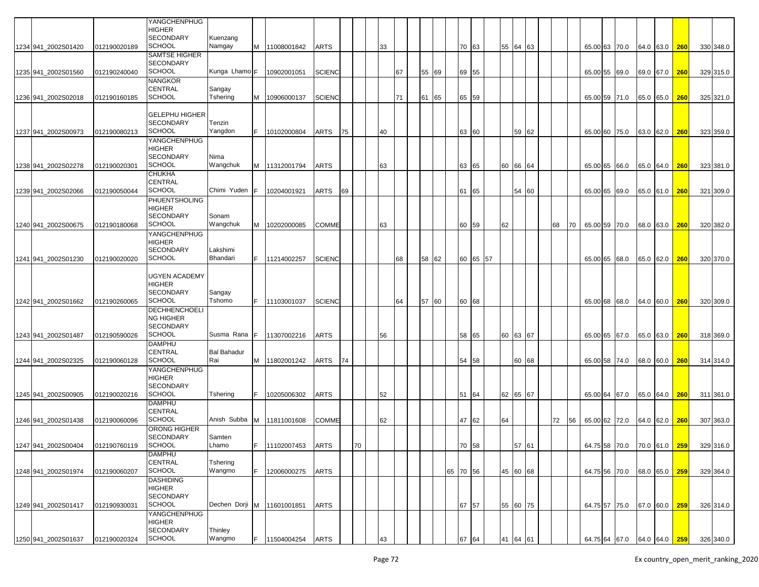| | | | | | | | | | | | | | | | | | | | | | | | | | | | | | | | | |
|---|---|---|---|---|---|---|---|---|---|---|---|---|---|---|---|---|---|---|---|---|---|---|---|---|---|---|---|---|---|---|---|---|
| 1234 | 941_2002S01420 | 012190020189 | YANGCHENPHUG HIGHER SECONDARY SCHOOL | Kuenzang Namgay | M | 11008001842 | ARTS | | | 33 | | | | | | 70 | 63 | | 55 | 64 | 63 | | | | 65.00 | 63 | 70.0 | 64.0 | 63.0 | 260 | 330 | 348.0 |
| 1235 | 941_2002S01560 | 012190240040 | SAMTSE HIGHER SECONDARY SCHOOL | Kunga Lhamo | F | 10902001051 | SCIENC | | | | 67 | | 55 | 69 | | 69 | 55 | | | | | | | | 65.00 | 55 | 69.0 | 69.0 | 67.0 | 260 | 329 | 315.0 |
| 1236 | 941_2002S02018 | 012190160185 | NANGKOR CENTRAL SCHOOL | Sangay Tshering | M | 10906000137 | SCIENC | | | | 71 | | 61 | 65 | | 65 | 59 | | | | | | | | 65.00 | 59 | 71.0 | 65.0 | 65.0 | 260 | 325 | 321.0 |
| 1237 | 941_2002S00973 | 012190080213 | GELEPHU HIGHER SECONDARY SCHOOL | Tenzin Yangdon | F | 10102000804 | ARTS | 75 | | 40 | | | | | | 63 | 60 | | | 59 | 62 | | | | 65.00 | 60 | 75.0 | 63.0 | 62.0 | 260 | 323 | 359.0 |
| 1238 | 941_2002S02278 | 012190020301 | YANGCHENPHUG HIGHER SECONDARY SCHOOL | Nima Wangchuk | M | 11312001794 | ARTS | | | 63 | | | | | | 63 | 65 | | 60 | 66 | 64 | | | | 65.00 | 65 | 66.0 | 65.0 | 64.0 | 260 | 323 | 381.0 |
| 1239 | 941_2002S02066 | 012190050044 | CHUKHA CENTRAL SCHOOL | Chimi Yuden | F | 10204001921 | ARTS | 69 | | | | | | | | 61 | 65 | | | 54 | 60 | | | | 65.00 | 65 | 69.0 | 65.0 | 61.0 | 260 | 321 | 309.0 |
| 1240 | 941_2002S00675 | 012190180068 | PHUENTSHOLING HIGHER SECONDARY SCHOOL | Sonam Wangchuk | M | 10202000085 | COMME | | | 63 | | | | | | 60 | 59 | | 62 | | | | 68 | 70 | 65.00 | 59 | 70.0 | 68.0 | 63.0 | 260 | 320 | 382.0 |
| 1241 | 941_2002S01230 | 012190020020 | YANGCHENPHUG HIGHER SECONDARY SCHOOL | Lakshimi Bhandari | F | 11214002257 | SCIENC | | | | 68 | | 58 | 62 | | 60 | 65 | 57 | | | | | | | 65.00 | 65 | 68.0 | 65.0 | 62.0 | 260 | 320 | 370.0 |
| 1242 | 941_2002S01662 | 012190260065 | UGYEN ACADEMY HIGHER SECONDARY SCHOOL | Sangay Tshomo | F | 11103001037 | SCIENC | | | | 64 | | 57 | 60 | | 60 | 68 | | | | | | | | 65.00 | 68 | 68.0 | 64.0 | 60.0 | 260 | 320 | 309.0 |
| 1243 | 941_2002S01487 | 012190590026 | DECHHENCHOELING HIGHER SECONDARY SCHOOL | Susma Rana | F | 11307002216 | ARTS | | | 56 | | | | | | 58 | 65 | | 60 | 63 | 67 | | | | 65.00 | 65 | 67.0 | 65.0 | 63.0 | 260 | 318 | 369.0 |
| 1244 | 941_2002S02325 | 012190060128 | DAMPHU CENTRAL SCHOOL | Bal Bahadur Rai | M | 11802001242 | ARTS | 74 | | | | | | | | 54 | 58 | | | 60 | 68 | | | | 65.00 | 58 | 74.0 | 68.0 | 60.0 | 260 | 314 | 314.0 |
| 1245 | 941_2002S00905 | 012190020216 | YANGCHENPHUG HIGHER SECONDARY SCHOOL | Tshering | F | 10205006302 | ARTS | | | 52 | | | | | | 51 | 64 | | 62 | 65 | 67 | | | | 65.00 | 64 | 67.0 | 65.0 | 64.0 | 260 | 311 | 361.0 |
| 1246 | 941_2002S01438 | 012190060096 | DAMPHU CENTRAL SCHOOL | Anish Subba | M | 11811001608 | COMME | | | 62 | | | | | | 47 | 62 | | 64 | | | | 72 | 56 | 65.00 | 62 | 72.0 | 64.0 | 62.0 | 260 | 307 | 363.0 |
| 1247 | 941_2002S00404 | 012190760119 | ORONG HIGHER SECONDARY SCHOOL | Samten Lhamo | F | 11102007453 | ARTS | | 70 | | | | | | | 70 | 58 | | | 57 | 61 | | | | 64.75 | 58 | 70.0 | 70.0 | 61.0 | 259 | 329 | 316.0 |
| 1248 | 941_2002S01974 | 012190060207 | DAMPHU CENTRAL SCHOOL | Tshering Wangmo | F | 12006000275 | ARTS | | | | | | | | 65 | 70 | 56 | | 45 | 60 | 68 | | | | 64.75 | 56 | 70.0 | 68.0 | 65.0 | 259 | 329 | 364.0 |
| 1249 | 941_2002S01417 | 012190930031 | DASHIDING HIGHER SECONDARY SCHOOL | Dechen Dorji | M | 11601001851 | ARTS | | | | | | | | | 67 | 57 | | 55 | 60 | 75 | | | | 64.75 | 57 | 75.0 | 67.0 | 60.0 | 259 | 326 | 314.0 |
| 1250 | 941_2002S01637 | 012190020324 | YANGCHENPHUG HIGHER SECONDARY SCHOOL | Thinley Wangmo | F | 11504004254 | ARTS | | | 43 | | | | | | 67 | 64 | | 41 | 64 | 61 | | | | 64.75 | 64 | 67.0 | 64.0 | 64.0 | 259 | 326 | 340.0 |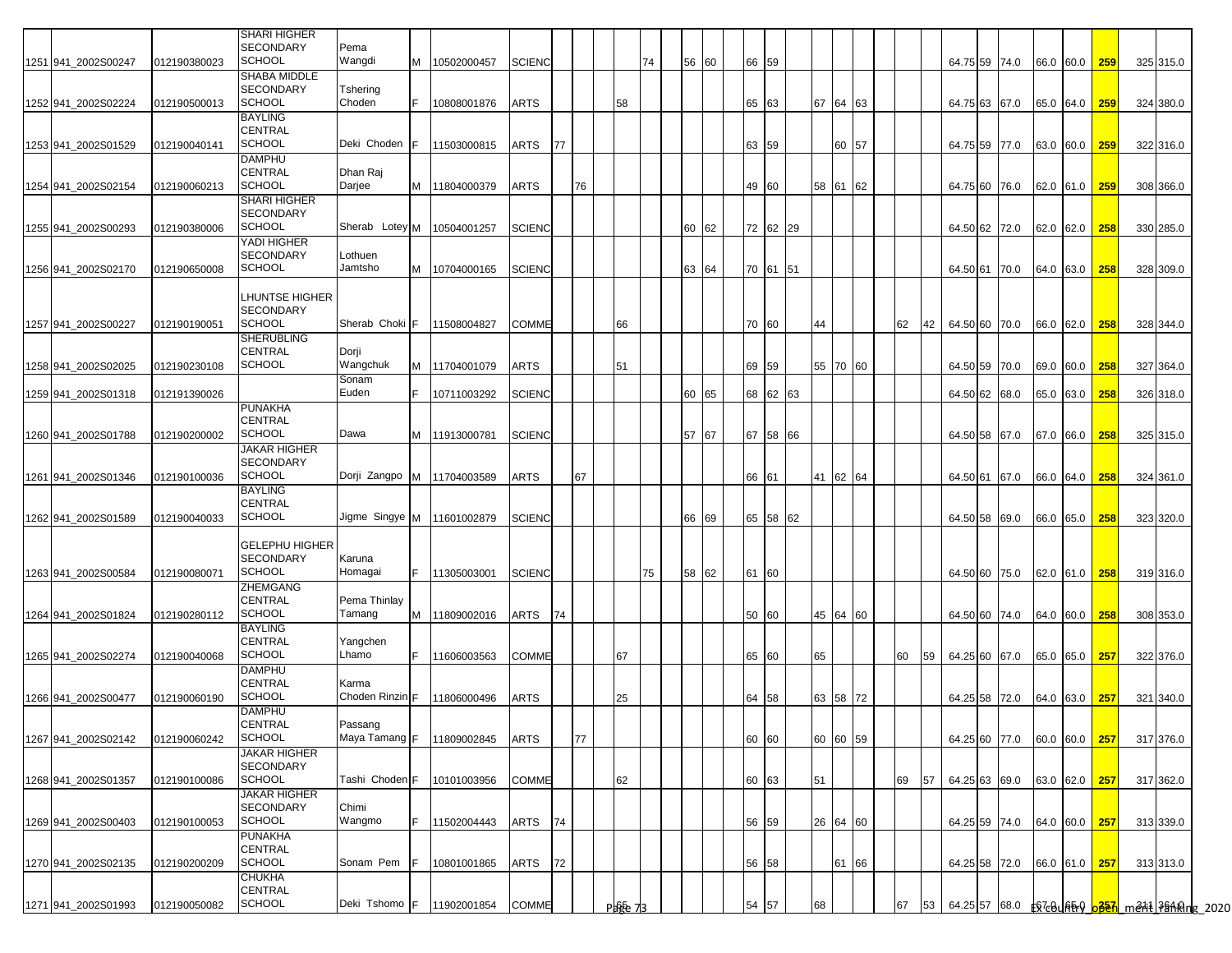| | | | | | | | | | | | | | | | | | | | | | | | | | | | | | | |
|---|---|---|---|---|---|---|---|---|---|---|---|---|---|---|---|---|---|---|---|---|---|---|---|---|---|---|---|---|---|---|
| 1251 | 941_2002S00247 | 012190380023 | SHARI HIGHER SECONDARY SCHOOL | Pema Wangdi | M | 10502000457 | SCIENC | | | | 74 | 56 | 60 | 66 | 59 | | | | | | | 64.75 | 59 | 74.0 | 66.0 | 60.0 | 259 | 325 | 315.0 |
| 1252 | 941_2002S02224 | 012190500013 | SHABA MIDDLE SECONDARY SCHOOL | Tshering Choden | F | 10808001876 | ARTS | | | 58 | | | | 65 | 63 | | 67 | 64 | 63 | | | 64.75 | 63 | 67.0 | 65.0 | 64.0 | 259 | 324 | 380.0 |
| 1253 | 941_2002S01529 | 012190040141 | BAYLING CENTRAL SCHOOL | Deki Choden | F | 11503000815 | ARTS | 77 | | | | | | 63 | 59 | | | 60 | 57 | | | 64.75 | 59 | 77.0 | 63.0 | 60.0 | 259 | 322 | 316.0 |
| 1254 | 941_2002S02154 | 012190060213 | DAMPHU CENTRAL SCHOOL | Dhan Raj Darjee | M | 11804000379 | ARTS | | 76 | | | | | 49 | 60 | | 58 | 61 | 62 | | | 64.75 | 60 | 76.0 | 62.0 | 61.0 | 259 | 308 | 366.0 |
| 1255 | 941_2002S00293 | 012190380006 | SHARI HIGHER SECONDARY SCHOOL | Sherab Lotey | M | 10504001257 | SCIENC | | | | | 60 | 62 | 72 | 62 | 29 | | | | | | 64.50 | 62 | 72.0 | 62.0 | 62.0 | 258 | 330 | 285.0 |
| 1256 | 941_2002S02170 | 012190650008 | YADI HIGHER SECONDARY SCHOOL | Lothuen Jamtsho | M | 10704000165 | SCIENC | | | | | 63 | 64 | 70 | 61 | 51 | | | | | | 64.50 | 61 | 70.0 | 64.0 | 63.0 | 258 | 328 | 309.0 |
| 1257 | 941_2002S00227 | 012190190051 | LHUNTSE HIGHER SECONDARY SCHOOL | Sherab Choki | F | 11508004827 | COMME | | | 66 | | | | 70 | 60 | | 44 | | | 62 | 42 | 64.50 | 60 | 70.0 | 66.0 | 62.0 | 258 | 328 | 344.0 |
| 1258 | 941_2002S02025 | 012190230108 | SHERUBLING CENTRAL SCHOOL | Dorji Wangchuk | M | 11704001079 | ARTS | | | 51 | | | | 69 | 59 | | 55 | 70 | 60 | | | 64.50 | 59 | 70.0 | 69.0 | 60.0 | 258 | 327 | 364.0 |
| 1259 | 941_2002S01318 | 012191390026 | | Sonam Euden | F | 10711003292 | SCIENC | | | | | 60 | 65 | 68 | 62 | 63 | | | | | | 64.50 | 62 | 68.0 | 65.0 | 63.0 | 258 | 326 | 318.0 |
| 1260 | 941_2002S01788 | 012190200002 | PUNAKHA CENTRAL SCHOOL | Dawa | M | 11913000781 | SCIENC | | | | | 57 | 67 | 67 | 58 | 66 | | | | | | 64.50 | 58 | 67.0 | 67.0 | 66.0 | 258 | 325 | 315.0 |
| 1261 | 941_2002S01346 | 012190100036 | JAKAR HIGHER SECONDARY SCHOOL | Dorji Zangpo | M | 11704003589 | ARTS | | 67 | | | | | 66 | 61 | | 41 | 62 | 64 | | | 64.50 | 61 | 67.0 | 66.0 | 64.0 | 258 | 324 | 361.0 |
| 1262 | 941_2002S01589 | 012190040033 | BAYLING CENTRAL SCHOOL | Jigme Singye | M | 11601002879 | SCIENC | | | | | 66 | 69 | 65 | 58 | 62 | | | | | | 64.50 | 58 | 69.0 | 66.0 | 65.0 | 258 | 323 | 320.0 |
| 1263 | 941_2002S00584 | 012190080071 | GELEPHU HIGHER SECONDARY SCHOOL | Karuna Homagai | F | 11305003001 | SCIENC | | | | 75 | 58 | 62 | 61 | 60 | | | | | | | 64.50 | 60 | 75.0 | 62.0 | 61.0 | 258 | 319 | 316.0 |
| 1264 | 941_2002S01824 | 012190280112 | ZHEMGANG CENTRAL SCHOOL | Pema Thinlay Tamang | M | 11809002016 | ARTS | 74 | | | | | | 50 | 60 | | 45 | 64 | 60 | | | 64.50 | 60 | 74.0 | 64.0 | 60.0 | 258 | 308 | 353.0 |
| 1265 | 941_2002S02274 | 012190040068 | BAYLING CENTRAL SCHOOL | Yangchen Lhamo | F | 11606003563 | COMME | | | 67 | | | | 65 | 60 | | 65 | | | 60 | 59 | 64.25 | 60 | 67.0 | 65.0 | 65.0 | 257 | 322 | 376.0 |
| 1266 | 941_2002S00477 | 012190060190 | DAMPHU CENTRAL SCHOOL | Karma Choden Rinzin | F | 11806000496 | ARTS | | | 25 | | | | 64 | 58 | | 63 | 58 | 72 | | | 64.25 | 58 | 72.0 | 64.0 | 63.0 | 257 | 321 | 340.0 |
| 1267 | 941_2002S02142 | 012190060242 | DAMPHU CENTRAL SCHOOL | Passang Maya Tamang | F | 11809002845 | ARTS | | 77 | | | | | 60 | 60 | | 60 | 60 | 59 | | | 64.25 | 60 | 77.0 | 60.0 | 60.0 | 257 | 317 | 376.0 |
| 1268 | 941_2002S01357 | 012190100086 | JAKAR HIGHER SECONDARY SCHOOL | Tashi Choden | F | 10101003956 | COMME | | | 62 | | | | 60 | 63 | | 51 | | | 69 | 57 | 64.25 | 63 | 69.0 | 63.0 | 62.0 | 257 | 317 | 362.0 |
| 1269 | 941_2002S00403 | 012190100053 | JAKAR HIGHER SECONDARY SCHOOL | Chimi Wangmo | F | 11502004443 | ARTS | 74 | | | | | | 56 | 59 | | 26 | 64 | 60 | | | 64.25 | 59 | 74.0 | 64.0 | 60.0 | 257 | 313 | 339.0 |
| 1270 | 941_2002S02135 | 012190200209 | PUNAKHA CENTRAL SCHOOL | Sonam Pem | F | 10801001865 | ARTS | 72 | | | | | | 56 | 58 | | | 61 | 66 | | | 64.25 | 58 | 72.0 | 66.0 | 61.0 | 257 | 313 | 313.0 |
| 1271 | 941_2002S01993 | 012190050082 | CHUKHA CENTRAL SCHOOL | Deki Tshomo | F | 11902001854 | COMME | | | 65 | | | | 54 | 57 | | 68 | | | 67 | 53 | 64.25 | 57 | 68.0 | 67.0 | 65.0 | 257 | 311 | 364.0 |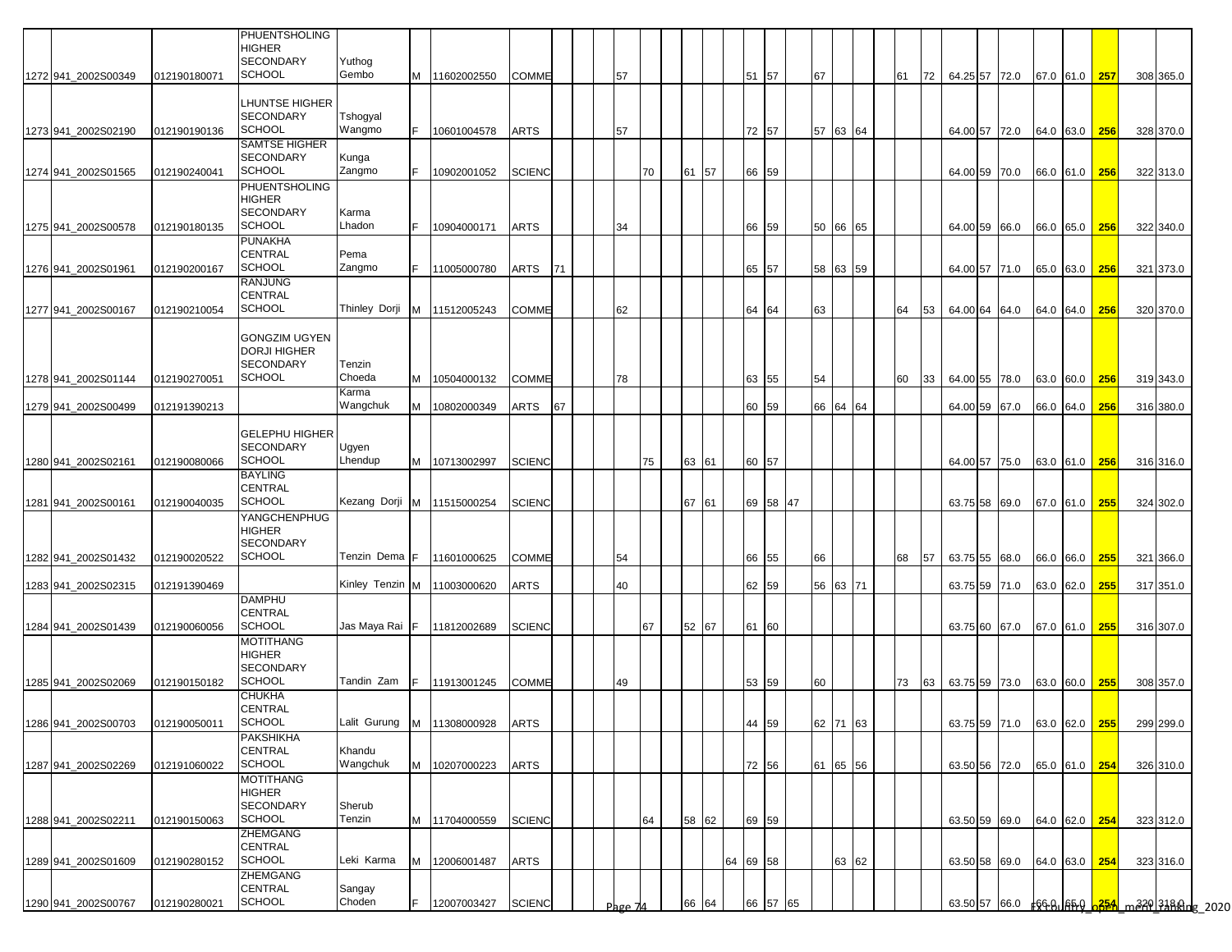| | | | | | | | | | | | | | | | | | | | | | | | | | | | | | | | | | | |
|---|---|---|---|---|---|---|---|---|---|---|---|---|---|---|---|---|---|---|---|---|---|---|---|---|---|---|---|---|---|---|---|---|---|---|
| 1272 | 941_2002S00349 | 012190180071 | PHUENTSHOLING HIGHER SECONDARY SCHOOL | Yuthog Gembo | M | 11602002550 | COMME | | | | | 57 | | | | | | 51 | 57 | | 67 | | | | 61 | 72 | 64.25 | 57 | 72.0 | 67.0 | 61.0 | 257 | 308 | 365.0 |
| 1273 | 941_2002S02190 | 012190190136 | LHUNTSE HIGHER SECONDARY SCHOOL | Tshogyal Wangmo | F | 10601004578 | ARTS | | | | | 57 | | | | | | 72 | 57 | | 57 | 63 | 64 | | | | 64.00 | 57 | 72.0 | 64.0 | 63.0 | 256 | 328 | 370.0 |
| 1274 | 941_2002S01565 | 012190240041 | SAMTSE HIGHER SECONDARY SCHOOL | Kunga Zangmo | F | 10902001052 | SCIENC | | | | | | 70 | | 61 | 57 | | 66 | 59 | | | | | | | | 64.00 | 59 | 70.0 | 66.0 | 61.0 | 256 | 322 | 313.0 |
| 1275 | 941_2002S00578 | 012190180135 | PHUENTSHOLING HIGHER SECONDARY SCHOOL | Karma Lhadon | F | 10904000171 | ARTS | | | | | 34 | | | | | | 66 | 59 | | 50 | 66 | 65 | | | | 64.00 | 59 | 66.0 | 66.0 | 65.0 | 256 | 322 | 340.0 |
| 1276 | 941_2002S01961 | 012190200167 | PUNAKHA CENTRAL SCHOOL | Pema Zangmo | F | 11005000780 | ARTS | 71 | | | | | | | | | | 65 | 57 | | 58 | 63 | 59 | | | | 64.00 | 57 | 71.0 | 65.0 | 63.0 | 256 | 321 | 373.0 |
| 1277 | 941_2002S00167 | 012190210054 | RANJUNG CENTRAL SCHOOL | Thinley Dorji | M | 11512005243 | COMME | | | | | 62 | | | | | | 64 | 64 | | 63 | | | | 64 | 53 | 64.00 | 64 | 64.0 | 64.0 | 64.0 | 256 | 320 | 370.0 |
| 1278 | 941_2002S01144 | 012190270051 | GONGZIM UGYEN DORJI HIGHER SECONDARY SCHOOL | Tenzin Choeda | M | 10504000132 | COMME | | | | | 78 | | | | | | 63 | 55 | | 54 | | | | 60 | 33 | 64.00 | 55 | 78.0 | 63.0 | 60.0 | 256 | 319 | 343.0 |
| 1279 | 941_2002S00499 | 012191390213 | | Karma Wangchuk | M | 10802000349 | ARTS | 67 | | | | | | | | | | 60 | 59 | | 66 | 64 | 64 | | | | 64.00 | 59 | 67.0 | 66.0 | 64.0 | 256 | 316 | 380.0 |
| 1280 | 941_2002S02161 | 012190080066 | GELEPHU HIGHER SECONDARY SCHOOL | Ugyen Lhendup | M | 10713002997 | SCIENC | | | | | | 75 | | 63 | 61 | | 60 | 57 | | | | | | | | 64.00 | 57 | 75.0 | 63.0 | 61.0 | 256 | 316 | 316.0 |
| 1281 | 941_2002S00161 | 012190040035 | BAYLING CENTRAL SCHOOL | Kezang Dorji | M | 11515000254 | SCIENC | | | | | | | | 67 | 61 | | 69 | 58 | 47 | | | | | | | 63.75 | 58 | 69.0 | 67.0 | 61.0 | 255 | 324 | 302.0 |
| 1282 | 941_2002S01432 | 012190020522 | YANGCHENPHUG HIGHER SECONDARY SCHOOL | Tenzin Dema | F | 11601000625 | COMME | | | | | 54 | | | | | | 66 | 55 | | 66 | | | | 68 | 57 | 63.75 | 55 | 68.0 | 66.0 | 66.0 | 255 | 321 | 366.0 |
| 1283 | 941_2002S02315 | 012191390469 | | Kinley Tenzin | M | 11003000620 | ARTS | | | | | 40 | | | | | | 62 | 59 | | 56 | 63 | 71 | | | | 63.75 | 59 | 71.0 | 63.0 | 62.0 | 255 | 317 | 351.0 |
| 1284 | 941_2002S01439 | 012190060056 | DAMPHU CENTRAL SCHOOL | Jas Maya Rai | F | 11812002689 | SCIENC | | | | | | 67 | | 52 | 67 | | 61 | 60 | | | | | | | | 63.75 | 60 | 67.0 | 67.0 | 61.0 | 255 | 316 | 307.0 |
| 1285 | 941_2002S02069 | 012190150182 | MOTITHANG HIGHER SECONDARY SCHOOL | Tandin Zam | F | 11913001245 | COMME | | | | | 49 | | | | | | 53 | 59 | | 60 | | | | 73 | 63 | 63.75 | 59 | 73.0 | 63.0 | 60.0 | 255 | 308 | 357.0 |
| 1286 | 941_2002S00703 | 012190050011 | CHUKHA CENTRAL SCHOOL | Lalit Gurung | M | 11308000928 | ARTS | | | | | | | | | | | 44 | 59 | | 62 | 71 | 63 | | | | 63.75 | 59 | 71.0 | 63.0 | 62.0 | 255 | 299 | 299.0 |
| 1287 | 941_2002S02269 | 012191060022 | PAKSHIKHA CENTRAL SCHOOL | Khandu Wangchuk | M | 10207000223 | ARTS | | | | | | | | | | | 72 | 56 | | 61 | 65 | 56 | | | | 63.50 | 56 | 72.0 | 65.0 | 61.0 | 254 | 326 | 310.0 |
| 1288 | 941_2002S02211 | 012190150063 | MOTITHANG HIGHER SECONDARY SCHOOL | Sherub Tenzin | M | 11704000559 | SCIENC | | | | | | 64 | | 58 | 62 | | 69 | 59 | | | | | | | | 63.50 | 59 | 69.0 | 64.0 | 62.0 | 254 | 323 | 312.0 |
| 1289 | 941_2002S01609 | 012190280152 | ZHEMGANG CENTRAL SCHOOL | Leki Karma | M | 12006001487 | ARTS | | | | | | | | | | 64 | 69 | 58 | | | 63 | 62 | | | | 63.50 | 58 | 69.0 | 64.0 | 63.0 | 254 | 323 | 316.0 |
| 1290 | 941_2002S00767 | 012190280021 | ZHEMGANG CENTRAL SCHOOL | Sangay Choden | F | 12007003427 | SCIENC | | | | | | | | 66 | 64 | | 66 | 57 | 65 | | | | | | | 63.50 | 57 | 66.0 | 66.0 | 65.0 | 254 | 320 | 318.0 |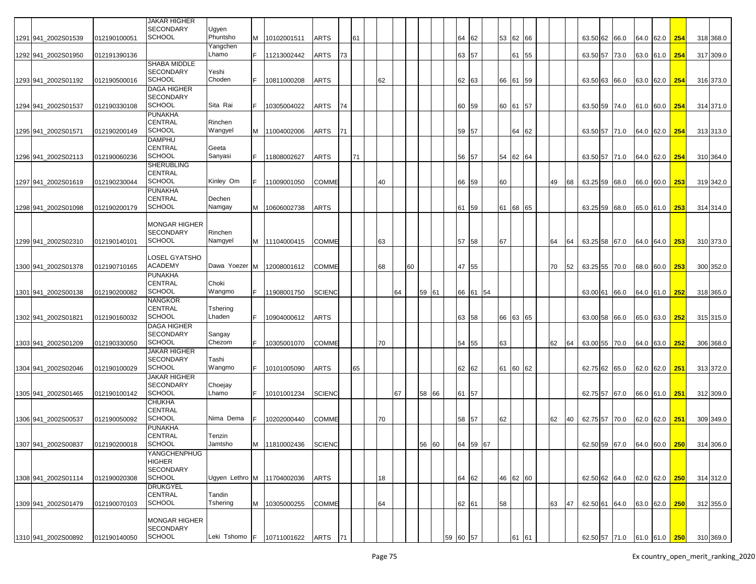| | | | | | | | | | | | | | | | | | | | | | | | | | | | | | | | | |
|---|---|---|---|---|---|---|---|---|---|---|---|---|---|---|---|---|---|---|---|---|---|---|---|---|---|---|---|---|---|---|---|---|
| 1291 | 941_2002S01539 | 012190100051 | JAKAR HIGHER SECONDARY SCHOOL | Ugyen Phuntsho | M | 10102001511 | ARTS | | 61 | | | | | | | 64 | 62 | | 53 | 62 | 66 | | | 63.50 | 62 | 66.0 | 64.0 | 62.0 | 254 | 318 | 368.0 |
| 1292 | 941_2002S01950 | 012191390136 | | Yangchen Lhamo | F | 11213002442 | ARTS | 73 | | | | | | | | 63 | 57 | | | 61 | 55 | | | 63.50 | 57 | 73.0 | 63.0 | 61.0 | 254 | 317 | 309.0 |
| 1293 | 941_2002S01192 | 012190500016 | SHABA MIDDLE SECONDARY SCHOOL | Yeshi Choden | F | 10811000208 | ARTS | | | 62 | | | | | | 62 | 63 | | 66 | 61 | 59 | | | 63.50 | 63 | 66.0 | 63.0 | 62.0 | 254 | 316 | 373.0 |
| 1294 | 941_2002S01537 | 012190330108 | DAGA HIGHER SECONDARY SCHOOL | Sita Rai | F | 10305004022 | ARTS | 74 | | | | | | | | 60 | 59 | | 60 | 61 | 57 | | | 63.50 | 59 | 74.0 | 61.0 | 60.0 | 254 | 314 | 371.0 |
| 1295 | 941_2002S01571 | 012190200149 | PUNAKHA CENTRAL SCHOOL | Rinchen Wangyel | M | 11004002006 | ARTS | 71 | | | | | | | | 59 | 57 | | | 64 | 62 | | | 63.50 | 57 | 71.0 | 64.0 | 62.0 | 254 | 313 | 313.0 |
| 1296 | 941_2002S02113 | 012190060236 | DAMPHU CENTRAL SCHOOL | Geeta Sanyasi | F | 11808002627 | ARTS | | 71 | | | | | | | 56 | 57 | | 54 | 62 | 64 | | | 63.50 | 57 | 71.0 | 64.0 | 62.0 | 254 | 310 | 364.0 |
| 1297 | 941_2002S01619 | 012190230044 | SHERUBLING CENTRAL SCHOOL | Kinley Om | F | 11009001050 | COMME | | | 40 | | | | | | 66 | 59 | | 60 | | | 49 | 68 | 63.25 | 59 | 68.0 | 66.0 | 60.0 | 253 | 319 | 342.0 |
| 1298 | 941_2002S01098 | 012190200179 | PUNAKHA CENTRAL SCHOOL | Dechen Namgay | M | 10606002738 | ARTS | | | | | | | | | 61 | 59 | | 61 | 68 | 65 | | | 63.25 | 59 | 68.0 | 65.0 | 61.0 | 253 | 314 | 314.0 |
| 1299 | 941_2002S02310 | 012190140101 | MONGAR HIGHER SECONDARY SCHOOL | Rinchen Namgyel | M | 11104000415 | COMME | | | 63 | | | | | | 57 | 58 | | 67 | | | 64 | 64 | 63.25 | 58 | 67.0 | 64.0 | 64.0 | 253 | 310 | 373.0 |
| 1300 | 941_2002S01378 | 012190710165 | LOSEL GYATSHO ACADEMY | Dawa Yoezer | M | 12008001612 | COMME | | | 68 | | 60 | | | | 47 | 55 | | | | | 70 | 52 | 63.25 | 55 | 70.0 | 68.0 | 60.0 | 253 | 300 | 352.0 |
| 1301 | 941_2002S00138 | 012190200082 | PUNAKHA CENTRAL SCHOOL | Choki Wangmo | F | 11908001750 | SCIENC | | | | 64 | | 59 | 61 | | 66 | 61 | 54 | | | | | | 63.00 | 61 | 66.0 | 64.0 | 61.0 | 252 | 318 | 365.0 |
| 1302 | 941_2002S01821 | 012190160032 | NANGKOR CENTRAL SCHOOL | Tshering Lhaden | F | 10904000612 | ARTS | | | | | | | | | 63 | 58 | | 66 | 63 | 65 | | | 63.00 | 58 | 66.0 | 65.0 | 63.0 | 252 | 315 | 315.0 |
| 1303 | 941_2002S01209 | 012190330050 | DAGA HIGHER SECONDARY SCHOOL | Sangay Chezom | F | 10305001070 | COMME | | | 70 | | | | | | 54 | 55 | | 63 | | | 62 | 64 | 63.00 | 55 | 70.0 | 64.0 | 63.0 | 252 | 306 | 368.0 |
| 1304 | 941_2002S02046 | 012190100029 | JAKAR HIGHER SECONDARY SCHOOL | Tashi Wangmo | F | 10101005090 | ARTS | | 65 | | | | | | | 62 | 62 | | 61 | 60 | 62 | | | 62.75 | 62 | 65.0 | 62.0 | 62.0 | 251 | 313 | 372.0 |
| 1305 | 941_2002S01465 | 012190100142 | JAKAR HIGHER SECONDARY SCHOOL | Choejay Lhamo | F | 10101001234 | SCIENC | | | | 67 | | 58 | 66 | | 61 | 57 | | | | | | | 62.75 | 57 | 67.0 | 66.0 | 61.0 | 251 | 312 | 309.0 |
| 1306 | 941_2002S00537 | 012190050092 | CHUKHA CENTRAL SCHOOL | Nima Dema | F | 10202000440 | COMME | | | 70 | | | | | | 58 | 57 | | 62 | | | 62 | 40 | 62.75 | 57 | 70.0 | 62.0 | 62.0 | 251 | 309 | 349.0 |
| 1307 | 941_2002S00837 | 012190200018 | PUNAKHA CENTRAL SCHOOL | Tenzin Jamtsho | M | 11810002436 | SCIENC | | | | | | 56 | 60 | | 64 | 59 | 67 | | | | | | 62.50 | 59 | 67.0 | 64.0 | 60.0 | 250 | 314 | 306.0 |
| 1308 | 941_2002S01114 | 012190020308 | YANGCHENPHUG HIGHER SECONDARY SCHOOL | Ugyen Lethro | M | 11704002036 | ARTS | | | 18 | | | | | | 64 | 62 | | 46 | 62 | 60 | | | 62.50 | 62 | 64.0 | 62.0 | 62.0 | 250 | 314 | 312.0 |
| 1309 | 941_2002S01479 | 012190070103 | DRUKGYEL CENTRAL SCHOOL | Tandin Tshering | M | 10305000255 | COMME | | | 64 | | | | | | 62 | 61 | | 58 | | | 63 | 47 | 62.50 | 61 | 64.0 | 63.0 | 62.0 | 250 | 312 | 355.0 |
| 1310 | 941_2002S00892 | 012190140050 | MONGAR HIGHER SECONDARY SCHOOL | Leki Tshomo | F | 10711001622 | ARTS | 71 | | | | | | | 59 | 60 | 57 | | | 61 | 61 | | | 62.50 | 57 | 71.0 | 61.0 | 61.0 | 250 | 310 | 369.0 |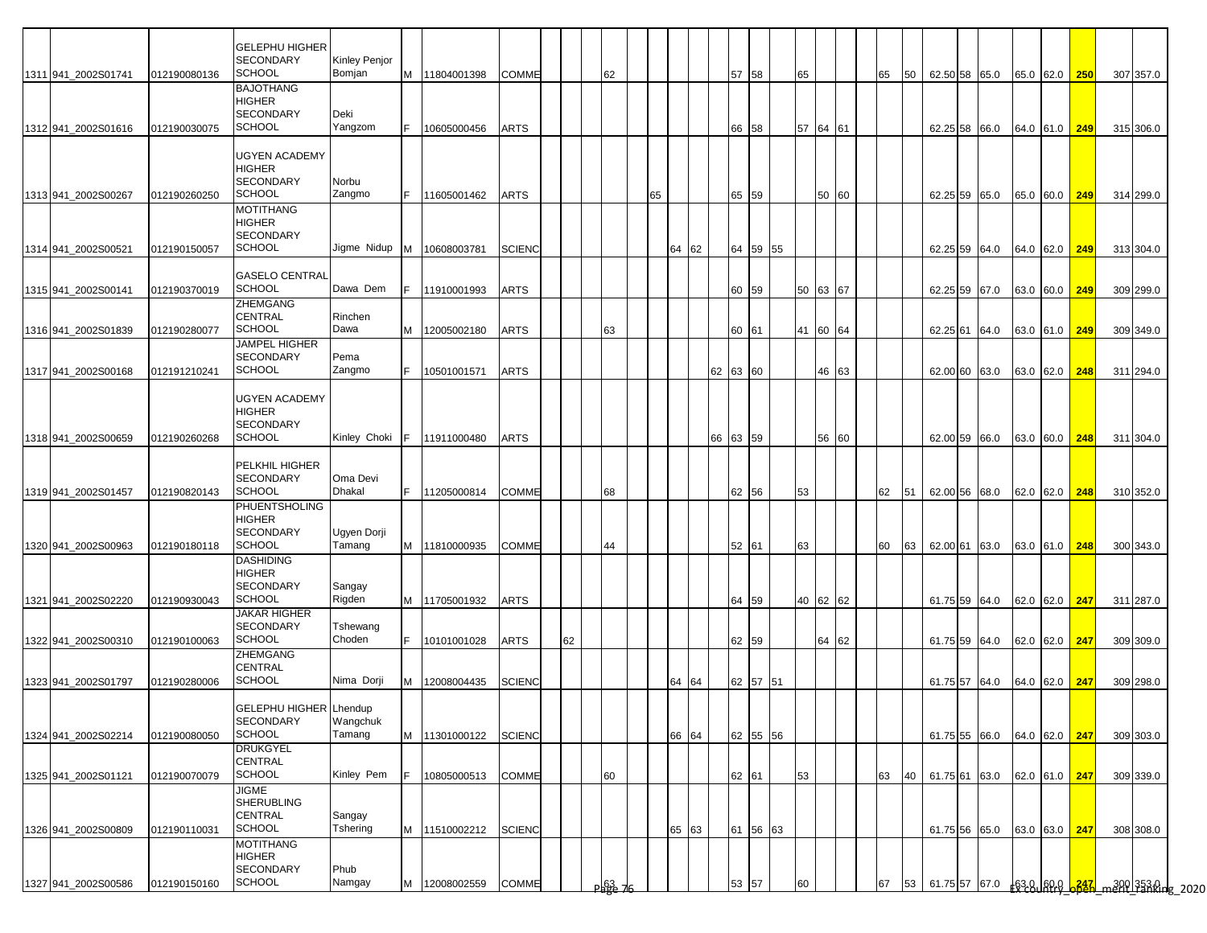| | | | | | | | | | | | | | | | | | | | | | | | | | | | | | | | | | |
|---|---|---|---|---|---|---|---|---|---|---|---|---|---|---|---|---|---|---|---|---|---|---|---|---|---|---|---|---|---|---|---|---|---|
| 1311 | 941_2002S01741 | 012190080136 | GELEPHU HIGHER SECONDARY SCHOOL | Kinley Penjor Bomjan | M | 11804001398 | COMME | | | | 62 | | | | | | 57 | 58 | | 65 | | | | 65 | 50 | 62.50 | 58 | 65.0 | 65.0 | 62.0 | 250 | 307 | 357.0 |
| 1312 | 941_2002S01616 | 012190030075 | BAJOTHANG HIGHER SECONDARY SCHOOL | Deki Yangzom | F | 10605000456 | ARTS | | | | | | | | | | 66 | 58 | | 57 | 64 | 61 | | | | 62.25 | 58 | 66.0 | 64.0 | 61.0 | 249 | 315 | 306.0 |
| 1313 | 941_2002S00267 | 012190260250 | UGYEN ACADEMY HIGHER SECONDARY SCHOOL | Norbu Zangmo | F | 11605001462 | ARTS | | | | | | 65 | | | | 65 | 59 | | | 50 | 60 | | | | 62.25 | 59 | 65.0 | 65.0 | 60.0 | 249 | 314 | 299.0 |
| 1314 | 941_2002S00521 | 012190150057 | MOTITHANG HIGHER SECONDARY SCHOOL | Jigme Nidup | M | 10608003781 | SCIENC | | | | | | | 64 | 62 | | 64 | 59 | 55 | | | | | | | 62.25 | 59 | 64.0 | 64.0 | 62.0 | 249 | 313 | 304.0 |
| 1315 | 941_2002S00141 | 012190370019 | GASELO CENTRAL SCHOOL | Dawa Dem | F | 11910001993 | ARTS | | | | | | | | | | 60 | 59 | | 50 | 63 | 67 | | | | 62.25 | 59 | 67.0 | 63.0 | 60.0 | 249 | 309 | 299.0 |
| 1316 | 941_2002S01839 | 012190280077 | ZHEMGANG CENTRAL SCHOOL | Rinchen Dawa | M | 12005002180 | ARTS | | | | 63 | | | | | | 60 | 61 | | 41 | 60 | 64 | | | | 62.25 | 61 | 64.0 | 63.0 | 61.0 | 249 | 309 | 349.0 |
| 1317 | 941_2002S00168 | 012191210241 | JAMPEL HIGHER SECONDARY SCHOOL | Pema Zangmo | F | 10501001571 | ARTS | | | | | | | | | 62 | 63 | 60 | | | 46 | 63 | | | | 62.00 | 60 | 63.0 | 63.0 | 62.0 | 248 | 311 | 294.0 |
| 1318 | 941_2002S00659 | 012190260268 | UGYEN ACADEMY HIGHER SECONDARY SCHOOL | Kinley Choki | F | 11911000480 | ARTS | | | | | | | | | 66 | 63 | 59 | | | 56 | 60 | | | | 62.00 | 59 | 66.0 | 63.0 | 60.0 | 248 | 311 | 304.0 |
| 1319 | 941_2002S01457 | 012190820143 | PELKHIL HIGHER SECONDARY SCHOOL | Oma Devi Dhakal | F | 11205000814 | COMME | | | | 68 | | | | | | 62 | 56 | | 53 | | | | 62 | 51 | 62.00 | 56 | 68.0 | 62.0 | 62.0 | 248 | 310 | 352.0 |
| 1320 | 941_2002S00963 | 012190180118 | PHUENTSHOLING HIGHER SECONDARY SCHOOL | Ugyen Dorji Tamang | M | 11810000935 | COMME | | | | 44 | | | | | | 52 | 61 | | 63 | | | | 60 | 63 | 62.00 | 61 | 63.0 | 63.0 | 61.0 | 248 | 300 | 343.0 |
| 1321 | 941_2002S02220 | 012190930043 | DASHIDING HIGHER SECONDARY SCHOOL | Sangay Rigden | M | 11705001932 | ARTS | | | | | | | | | | 64 | 59 | | 40 | 62 | 62 | | | | 61.75 | 59 | 64.0 | 62.0 | 62.0 | 247 | 311 | 287.0 |
| 1322 | 941_2002S00310 | 012190100063 | JAKAR HIGHER SECONDARY SCHOOL | Tshewang Choden | F | 10101001028 | ARTS | | 62 | | | | | | | | 62 | 59 | | | 64 | 62 | | | | 61.75 | 59 | 64.0 | 62.0 | 62.0 | 247 | 309 | 309.0 |
| 1323 | 941_2002S01797 | 012190280006 | ZHEMGANG CENTRAL SCHOOL | Nima Dorji | M | 12008004435 | SCIENC | | | | | | | 64 | 64 | | 62 | 57 | 51 | | | | | | | 61.75 | 57 | 64.0 | 64.0 | 62.0 | 247 | 309 | 298.0 |
| 1324 | 941_2002S02214 | 012190080050 | GELEPHU HIGHER SECONDARY SCHOOL | Lhendup Wangchuk Tamang | M | 11301000122 | SCIENC | | | | | | | 66 | 64 | | 62 | 55 | 56 | | | | | | | 61.75 | 55 | 66.0 | 64.0 | 62.0 | 247 | 309 | 303.0 |
| 1325 | 941_2002S01121 | 012190070079 | DRUKGYEL CENTRAL SCHOOL | Kinley Pem | F | 10805000513 | COMME | | | | 60 | | | | | | 62 | 61 | | 53 | | | | 63 | 40 | 61.75 | 61 | 63.0 | 62.0 | 61.0 | 247 | 309 | 339.0 |
| 1326 | 941_2002S00809 | 012190110031 | JIGME SHERUBLING CENTRAL SCHOOL | Sangay Tshering | M | 11510002212 | SCIENC | | | | | | | 65 | 63 | | 61 | 56 | 63 | | | | | | | 61.75 | 56 | 65.0 | 63.0 | 63.0 | 247 | 308 | 308.0 |
| 1327 | 941_2002S00586 | 012190150160 | MOTITHANG HIGHER SECONDARY SCHOOL | Phub Namgay | M | 12008002559 | COMME | | | | 63 | | | | | | 53 | 57 | | 60 | | | | 67 | 53 | 61.75 | 57 | 67.0 | 63.0 | 60.0 | 247 | 300 | 353.0 |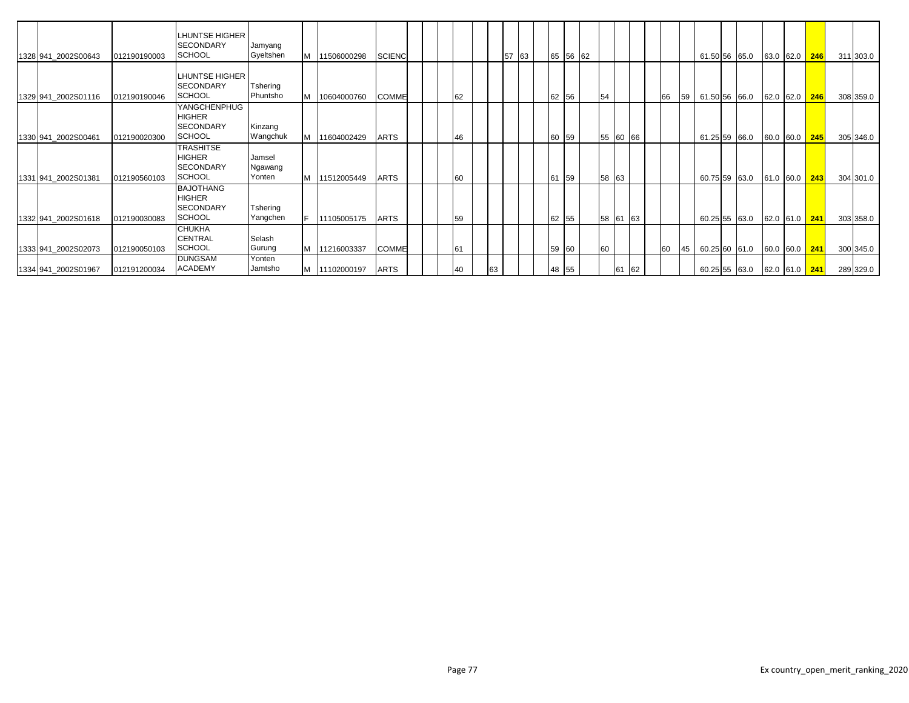| | | | | | | | | | | | | | | | | | | | | | | | | | | | | | | | | |
|---|---|---|---|---|---|---|---|---|---|---|---|---|---|---|---|---|---|---|---|---|---|---|---|---|---|---|---|---|---|---|---|---|
| 1328 | 941_2002S00643 | 012190190003 | LHUNTSE HIGHER SECONDARY SCHOOL | Jamyang Gyeltshen | M | 11506000298 | SCIENC | | | | | | 57 | 63 | | 65 | 56 | 62 | | | | | | | 61.50 | 56 | 65.0 | 63.0 | 62.0 | 246 | 311 | 303.0 |
| 1329 | 941_2002S01116 | 012190190046 | LHUNTSE HIGHER SECONDARY SCHOOL | Tshering Phuntsho | M | 10604000760 | COMME | | | 62 | | | | | | 62 | 56 | | 54 | | | | 66 | 59 | 61.50 | 56 | 66.0 | 62.0 | 62.0 | 246 | 308 | 359.0 |
| 1330 | 941_2002S00461 | 012190020300 | YANGCHENPHUG HIGHER SECONDARY SCHOOL | Kinzang Wangchuk | M | 11604002429 | ARTS | | | 46 | | | | | | 60 | 59 | | 55 | 60 | 66 | | | | 61.25 | 59 | 66.0 | 60.0 | 60.0 | 245 | 305 | 346.0 |
| 1331 | 941_2002S01381 | 012190560103 | TRASHITSE HIGHER SECONDARY SCHOOL | Jamsel Ngawang Yonten | M | 11512005449 | ARTS | | | 60 | | | | | | 61 | 59 | | 58 | 63 | | | | | 60.75 | 59 | 63.0 | 61.0 | 60.0 | 243 | 304 | 301.0 |
| 1332 | 941_2002S01618 | 012190030083 | BAJOTHANG HIGHER SECONDARY SCHOOL | Tshering Yangchen | F | 11105005175 | ARTS | | | 59 | | | | | | 62 | 55 | | 58 | 61 | 63 | | | | 60.25 | 55 | 63.0 | 62.0 | 61.0 | 241 | 303 | 358.0 |
| 1333 | 941_2002S02073 | 012190050103 | CHUKHA CENTRAL SCHOOL | Selash Gurung | M | 11216003337 | COMME | | | 61 | | | | | | 59 | 60 | | 60 | | | | 60 | 45 | 60.25 | 60 | 61.0 | 60.0 | 60.0 | 241 | 300 | 345.0 |
| 1334 | 941_2002S01967 | 012191200034 | DUNGSAM ACADEMY | Yonten Jamtsho | M | 11102000197 | ARTS | | | 40 | | 63 | | | | 48 | 55 | | | 61 | 62 | | | | 60.25 | 55 | 63.0 | 62.0 | 61.0 | 241 | 289 | 329.0 |